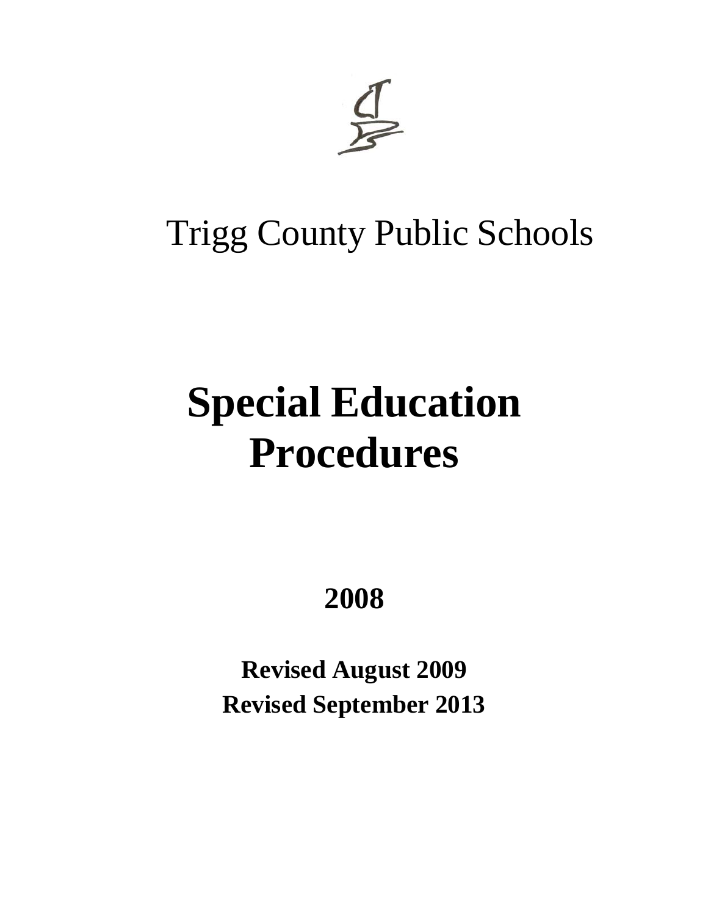Trigg County Public Schools

# Special Education Procedures

**2008**

**Revised August 2009**
**Revised September 2013**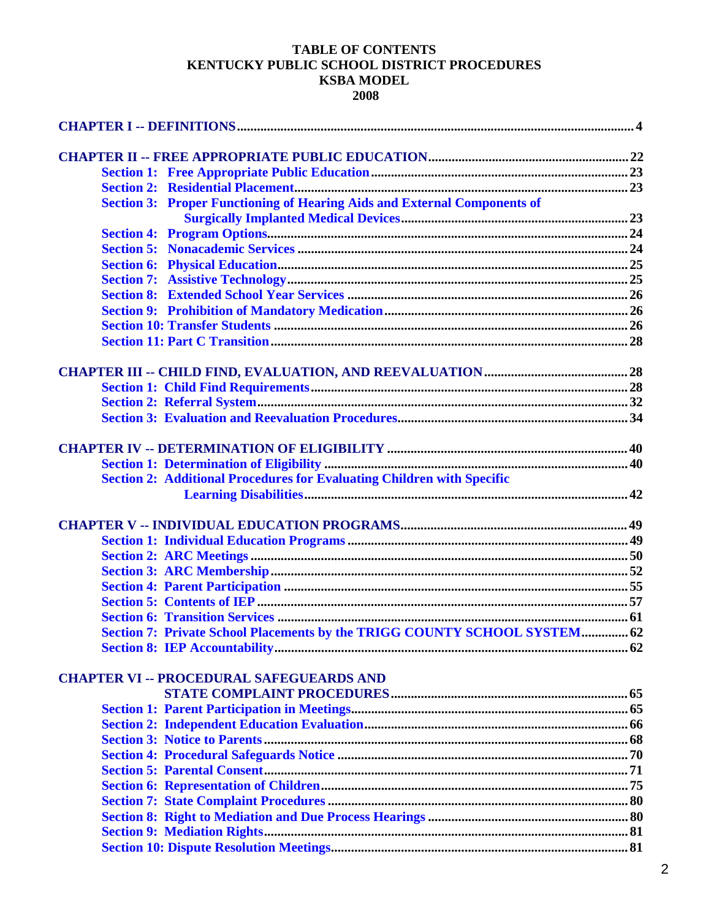# TABLE OF CONTENTS
# KENTUCKY PUBLIC SCHOOL DISTRICT PROCEDURES
# KSBA MODEL
# 2008

**CHAPTER I -- DEFINITIONS** ..... 4

**CHAPTER II -- FREE APPROPRIATE PUBLIC EDUCATION** ..... 22
- Section 1: Free Appropriate Public Education ..... 23
- Section 2: Residential Placement ..... 23
- Section 3: Proper Functioning of Hearing Aids and External Components of Surgically Implanted Medical Devices ..... 23
- Section 4: Program Options ..... 24
- Section 5: Nonacademic Services ..... 24
- Section 6: Physical Education ..... 25
- Section 7: Assistive Technology ..... 25
- Section 8: Extended School Year Services ..... 26
- Section 9: Prohibition of Mandatory Medication ..... 26
- Section 10: Transfer Students ..... 26
- Section 11: Part C Transition ..... 28

**CHAPTER III -- CHILD FIND, EVALUATION, AND REEVALUATION** ..... 28
- Section 1: Child Find Requirements ..... 28
- Section 2: Referral System ..... 32
- Section 3: Evaluation and Reevaluation Procedures ..... 34

**CHAPTER IV -- DETERMINATION OF ELIGIBILITY** ..... 40
- Section 1: Determination of Eligibility ..... 40
- Section 2: Additional Procedures for Evaluating Children with Specific Learning Disabilities ..... 42

**CHAPTER V -- INDIVIDUAL EDUCATION PROGRAMS** ..... 49
- Section 1: Individual Education Programs ..... 49
- Section 2: ARC Meetings ..... 50
- Section 3: ARC Membership ..... 52
- Section 4: Parent Participation ..... 55
- Section 5: Contents of IEP ..... 57
- Section 6: Transition Services ..... 61
- Section 7: Private School Placements by the TRIGG COUNTY SCHOOL SYSTEM ..... 62
- Section 8: IEP Accountability ..... 62

**CHAPTER VI -- PROCEDURAL SAFEGUARDS AND STATE COMPLAINT PROCEDURES** ..... 65
- Section 1: Parent Participation in Meetings ..... 65
- Section 2: Independent Education Evaluation ..... 66
- Section 3: Notice to Parents ..... 68
- Section 4: Procedural Safeguards Notice ..... 70
- Section 5: Parental Consent ..... 71
- Section 6: Representation of Children ..... 75
- Section 7: State Complaint Procedures ..... 80
- Section 8: Right to Mediation and Due Process Hearings ..... 80
- Section 9: Mediation Rights ..... 81
- Section 10: Dispute Resolution Meetings ..... 81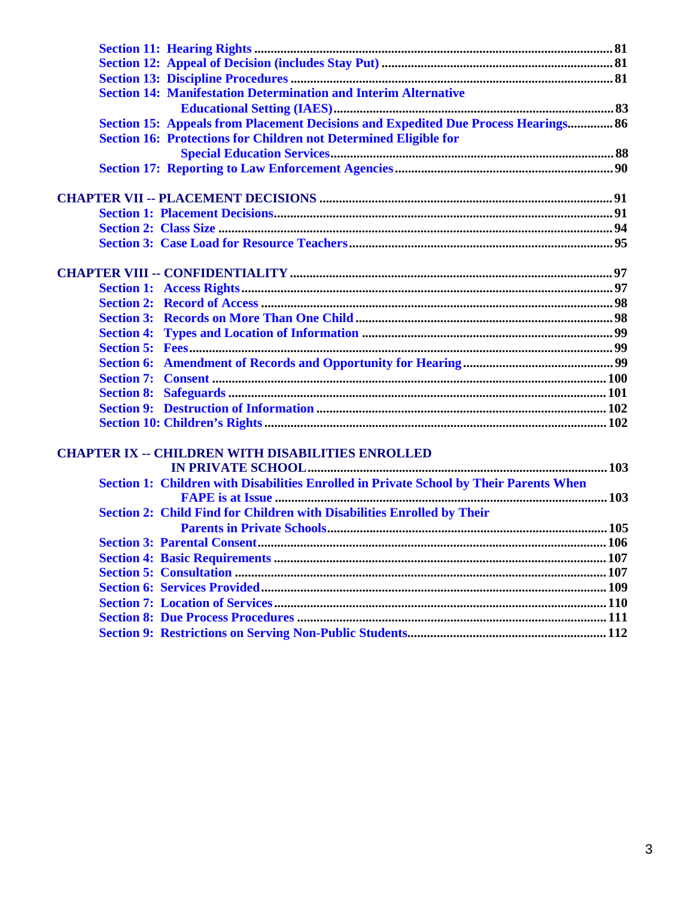Section 11: Hearing Rights ............................................................................................................81
Section 12: Appeal of Decision (includes Stay Put) ......................................................................81
Section 13: Discipline Procedures .................................................................................................81
Section 14: Manifestation Determination and Interim Alternative Educational Setting (IAES)....................................................................................83
Section 15: Appeals from Placement Decisions and Expedited Due Process Hearings.............86
Section 16: Protections for Children not Determined Eligible for Special Education Services.....................................................................................88
Section 17: Reporting to Law Enforcement Agencies.................................................................90

CHAPTER VII -- PLACEMENT DECISIONS ........................................................................91
Section 1: Placement Decisions.......................................................................................................91
Section 2: Class Size .......................................................................................................................94
Section 3: Case Load for Resource Teachers..................................................................................95

CHAPTER VIII -- CONFIDENTIALITY .................................................................................97
Section 1: Access Rights..................................................................................................................97
Section 2: Record of Access ............................................................................................................98
Section 3: Records on More Than One Child ...............................................................................98
Section 4: Types and Location of Information ............................................................................99
Section 5: Fees..................................................................................................................................99
Section 6: Amendment of Records and Opportunity for Hearing .............................................99
Section 7: Consent ........................................................................................................................100
Section 8: Safeguards ...................................................................................................................101
Section 9: Destruction of Information .......................................................................................102
Section 10: Children's Rights .......................................................................................................102

CHAPTER IX -- CHILDREN WITH DISABILITIES ENROLLED IN PRIVATE SCHOOL..........................................................................................103
Section 1: Children with Disabilities Enrolled in Private School by Their Parents When FAPE is at Issue ..................................................................................103
Section 2: Child Find for Children with Disabilities Enrolled by Their Parents in Private Schools...................................................................................105
Section 3: Parental Consent.........................................................................................................106
Section 4: Basic Requirements ....................................................................................................107
Section 5: Consultation ................................................................................................................107
Section 6: Services Provided........................................................................................................109
Section 7: Location of Services....................................................................................................110
Section 8: Due Process Procedures .............................................................................................111
Section 9: Restrictions on Serving Non-Public Students............................................................112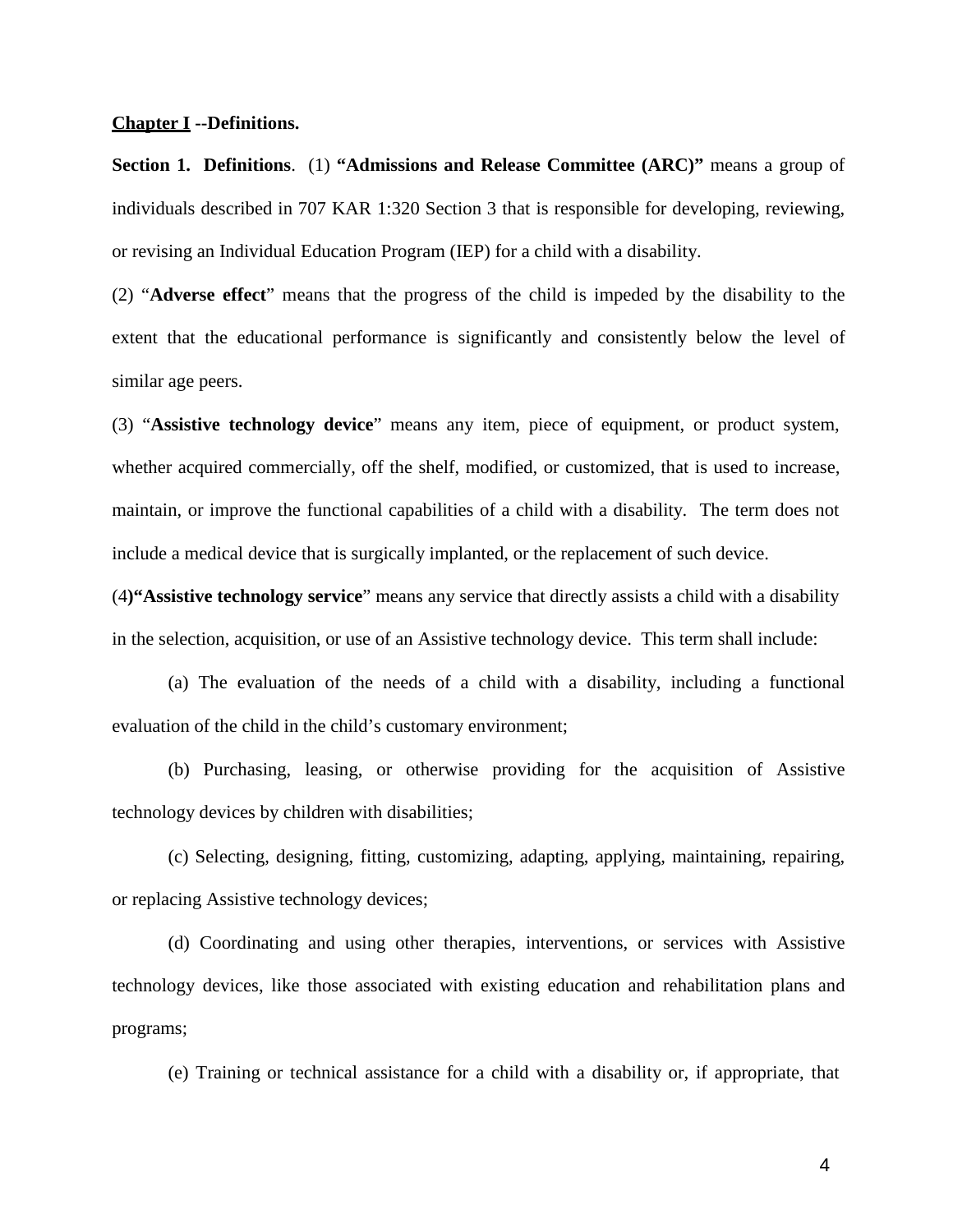**Chapter I --Definitions.**

**Section 1. Definitions**. (1) **"Admissions and Release Committee (ARC)"** means a group of individuals described in 707 KAR 1:320 Section 3 that is responsible for developing, reviewing, or revising an Individual Education Program (IEP) for a child with a disability.

(2) "**Adverse effect**" means that the progress of the child is impeded by the disability to the extent that the educational performance is significantly and consistently below the level of similar age peers.

(3) "**Assistive technology device**" means any item, piece of equipment, or product system, whether acquired commercially, off the shelf, modified, or customized, that is used to increase, maintain, or improve the functional capabilities of a child with a disability. The term does not include a medical device that is surgically implanted, or the replacement of such device.

(4**)"Assistive technology service**" means any service that directly assists a child with a disability in the selection, acquisition, or use of an Assistive technology device. This term shall include:

(a) The evaluation of the needs of a child with a disability, including a functional evaluation of the child in the child's customary environment;

(b) Purchasing, leasing, or otherwise providing for the acquisition of Assistive technology devices by children with disabilities;

(c) Selecting, designing, fitting, customizing, adapting, applying, maintaining, repairing, or replacing Assistive technology devices;

(d) Coordinating and using other therapies, interventions, or services with Assistive technology devices, like those associated with existing education and rehabilitation plans and programs;

(e) Training or technical assistance for a child with a disability or, if appropriate, that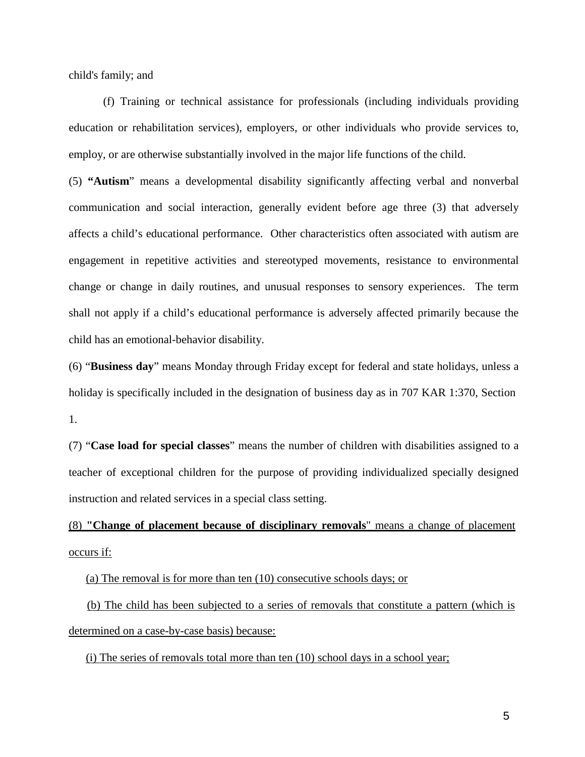child's family; and

(f) Training or technical assistance for professionals (including individuals providing education or rehabilitation services), employers, or other individuals who provide services to, employ, or are otherwise substantially involved in the major life functions of the child.

(5) **"Autism"** means a developmental disability significantly affecting verbal and nonverbal communication and social interaction, generally evident before age three (3) that adversely affects a child's educational performance. Other characteristics often associated with autism are engagement in repetitive activities and stereotyped movements, resistance to environmental change or change in daily routines, and unusual responses to sensory experiences. The term shall not apply if a child's educational performance is adversely affected primarily because the child has an emotional-behavior disability.

(6) "**Business day**" means Monday through Friday except for federal and state holidays, unless a holiday is specifically included in the designation of business day as in 707 KAR 1:370, Section 1.

(7) "**Case load for special classes**" means the number of children with disabilities assigned to a teacher of exceptional children for the purpose of providing individualized specially designed instruction and related services in a special class setting.

<u>(8) **"Change of placement because of disciplinary removals"** means a change of placement occurs if:</u>

<u>(a) The removal is for more than ten (10) consecutive schools days; or</u>

<u>(b) The child has been subjected to a series of removals that constitute a pattern (which is determined on a case-by-case basis) because:</u>

<u>(i) The series of removals total more than ten (10) school days in a school year;</u>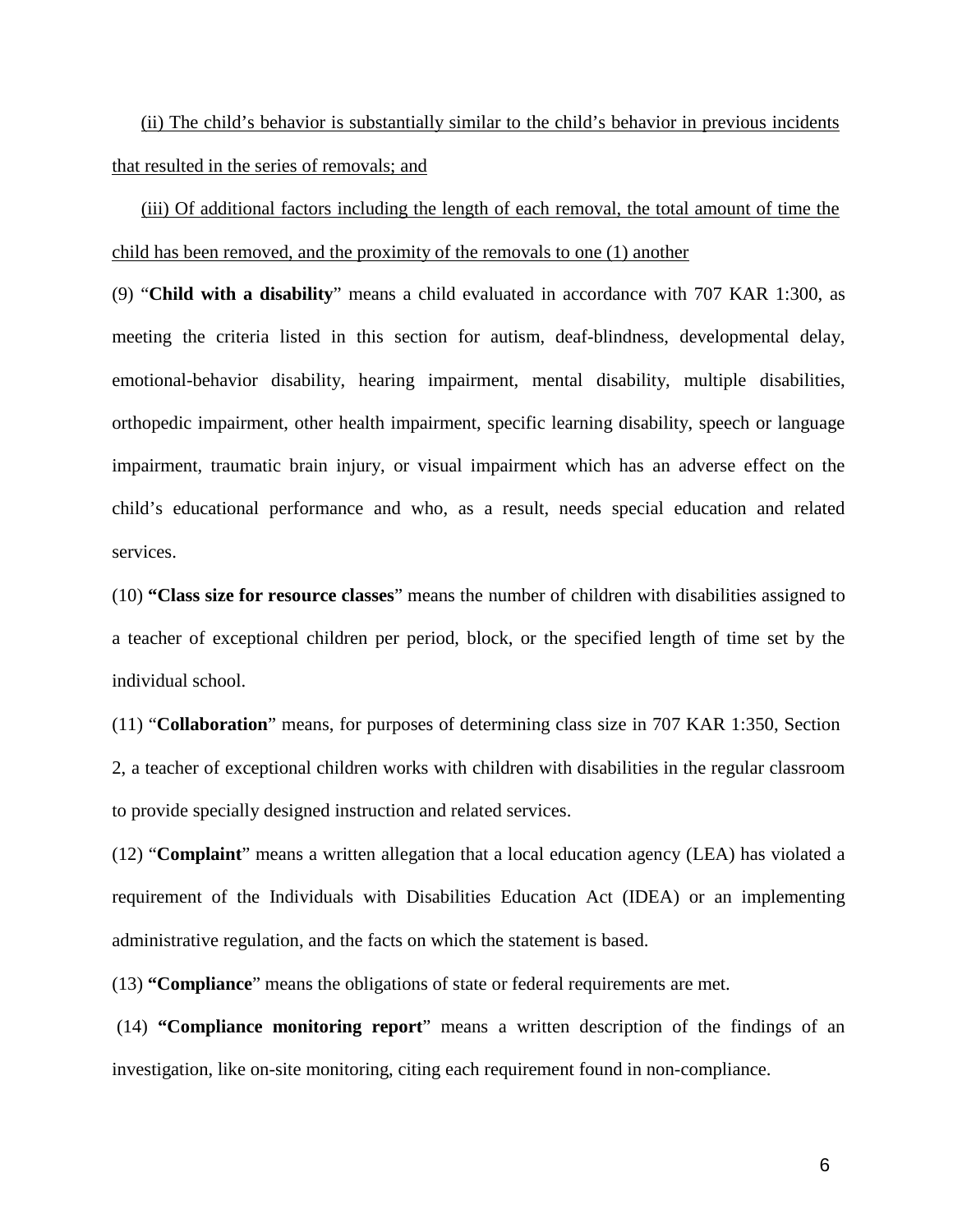<u>(ii) The child's behavior is substantially similar to the child's behavior in previous incidents that resulted in the series of removals; and</u>

<u>(iii) Of additional factors including the length of each removal, the total amount of time the child has been removed, and the proximity of the removals to one (1) another</u>

(9) "**Child with a disability**" means a child evaluated in accordance with 707 KAR 1:300, as meeting the criteria listed in this section for autism, deaf-blindness, developmental delay, emotional-behavior disability, hearing impairment, mental disability, multiple disabilities, orthopedic impairment, other health impairment, specific learning disability, speech or language impairment, traumatic brain injury, or visual impairment which has an adverse effect on the child's educational performance and who, as a result, needs special education and related services.

(10) **"Class size for resource classes**" means the number of children with disabilities assigned to a teacher of exceptional children per period, block, or the specified length of time set by the individual school.

(11) "**Collaboration**" means, for purposes of determining class size in 707 KAR 1:350, Section 2, a teacher of exceptional children works with children with disabilities in the regular classroom to provide specially designed instruction and related services.

(12) "**Complaint**" means a written allegation that a local education agency (LEA) has violated a requirement of the Individuals with Disabilities Education Act (IDEA) or an implementing administrative regulation, and the facts on which the statement is based.

(13) **"Compliance**" means the obligations of state or federal requirements are met.

(14) **"Compliance monitoring report**" means a written description of the findings of an investigation, like on-site monitoring, citing each requirement found in non-compliance.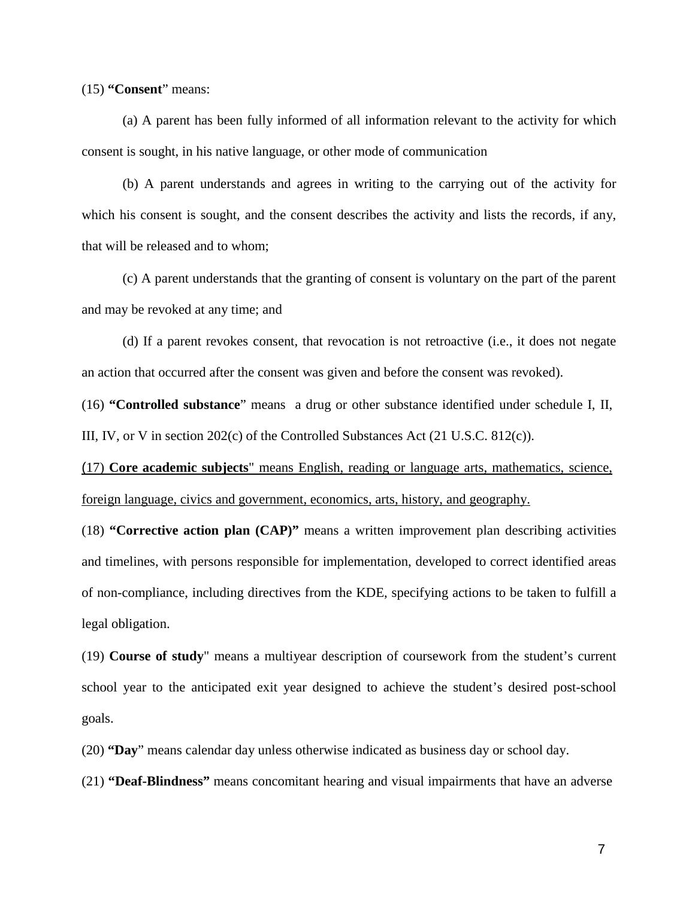(15) **"Consent"** means:

(a) A parent has been fully informed of all information relevant to the activity for which consent is sought, in his native language, or other mode of communication

(b) A parent understands and agrees in writing to the carrying out of the activity for which his consent is sought, and the consent describes the activity and lists the records, if any, that will be released and to whom;

(c) A parent understands that the granting of consent is voluntary on the part of the parent and may be revoked at any time; and

(d) If a parent revokes consent, that revocation is not retroactive (i.e., it does not negate an action that occurred after the consent was given and before the consent was revoked).

(16) **"Controlled substance"** means a drug or other substance identified under schedule I, II, III, IV, or V in section 202(c) of the Controlled Substances Act (21 U.S.C. 812(c)).

<u>(17) **Core academic subjects**" means English, reading or language arts, mathematics, science, foreign language, civics and government, economics, arts, history, and geography.</u>

(18) **"Corrective action plan (CAP)"** means a written improvement plan describing activities and timelines, with persons responsible for implementation, developed to correct identified areas of non-compliance, including directives from the KDE, specifying actions to be taken to fulfill a legal obligation.

(19) **Course of study**" means a multiyear description of coursework from the student's current school year to the anticipated exit year designed to achieve the student's desired post-school goals.

(20) **"Day"** means calendar day unless otherwise indicated as business day or school day.

(21) **"Deaf-Blindness"** means concomitant hearing and visual impairments that have an adverse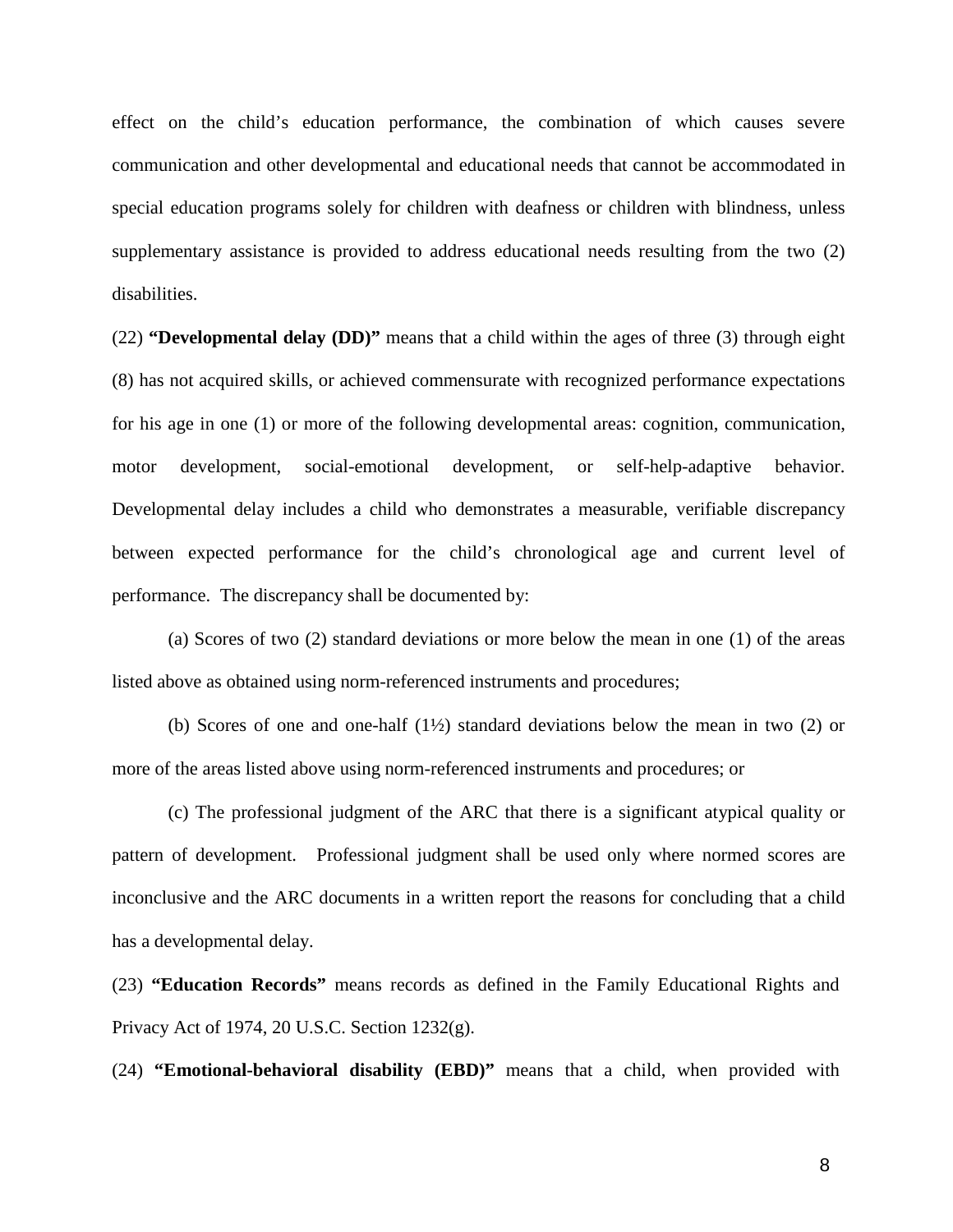effect on the child's education performance, the combination of which causes severe communication and other developmental and educational needs that cannot be accommodated in special education programs solely for children with deafness or children with blindness, unless supplementary assistance is provided to address educational needs resulting from the two (2) disabilities.

(22) **"Developmental delay (DD)"** means that a child within the ages of three (3) through eight (8) has not acquired skills, or achieved commensurate with recognized performance expectations for his age in one (1) or more of the following developmental areas: cognition, communication, motor development, social-emotional development, or self-help-adaptive behavior. Developmental delay includes a child who demonstrates a measurable, verifiable discrepancy between expected performance for the child's chronological age and current level of performance. The discrepancy shall be documented by:

(a) Scores of two (2) standard deviations or more below the mean in one (1) of the areas listed above as obtained using norm-referenced instruments and procedures;

(b) Scores of one and one-half (1½) standard deviations below the mean in two (2) or more of the areas listed above using norm-referenced instruments and procedures; or

(c) The professional judgment of the ARC that there is a significant atypical quality or pattern of development. Professional judgment shall be used only where normed scores are inconclusive and the ARC documents in a written report the reasons for concluding that a child has a developmental delay.

(23) **"Education Records"** means records as defined in the Family Educational Rights and Privacy Act of 1974, 20 U.S.C. Section 1232(g).

(24) **"Emotional-behavioral disability (EBD)"** means that a child, when provided with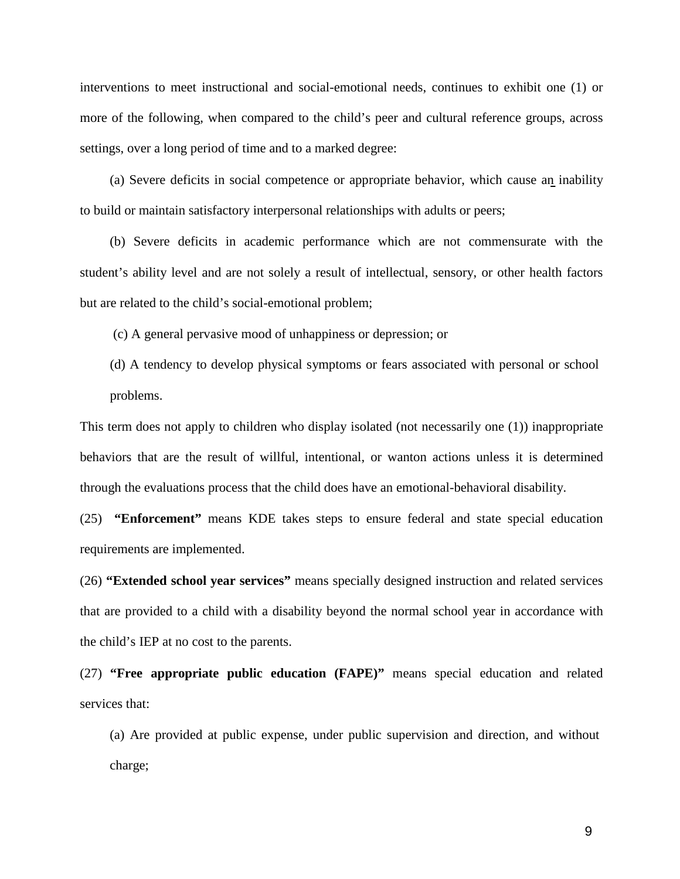interventions to meet instructional and social-emotional needs, continues to exhibit one (1) or more of the following, when compared to the child's peer and cultural reference groups, across settings, over a long period of time and to a marked degree:

(a) Severe deficits in social competence or appropriate behavior, which cause an inability to build or maintain satisfactory interpersonal relationships with adults or peers;

(b) Severe deficits in academic performance which are not commensurate with the student's ability level and are not solely a result of intellectual, sensory, or other health factors but are related to the child's social-emotional problem;

(c) A general pervasive mood of unhappiness or depression; or

(d) A tendency to develop physical symptoms or fears associated with personal or school problems.

This term does not apply to children who display isolated (not necessarily one (1)) inappropriate behaviors that are the result of willful, intentional, or wanton actions unless it is determined through the evaluations process that the child does have an emotional-behavioral disability.

(25) **"Enforcement"** means KDE takes steps to ensure federal and state special education requirements are implemented.

(26) **"Extended school year services"** means specially designed instruction and related services that are provided to a child with a disability beyond the normal school year in accordance with the child's IEP at no cost to the parents.

(27) **"Free appropriate public education (FAPE)"** means special education and related services that:

(a) Are provided at public expense, under public supervision and direction, and without charge;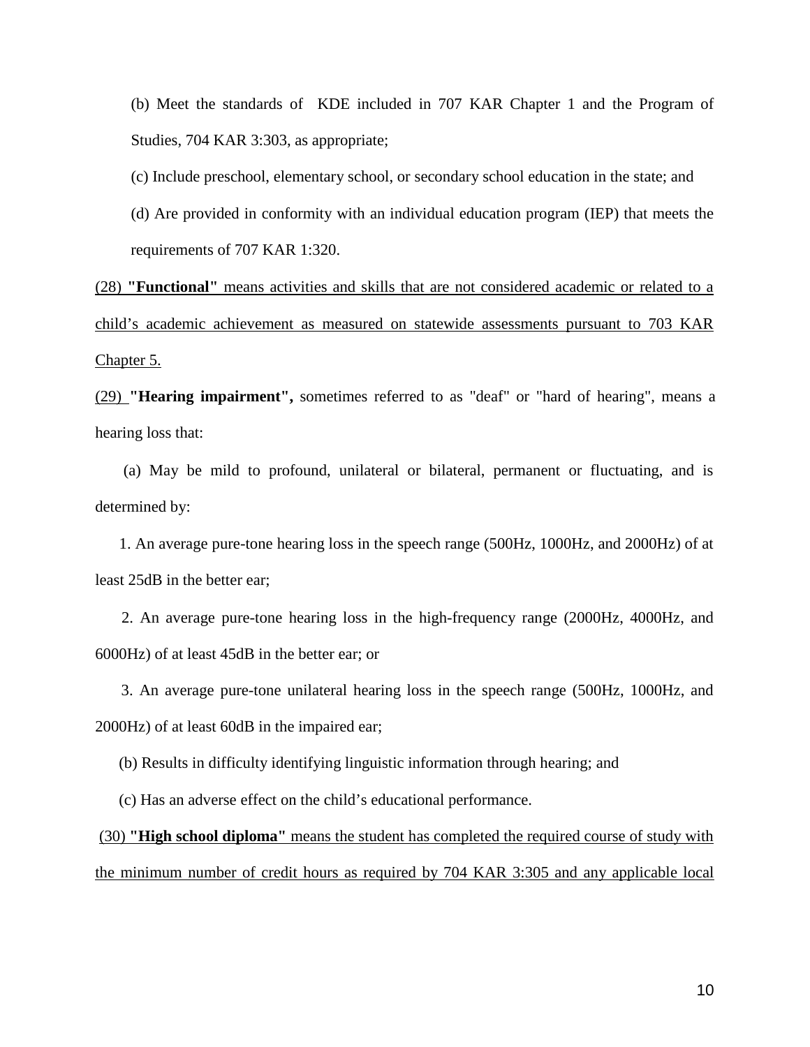(b) Meet the standards of KDE included in 707 KAR Chapter 1 and the Program of Studies, 704 KAR 3:303, as appropriate;

(c) Include preschool, elementary school, or secondary school education in the state; and

(d) Are provided in conformity with an individual education program (IEP) that meets the requirements of 707 KAR 1:320.

<u>(28) **"Functional"** means activities and skills that are not considered academic or related to a child's academic achievement as measured on statewide assessments pursuant to 703 KAR Chapter 5.</u>

<u>(29)</u> **"Hearing impairment",** sometimes referred to as "deaf" or "hard of hearing", means a hearing loss that:

(a) May be mild to profound, unilateral or bilateral, permanent or fluctuating, and is determined by:

1. An average pure-tone hearing loss in the speech range (500Hz, 1000Hz, and 2000Hz) of at least 25dB in the better ear;

2. An average pure-tone hearing loss in the high-frequency range (2000Hz, 4000Hz, and 6000Hz) of at least 45dB in the better ear; or

3. An average pure-tone unilateral hearing loss in the speech range (500Hz, 1000Hz, and 2000Hz) of at least 60dB in the impaired ear;

(b) Results in difficulty identifying linguistic information through hearing; and

(c) Has an adverse effect on the child's educational performance.

<u>(30) **"High school diploma"** means the student has completed the required course of study with the minimum number of credit hours as required by 704 KAR 3:305 and any applicable local</u>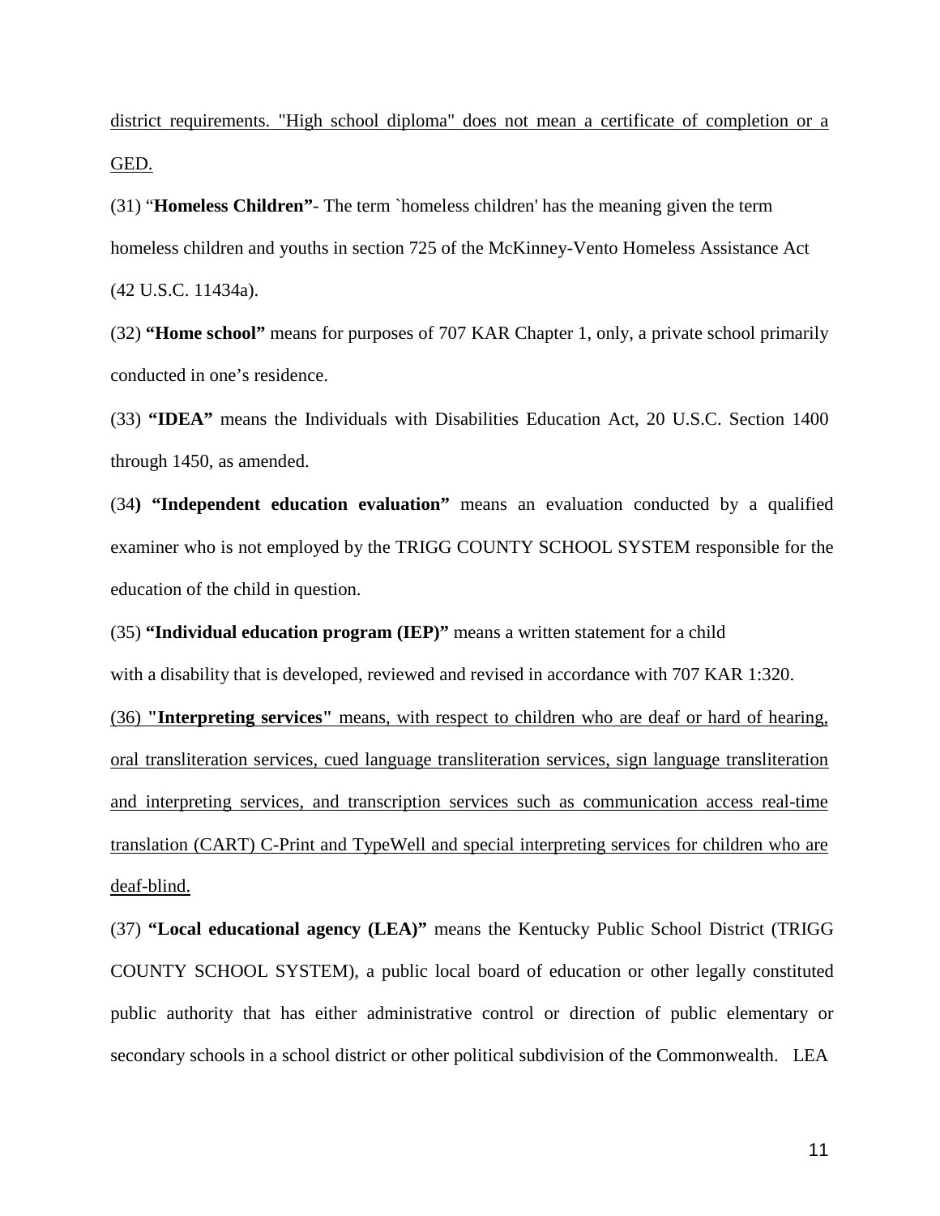<u>district requirements. "High school diploma" does not mean a certificate of completion or a GED.</u>

(31) "**Homeless Children"**- The term `homeless children' has the meaning given the term homeless children and youths in section 725 of the McKinney-Vento Homeless Assistance Act (42 U.S.C. 11434a).

(32) **"Home school"** means for purposes of 707 KAR Chapter 1, only, a private school primarily conducted in one's residence.

(33) **"IDEA"** means the Individuals with Disabilities Education Act, 20 U.S.C. Section 1400 through 1450, as amended.

(34**) "Independent education evaluation"** means an evaluation conducted by a qualified examiner who is not employed by the TRIGG COUNTY SCHOOL SYSTEM responsible for the education of the child in question.

(35) **"Individual education program (IEP)"** means a written statement for a child with a disability that is developed, reviewed and revised in accordance with 707 KAR 1:320.

<u>(36) **"Interpreting services"** means, with respect to children who are deaf or hard of hearing, oral transliteration services, cued language transliteration services, sign language transliteration and interpreting services, and transcription services such as communication access real-time translation (CART) C-Print and TypeWell and special interpreting services for children who are deaf-blind.</u>

(37) **"Local educational agency (LEA)"** means the Kentucky Public School District (TRIGG COUNTY SCHOOL SYSTEM), a public local board of education or other legally constituted public authority that has either administrative control or direction of public elementary or secondary schools in a school district or other political subdivision of the Commonwealth. LEA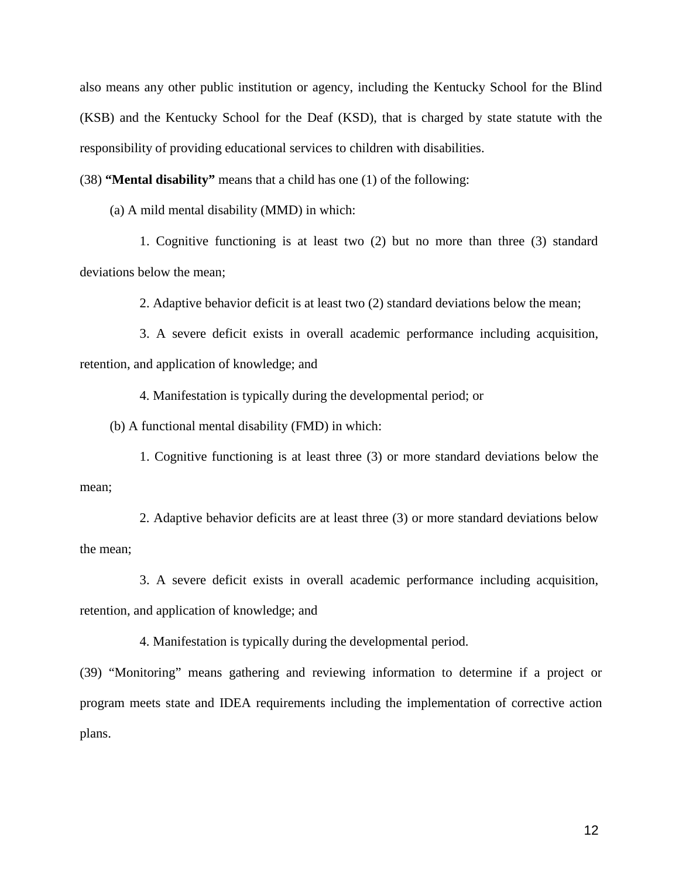also means any other public institution or agency, including the Kentucky School for the Blind (KSB) and the Kentucky School for the Deaf (KSD), that is charged by state statute with the responsibility of providing educational services to children with disabilities.

(38) **“Mental disability”** means that a child has one (1) of the following:

(a) A mild mental disability (MMD) in which:

1. Cognitive functioning is at least two (2) but no more than three (3) standard deviations below the mean;

2. Adaptive behavior deficit is at least two (2) standard deviations below the mean;

3. A severe deficit exists in overall academic performance including acquisition, retention, and application of knowledge; and

4. Manifestation is typically during the developmental period; or

(b) A functional mental disability (FMD) in which:

1. Cognitive functioning is at least three (3) or more standard deviations below the mean;

2. Adaptive behavior deficits are at least three (3) or more standard deviations below the mean;

3. A severe deficit exists in overall academic performance including acquisition, retention, and application of knowledge; and

4. Manifestation is typically during the developmental period.

(39) “Monitoring” means gathering and reviewing information to determine if a project or program meets state and IDEA requirements including the implementation of corrective action plans.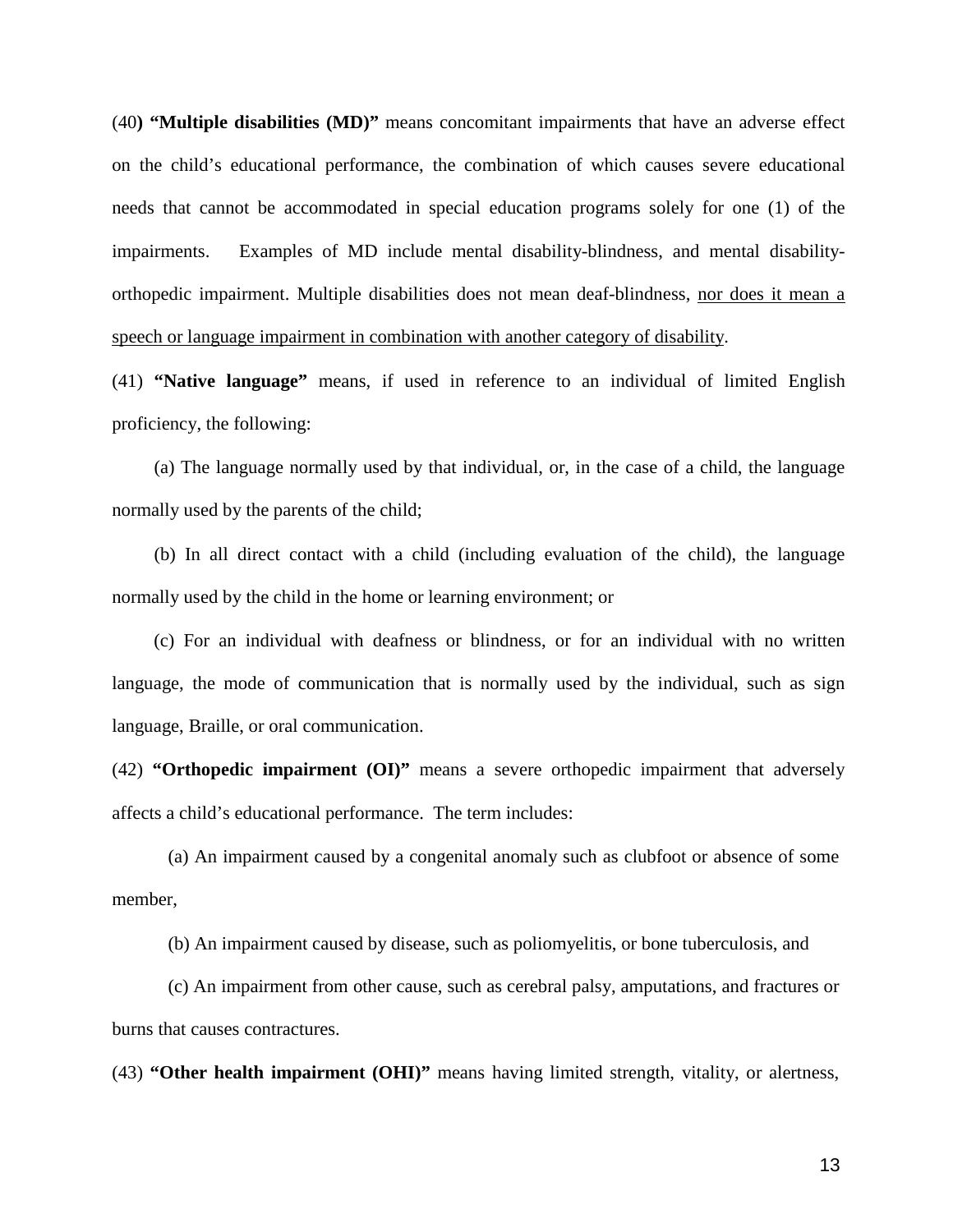(40) **"Multiple disabilities (MD)"** means concomitant impairments that have an adverse effect on the child's educational performance, the combination of which causes severe educational needs that cannot be accommodated in special education programs solely for one (1) of the impairments. Examples of MD include mental disability-blindness, and mental disability-orthopedic impairment. Multiple disabilities does not mean deaf-blindness, <u>nor does it mean a speech or language impairment in combination with another category of disability</u>.

(41) **"Native language"** means, if used in reference to an individual of limited English proficiency, the following:

(a) The language normally used by that individual, or, in the case of a child, the language normally used by the parents of the child;

(b) In all direct contact with a child (including evaluation of the child), the language normally used by the child in the home or learning environment; or

(c) For an individual with deafness or blindness, or for an individual with no written language, the mode of communication that is normally used by the individual, such as sign language, Braille, or oral communication.

(42) **"Orthopedic impairment (OI)"** means a severe orthopedic impairment that adversely affects a child's educational performance. The term includes:

(a) An impairment caused by a congenital anomaly such as clubfoot or absence of some member,

(b) An impairment caused by disease, such as poliomyelitis, or bone tuberculosis, and

(c) An impairment from other cause, such as cerebral palsy, amputations, and fractures or burns that causes contractures.

(43) **"Other health impairment (OHI)"** means having limited strength, vitality, or alertness,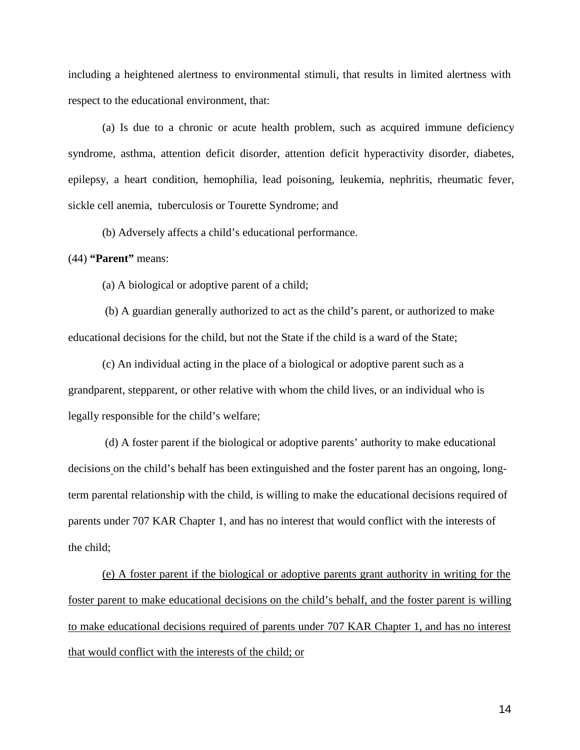including a heightened alertness to environmental stimuli, that results in limited alertness with respect to the educational environment, that:

(a) Is due to a chronic or acute health problem, such as acquired immune deficiency syndrome, asthma, attention deficit disorder, attention deficit hyperactivity disorder, diabetes, epilepsy, a heart condition, hemophilia, lead poisoning, leukemia, nephritis, rheumatic fever, sickle cell anemia, tuberculosis or Tourette Syndrome; and

(b) Adversely affects a child's educational performance.

(44) **"Parent"** means:

(a) A biological or adoptive parent of a child;

(b) A guardian generally authorized to act as the child's parent, or authorized to make educational decisions for the child, but not the State if the child is a ward of the State;

(c) An individual acting in the place of a biological or adoptive parent such as a grandparent, stepparent, or other relative with whom the child lives, or an individual who is legally responsible for the child's welfare;

(d) A foster parent if the biological or adoptive parents' authority to make educational decisions on the child's behalf has been extinguished and the foster parent has an ongoing, long-term parental relationship with the child, is willing to make the educational decisions required of parents under 707 KAR Chapter 1, and has no interest that would conflict with the interests of the child;

<u>(e) A foster parent if the biological or adoptive parents grant authority in writing for the foster parent to make educational decisions on the child's behalf, and the foster parent is willing to make educational decisions required of parents under 707 KAR Chapter 1, and has no interest that would conflict with the interests of the child; or</u>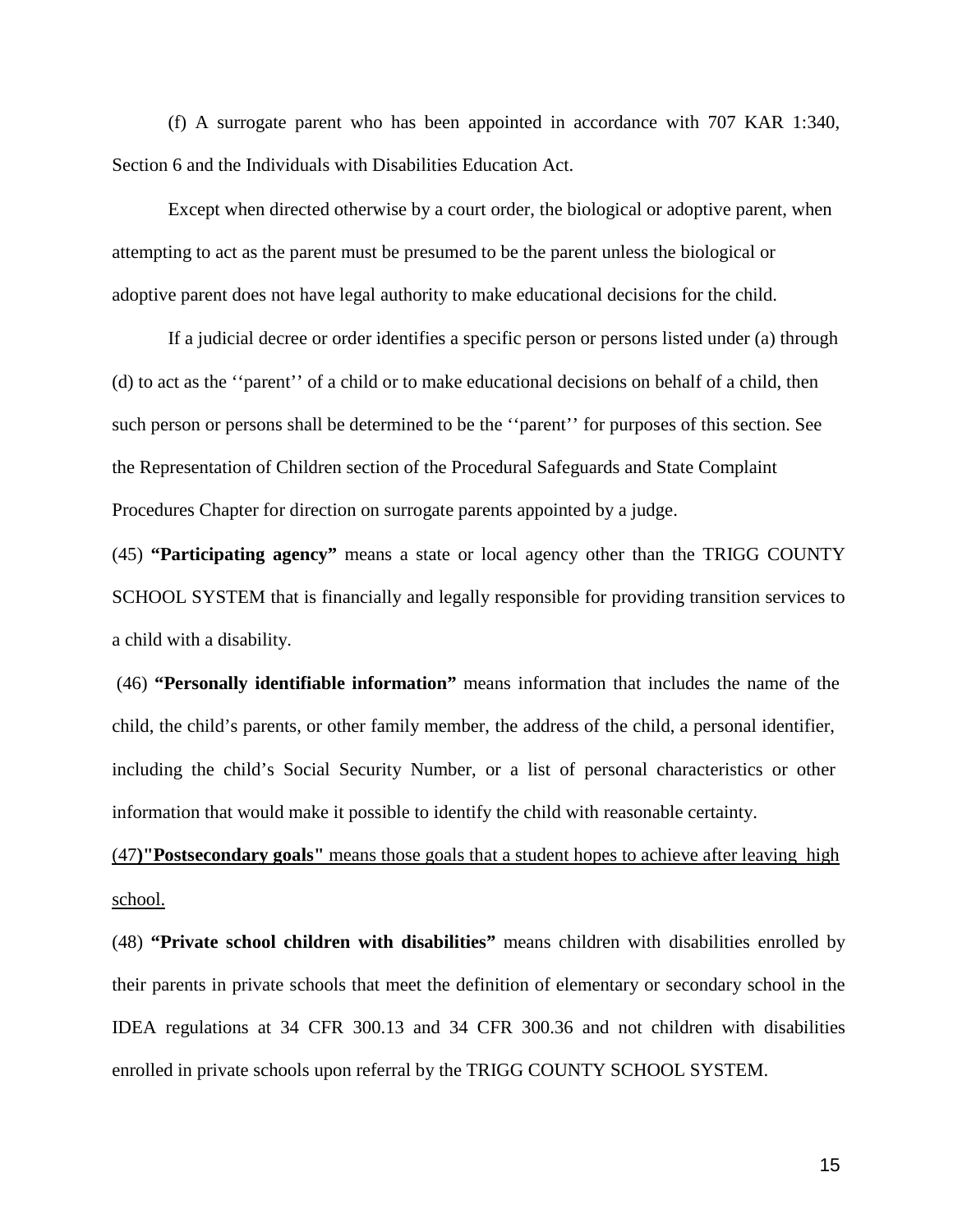(f) A surrogate parent who has been appointed in accordance with 707 KAR 1:340, Section 6 and the Individuals with Disabilities Education Act.

Except when directed otherwise by a court order, the biological or adoptive parent, when attempting to act as the parent must be presumed to be the parent unless the biological or adoptive parent does not have legal authority to make educational decisions for the child.

If a judicial decree or order identifies a specific person or persons listed under (a) through (d) to act as the ''parent'' of a child or to make educational decisions on behalf of a child, then such person or persons shall be determined to be the ''parent'' for purposes of this section. See the Representation of Children section of the Procedural Safeguards and State Complaint Procedures Chapter for direction on surrogate parents appointed by a judge.

(45) **"Participating agency"** means a state or local agency other than the TRIGG COUNTY SCHOOL SYSTEM that is financially and legally responsible for providing transition services to a child with a disability.

(46) **"Personally identifiable information"** means information that includes the name of the child, the child's parents, or other family member, the address of the child, a personal identifier, including the child's Social Security Number, or a list of personal characteristics or other information that would make it possible to identify the child with reasonable certainty.

<u>(47**)"Postsecondary goals"** means those goals that a student hopes to achieve after leaving high school.</u>

(48) **"Private school children with disabilities"** means children with disabilities enrolled by their parents in private schools that meet the definition of elementary or secondary school in the IDEA regulations at 34 CFR 300.13 and 34 CFR 300.36 and not children with disabilities enrolled in private schools upon referral by the TRIGG COUNTY SCHOOL SYSTEM.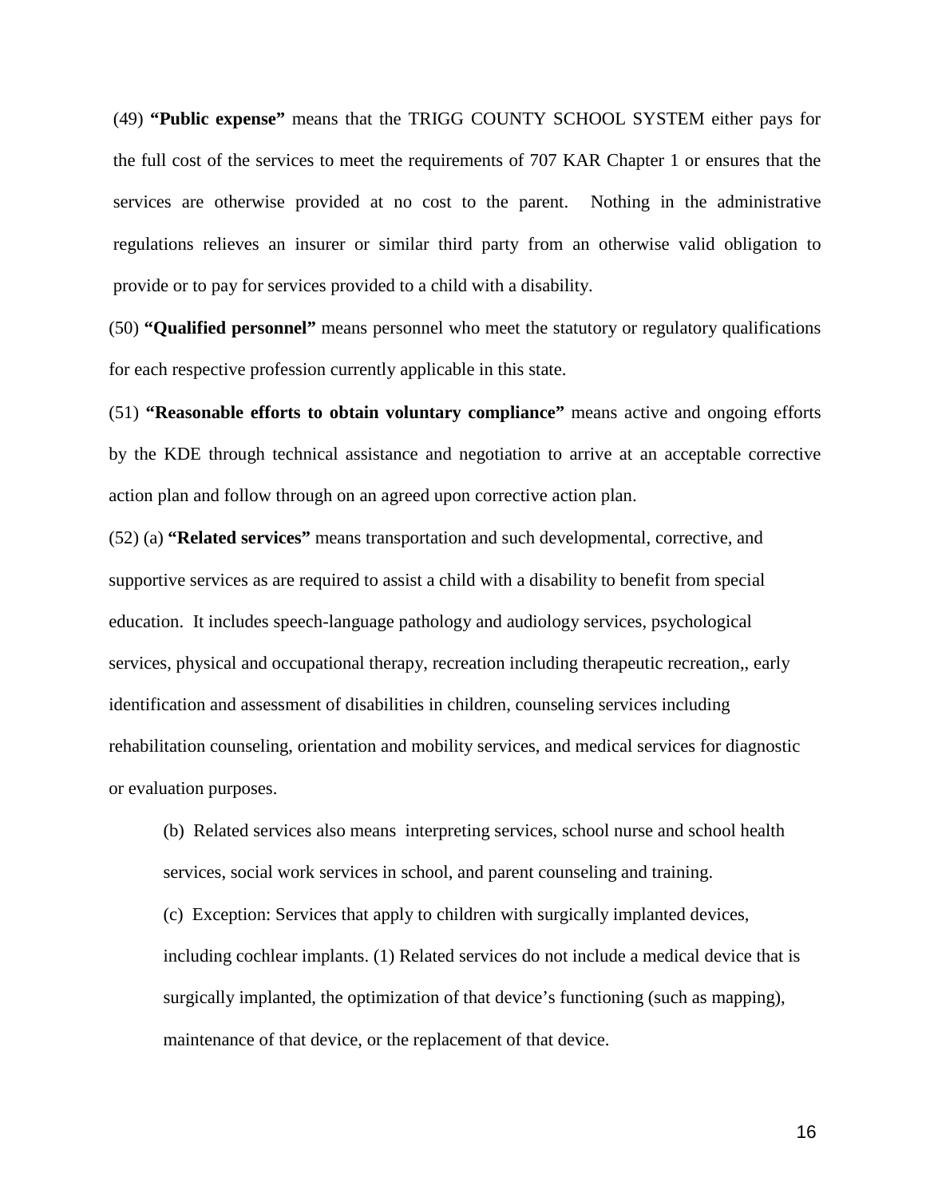(49) **"Public expense"** means that the TRIGG COUNTY SCHOOL SYSTEM either pays for the full cost of the services to meet the requirements of 707 KAR Chapter 1 or ensures that the services are otherwise provided at no cost to the parent. Nothing in the administrative regulations relieves an insurer or similar third party from an otherwise valid obligation to provide or to pay for services provided to a child with a disability.

(50) **"Qualified personnel"** means personnel who meet the statutory or regulatory qualifications for each respective profession currently applicable in this state.

(51) **"Reasonable efforts to obtain voluntary compliance"** means active and ongoing efforts by the KDE through technical assistance and negotiation to arrive at an acceptable corrective action plan and follow through on an agreed upon corrective action plan.

(52) (a) **"Related services"** means transportation and such developmental, corrective, and supportive services as are required to assist a child with a disability to benefit from special education. It includes speech-language pathology and audiology services, psychological services, physical and occupational therapy, recreation including therapeutic recreation,, early identification and assessment of disabilities in children, counseling services including rehabilitation counseling, orientation and mobility services, and medical services for diagnostic or evaluation purposes.

(b) Related services also means interpreting services, school nurse and school health services, social work services in school, and parent counseling and training.

(c) Exception: Services that apply to children with surgically implanted devices, including cochlear implants. (1) Related services do not include a medical device that is surgically implanted, the optimization of that device's functioning (such as mapping), maintenance of that device, or the replacement of that device.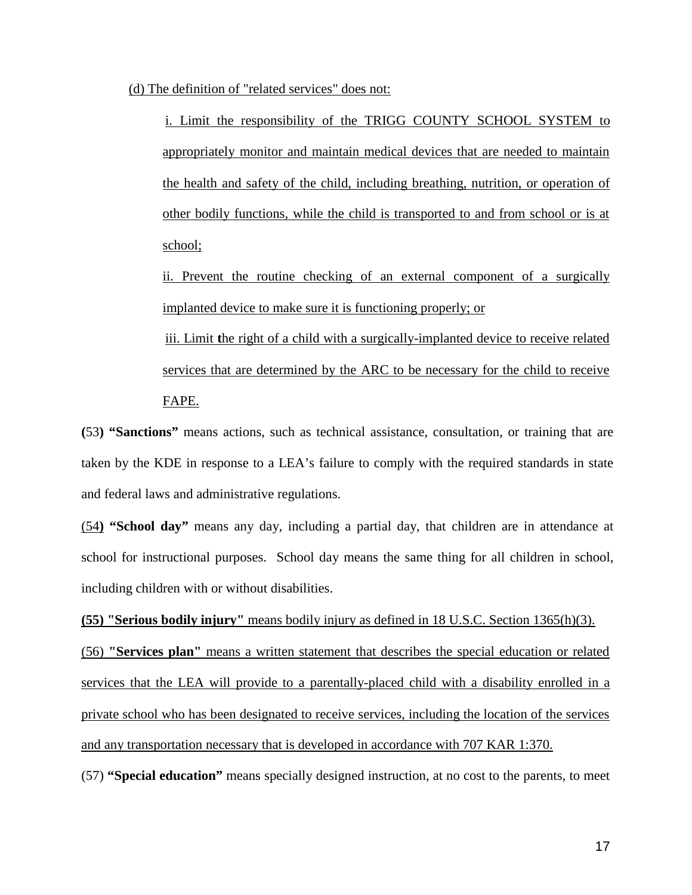(d) The definition of "related services" does not:

i. Limit the responsibility of the TRIGG COUNTY SCHOOL SYSTEM to appropriately monitor and maintain medical devices that are needed to maintain the health and safety of the child, including breathing, nutrition, or operation of other bodily functions, while the child is transported to and from school or is at school;

ii. Prevent the routine checking of an external component of a surgically implanted device to make sure it is functioning properly; or

iii. Limit the right of a child with a surgically-implanted device to receive related services that are determined by the ARC to be necessary for the child to receive FAPE.

(53) **"Sanctions"** means actions, such as technical assistance, consultation, or training that are taken by the KDE in response to a LEA's failure to comply with the required standards in state and federal laws and administrative regulations.

(54) **"School day"** means any day, including a partial day, that children are in attendance at school for instructional purposes. School day means the same thing for all children in school, including children with or without disabilities.

**(55) "Serious bodily injury"** means bodily injury as defined in 18 U.S.C. Section 1365(h)(3).

(56) **"Services plan"** means a written statement that describes the special education or related services that the LEA will provide to a parentally-placed child with a disability enrolled in a private school who has been designated to receive services, including the location of the services and any transportation necessary that is developed in accordance with 707 KAR 1:370.

(57) **"Special education"** means specially designed instruction, at no cost to the parents, to meet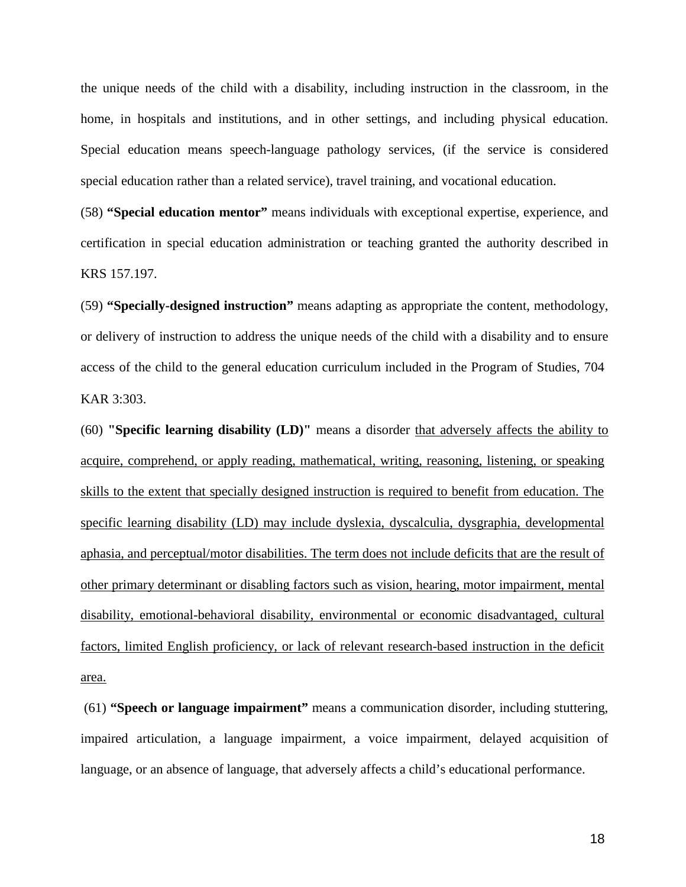the unique needs of the child with a disability, including instruction in the classroom, in the home, in hospitals and institutions, and in other settings, and including physical education. Special education means speech-language pathology services, (if the service is considered special education rather than a related service), travel training, and vocational education.

(58) **"Special education mentor"** means individuals with exceptional expertise, experience, and certification in special education administration or teaching granted the authority described in KRS 157.197.

(59) **"Specially-designed instruction"** means adapting as appropriate the content, methodology, or delivery of instruction to address the unique needs of the child with a disability and to ensure access of the child to the general education curriculum included in the Program of Studies, 704 KAR 3:303.

(60) **"Specific learning disability (LD)"** means a disorder <u>that adversely affects the ability to acquire, comprehend, or apply reading, mathematical, writing, reasoning, listening, or speaking skills to the extent that specially designed instruction is required to benefit from education. The specific learning disability (LD) may include dyslexia, dyscalculia, dysgraphia, developmental aphasia, and perceptual/motor disabilities. The term does not include deficits that are the result of other primary determinant or disabling factors such as vision, hearing, motor impairment, mental disability, emotional-behavioral disability, environmental or economic disadvantaged, cultural factors, limited English proficiency, or lack of relevant research-based instruction in the deficit area.</u>

(61) **"Speech or language impairment"** means a communication disorder, including stuttering, impaired articulation, a language impairment, a voice impairment, delayed acquisition of language, or an absence of language, that adversely affects a child's educational performance.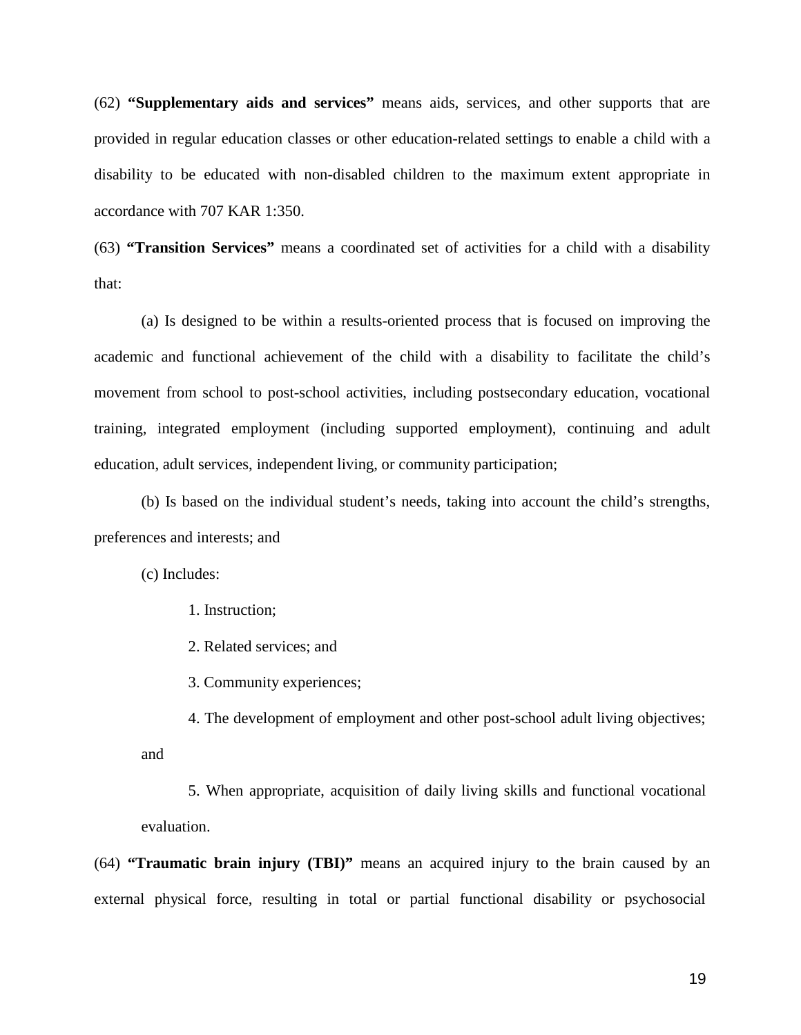(62) **"Supplementary aids and services"** means aids, services, and other supports that are provided in regular education classes or other education-related settings to enable a child with a disability to be educated with non-disabled children to the maximum extent appropriate in accordance with 707 KAR 1:350.

(63) **"Transition Services"** means a coordinated set of activities for a child with a disability that:

(a) Is designed to be within a results-oriented process that is focused on improving the academic and functional achievement of the child with a disability to facilitate the child's movement from school to post-school activities, including postsecondary education, vocational training, integrated employment (including supported employment), continuing and adult education, adult services, independent living, or community participation;

(b) Is based on the individual student's needs, taking into account the child's strengths, preferences and interests; and

(c) Includes:

1. Instruction;

2. Related services; and

3. Community experiences;

4. The development of employment and other post-school adult living objectives; and

5. When appropriate, acquisition of daily living skills and functional vocational evaluation.

(64) **"Traumatic brain injury (TBI)"** means an acquired injury to the brain caused by an external physical force, resulting in total or partial functional disability or psychosocial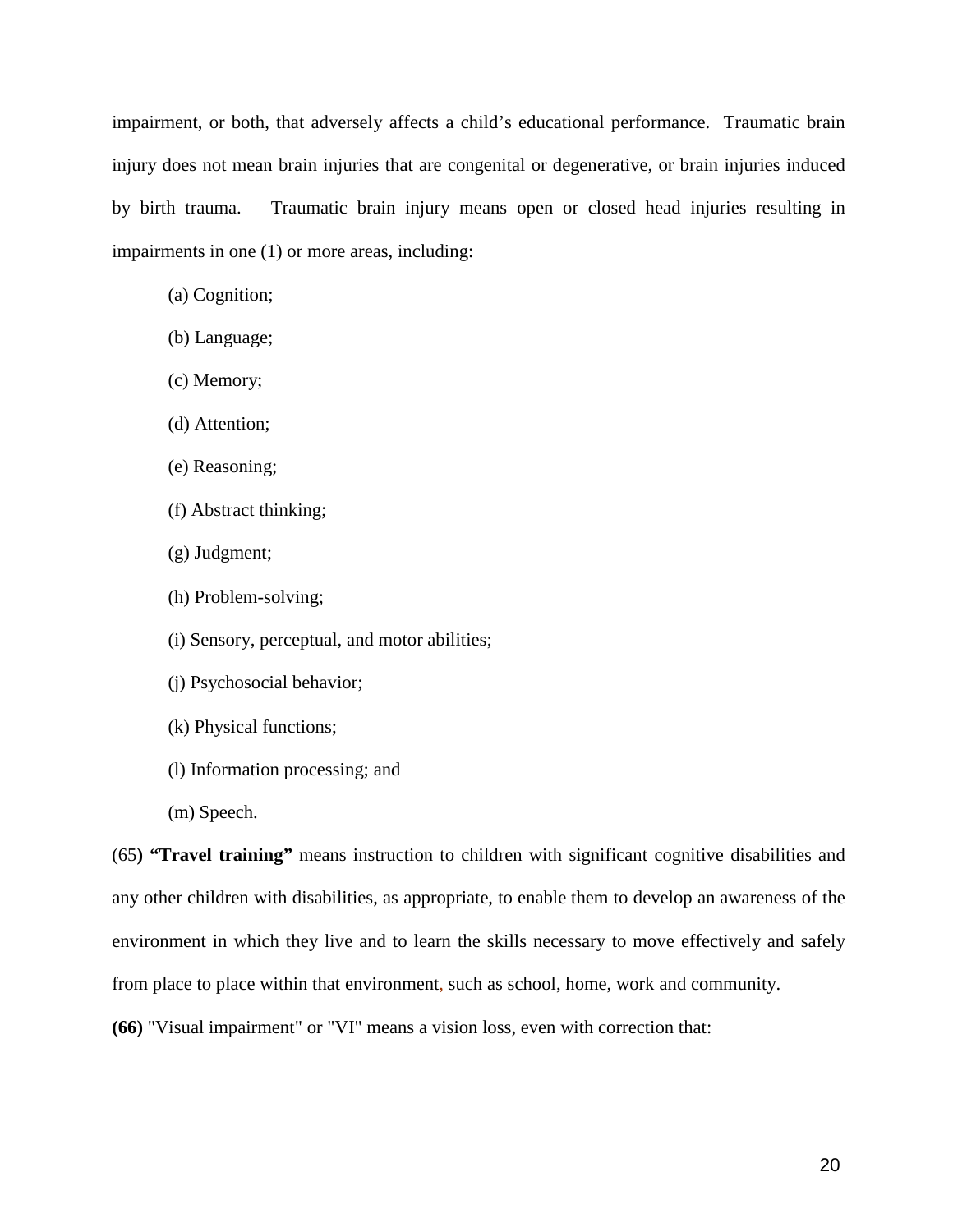impairment, or both, that adversely affects a child's educational performance. Traumatic brain injury does not mean brain injuries that are congenital or degenerative, or brain injuries induced by birth trauma. Traumatic brain injury means open or closed head injuries resulting in impairments in one (1) or more areas, including:

(a) Cognition;

(b) Language;

(c) Memory;

(d) Attention;

(e) Reasoning;

(f) Abstract thinking;

(g) Judgment;

(h) Problem-solving;

(i) Sensory, perceptual, and motor abilities;

(j) Psychosocial behavior;

(k) Physical functions;

(l) Information processing; and

(m) Speech.

(65**) "Travel training"** means instruction to children with significant cognitive disabilities and any other children with disabilities, as appropriate, to enable them to develop an awareness of the environment in which they live and to learn the skills necessary to move effectively and safely from place to place within that environment, such as school, home, work and community.

**(66)** "Visual impairment" or "VI" means a vision loss, even with correction that: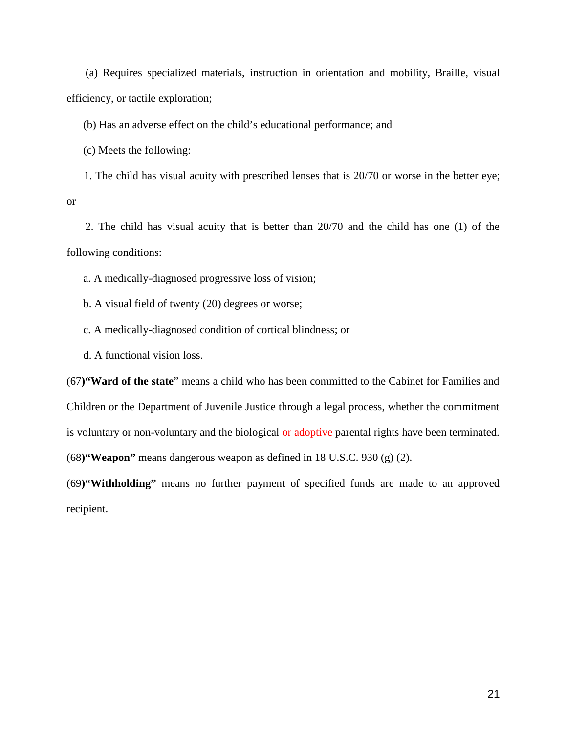(a) Requires specialized materials, instruction in orientation and mobility, Braille, visual efficiency, or tactile exploration;

(b) Has an adverse effect on the child's educational performance; and

(c) Meets the following:

1. The child has visual acuity with prescribed lenses that is 20/70 or worse in the better eye; or

2. The child has visual acuity that is better than 20/70 and the child has one (1) of the following conditions:

a. A medically-diagnosed progressive loss of vision;

b. A visual field of twenty (20) degrees or worse;

c. A medically-diagnosed condition of cortical blindness; or

d. A functional vision loss.

(67)**"Ward of the state"** means a child who has been committed to the Cabinet for Families and Children or the Department of Juvenile Justice through a legal process, whether the commitment is voluntary or non-voluntary and the biological or adoptive parental rights have been terminated.

(68)**"Weapon"** means dangerous weapon as defined in 18 U.S.C. 930 (g) (2).

(69)**"Withholding"** means no further payment of specified funds are made to an approved recipient.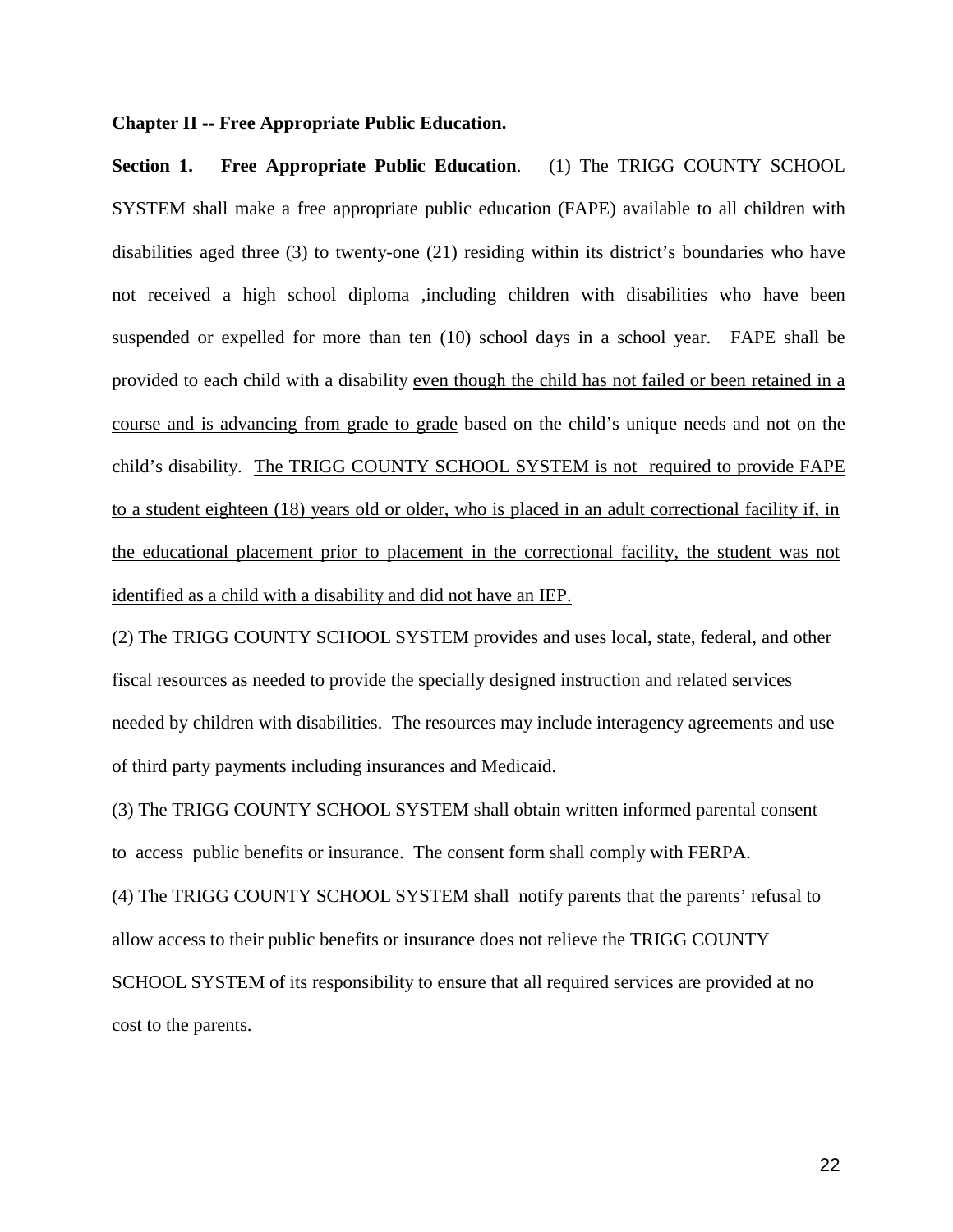**Chapter II -- Free Appropriate Public Education.**

**Section 1. Free Appropriate Public Education**. (1) The TRIGG COUNTY SCHOOL SYSTEM shall make a free appropriate public education (FAPE) available to all children with disabilities aged three (3) to twenty-one (21) residing within its district's boundaries who have not received a high school diploma ,including children with disabilities who have been suspended or expelled for more than ten (10) school days in a school year. FAPE shall be provided to each child with a disability <u>even though the child has not failed or been retained in a course and is advancing from grade to grade</u> based on the child's unique needs and not on the child's disability. <u>The TRIGG COUNTY SCHOOL SYSTEM is not required to provide FAPE to a student eighteen (18) years old or older, who is placed in an adult correctional facility if, in the educational placement prior to placement in the correctional facility, the student was not identified as a child with a disability and did not have an IEP.</u>

(2) The TRIGG COUNTY SCHOOL SYSTEM provides and uses local, state, federal, and other fiscal resources as needed to provide the specially designed instruction and related services needed by children with disabilities. The resources may include interagency agreements and use of third party payments including insurances and Medicaid.

(3) The TRIGG COUNTY SCHOOL SYSTEM shall obtain written informed parental consent to access public benefits or insurance. The consent form shall comply with FERPA.

(4) The TRIGG COUNTY SCHOOL SYSTEM shall notify parents that the parents' refusal to allow access to their public benefits or insurance does not relieve the TRIGG COUNTY SCHOOL SYSTEM of its responsibility to ensure that all required services are provided at no cost to the parents.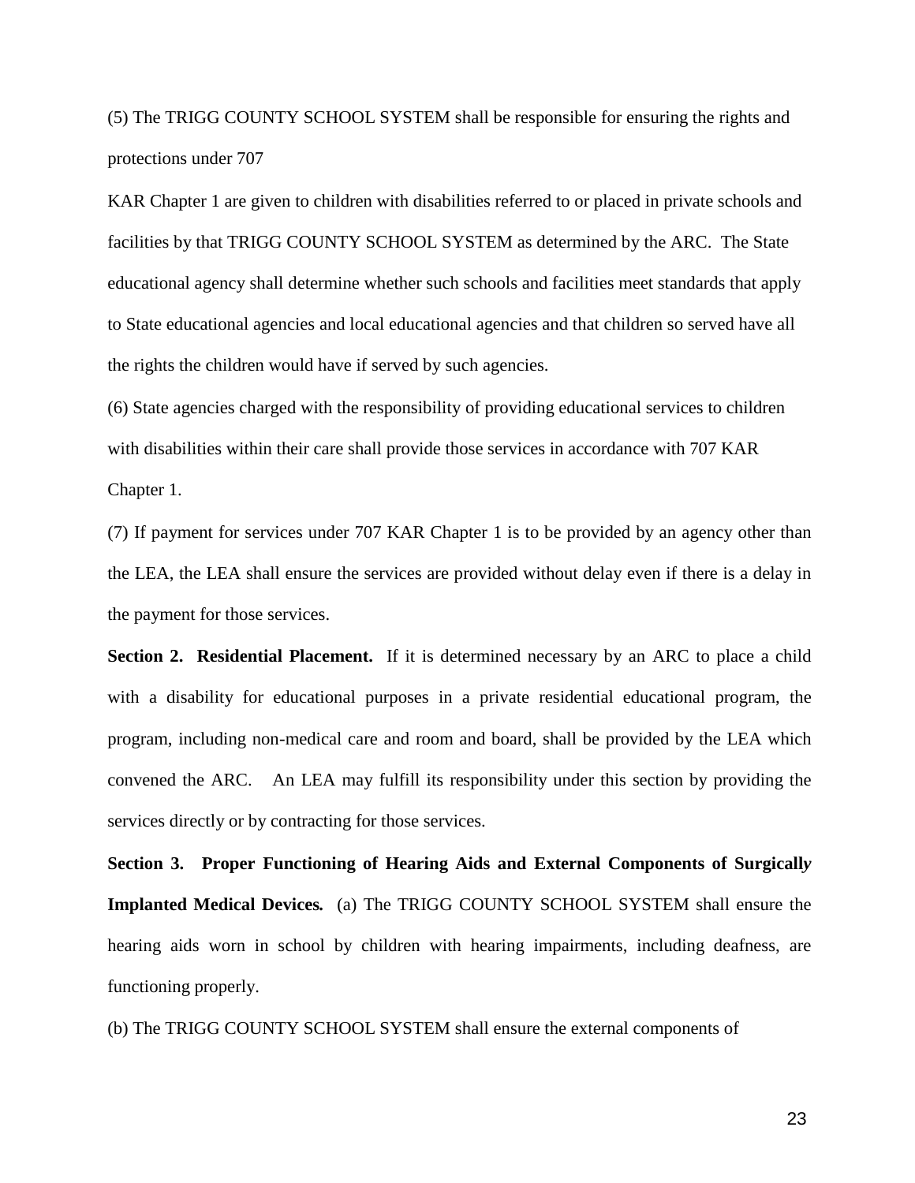(5) The TRIGG COUNTY SCHOOL SYSTEM shall be responsible for ensuring the rights and protections under 707 KAR Chapter 1 are given to children with disabilities referred to or placed in private schools and facilities by that TRIGG COUNTY SCHOOL SYSTEM as determined by the ARC. The State educational agency shall determine whether such schools and facilities meet standards that apply to State educational agencies and local educational agencies and that children so served have all the rights the children would have if served by such agencies.

(6) State agencies charged with the responsibility of providing educational services to children with disabilities within their care shall provide those services in accordance with 707 KAR Chapter 1.

(7) If payment for services under 707 KAR Chapter 1 is to be provided by an agency other than the LEA, the LEA shall ensure the services are provided without delay even if there is a delay in the payment for those services.

**Section 2. Residential Placement.** If it is determined necessary by an ARC to place a child with a disability for educational purposes in a private residential educational program, the program, including non-medical care and room and board, shall be provided by the LEA which convened the ARC. An LEA may fulfill its responsibility under this section by providing the services directly or by contracting for those services.

**Section 3. Proper Functioning of Hearing Aids and External Components of Surgically Implanted Medical Devices.** (a) The TRIGG COUNTY SCHOOL SYSTEM shall ensure the hearing aids worn in school by children with hearing impairments, including deafness, are functioning properly.

(b) The TRIGG COUNTY SCHOOL SYSTEM shall ensure the external components of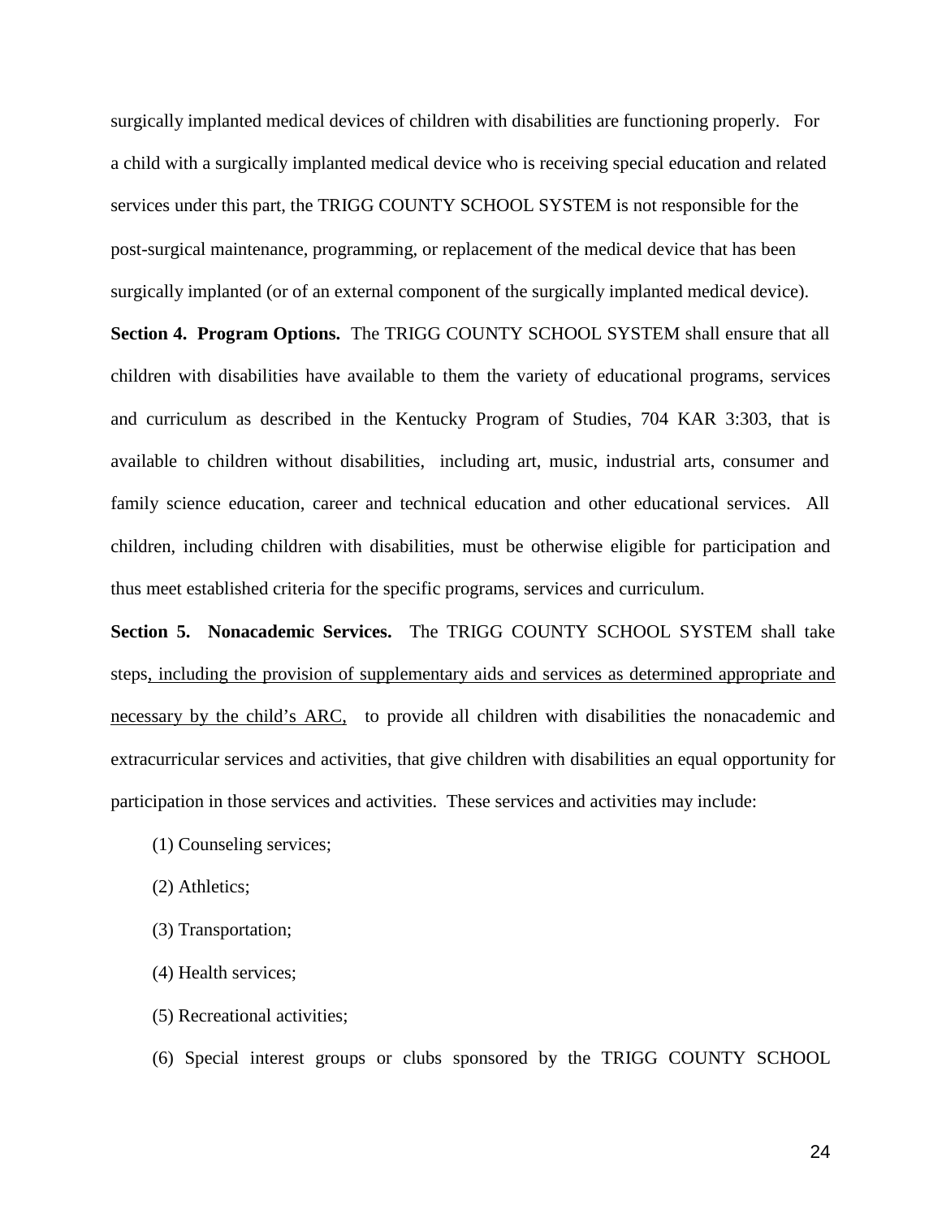surgically implanted medical devices of children with disabilities are functioning properly. For a child with a surgically implanted medical device who is receiving special education and related services under this part, the TRIGG COUNTY SCHOOL SYSTEM is not responsible for the post-surgical maintenance, programming, or replacement of the medical device that has been surgically implanted (or of an external component of the surgically implanted medical device).

**Section 4. Program Options.** The TRIGG COUNTY SCHOOL SYSTEM shall ensure that all children with disabilities have available to them the variety of educational programs, services and curriculum as described in the Kentucky Program of Studies, 704 KAR 3:303, that is available to children without disabilities, including art, music, industrial arts, consumer and family science education, career and technical education and other educational services. All children, including children with disabilities, must be otherwise eligible for participation and thus meet established criteria for the specific programs, services and curriculum.

**Section 5. Nonacademic Services.** The TRIGG COUNTY SCHOOL SYSTEM shall take steps, including the provision of supplementary aids and services as determined appropriate and necessary by the child's ARC, to provide all children with disabilities the nonacademic and extracurricular services and activities, that give children with disabilities an equal opportunity for participation in those services and activities. These services and activities may include:

(1) Counseling services;

(2) Athletics;

(3) Transportation;

(4) Health services;

(5) Recreational activities;

(6) Special interest groups or clubs sponsored by the TRIGG COUNTY SCHOOL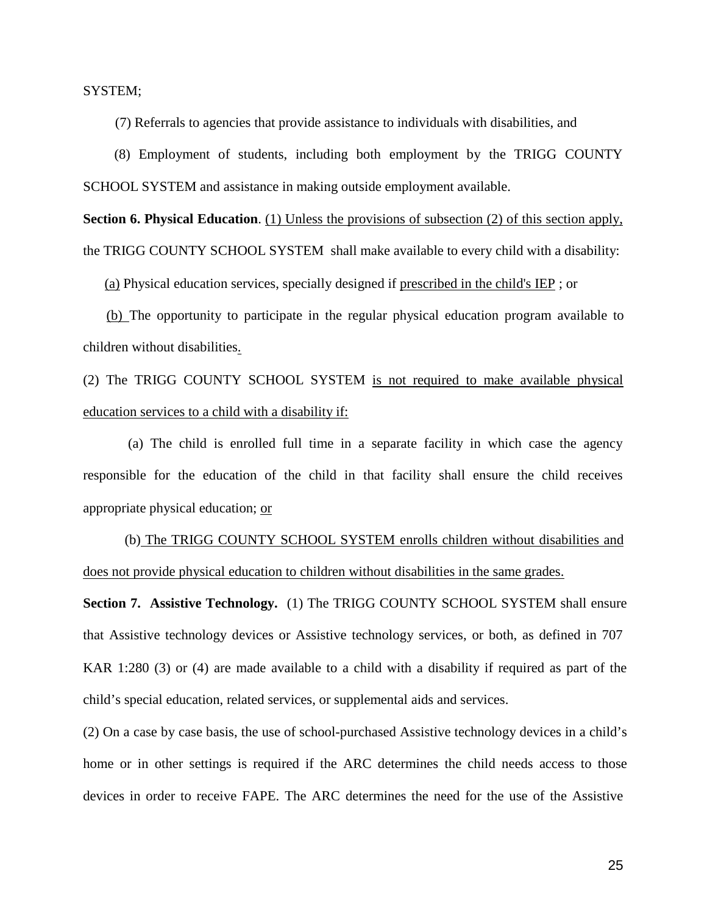SYSTEM;

(7) Referrals to agencies that provide assistance to individuals with disabilities, and

(8) Employment of students, including both employment by the TRIGG COUNTY SCHOOL SYSTEM and assistance in making outside employment available.

**Section 6. Physical Education**. (1) Unless the provisions of subsection (2) of this section apply, the TRIGG COUNTY SCHOOL SYSTEM shall make available to every child with a disability:

(a) Physical education services, specially designed if prescribed in the child's IEP ; or

(b) The opportunity to participate in the regular physical education program available to children without disabilities.

(2) The TRIGG COUNTY SCHOOL SYSTEM is not required to make available physical education services to a child with a disability if:

(a) The child is enrolled full time in a separate facility in which case the agency responsible for the education of the child in that facility shall ensure the child receives appropriate physical education; or

(b) The TRIGG COUNTY SCHOOL SYSTEM enrolls children without disabilities and does not provide physical education to children without disabilities in the same grades.

**Section 7. Assistive Technology.** (1) The TRIGG COUNTY SCHOOL SYSTEM shall ensure that Assistive technology devices or Assistive technology services, or both, as defined in 707 KAR 1:280 (3) or (4) are made available to a child with a disability if required as part of the child's special education, related services, or supplemental aids and services.

(2) On a case by case basis, the use of school-purchased Assistive technology devices in a child's home or in other settings is required if the ARC determines the child needs access to those devices in order to receive FAPE. The ARC determines the need for the use of the Assistive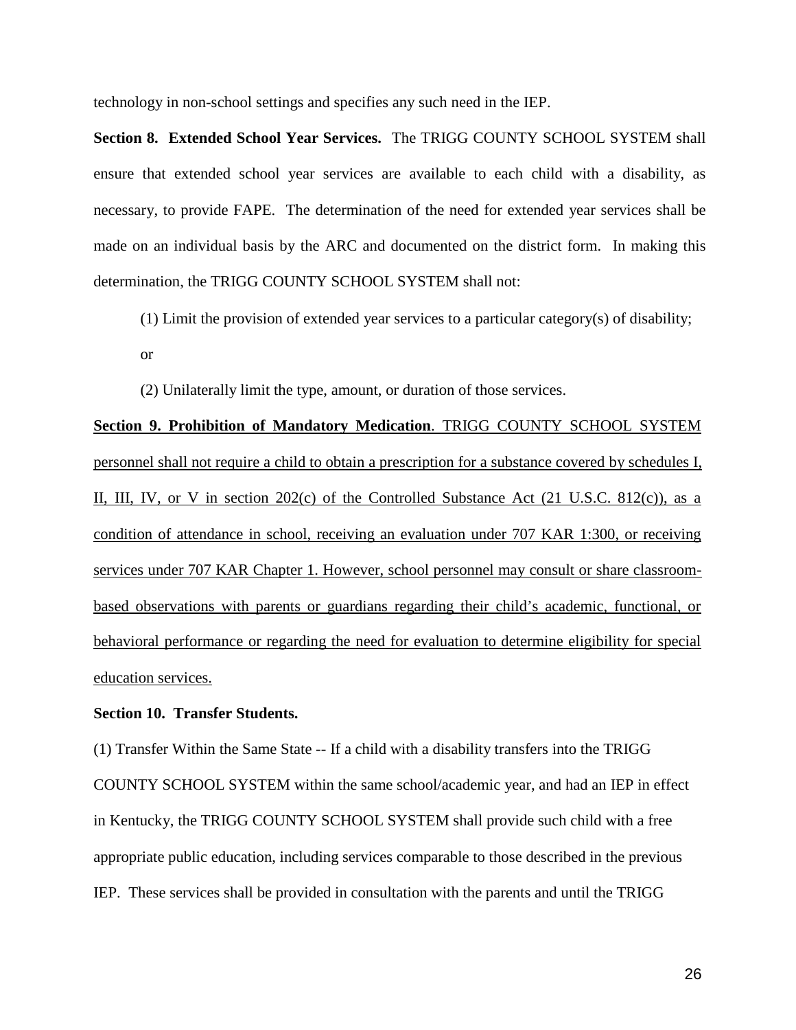technology in non-school settings and specifies any such need in the IEP.

**Section 8. Extended School Year Services.** The TRIGG COUNTY SCHOOL SYSTEM shall ensure that extended school year services are available to each child with a disability, as necessary, to provide FAPE. The determination of the need for extended year services shall be made on an individual basis by the ARC and documented on the district form. In making this determination, the TRIGG COUNTY SCHOOL SYSTEM shall not:

(1) Limit the provision of extended year services to a particular category(s) of disability; or

(2) Unilaterally limit the type, amount, or duration of those services.

<u>**Section 9. Prohibition of Mandatory Medication**. TRIGG COUNTY SCHOOL SYSTEM personnel shall not require a child to obtain a prescription for a substance covered by schedules I, II, III, IV, or V in section 202(c) of the Controlled Substance Act (21 U.S.C. 812(c)), as a condition of attendance in school, receiving an evaluation under 707 KAR 1:300, or receiving services under 707 KAR Chapter 1. However, school personnel may consult or share classroom-based observations with parents or guardians regarding their child's academic, functional, or behavioral performance or regarding the need for evaluation to determine eligibility for special education services.</u>

**Section 10. Transfer Students.**

(1) Transfer Within the Same State -- If a child with a disability transfers into the TRIGG COUNTY SCHOOL SYSTEM within the same school/academic year, and had an IEP in effect in Kentucky, the TRIGG COUNTY SCHOOL SYSTEM shall provide such child with a free appropriate public education, including services comparable to those described in the previous IEP. These services shall be provided in consultation with the parents and until the TRIGG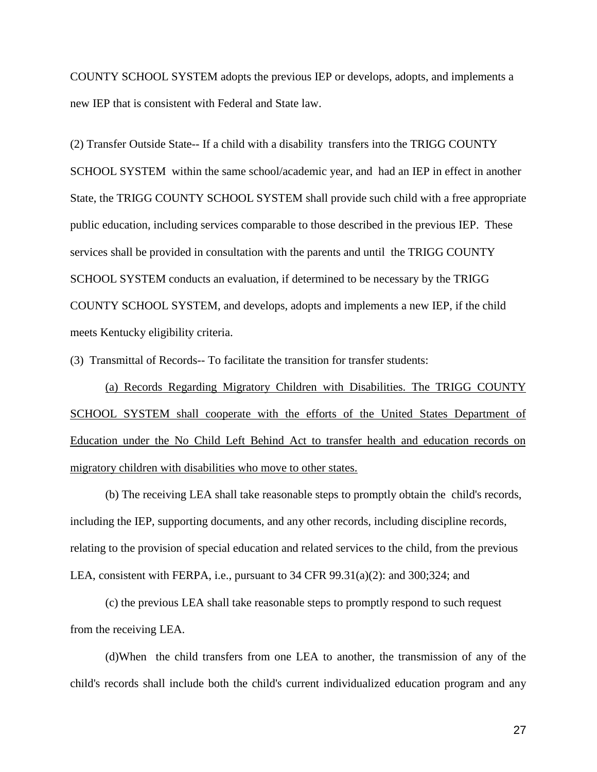COUNTY SCHOOL SYSTEM adopts the previous IEP or develops, adopts, and implements a new IEP that is consistent with Federal and State law.

(2) Transfer Outside State-- If a child with a disability transfers into the TRIGG COUNTY SCHOOL SYSTEM within the same school/academic year, and had an IEP in effect in another State, the TRIGG COUNTY SCHOOL SYSTEM shall provide such child with a free appropriate public education, including services comparable to those described in the previous IEP. These services shall be provided in consultation with the parents and until the TRIGG COUNTY SCHOOL SYSTEM conducts an evaluation, if determined to be necessary by the TRIGG COUNTY SCHOOL SYSTEM, and develops, adopts and implements a new IEP, if the child meets Kentucky eligibility criteria.

(3) Transmittal of Records-- To facilitate the transition for transfer students:

<u>(a) Records Regarding Migratory Children with Disabilities. The TRIGG COUNTY SCHOOL SYSTEM shall cooperate with the efforts of the United States Department of Education under the No Child Left Behind Act to transfer health and education records on migratory children with disabilities who move to other states.</u>

(b) The receiving LEA shall take reasonable steps to promptly obtain the child's records, including the IEP, supporting documents, and any other records, including discipline records, relating to the provision of special education and related services to the child, from the previous LEA, consistent with FERPA, i.e., pursuant to 34 CFR 99.31(a)(2): and 300;324; and

(c) the previous LEA shall take reasonable steps to promptly respond to such request from the receiving LEA.

(d)When the child transfers from one LEA to another, the transmission of any of the child's records shall include both the child's current individualized education program and any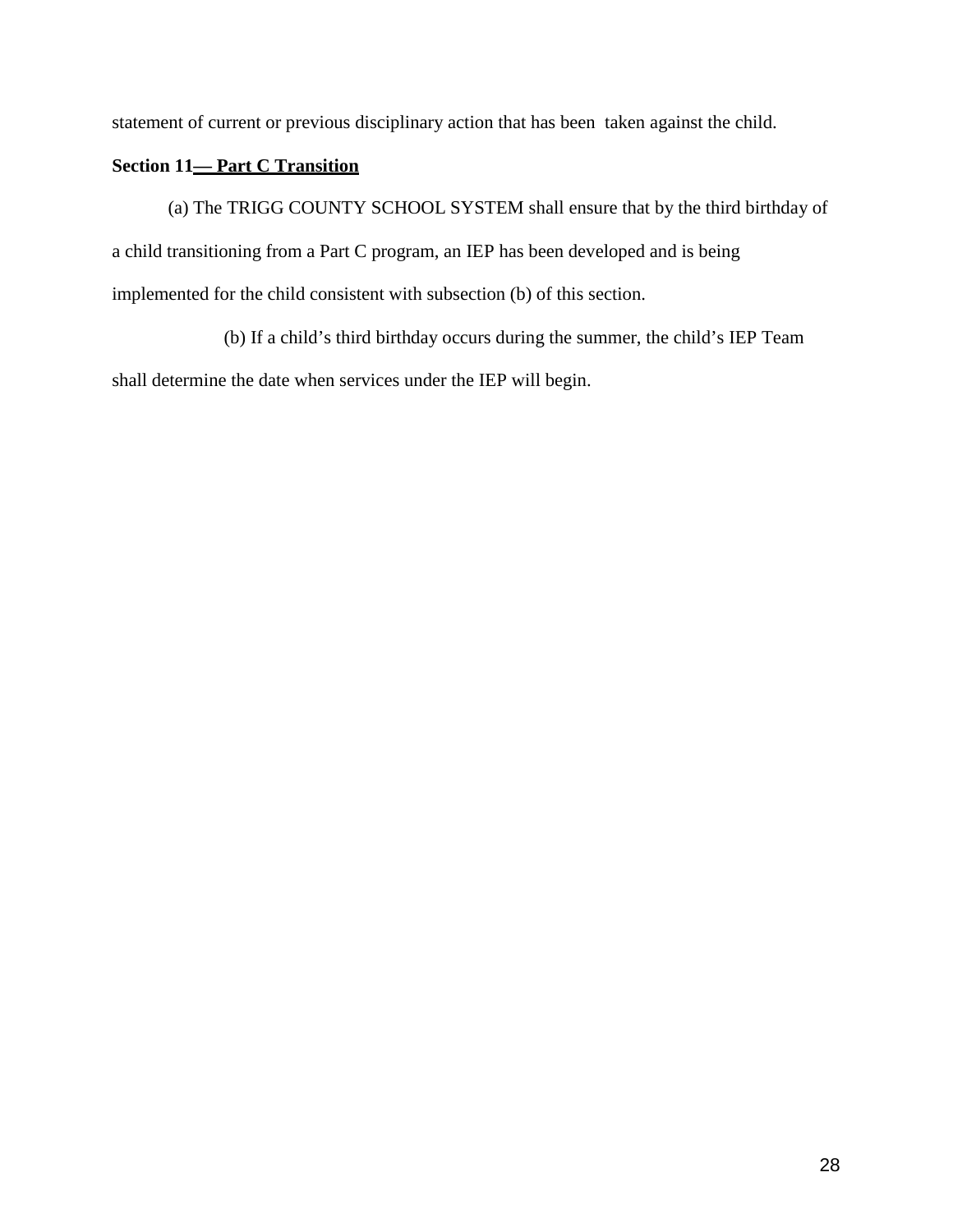statement of current or previous disciplinary action that has been taken against the child.

**Section 11— Part C Transition**

(a) The TRIGG COUNTY SCHOOL SYSTEM shall ensure that by the third birthday of a child transitioning from a Part C program, an IEP has been developed and is being implemented for the child consistent with subsection (b) of this section.

(b) If a child's third birthday occurs during the summer, the child's IEP Team shall determine the date when services under the IEP will begin.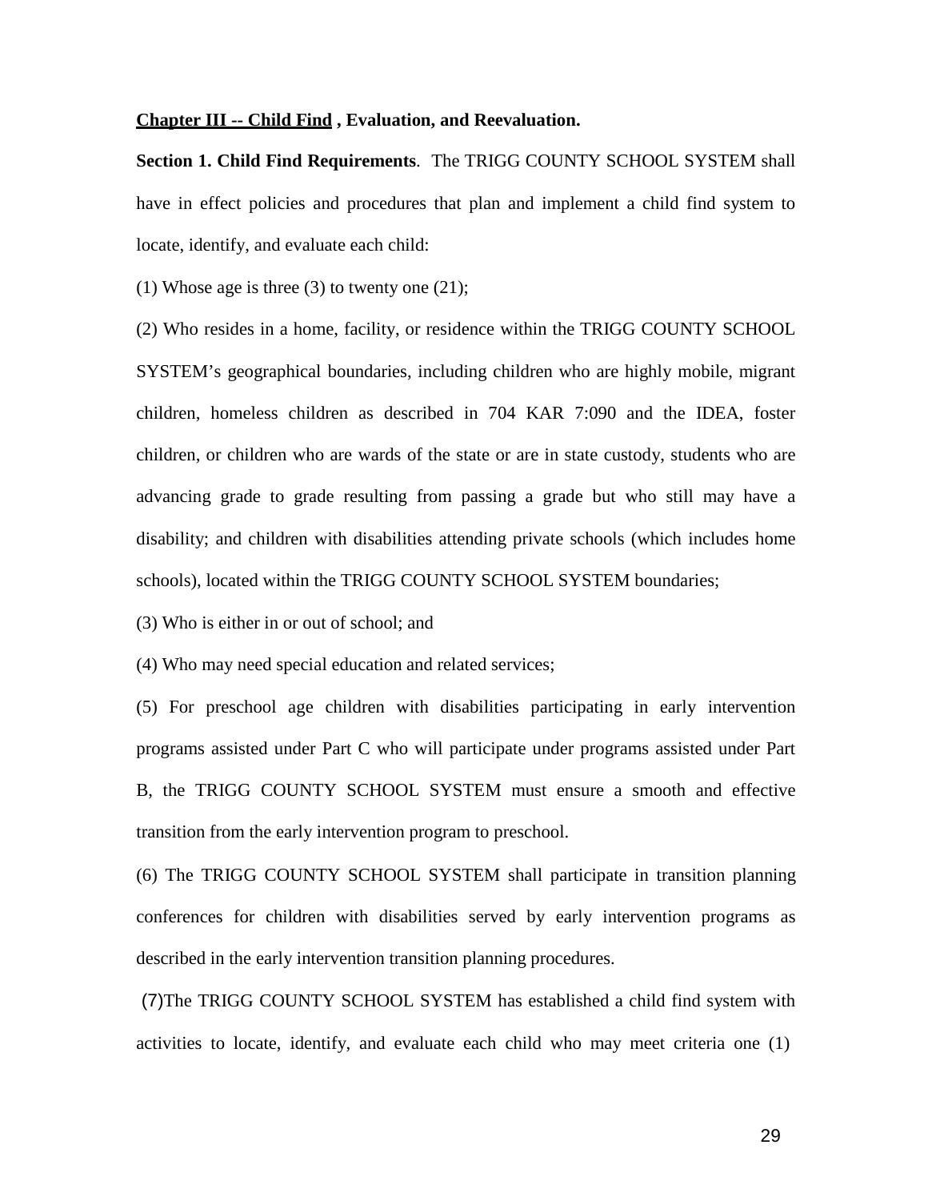**Chapter III -- Child Find , Evaluation, and Reevaluation.**

**Section 1. Child Find Requirements**. The TRIGG COUNTY SCHOOL SYSTEM shall have in effect policies and procedures that plan and implement a child find system to locate, identify, and evaluate each child:

(1) Whose age is three (3) to twenty one (21);

(2) Who resides in a home, facility, or residence within the TRIGG COUNTY SCHOOL SYSTEM's geographical boundaries, including children who are highly mobile, migrant children, homeless children as described in 704 KAR 7:090 and the IDEA, foster children, or children who are wards of the state or are in state custody, students who are advancing grade to grade resulting from passing a grade but who still may have a disability; and children with disabilities attending private schools (which includes home schools), located within the TRIGG COUNTY SCHOOL SYSTEM boundaries;

(3) Who is either in or out of school; and

(4) Who may need special education and related services;

(5) For preschool age children with disabilities participating in early intervention programs assisted under Part C who will participate under programs assisted under Part B, the TRIGG COUNTY SCHOOL SYSTEM must ensure a smooth and effective transition from the early intervention program to preschool.

(6) The TRIGG COUNTY SCHOOL SYSTEM shall participate in transition planning conferences for children with disabilities served by early intervention programs as described in the early intervention transition planning procedures.

(7)The TRIGG COUNTY SCHOOL SYSTEM has established a child find system with activities to locate, identify, and evaluate each child who may meet criteria one (1)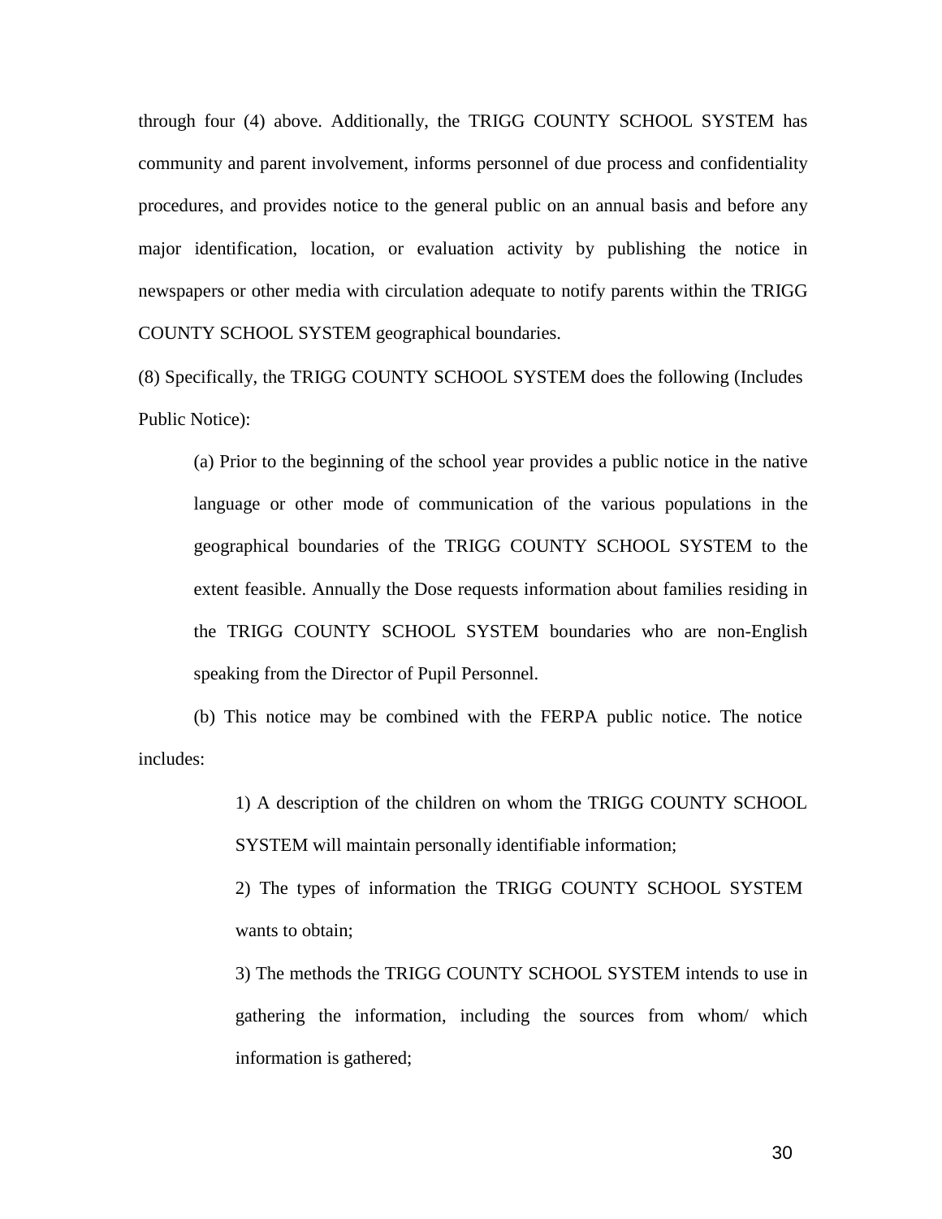through four (4) above. Additionally, the TRIGG COUNTY SCHOOL SYSTEM has community and parent involvement, informs personnel of due process and confidentiality procedures, and provides notice to the general public on an annual basis and before any major identification, location, or evaluation activity by publishing the notice in newspapers or other media with circulation adequate to notify parents within the TRIGG COUNTY SCHOOL SYSTEM geographical boundaries.

(8) Specifically, the TRIGG COUNTY SCHOOL SYSTEM does the following (Includes Public Notice):

(a) Prior to the beginning of the school year provides a public notice in the native language or other mode of communication of the various populations in the geographical boundaries of the TRIGG COUNTY SCHOOL SYSTEM to the extent feasible. Annually the Dose requests information about families residing in the TRIGG COUNTY SCHOOL SYSTEM boundaries who are non-English speaking from the Director of Pupil Personnel.

(b) This notice may be combined with the FERPA public notice. The notice includes:

1) A description of the children on whom the TRIGG COUNTY SCHOOL SYSTEM will maintain personally identifiable information;

2) The types of information the TRIGG COUNTY SCHOOL SYSTEM wants to obtain;

3) The methods the TRIGG COUNTY SCHOOL SYSTEM intends to use in gathering the information, including the sources from whom/ which information is gathered;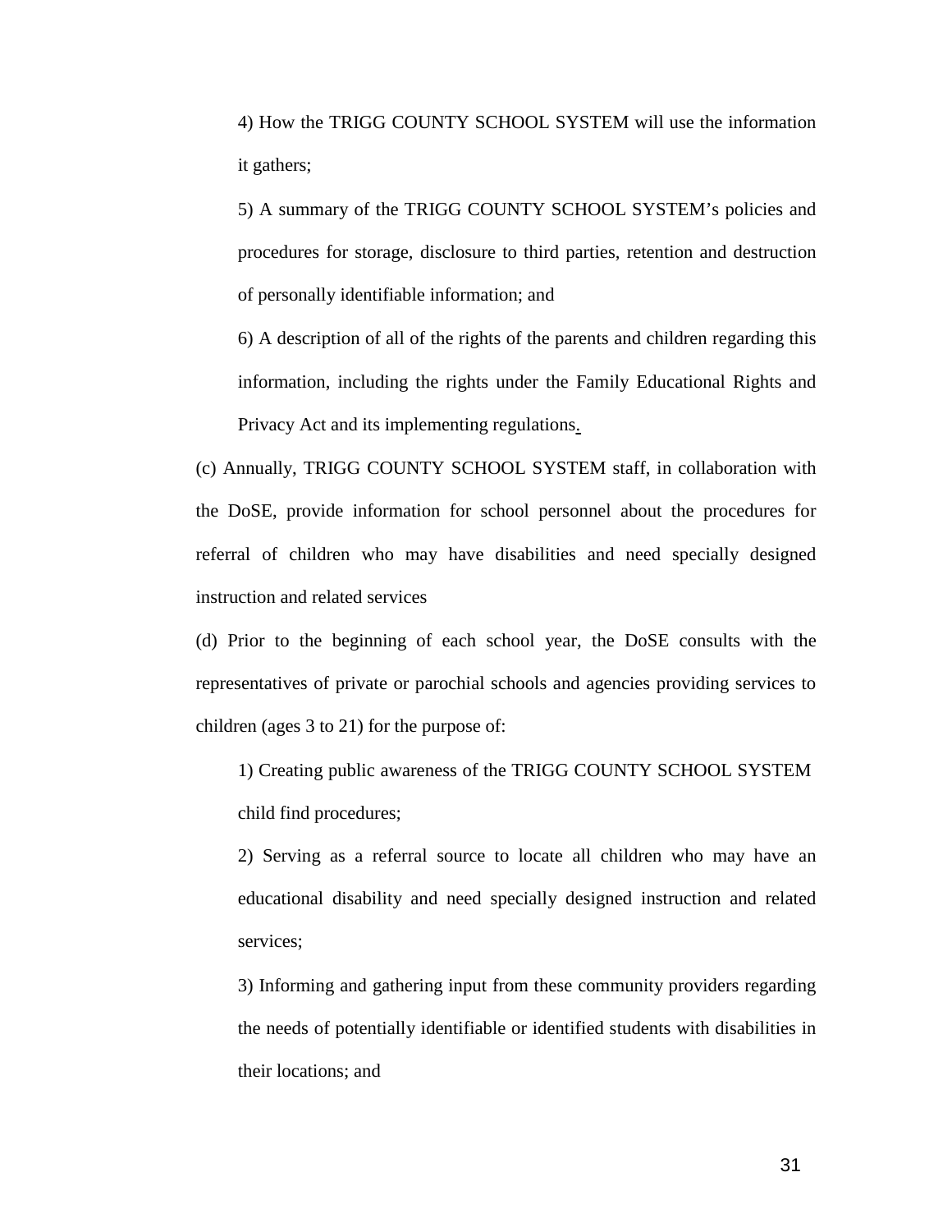4) How the TRIGG COUNTY SCHOOL SYSTEM will use the information it gathers;

5) A summary of the TRIGG COUNTY SCHOOL SYSTEM's policies and procedures for storage, disclosure to third parties, retention and destruction of personally identifiable information; and

6) A description of all of the rights of the parents and children regarding this information, including the rights under the Family Educational Rights and Privacy Act and its implementing regulations.

(c) Annually, TRIGG COUNTY SCHOOL SYSTEM staff, in collaboration with the DoSE, provide information for school personnel about the procedures for referral of children who may have disabilities and need specially designed instruction and related services

(d) Prior to the beginning of each school year, the DoSE consults with the representatives of private or parochial schools and agencies providing services to children (ages 3 to 21) for the purpose of:

1) Creating public awareness of the TRIGG COUNTY SCHOOL SYSTEM child find procedures;

2) Serving as a referral source to locate all children who may have an educational disability and need specially designed instruction and related services;

3) Informing and gathering input from these community providers regarding the needs of potentially identifiable or identified students with disabilities in their locations; and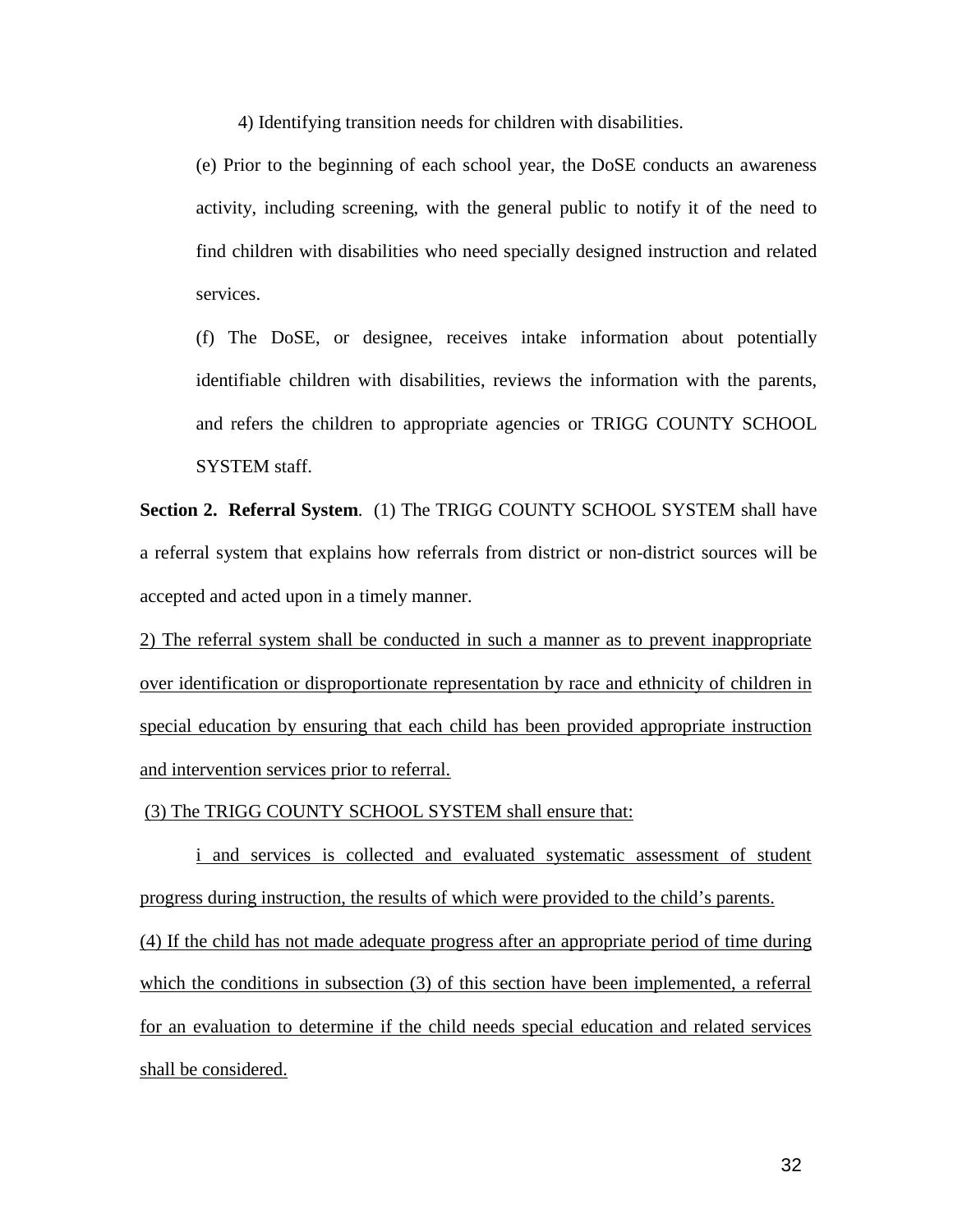4) Identifying transition needs for children with disabilities.

(e) Prior to the beginning of each school year, the DoSE conducts an awareness activity, including screening, with the general public to notify it of the need to find children with disabilities who need specially designed instruction and related services.

(f) The DoSE, or designee, receives intake information about potentially identifiable children with disabilities, reviews the information with the parents, and refers the children to appropriate agencies or TRIGG COUNTY SCHOOL SYSTEM staff.

**Section 2. Referral System**. (1) The TRIGG COUNTY SCHOOL SYSTEM shall have a referral system that explains how referrals from district or non-district sources will be accepted and acted upon in a timely manner.

<u>2) The referral system shall be conducted in such a manner as to prevent inappropriate over identification or disproportionate representation by race and ethnicity of children in special education by ensuring that each child has been provided appropriate instruction and intervention services prior to referral.</u>

<u>(3) The TRIGG COUNTY SCHOOL SYSTEM shall ensure that:</u>

<u>i and services is collected and evaluated systematic assessment of student progress during instruction, the results of which were provided to the child's parents.</u>

<u>(4) If the child has not made adequate progress after an appropriate period of time during which the conditions in subsection (3) of this section have been implemented, a referral for an evaluation to determine if the child needs special education and related services shall be considered.</u>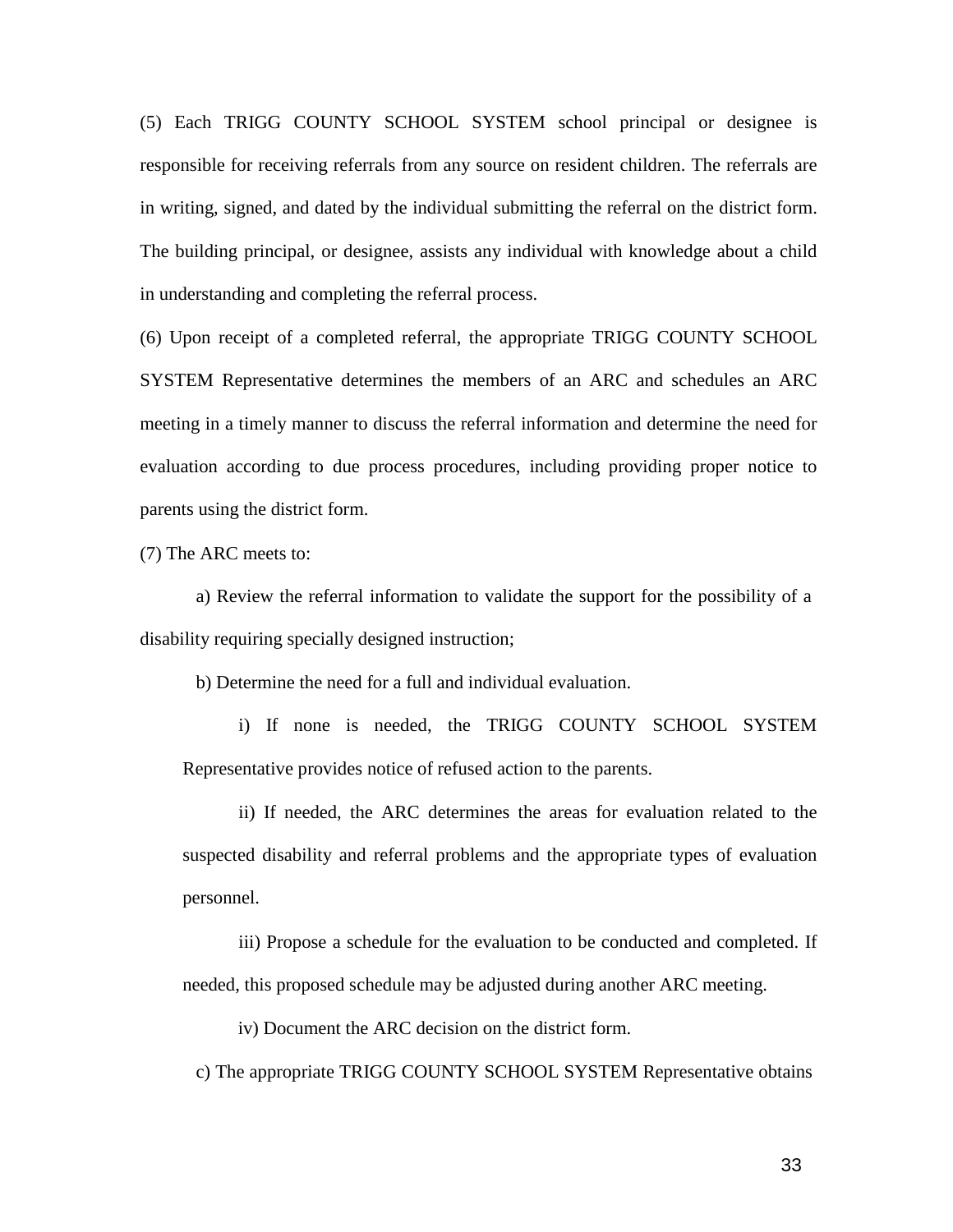(5) Each TRIGG COUNTY SCHOOL SYSTEM school principal or designee is responsible for receiving referrals from any source on resident children. The referrals are in writing, signed, and dated by the individual submitting the referral on the district form. The building principal, or designee, assists any individual with knowledge about a child in understanding and completing the referral process.

(6) Upon receipt of a completed referral, the appropriate TRIGG COUNTY SCHOOL SYSTEM Representative determines the members of an ARC and schedules an ARC meeting in a timely manner to discuss the referral information and determine the need for evaluation according to due process procedures, including providing proper notice to parents using the district form.

(7) The ARC meets to:

a) Review the referral information to validate the support for the possibility of a disability requiring specially designed instruction;

b) Determine the need for a full and individual evaluation.

i) If none is needed, the TRIGG COUNTY SCHOOL SYSTEM Representative provides notice of refused action to the parents.

ii) If needed, the ARC determines the areas for evaluation related to the suspected disability and referral problems and the appropriate types of evaluation personnel.

iii) Propose a schedule for the evaluation to be conducted and completed. If needed, this proposed schedule may be adjusted during another ARC meeting.

iv) Document the ARC decision on the district form.

c) The appropriate TRIGG COUNTY SCHOOL SYSTEM Representative obtains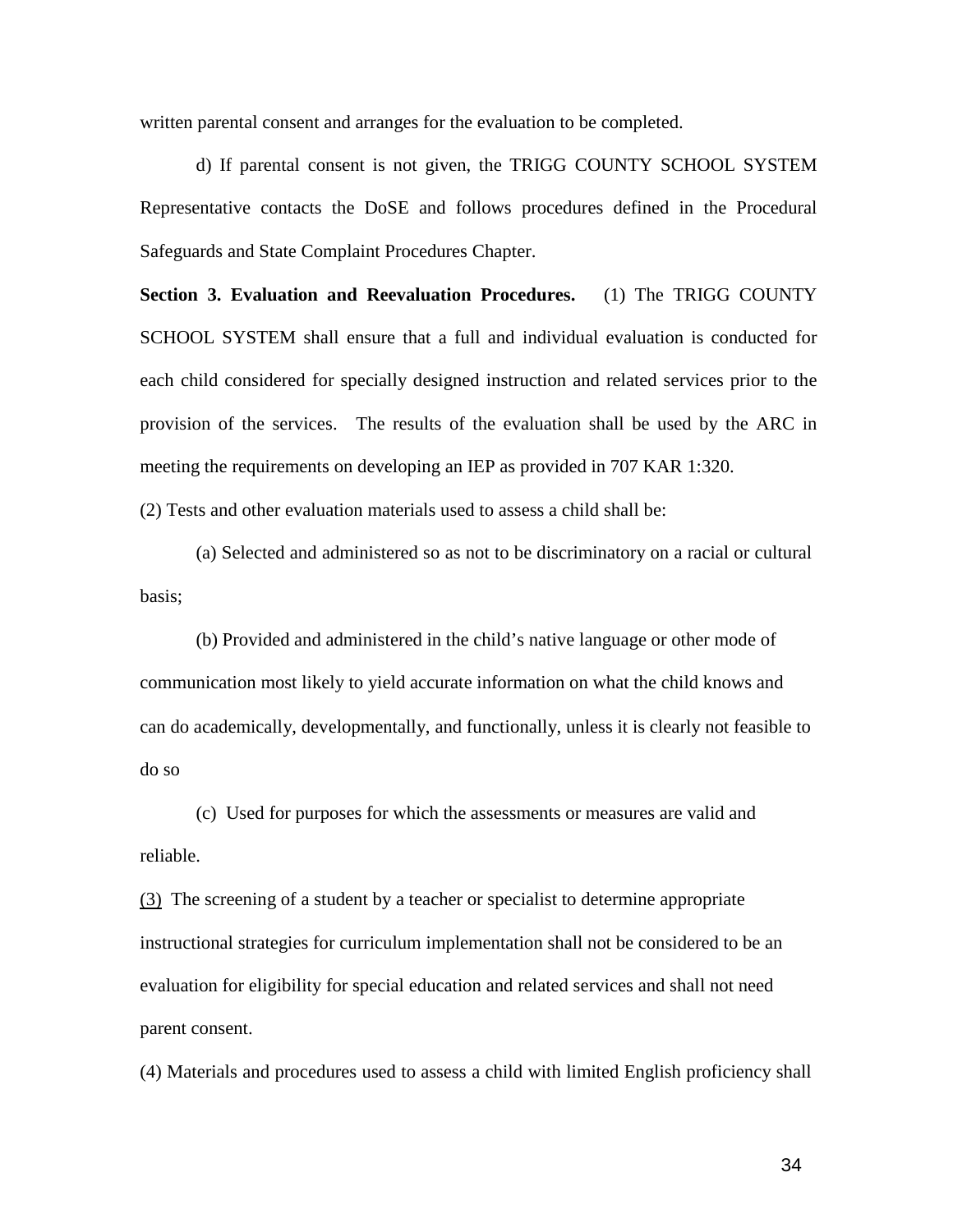written parental consent and arranges for the evaluation to be completed.

d) If parental consent is not given, the TRIGG COUNTY SCHOOL SYSTEM Representative contacts the DoSE and follows procedures defined in the Procedural Safeguards and State Complaint Procedures Chapter.

**Section 3. Evaluation and Reevaluation Procedures.** (1) The TRIGG COUNTY SCHOOL SYSTEM shall ensure that a full and individual evaluation is conducted for each child considered for specially designed instruction and related services prior to the provision of the services. The results of the evaluation shall be used by the ARC in meeting the requirements on developing an IEP as provided in 707 KAR 1:320.

(2) Tests and other evaluation materials used to assess a child shall be:

(a) Selected and administered so as not to be discriminatory on a racial or cultural basis;

(b) Provided and administered in the child's native language or other mode of communication most likely to yield accurate information on what the child knows and can do academically, developmentally, and functionally, unless it is clearly not feasible to do so

(c) Used for purposes for which the assessments or measures are valid and reliable.

(3) The screening of a student by a teacher or specialist to determine appropriate instructional strategies for curriculum implementation shall not be considered to be an evaluation for eligibility for special education and related services and shall not need parent consent.

(4) Materials and procedures used to assess a child with limited English proficiency shall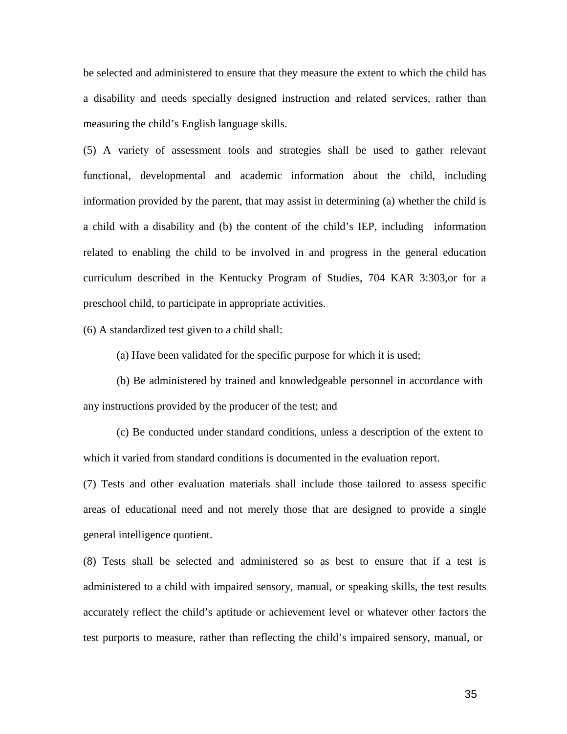be selected and administered to ensure that they measure the extent to which the child has a disability and needs specially designed instruction and related services, rather than measuring the child's English language skills.

(5) A variety of assessment tools and strategies shall be used to gather relevant functional, developmental and academic information about the child, including information provided by the parent, that may assist in determining (a) whether the child is a child with a disability and (b) the content of the child's IEP, including information related to enabling the child to be involved in and progress in the general education curriculum described in the Kentucky Program of Studies, 704 KAR 3:303,or for a preschool child, to participate in appropriate activities.

(6) A standardized test given to a child shall:

(a) Have been validated for the specific purpose for which it is used;

(b) Be administered by trained and knowledgeable personnel in accordance with any instructions provided by the producer of the test; and

(c) Be conducted under standard conditions, unless a description of the extent to which it varied from standard conditions is documented in the evaluation report.

(7) Tests and other evaluation materials shall include those tailored to assess specific areas of educational need and not merely those that are designed to provide a single general intelligence quotient.

(8) Tests shall be selected and administered so as best to ensure that if a test is administered to a child with impaired sensory, manual, or speaking skills, the test results accurately reflect the child's aptitude or achievement level or whatever other factors the test purports to measure, rather than reflecting the child's impaired sensory, manual, or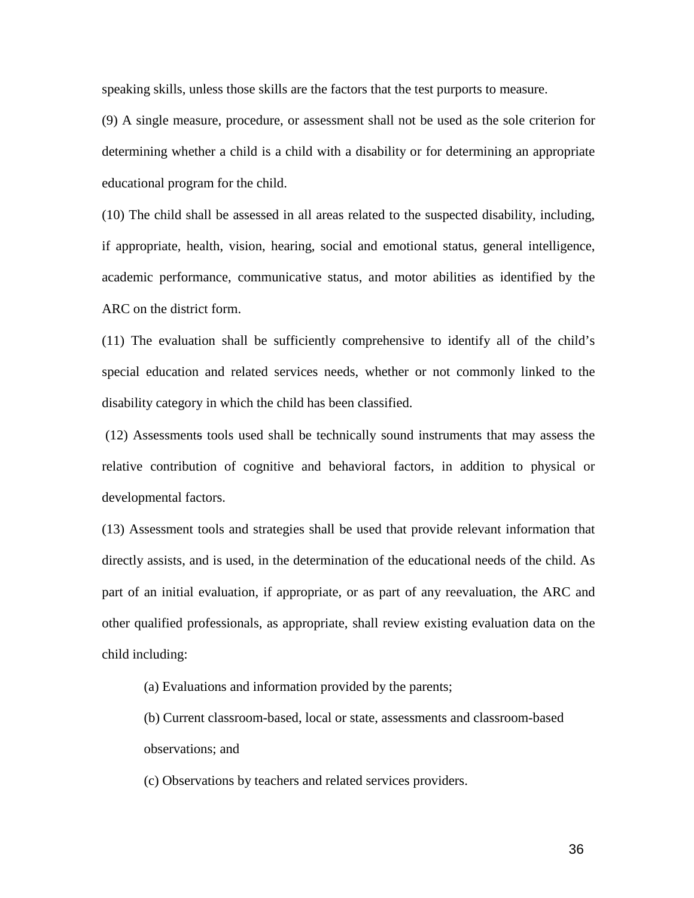speaking skills, unless those skills are the factors that the test purports to measure.

(9) A single measure, procedure, or assessment shall not be used as the sole criterion for determining whether a child is a child with a disability or for determining an appropriate educational program for the child.

(10) The child shall be assessed in all areas related to the suspected disability, including, if appropriate, health, vision, hearing, social and emotional status, general intelligence, academic performance, communicative status, and motor abilities as identified by the ARC on the district form.

(11) The evaluation shall be sufficiently comprehensive to identify all of the child's special education and related services needs, whether or not commonly linked to the disability category in which the child has been classified.

(12) Assessments tools used shall be technically sound instruments that may assess the relative contribution of cognitive and behavioral factors, in addition to physical or developmental factors.

(13) Assessment tools and strategies shall be used that provide relevant information that directly assists, and is used, in the determination of the educational needs of the child. As part of an initial evaluation, if appropriate, or as part of any reevaluation, the ARC and other qualified professionals, as appropriate, shall review existing evaluation data on the child including:

(a) Evaluations and information provided by the parents;

(b) Current classroom-based, local or state, assessments and classroom-based observations; and

(c) Observations by teachers and related services providers.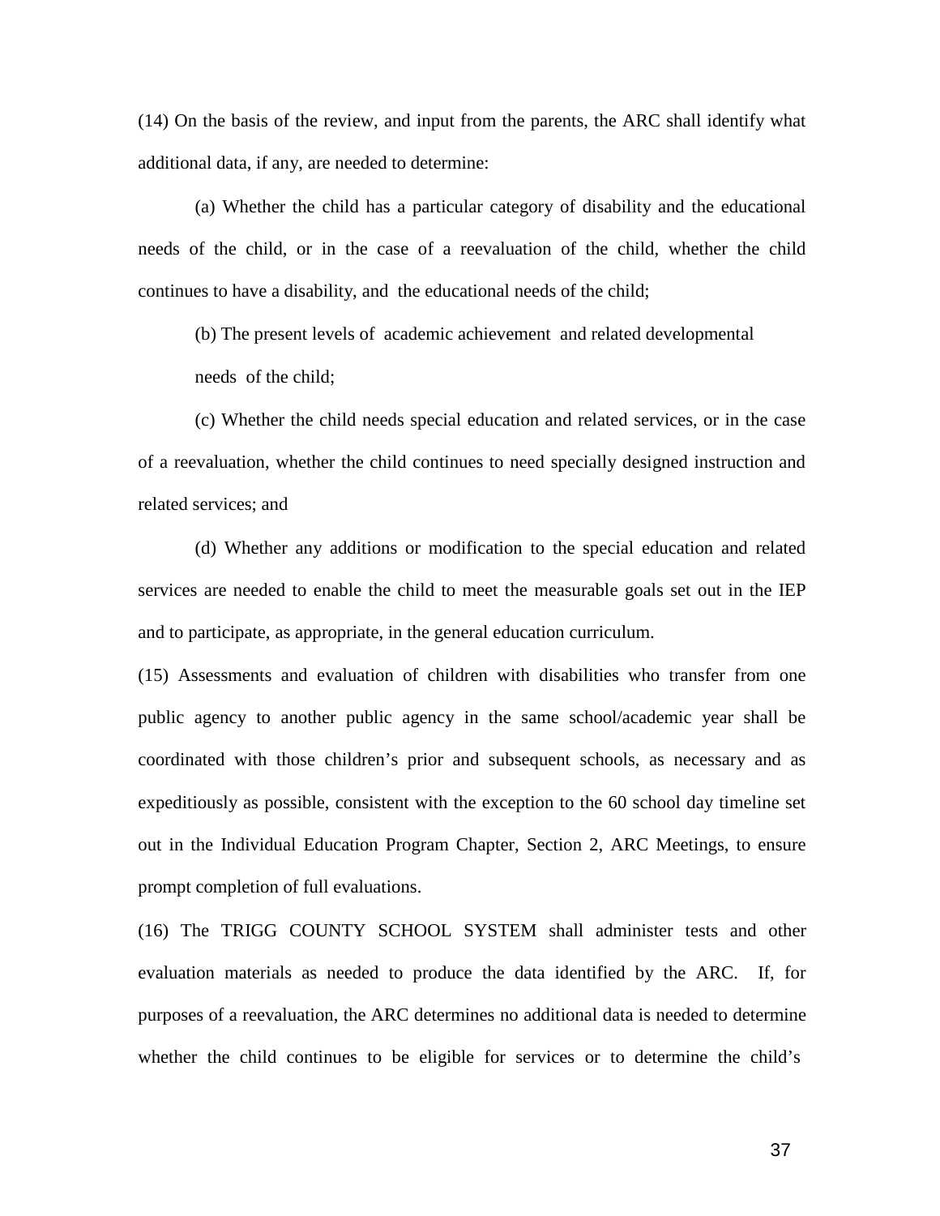(14) On the basis of the review, and input from the parents, the ARC shall identify what additional data, if any, are needed to determine:

(a) Whether the child has a particular category of disability and the educational needs of the child, or in the case of a reevaluation of the child, whether the child continues to have a disability, and the educational needs of the child;

(b) The present levels of academic achievement and related developmental needs of the child;

(c) Whether the child needs special education and related services, or in the case of a reevaluation, whether the child continues to need specially designed instruction and related services; and

(d) Whether any additions or modification to the special education and related services are needed to enable the child to meet the measurable goals set out in the IEP and to participate, as appropriate, in the general education curriculum.

(15) Assessments and evaluation of children with disabilities who transfer from one public agency to another public agency in the same school/academic year shall be coordinated with those children's prior and subsequent schools, as necessary and as expeditiously as possible, consistent with the exception to the 60 school day timeline set out in the Individual Education Program Chapter, Section 2, ARC Meetings, to ensure prompt completion of full evaluations.

(16) The TRIGG COUNTY SCHOOL SYSTEM shall administer tests and other evaluation materials as needed to produce the data identified by the ARC. If, for purposes of a reevaluation, the ARC determines no additional data is needed to determine whether the child continues to be eligible for services or to determine the child's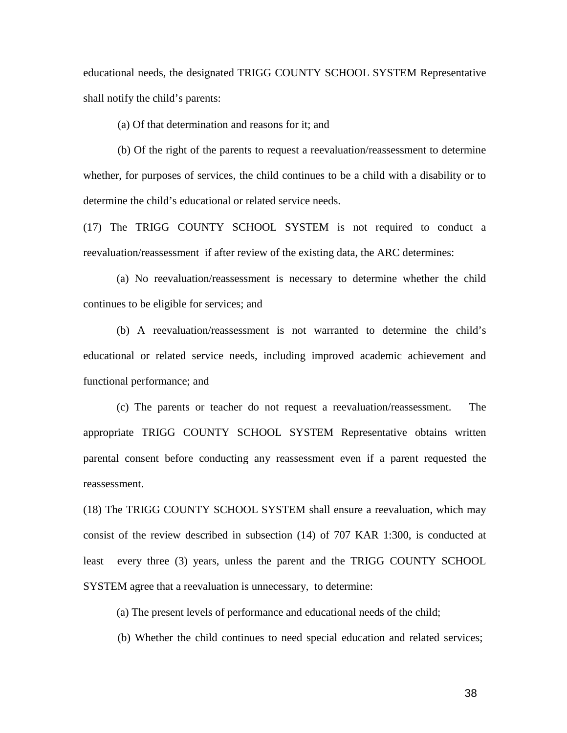educational needs, the designated TRIGG COUNTY SCHOOL SYSTEM Representative shall notify the child's parents:

(a) Of that determination and reasons for it; and

(b) Of the right of the parents to request a reevaluation/reassessment to determine whether, for purposes of services, the child continues to be a child with a disability or to determine the child's educational or related service needs.

(17) The TRIGG COUNTY SCHOOL SYSTEM is not required to conduct a reevaluation/reassessment if after review of the existing data, the ARC determines:

(a) No reevaluation/reassessment is necessary to determine whether the child continues to be eligible for services; and

(b) A reevaluation/reassessment is not warranted to determine the child's educational or related service needs, including improved academic achievement and functional performance; and

(c) The parents or teacher do not request a reevaluation/reassessment. The appropriate TRIGG COUNTY SCHOOL SYSTEM Representative obtains written parental consent before conducting any reassessment even if a parent requested the reassessment.

(18) The TRIGG COUNTY SCHOOL SYSTEM shall ensure a reevaluation, which may consist of the review described in subsection (14) of 707 KAR 1:300, is conducted at least every three (3) years, unless the parent and the TRIGG COUNTY SCHOOL SYSTEM agree that a reevaluation is unnecessary, to determine:

(a) The present levels of performance and educational needs of the child;

(b) Whether the child continues to need special education and related services;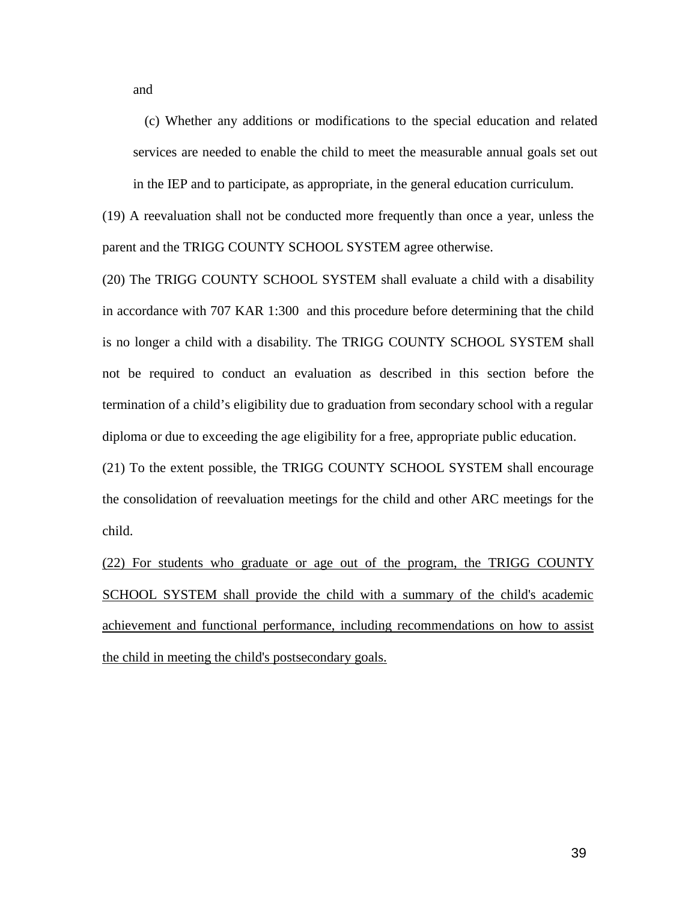and

(c) Whether any additions or modifications to the special education and related services are needed to enable the child to meet the measurable annual goals set out in the IEP and to participate, as appropriate, in the general education curriculum.

(19) A reevaluation shall not be conducted more frequently than once a year, unless the parent and the TRIGG COUNTY SCHOOL SYSTEM agree otherwise.

(20) The TRIGG COUNTY SCHOOL SYSTEM shall evaluate a child with a disability in accordance with 707 KAR 1:300 and this procedure before determining that the child is no longer a child with a disability. The TRIGG COUNTY SCHOOL SYSTEM shall not be required to conduct an evaluation as described in this section before the termination of a child's eligibility due to graduation from secondary school with a regular diploma or due to exceeding the age eligibility for a free, appropriate public education.

(21) To the extent possible, the TRIGG COUNTY SCHOOL SYSTEM shall encourage the consolidation of reevaluation meetings for the child and other ARC meetings for the child.

<u>(22) For students who graduate or age out of the program, the TRIGG COUNTY SCHOOL SYSTEM shall provide the child with a summary of the child's academic achievement and functional performance, including recommendations on how to assist the child in meeting the child's postsecondary goals.</u>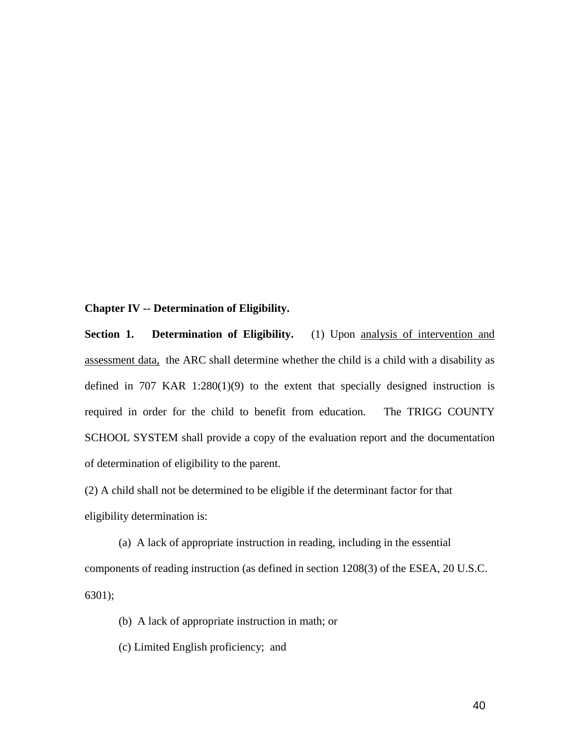**Chapter IV -- Determination of Eligibility.**

**Section 1. Determination of Eligibility.** (1) Upon <u>analysis of intervention and assessment data,</u> the ARC shall determine whether the child is a child with a disability as defined in 707 KAR 1:280(1)(9) to the extent that specially designed instruction is required in order for the child to benefit from education. The TRIGG COUNTY SCHOOL SYSTEM shall provide a copy of the evaluation report and the documentation of determination of eligibility to the parent.

(2) A child shall not be determined to be eligible if the determinant factor for that eligibility determination is:

(a) A lack of appropriate instruction in reading, including in the essential components of reading instruction (as defined in section 1208(3) of the ESEA, 20 U.S.C. 6301);

(b) A lack of appropriate instruction in math; or

(c) Limited English proficiency; and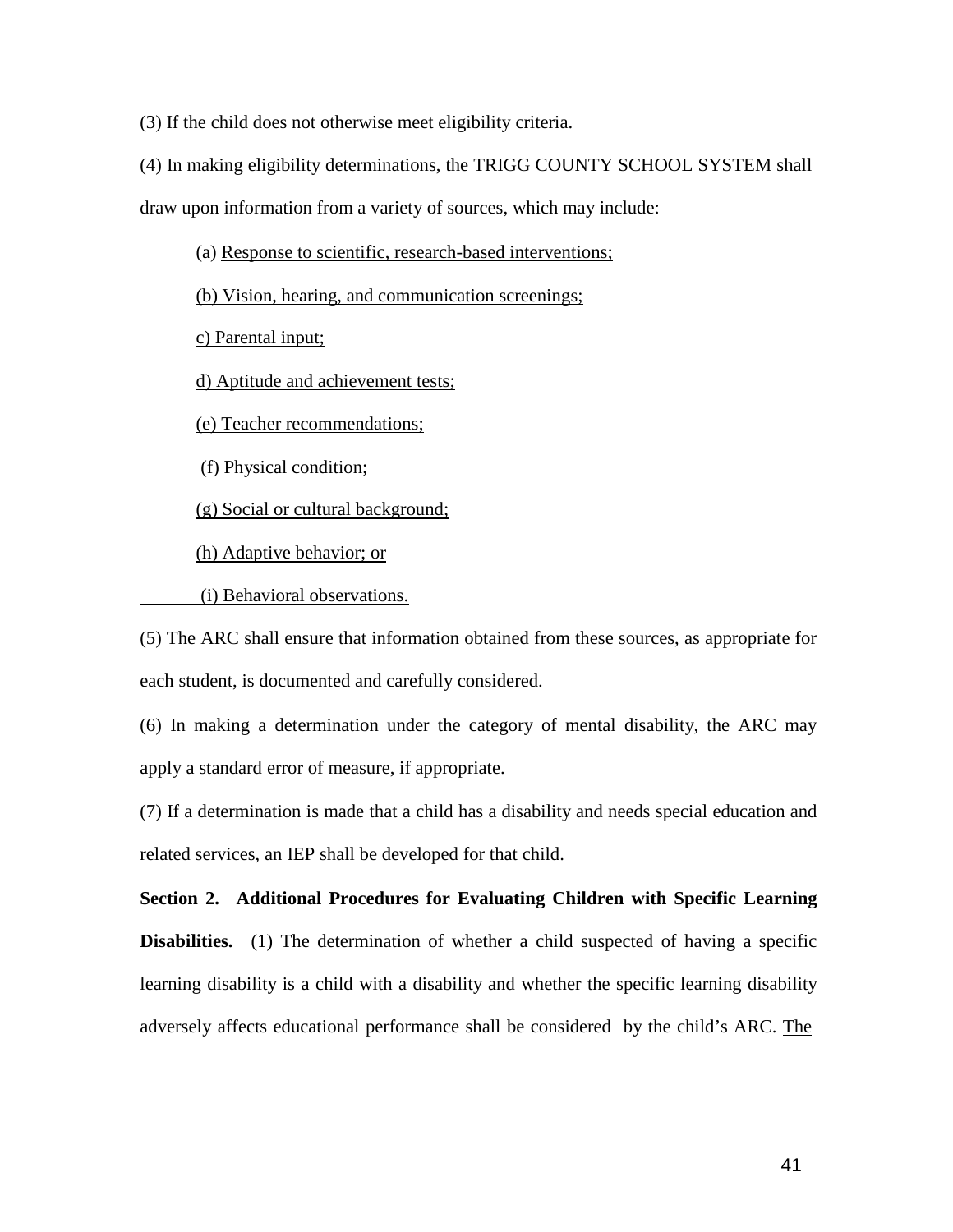(3) If the child does not otherwise meet eligibility criteria.

(4) In making eligibility determinations, the TRIGG COUNTY SCHOOL SYSTEM shall draw upon information from a variety of sources, which may include:

(a) Response to scientific, research-based interventions;

(b) Vision, hearing, and communication screenings;

c) Parental input;

d) Aptitude and achievement tests;

(e) Teacher recommendations;

(f) Physical condition;

(g) Social or cultural background;

(h) Adaptive behavior; or

(i) Behavioral observations.

(5) The ARC shall ensure that information obtained from these sources, as appropriate for each student, is documented and carefully considered.

(6) In making a determination under the category of mental disability, the ARC may apply a standard error of measure, if appropriate.

(7) If a determination is made that a child has a disability and needs special education and related services, an IEP shall be developed for that child.

**Section 2. Additional Procedures for Evaluating Children with Specific Learning Disabilities.** (1) The determination of whether a child suspected of having a specific learning disability is a child with a disability and whether the specific learning disability adversely affects educational performance shall be considered by the child's ARC. The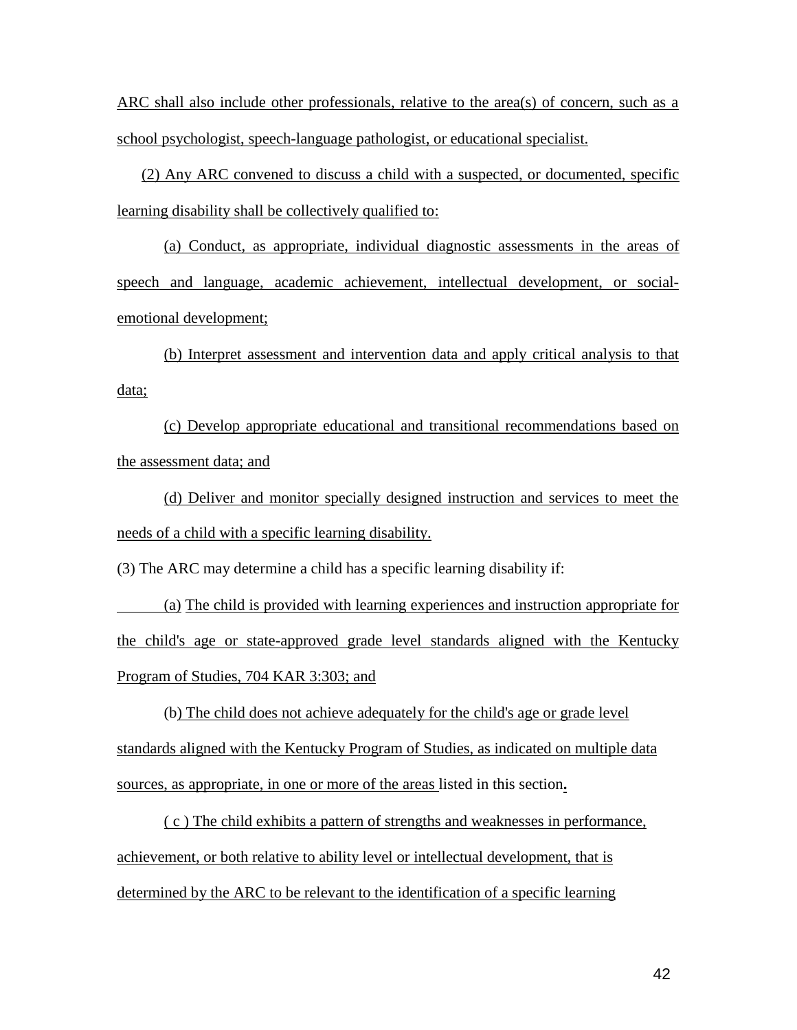ARC shall also include other professionals, relative to the area(s) of concern, such as a school psychologist, speech-language pathologist, or educational specialist.

(2) Any ARC convened to discuss a child with a suspected, or documented, specific learning disability shall be collectively qualified to:

(a) Conduct, as appropriate, individual diagnostic assessments in the areas of speech and language, academic achievement, intellectual development, or social-emotional development;

(b) Interpret assessment and intervention data and apply critical analysis to that data;

(c) Develop appropriate educational and transitional recommendations based on the assessment data; and

(d) Deliver and monitor specially designed instruction and services to meet the needs of a child with a specific learning disability.

(3) The ARC may determine a child has a specific learning disability if:

(a) The child is provided with learning experiences and instruction appropriate for the child's age or state-approved grade level standards aligned with the Kentucky Program of Studies, 704 KAR 3:303; and

(b) The child does not achieve adequately for the child's age or grade level standards aligned with the Kentucky Program of Studies, as indicated on multiple data sources, as appropriate, in one or more of the areas listed in this section**.**

( c ) The child exhibits a pattern of strengths and weaknesses in performance, achievement, or both relative to ability level or intellectual development, that is determined by the ARC to be relevant to the identification of a specific learning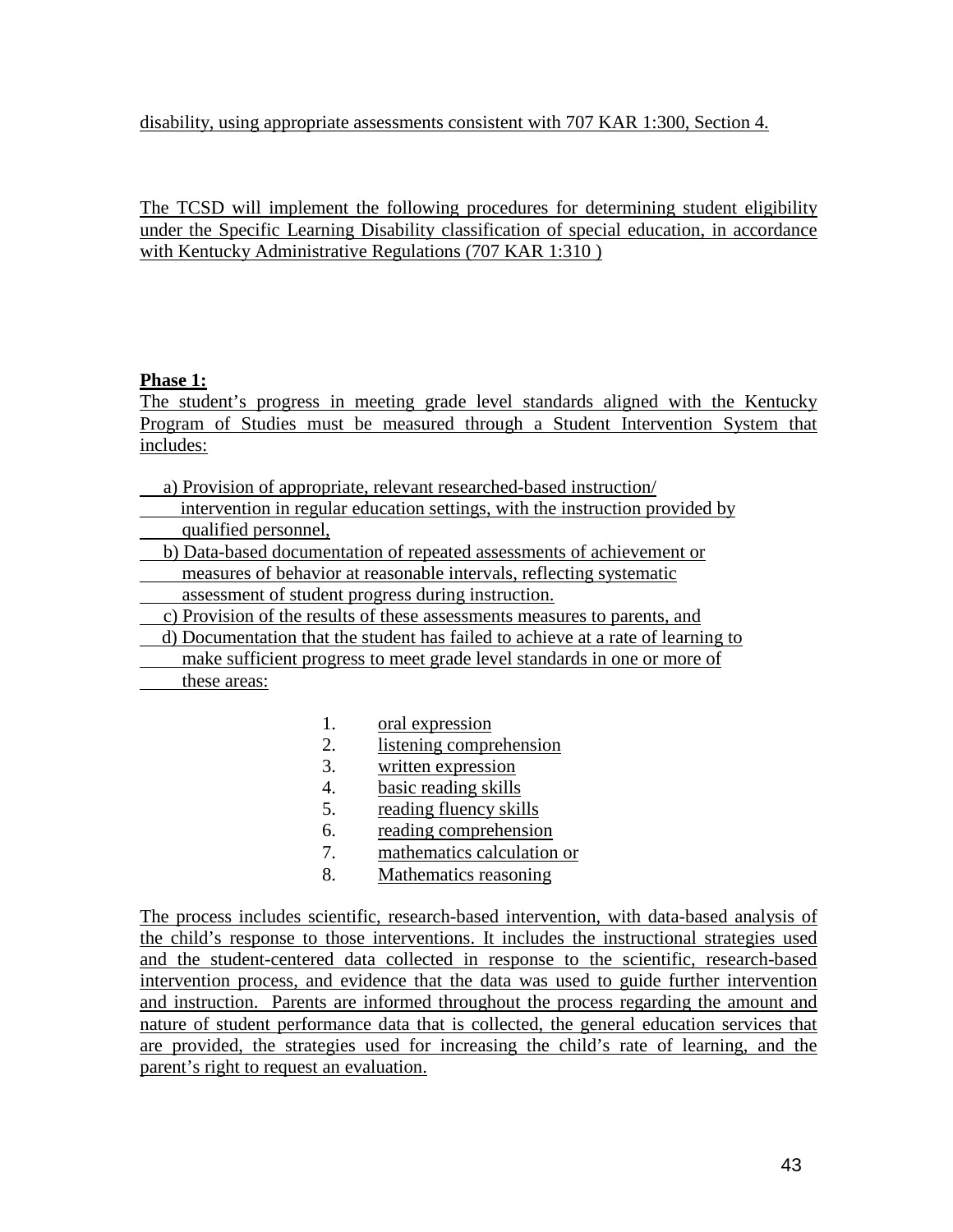disability, using appropriate assessments consistent with 707 KAR 1:300, Section 4.

The TCSD will implement the following procedures for determining student eligibility under the Specific Learning Disability classification of special education, in accordance with Kentucky Administrative Regulations (707 KAR 1:310 )

**Phase 1:**

The student's progress in meeting grade level standards aligned with the Kentucky Program of Studies must be measured through a Student Intervention System that includes:

a) Provision of appropriate, relevant researched-based instruction/ intervention in regular education settings, with the instruction provided by qualified personnel,

b) Data-based documentation of repeated assessments of achievement or measures of behavior at reasonable intervals, reflecting systematic assessment of student progress during instruction.

c) Provision of the results of these assessments measures to parents, and

d) Documentation that the student has failed to achieve at a rate of learning to make sufficient progress to meet grade level standards in one or more of these areas:

1. oral expression
2. listening comprehension
3. written expression
4. basic reading skills
5. reading fluency skills
6. reading comprehension
7. mathematics calculation or
8. Mathematics reasoning

The process includes scientific, research-based intervention, with data-based analysis of the child's response to those interventions. It includes the instructional strategies used and the student-centered data collected in response to the scientific, research-based intervention process, and evidence that the data was used to guide further intervention and instruction. Parents are informed throughout the process regarding the amount and nature of student performance data that is collected, the general education services that are provided, the strategies used for increasing the child's rate of learning, and the parent's right to request an evaluation.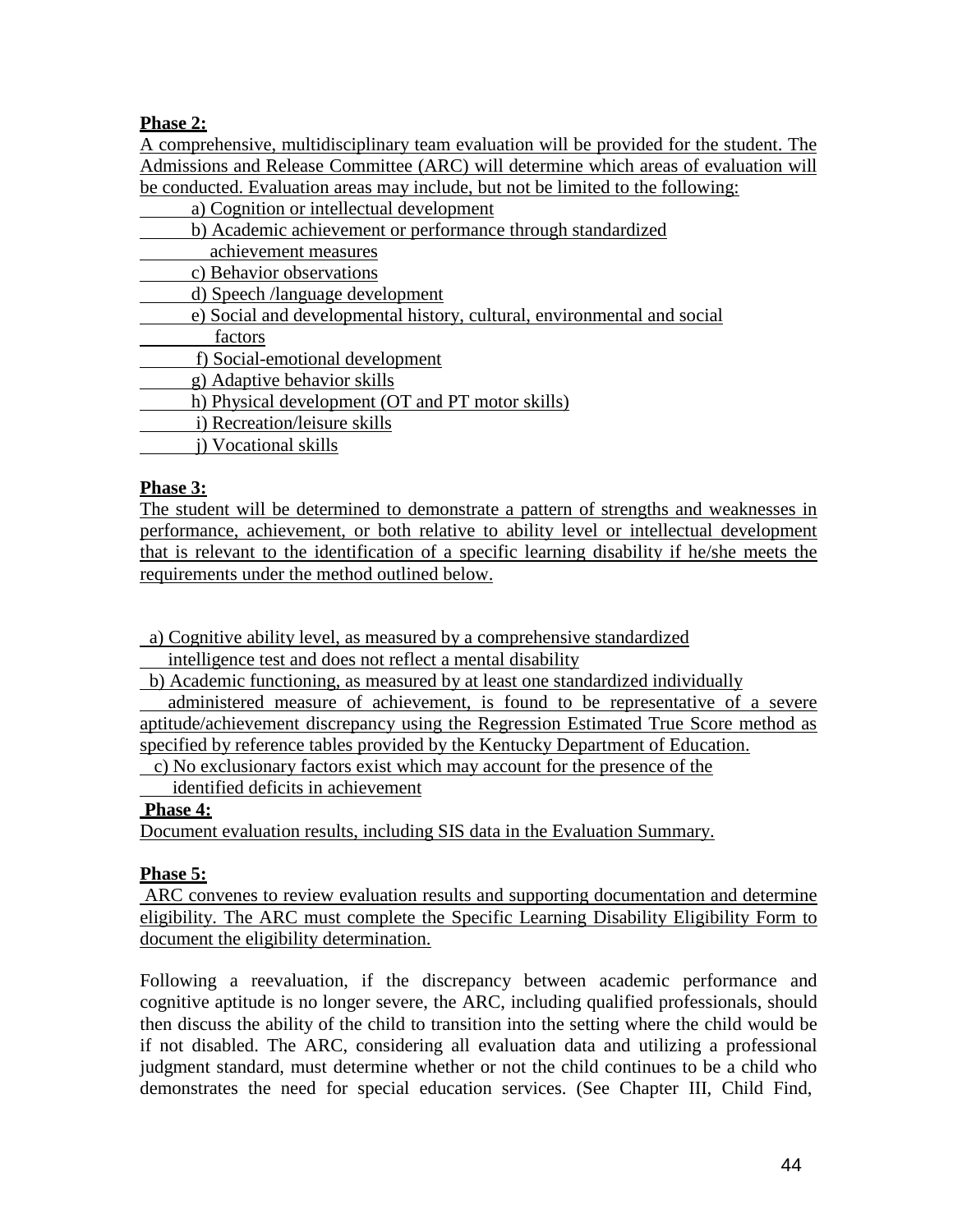**Phase 2:**

A comprehensive, multidisciplinary team evaluation will be provided for the student. The Admissions and Release Committee (ARC) will determine which areas of evaluation will be conducted. Evaluation areas may include, but not be limited to the following:

a) Cognition or intellectual development
b) Academic achievement or performance through standardized achievement measures
c) Behavior observations
d) Speech /language development
e) Social and developmental history, cultural, environmental and social factors
f) Social-emotional development
g) Adaptive behavior skills
h) Physical development (OT and PT motor skills)
i) Recreation/leisure skills
j) Vocational skills

**Phase 3:**

The student will be determined to demonstrate a pattern of strengths and weaknesses in performance, achievement, or both relative to ability level or intellectual development that is relevant to the identification of a specific learning disability if he/she meets the requirements under the method outlined below.

a) Cognitive ability level, as measured by a comprehensive standardized intelligence test and does not reflect a mental disability
b) Academic functioning, as measured by at least one standardized individually administered measure of achievement, is found to be representative of a severe aptitude/achievement discrepancy using the Regression Estimated True Score method as specified by reference tables provided by the Kentucky Department of Education.
c) No exclusionary factors exist which may account for the presence of the identified deficits in achievement

**Phase 4:**

Document evaluation results, including SIS data in the Evaluation Summary.

**Phase 5:**

ARC convenes to review evaluation results and supporting documentation and determine eligibility. The ARC must complete the Specific Learning Disability Eligibility Form to document the eligibility determination.

Following a reevaluation, if the discrepancy between academic performance and cognitive aptitude is no longer severe, the ARC, including qualified professionals, should then discuss the ability of the child to transition into the setting where the child would be if not disabled. The ARC, considering all evaluation data and utilizing a professional judgment standard, must determine whether or not the child continues to be a child who demonstrates the need for special education services. (See Chapter III, Child Find,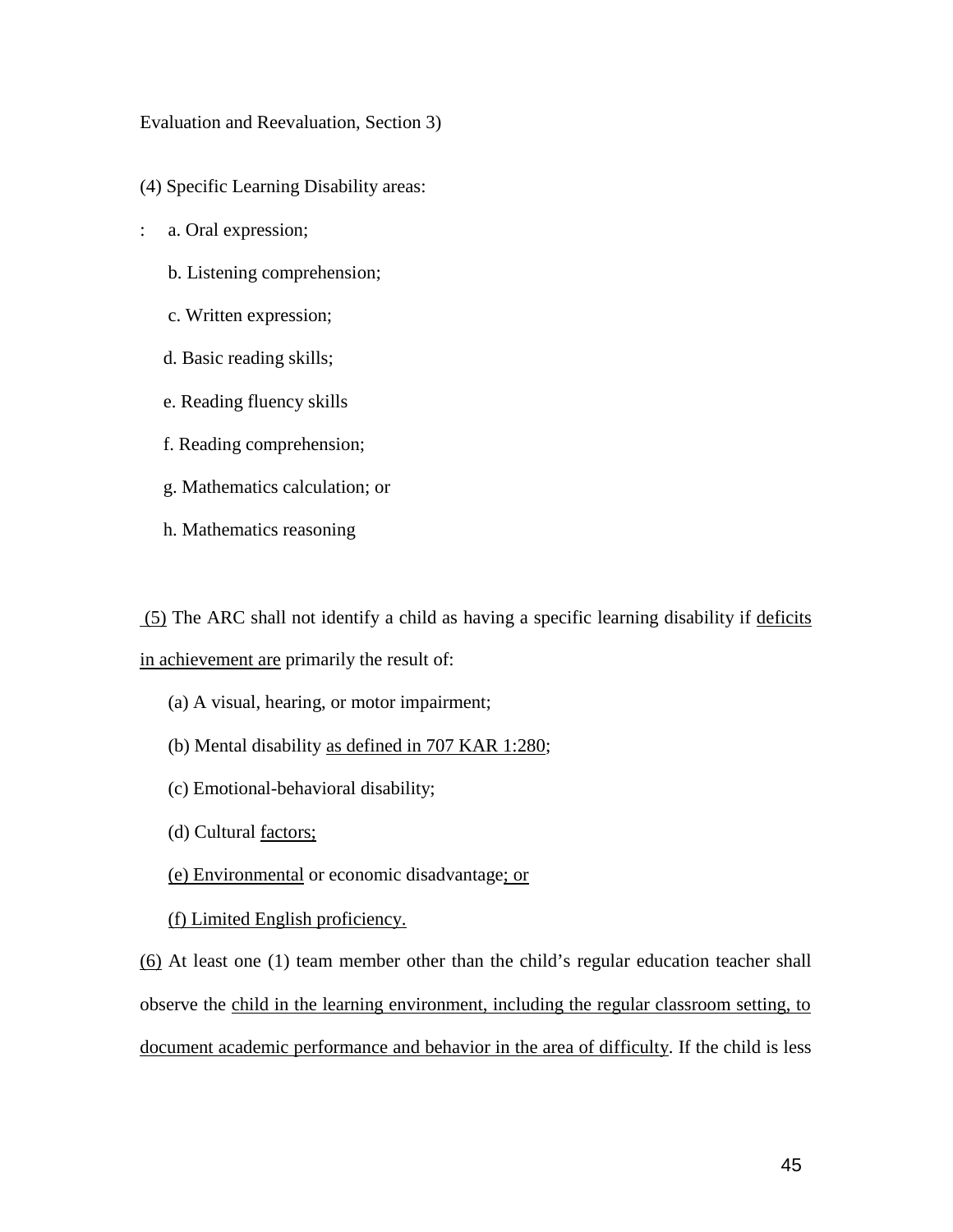Evaluation and Reevaluation, Section 3)

(4) Specific Learning Disability areas:

: a. Oral expression;

b. Listening comprehension;

c. Written expression;

d. Basic reading skills;

e. Reading fluency skills

f. Reading comprehension;

g. Mathematics calculation; or

h. Mathematics reasoning

<u>(5)</u> The ARC shall not identify a child as having a specific learning disability if <u>deficits in achievement are</u> primarily the result of:

(a) A visual, hearing, or motor impairment;

(b) Mental disability <u>as defined in 707 KAR 1:280</u>;

(c) Emotional-behavioral disability;

(d) Cultural <u>factors;</u>

<u>(e) Environmental</u> or economic disadvantage<u>; or</u>

<u>(f) Limited English proficiency.</u>

<u>(6)</u> At least one (1) team member other than the child's regular education teacher shall observe the <u>child in the learning environment, including the regular classroom setting, to document academic performance and behavior in the area of difficulty</u>. If the child is less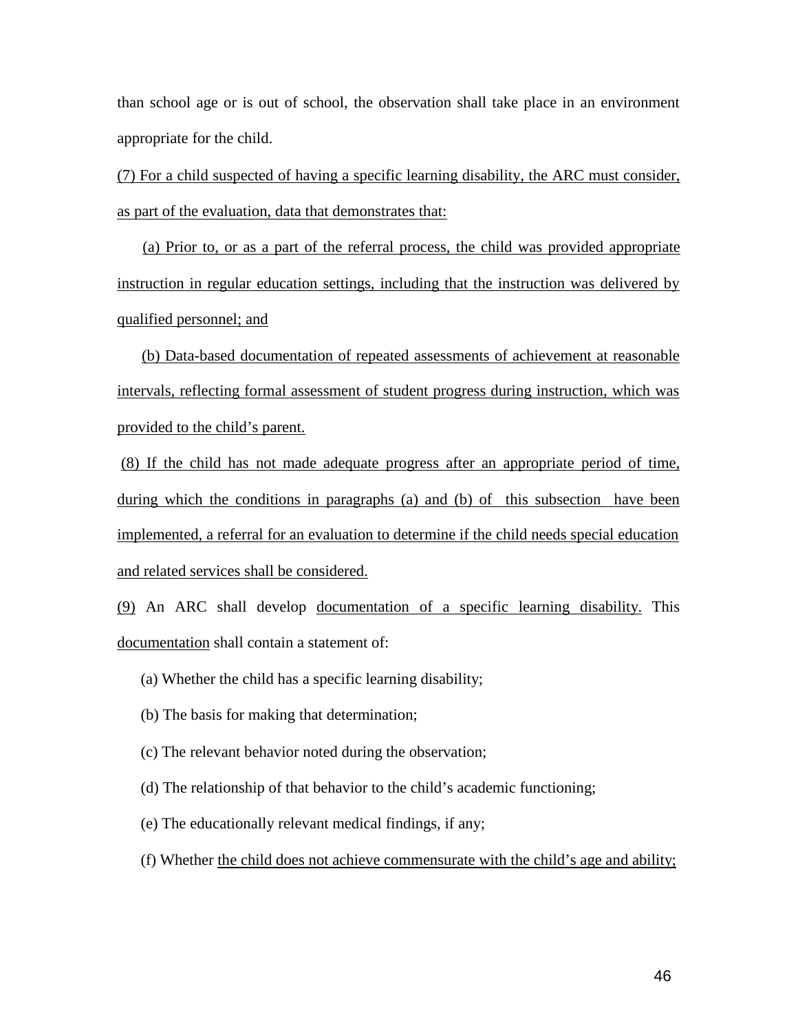than school age or is out of school, the observation shall take place in an environment appropriate for the child.

<u>(7) For a child suspected of having a specific learning disability, the ARC must consider, as part of the evaluation, data that demonstrates that:</u>

<u>(a) Prior to, or as a part of the referral process, the child was provided appropriate instruction in regular education settings, including that the instruction was delivered by qualified personnel; and</u>

<u>(b) Data-based documentation of repeated assessments of achievement at reasonable intervals, reflecting formal assessment of student progress during instruction, which was provided to the child's parent.</u>

<u>(8) If the child has not made adequate progress after an appropriate period of time, during which the conditions in paragraphs (a) and (b) of this subsection have been implemented, a referral for an evaluation to determine if the child needs special education and related services shall be considered.</u>

<u>(9)</u> An ARC shall develop <u>documentation of a specific learning disability.</u> This <u>documentation</u> shall contain a statement of:

(a) Whether the child has a specific learning disability;

(b) The basis for making that determination;

(c) The relevant behavior noted during the observation;

(d) The relationship of that behavior to the child's academic functioning;

(e) The educationally relevant medical findings, if any;

(f) Whether <u>the child does not achieve commensurate with the child's age and ability;</u>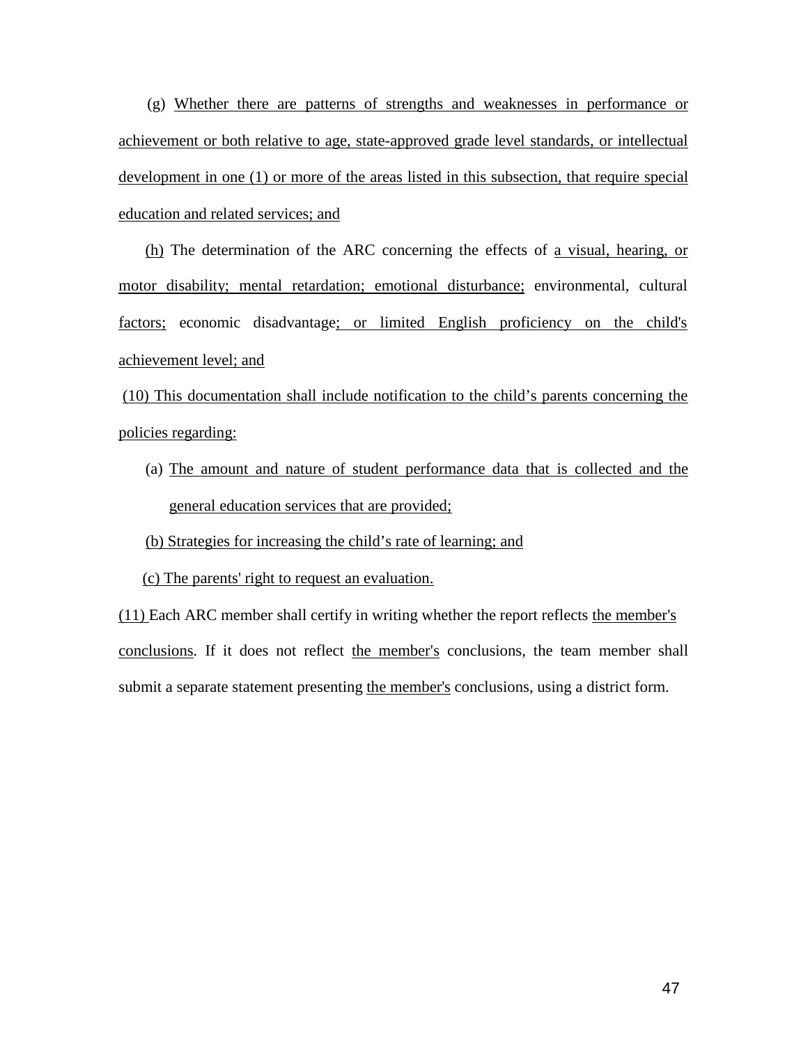(g) Whether there are patterns of strengths and weaknesses in performance or achievement or both relative to age, state-approved grade level standards, or intellectual development in one (1) or more of the areas listed in this subsection, that require special education and related services; and

(h) The determination of the ARC concerning the effects of a visual, hearing, or motor disability; mental retardation; emotional disturbance; environmental, cultural factors; economic disadvantage; or limited English proficiency on the child's achievement level; and

(10) This documentation shall include notification to the child's parents concerning the policies regarding:

(a) The amount and nature of student performance data that is collected and the general education services that are provided;

(b) Strategies for increasing the child's rate of learning; and

(c) The parents' right to request an evaluation.

(11) Each ARC member shall certify in writing whether the report reflects the member's conclusions. If it does not reflect the member's conclusions, the team member shall submit a separate statement presenting the member's conclusions, using a district form.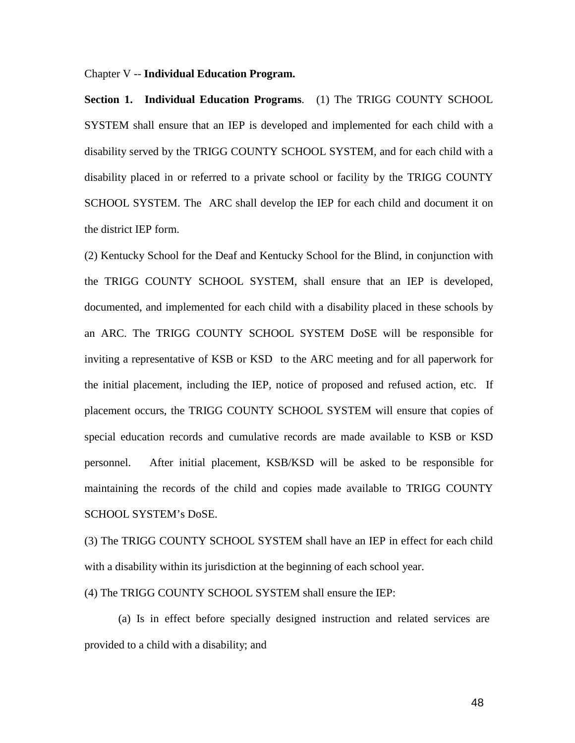Chapter V -- **Individual Education Program.**

**Section 1. Individual Education Programs**. (1) The TRIGG COUNTY SCHOOL SYSTEM shall ensure that an IEP is developed and implemented for each child with a disability served by the TRIGG COUNTY SCHOOL SYSTEM, and for each child with a disability placed in or referred to a private school or facility by the TRIGG COUNTY SCHOOL SYSTEM. The ARC shall develop the IEP for each child and document it on the district IEP form.

(2) Kentucky School for the Deaf and Kentucky School for the Blind, in conjunction with the TRIGG COUNTY SCHOOL SYSTEM, shall ensure that an IEP is developed, documented, and implemented for each child with a disability placed in these schools by an ARC. The TRIGG COUNTY SCHOOL SYSTEM DoSE will be responsible for inviting a representative of KSB or KSD to the ARC meeting and for all paperwork for the initial placement, including the IEP, notice of proposed and refused action, etc. If placement occurs, the TRIGG COUNTY SCHOOL SYSTEM will ensure that copies of special education records and cumulative records are made available to KSB or KSD personnel. After initial placement, KSB/KSD will be asked to be responsible for maintaining the records of the child and copies made available to TRIGG COUNTY SCHOOL SYSTEM's DoSE.

(3) The TRIGG COUNTY SCHOOL SYSTEM shall have an IEP in effect for each child with a disability within its jurisdiction at the beginning of each school year.

(4) The TRIGG COUNTY SCHOOL SYSTEM shall ensure the IEP:

(a) Is in effect before specially designed instruction and related services are provided to a child with a disability; and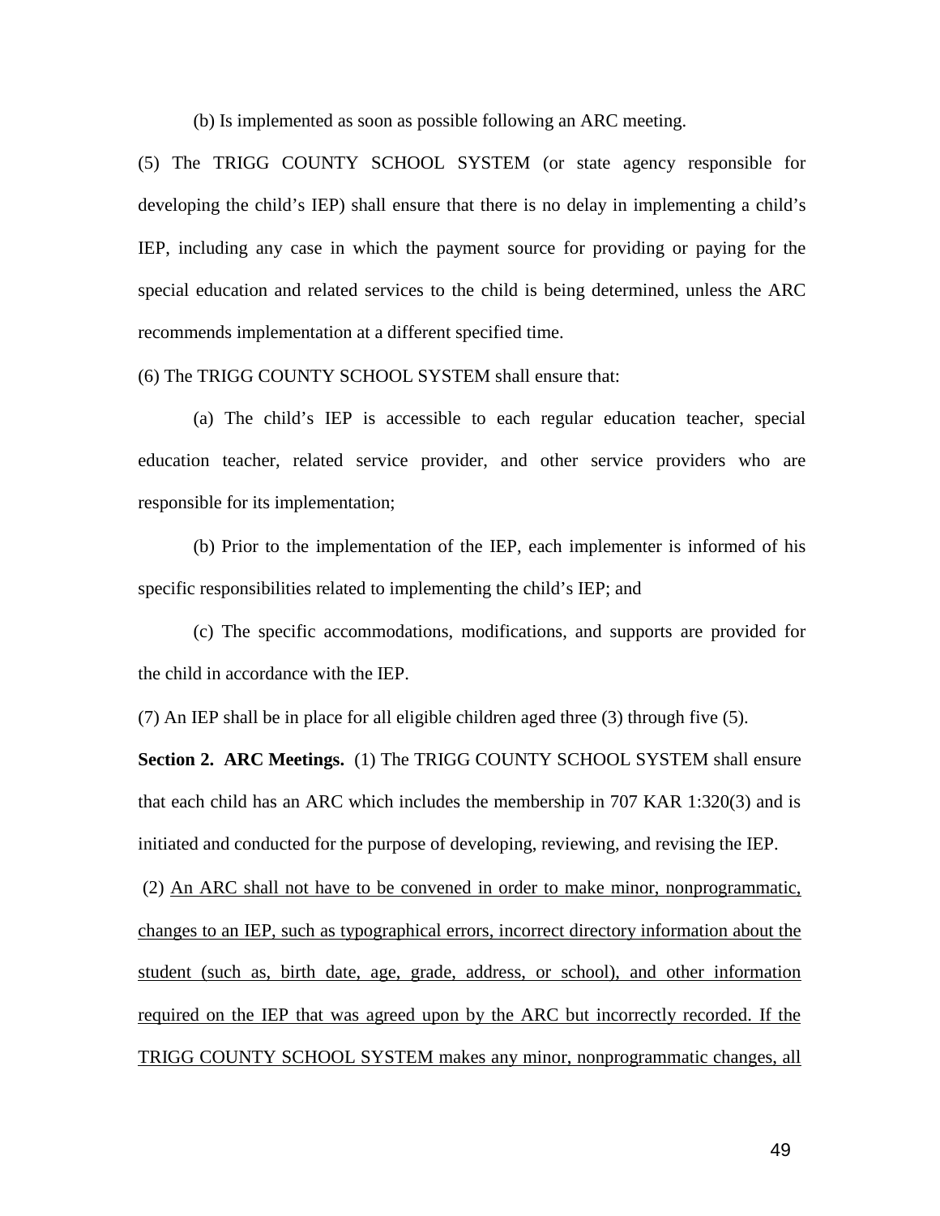(b) Is implemented as soon as possible following an ARC meeting.

(5) The TRIGG COUNTY SCHOOL SYSTEM (or state agency responsible for developing the child's IEP) shall ensure that there is no delay in implementing a child's IEP, including any case in which the payment source for providing or paying for the special education and related services to the child is being determined, unless the ARC recommends implementation at a different specified time.

(6) The TRIGG COUNTY SCHOOL SYSTEM shall ensure that:

(a) The child's IEP is accessible to each regular education teacher, special education teacher, related service provider, and other service providers who are responsible for its implementation;

(b) Prior to the implementation of the IEP, each implementer is informed of his specific responsibilities related to implementing the child's IEP; and

(c) The specific accommodations, modifications, and supports are provided for the child in accordance with the IEP.

(7) An IEP shall be in place for all eligible children aged three (3) through five (5).

**Section 2. ARC Meetings.** (1) The TRIGG COUNTY SCHOOL SYSTEM shall ensure that each child has an ARC which includes the membership in 707 KAR 1:320(3) and is initiated and conducted for the purpose of developing, reviewing, and revising the IEP.

(2) <u>An ARC shall not have to be convened in order to make minor, nonprogrammatic, changes to an IEP, such as typographical errors, incorrect directory information about the student (such as, birth date, age, grade, address, or school), and other information required on the IEP that was agreed upon by the ARC but incorrectly recorded. If the TRIGG COUNTY SCHOOL SYSTEM makes any minor, nonprogrammatic changes, all</u>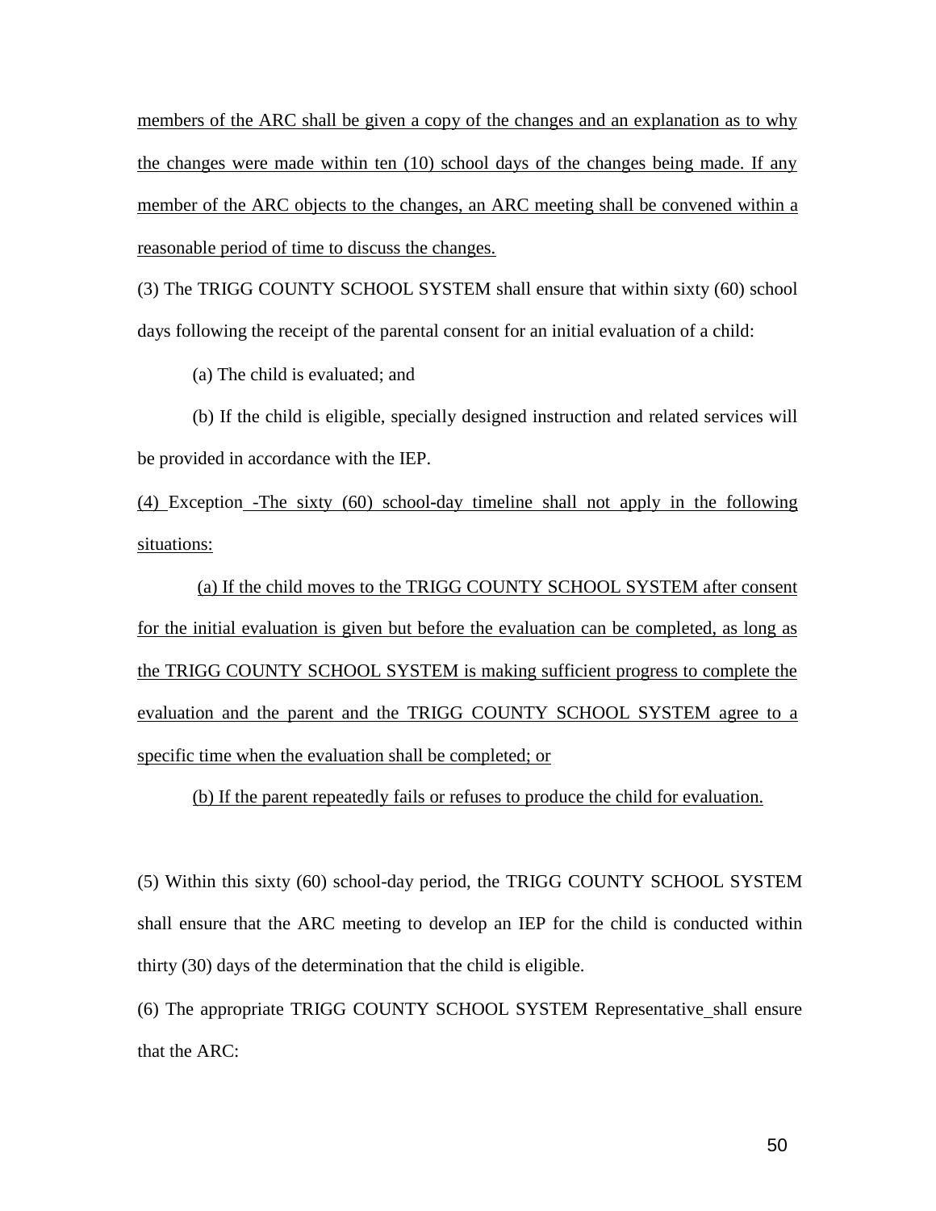<u>members of the ARC shall be given a copy of the changes and an explanation as to why the changes were made within ten (10) school days of the changes being made. If any member of the ARC objects to the changes, an ARC meeting shall be convened within a reasonable period of time to discuss the changes.</u>

(3) The TRIGG COUNTY SCHOOL SYSTEM shall ensure that within sixty (60) school days following the receipt of the parental consent for an initial evaluation of a child:

(a) The child is evaluated; and

(b) If the child is eligible, specially designed instruction and related services will be provided in accordance with the IEP.

<u>(4) </u>Exception<u> -The sixty (60) school-day timeline shall not apply in the following situations:</u>

<u>(a) If the child moves to the TRIGG COUNTY SCHOOL SYSTEM after consent for the initial evaluation is given but before the evaluation can be completed, as long as the TRIGG COUNTY SCHOOL SYSTEM is making sufficient progress to complete the evaluation and the parent and the TRIGG COUNTY SCHOOL SYSTEM agree to a specific time when the evaluation shall be completed; or</u>

<u>(b) If the parent repeatedly fails or refuses to produce the child for evaluation.</u>

(5) Within this sixty (60) school-day period, the TRIGG COUNTY SCHOOL SYSTEM shall ensure that the ARC meeting to develop an IEP for the child is conducted within thirty (30) days of the determination that the child is eligible.

(6) The appropriate TRIGG COUNTY SCHOOL SYSTEM Representative_shall ensure that the ARC: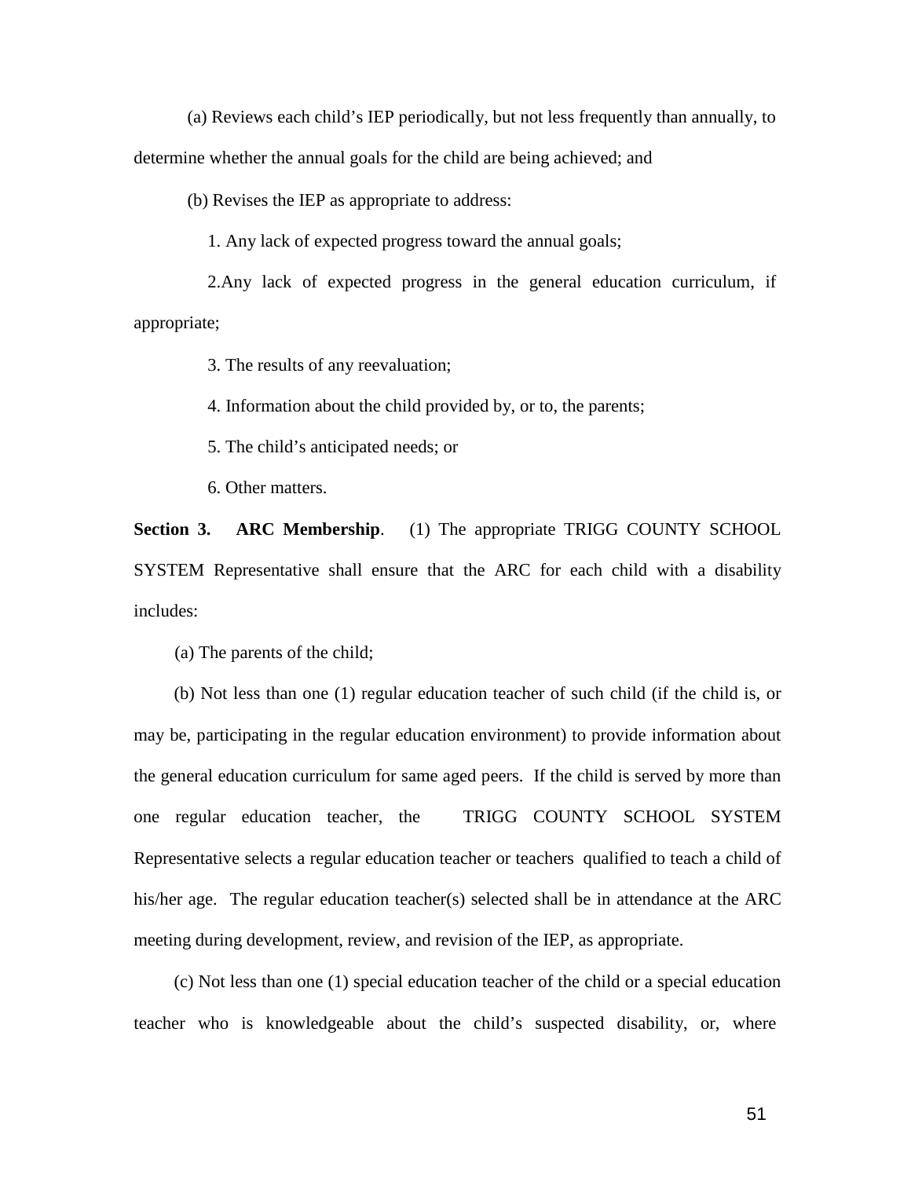(a) Reviews each child's IEP periodically, but not less frequently than annually, to determine whether the annual goals for the child are being achieved; and

(b) Revises the IEP as appropriate to address:

1. Any lack of expected progress toward the annual goals;

2.Any lack of expected progress in the general education curriculum, if appropriate;

3. The results of any reevaluation;

4. Information about the child provided by, or to, the parents;

5. The child's anticipated needs; or

6. Other matters.

**Section 3. ARC Membership**. (1) The appropriate TRIGG COUNTY SCHOOL SYSTEM Representative shall ensure that the ARC for each child with a disability includes:

(a) The parents of the child;

(b) Not less than one (1) regular education teacher of such child (if the child is, or may be, participating in the regular education environment) to provide information about the general education curriculum for same aged peers. If the child is served by more than one regular education teacher, the TRIGG COUNTY SCHOOL SYSTEM Representative selects a regular education teacher or teachers qualified to teach a child of his/her age. The regular education teacher(s) selected shall be in attendance at the ARC meeting during development, review, and revision of the IEP, as appropriate.

(c) Not less than one (1) special education teacher of the child or a special education teacher who is knowledgeable about the child's suspected disability, or, where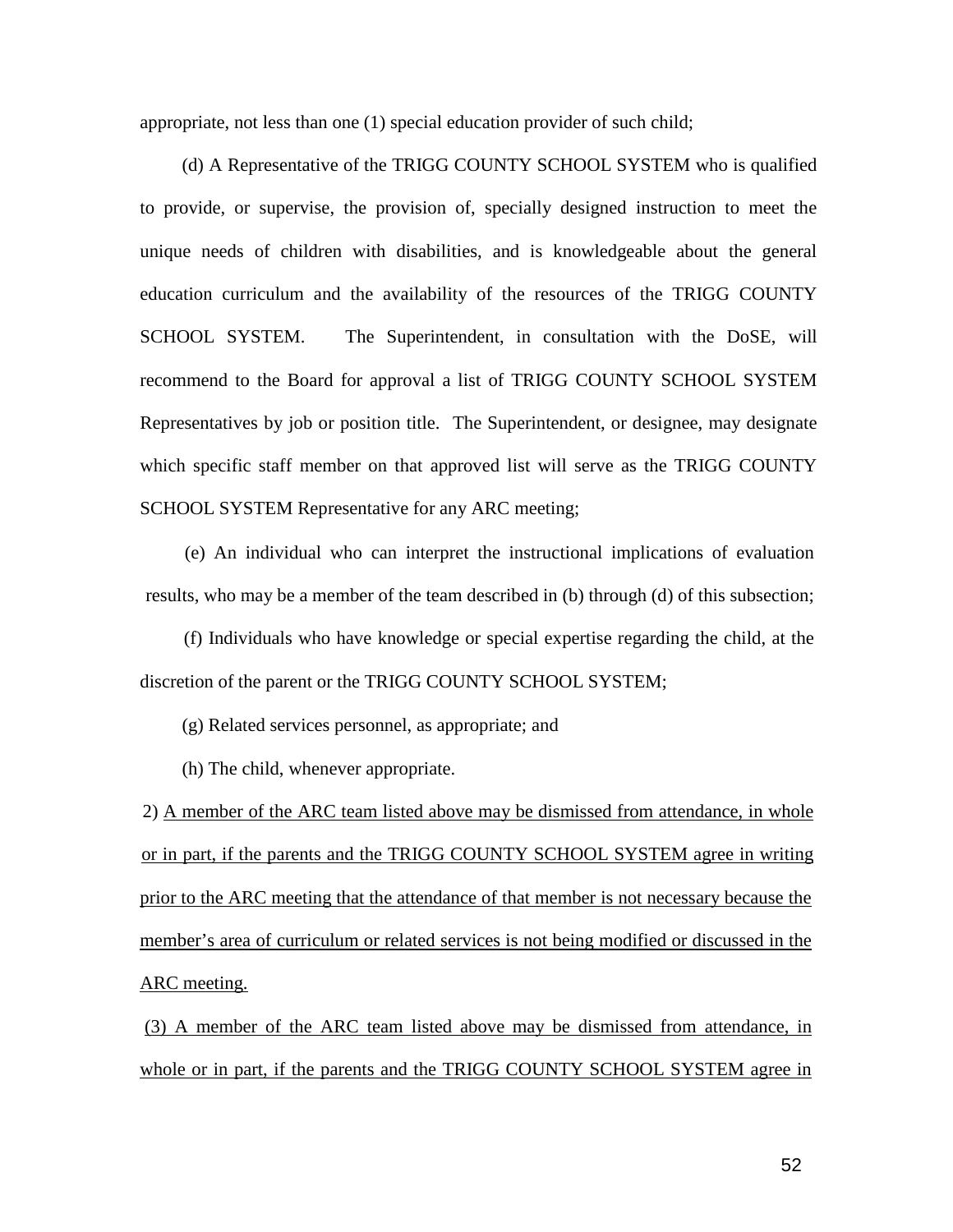appropriate, not less than one (1) special education provider of such child;

(d) A Representative of the TRIGG COUNTY SCHOOL SYSTEM who is qualified to provide, or supervise, the provision of, specially designed instruction to meet the unique needs of children with disabilities, and is knowledgeable about the general education curriculum and the availability of the resources of the TRIGG COUNTY SCHOOL SYSTEM. The Superintendent, in consultation with the DoSE, will recommend to the Board for approval a list of TRIGG COUNTY SCHOOL SYSTEM Representatives by job or position title. The Superintendent, or designee, may designate which specific staff member on that approved list will serve as the TRIGG COUNTY SCHOOL SYSTEM Representative for any ARC meeting;

(e) An individual who can interpret the instructional implications of evaluation results, who may be a member of the team described in (b) through (d) of this subsection;

(f) Individuals who have knowledge or special expertise regarding the child, at the discretion of the parent or the TRIGG COUNTY SCHOOL SYSTEM;

(g) Related services personnel, as appropriate; and

(h) The child, whenever appropriate.

2) <u>A member of the ARC team listed above may be dismissed from attendance, in whole or in part, if the parents and the TRIGG COUNTY SCHOOL SYSTEM agree in writing prior to the ARC meeting that the attendance of that member is not necessary because the member's area of curriculum or related services is not being modified or discussed in the ARC meeting.</u>

<u>(3) A member of the ARC team listed above may be dismissed from attendance, in whole or in part, if the parents and the TRIGG COUNTY SCHOOL SYSTEM agree in</u>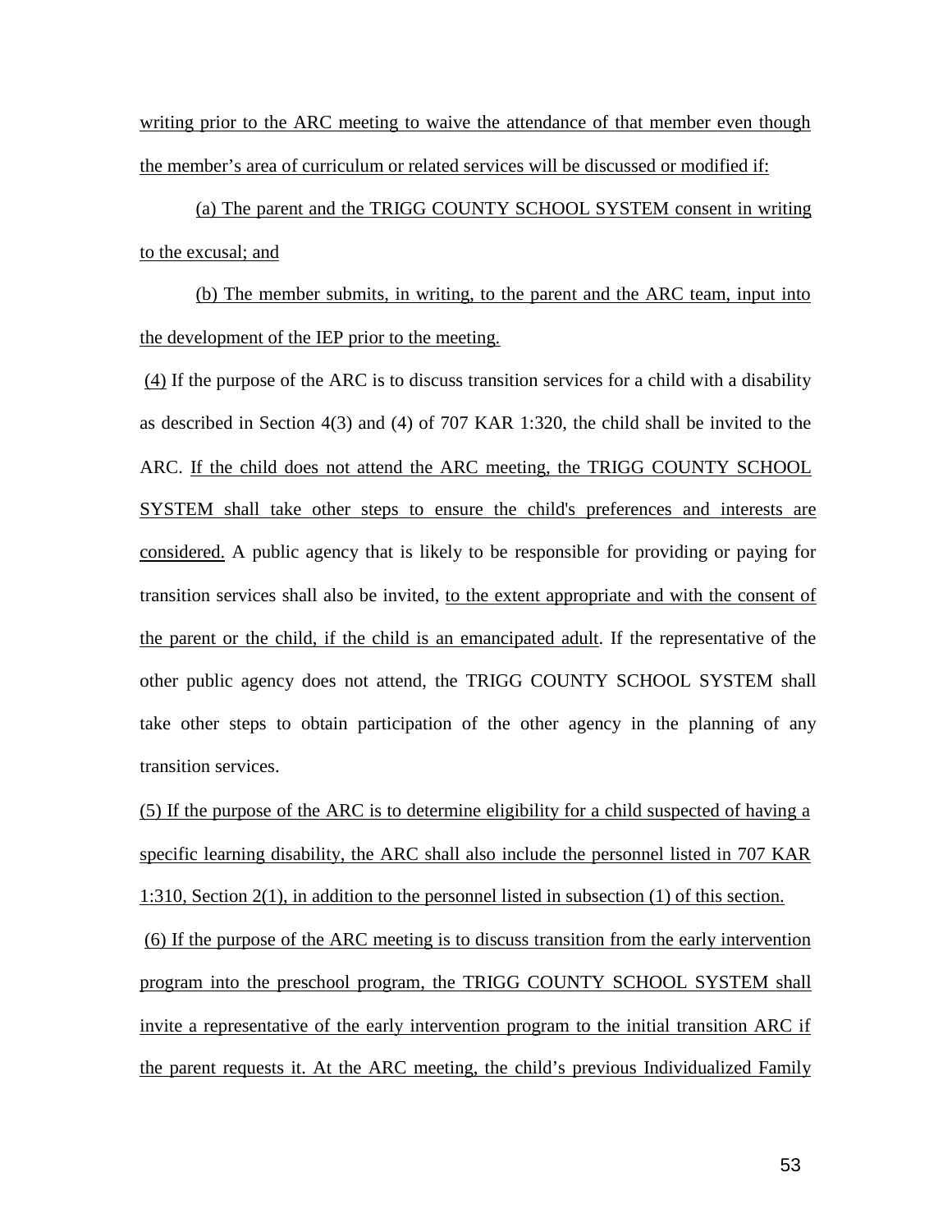writing prior to the ARC meeting to waive the attendance of that member even though the member's area of curriculum or related services will be discussed or modified if:

(a) The parent and the TRIGG COUNTY SCHOOL SYSTEM consent in writing to the excusal; and

(b) The member submits, in writing, to the parent and the ARC team, input into the development of the IEP prior to the meeting.

(4) If the purpose of the ARC is to discuss transition services for a child with a disability as described in Section 4(3) and (4) of 707 KAR 1:320, the child shall be invited to the ARC. If the child does not attend the ARC meeting, the TRIGG COUNTY SCHOOL SYSTEM shall take other steps to ensure the child's preferences and interests are considered. A public agency that is likely to be responsible for providing or paying for transition services shall also be invited, to the extent appropriate and with the consent of the parent or the child, if the child is an emancipated adult. If the representative of the other public agency does not attend, the TRIGG COUNTY SCHOOL SYSTEM shall take other steps to obtain participation of the other agency in the planning of any transition services.

(5) If the purpose of the ARC is to determine eligibility for a child suspected of having a specific learning disability, the ARC shall also include the personnel listed in 707 KAR 1:310, Section 2(1), in addition to the personnel listed in subsection (1) of this section.

(6) If the purpose of the ARC meeting is to discuss transition from the early intervention program into the preschool program, the TRIGG COUNTY SCHOOL SYSTEM shall invite a representative of the early intervention program to the initial transition ARC if the parent requests it. At the ARC meeting, the child's previous Individualized Family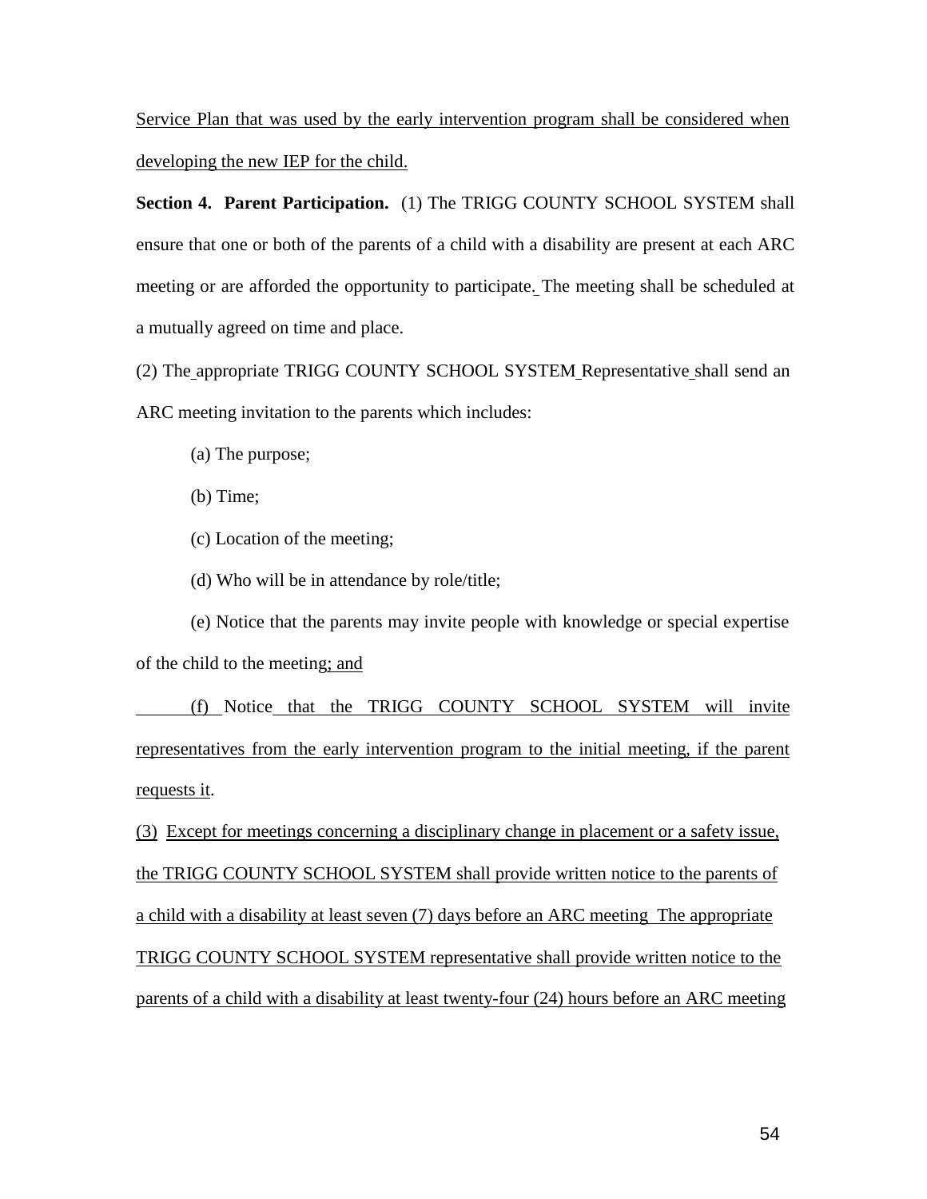Service Plan that was used by the early intervention program shall be considered when developing the new IEP for the child.

**Section 4. Parent Participation.** (1) The TRIGG COUNTY SCHOOL SYSTEM shall ensure that one or both of the parents of a child with a disability are present at each ARC meeting or are afforded the opportunity to participate. The meeting shall be scheduled at a mutually agreed on time and place.

(2) The appropriate TRIGG COUNTY SCHOOL SYSTEM Representative shall send an ARC meeting invitation to the parents which includes:

(a) The purpose;

(b) Time;

(c) Location of the meeting;

(d) Who will be in attendance by role/title;

(e) Notice that the parents may invite people with knowledge or special expertise of the child to the meeting; and

(f) Notice that the TRIGG COUNTY SCHOOL SYSTEM will invite representatives from the early intervention program to the initial meeting, if the parent requests it.

(3) Except for meetings concerning a disciplinary change in placement or a safety issue, the TRIGG COUNTY SCHOOL SYSTEM shall provide written notice to the parents of a child with a disability at least seven (7) days before an ARC meeting The appropriate TRIGG COUNTY SCHOOL SYSTEM representative shall provide written notice to the parents of a child with a disability at least twenty-four (24) hours before an ARC meeting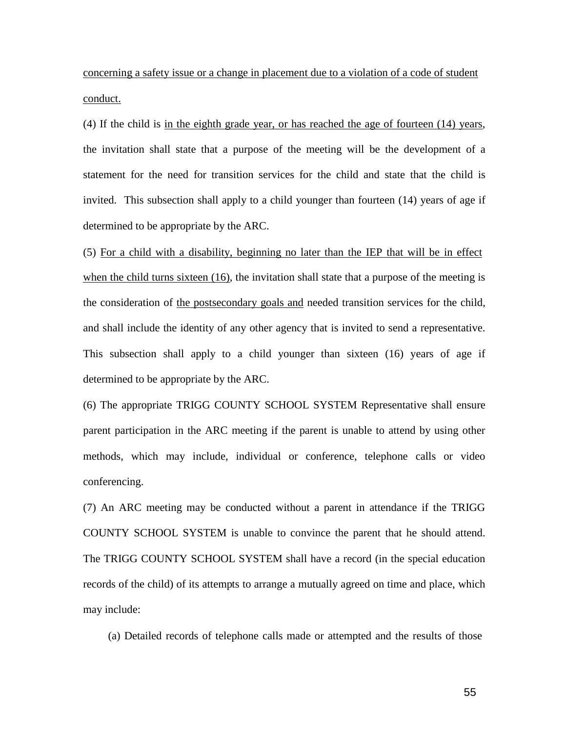concerning a safety issue or a change in placement due to a violation of a code of student conduct.

(4) If the child is in the eighth grade year, or has reached the age of fourteen (14) years, the invitation shall state that a purpose of the meeting will be the development of a statement for the need for transition services for the child and state that the child is invited. This subsection shall apply to a child younger than fourteen (14) years of age if determined to be appropriate by the ARC.

(5) For a child with a disability, beginning no later than the IEP that will be in effect when the child turns sixteen (16), the invitation shall state that a purpose of the meeting is the consideration of the postsecondary goals and needed transition services for the child, and shall include the identity of any other agency that is invited to send a representative. This subsection shall apply to a child younger than sixteen (16) years of age if determined to be appropriate by the ARC.

(6) The appropriate TRIGG COUNTY SCHOOL SYSTEM Representative shall ensure parent participation in the ARC meeting if the parent is unable to attend by using other methods, which may include, individual or conference, telephone calls or video conferencing.

(7) An ARC meeting may be conducted without a parent in attendance if the TRIGG COUNTY SCHOOL SYSTEM is unable to convince the parent that he should attend. The TRIGG COUNTY SCHOOL SYSTEM shall have a record (in the special education records of the child) of its attempts to arrange a mutually agreed on time and place, which may include:

(a) Detailed records of telephone calls made or attempted and the results of those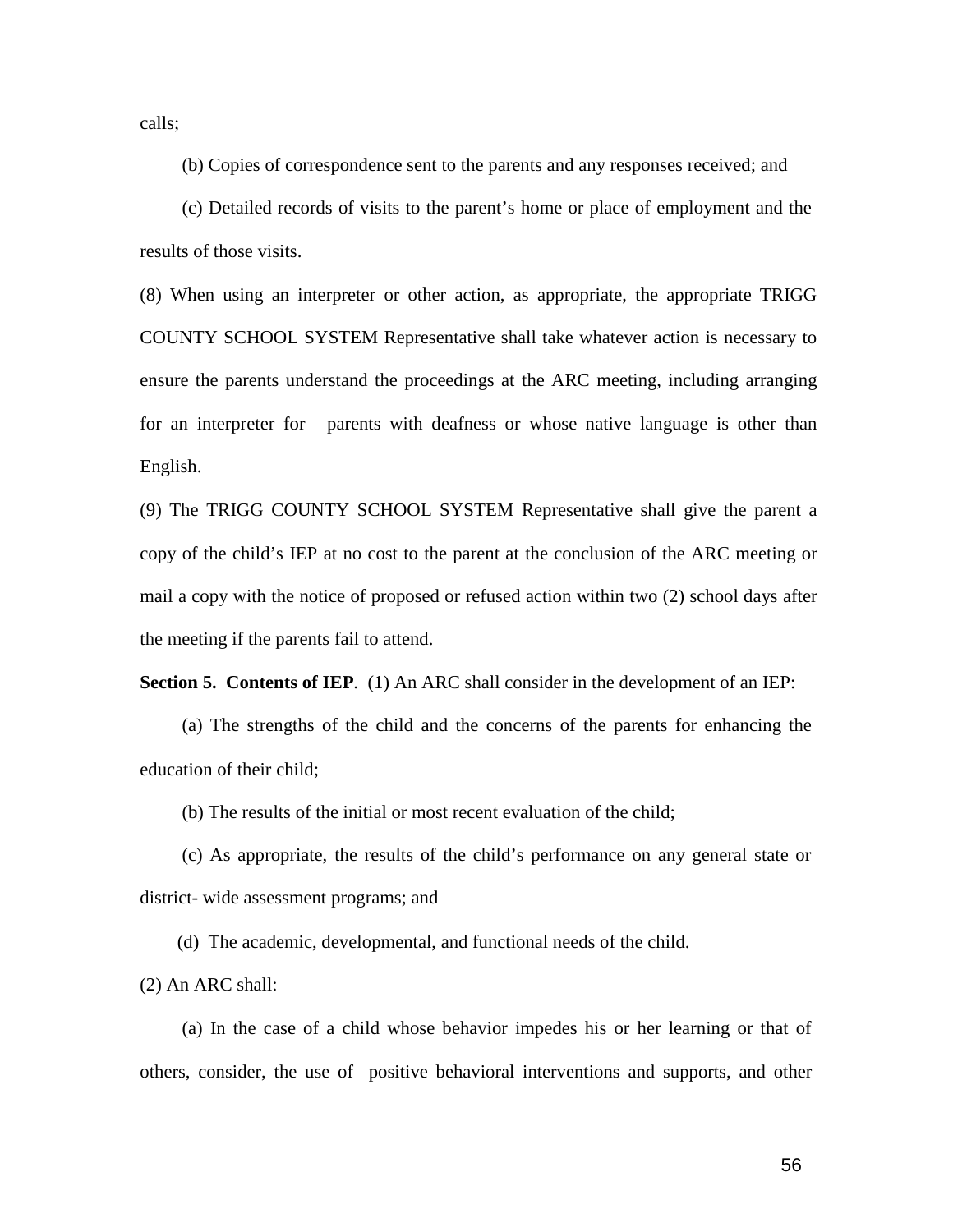calls;

(b) Copies of correspondence sent to the parents and any responses received; and

(c) Detailed records of visits to the parent's home or place of employment and the results of those visits.

(8) When using an interpreter or other action, as appropriate, the appropriate TRIGG COUNTY SCHOOL SYSTEM Representative shall take whatever action is necessary to ensure the parents understand the proceedings at the ARC meeting, including arranging for an interpreter for parents with deafness or whose native language is other than English.

(9) The TRIGG COUNTY SCHOOL SYSTEM Representative shall give the parent a copy of the child's IEP at no cost to the parent at the conclusion of the ARC meeting or mail a copy with the notice of proposed or refused action within two (2) school days after the meeting if the parents fail to attend.

**Section 5. Contents of IEP**. (1) An ARC shall consider in the development of an IEP:

(a) The strengths of the child and the concerns of the parents for enhancing the education of their child;

(b) The results of the initial or most recent evaluation of the child;

(c) As appropriate, the results of the child's performance on any general state or district- wide assessment programs; and

(d) The academic, developmental, and functional needs of the child.

(2) An ARC shall:

(a) In the case of a child whose behavior impedes his or her learning or that of others, consider, the use of positive behavioral interventions and supports, and other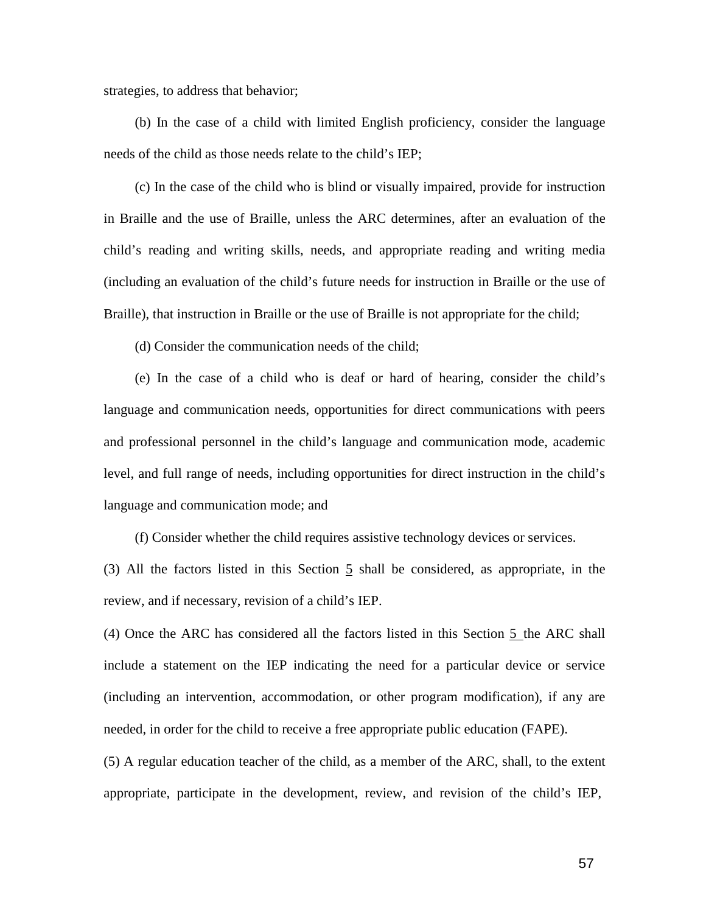strategies, to address that behavior;

(b) In the case of a child with limited English proficiency, consider the language needs of the child as those needs relate to the child's IEP;

(c) In the case of the child who is blind or visually impaired, provide for instruction in Braille and the use of Braille, unless the ARC determines, after an evaluation of the child's reading and writing skills, needs, and appropriate reading and writing media (including an evaluation of the child's future needs for instruction in Braille or the use of Braille), that instruction in Braille or the use of Braille is not appropriate for the child;

(d) Consider the communication needs of the child;

(e) In the case of a child who is deaf or hard of hearing, consider the child's language and communication needs, opportunities for direct communications with peers and professional personnel in the child's language and communication mode, academic level, and full range of needs, including opportunities for direct instruction in the child's language and communication mode; and

(f) Consider whether the child requires assistive technology devices or services.

(3) All the factors listed in this Section 5 shall be considered, as appropriate, in the review, and if necessary, revision of a child's IEP.

(4) Once the ARC has considered all the factors listed in this Section 5 the ARC shall include a statement on the IEP indicating the need for a particular device or service (including an intervention, accommodation, or other program modification), if any are needed, in order for the child to receive a free appropriate public education (FAPE).

(5) A regular education teacher of the child, as a member of the ARC, shall, to the extent appropriate, participate in the development, review, and revision of the child's IEP,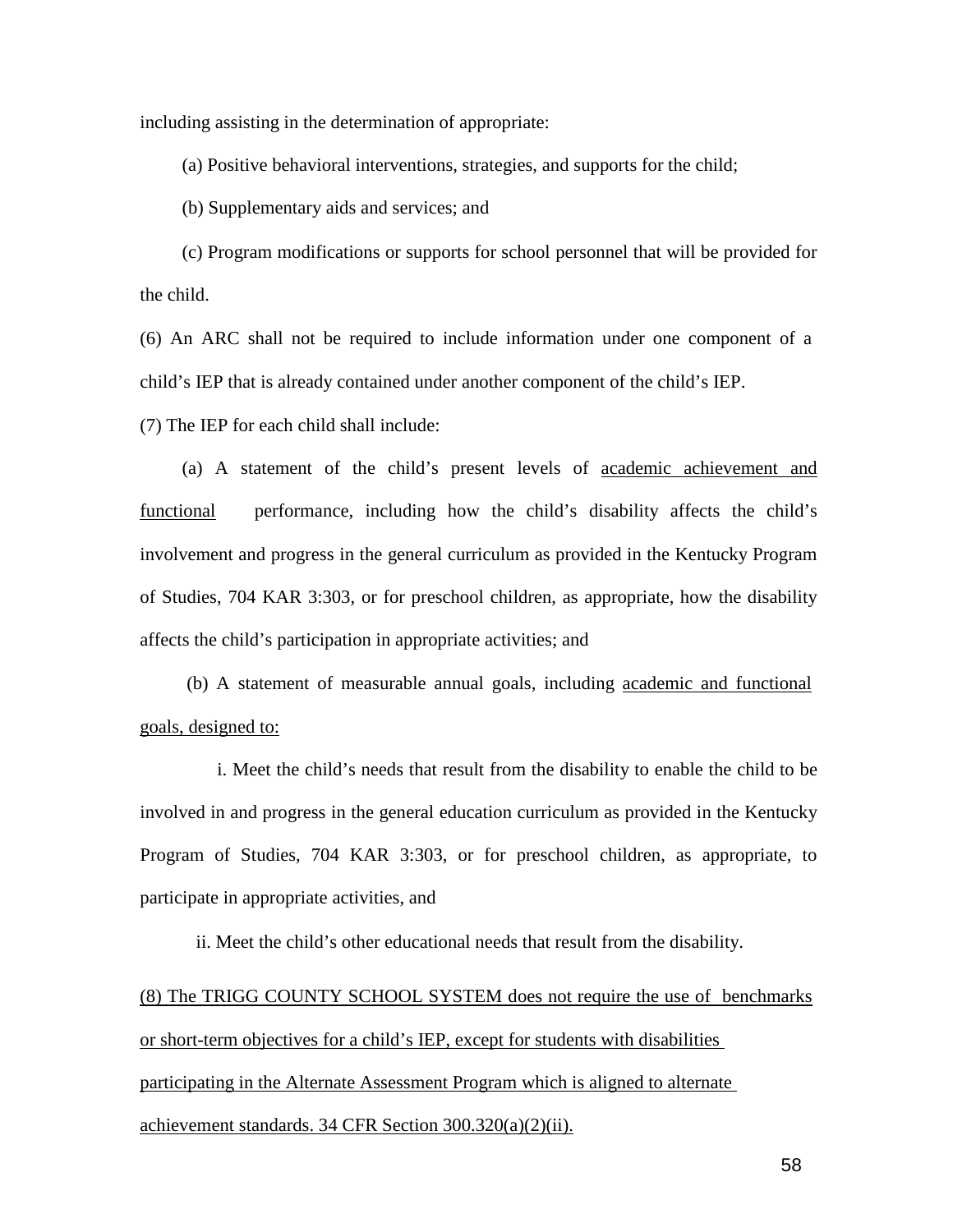including assisting in the determination of appropriate:

(a) Positive behavioral interventions, strategies, and supports for the child;

(b) Supplementary aids and services; and

(c) Program modifications or supports for school personnel that will be provided for the child.

(6) An ARC shall not be required to include information under one component of a child's IEP that is already contained under another component of the child's IEP.

(7) The IEP for each child shall include:

(a) A statement of the child's present levels of <u>academic achievement and functional</u> performance, including how the child's disability affects the child's involvement and progress in the general curriculum as provided in the Kentucky Program of Studies, 704 KAR 3:303, or for preschool children, as appropriate, how the disability affects the child's participation in appropriate activities; and

(b) A statement of measurable annual goals, including <u>academic and functional goals, designed to:</u>

i. Meet the child's needs that result from the disability to enable the child to be involved in and progress in the general education curriculum as provided in the Kentucky Program of Studies, 704 KAR 3:303, or for preschool children, as appropriate, to participate in appropriate activities, and

ii. Meet the child's other educational needs that result from the disability.

<u>(8) The TRIGG COUNTY SCHOOL SYSTEM does not require the use of benchmarks or short-term objectives for a child's IEP, except for students with disabilities participating in the Alternate Assessment Program which is aligned to alternate achievement standards. 34 CFR Section 300.320(a)(2)(ii).</u>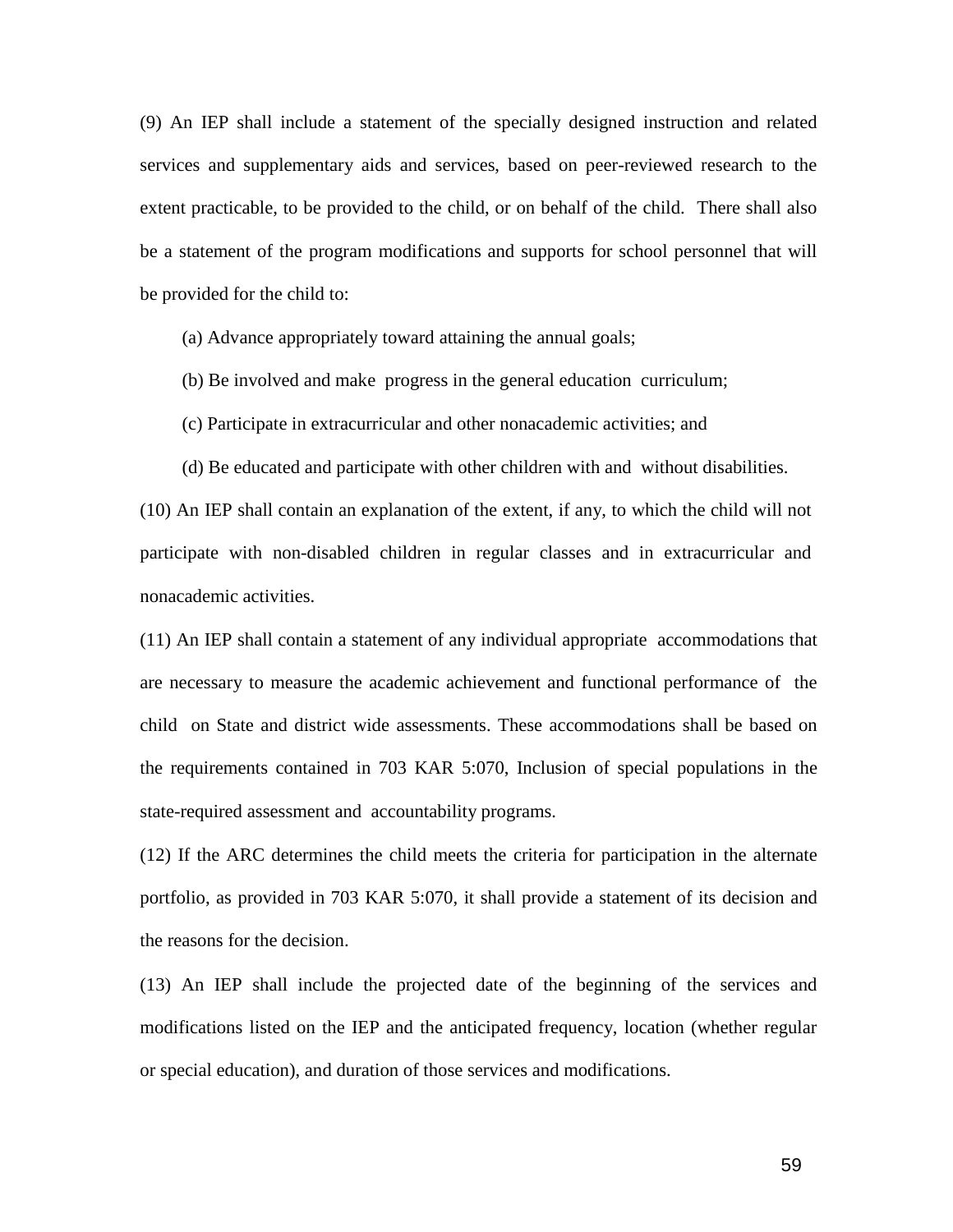(9) An IEP shall include a statement of the specially designed instruction and related services and supplementary aids and services, based on peer-reviewed research to the extent practicable, to be provided to the child, or on behalf of the child. There shall also be a statement of the program modifications and supports for school personnel that will be provided for the child to:

(a) Advance appropriately toward attaining the annual goals;

(b) Be involved and make progress in the general education curriculum;

(c) Participate in extracurricular and other nonacademic activities; and

(d) Be educated and participate with other children with and without disabilities.

(10) An IEP shall contain an explanation of the extent, if any, to which the child will not participate with non-disabled children in regular classes and in extracurricular and nonacademic activities.

(11) An IEP shall contain a statement of any individual appropriate accommodations that are necessary to measure the academic achievement and functional performance of the child on State and district wide assessments. These accommodations shall be based on the requirements contained in 703 KAR 5:070, Inclusion of special populations in the state-required assessment and accountability programs.

(12) If the ARC determines the child meets the criteria for participation in the alternate portfolio, as provided in 703 KAR 5:070, it shall provide a statement of its decision and the reasons for the decision.

(13) An IEP shall include the projected date of the beginning of the services and modifications listed on the IEP and the anticipated frequency, location (whether regular or special education), and duration of those services and modifications.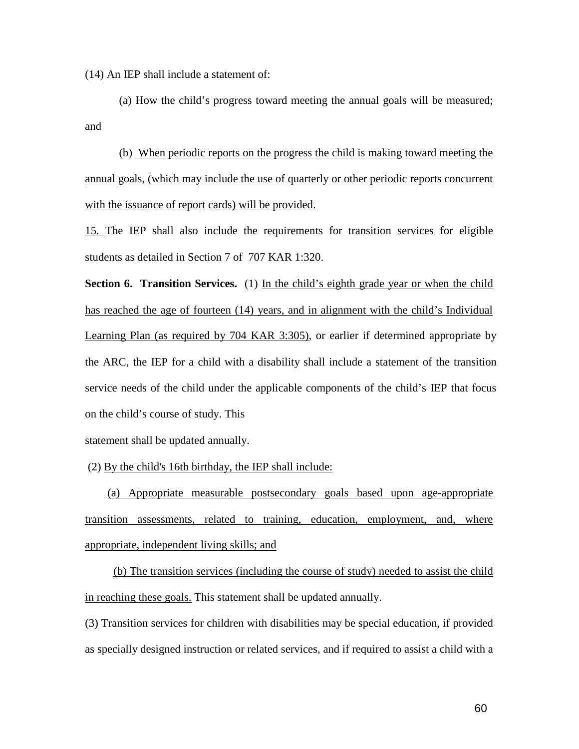(14) An IEP shall include a statement of:

(a) How the child's progress toward meeting the annual goals will be measured; and

(b) <u>When periodic reports on the progress the child is making toward meeting the annual goals, (which may include the use of quarterly or other periodic reports concurrent with the issuance of report cards) will be provided.</u>

<u>15.</u> The IEP shall also include the requirements for transition services for eligible students as detailed in Section 7 of 707 KAR 1:320.

**Section 6. Transition Services.** (1) <u>In the child's eighth grade year or when the child has reached the age of fourteen (14) years, and in alignment with the child's Individual Learning Plan (as required by 704 KAR 3:305)</u>, or earlier if determined appropriate by the ARC, the IEP for a child with a disability shall include a statement of the transition service needs of the child under the applicable components of the child's IEP that focus on the child's course of study. This statement shall be updated annually.

(2) <u>By the child's 16th birthday, the IEP shall include:</u>

<u>(a) Appropriate measurable postsecondary goals based upon age-appropriate transition assessments, related to training, education, employment, and, where appropriate, independent living skills; and</u>

<u>(b) The transition services (including the course of study) needed to assist the child in reaching these goals.</u> This statement shall be updated annually.

(3) Transition services for children with disabilities may be special education, if provided as specially designed instruction or related services, and if required to assist a child with a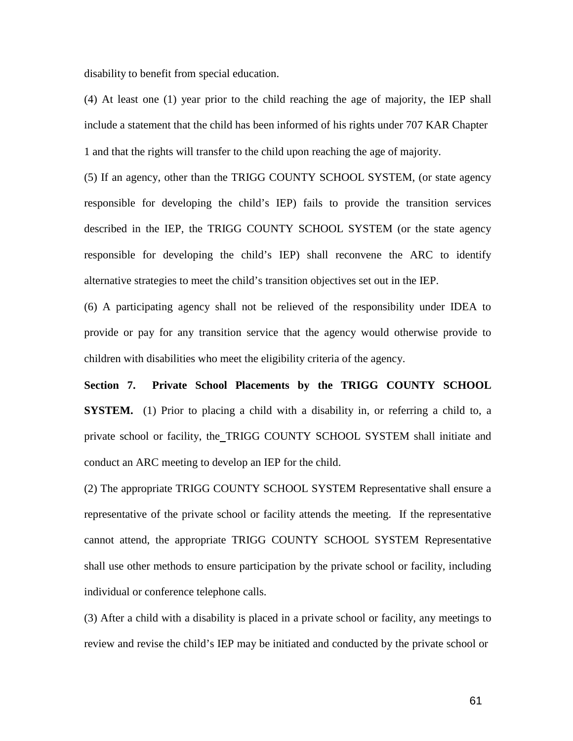disability to benefit from special education.

(4) At least one (1) year prior to the child reaching the age of majority, the IEP shall include a statement that the child has been informed of his rights under 707 KAR Chapter 1 and that the rights will transfer to the child upon reaching the age of majority.

(5) If an agency, other than the TRIGG COUNTY SCHOOL SYSTEM, (or state agency responsible for developing the child's IEP) fails to provide the transition services described in the IEP, the TRIGG COUNTY SCHOOL SYSTEM (or the state agency responsible for developing the child's IEP) shall reconvene the ARC to identify alternative strategies to meet the child's transition objectives set out in the IEP.

(6) A participating agency shall not be relieved of the responsibility under IDEA to provide or pay for any transition service that the agency would otherwise provide to children with disabilities who meet the eligibility criteria of the agency.

**Section 7. Private School Placements by the TRIGG COUNTY SCHOOL SYSTEM.** (1) Prior to placing a child with a disability in, or referring a child to, a private school or facility, the TRIGG COUNTY SCHOOL SYSTEM shall initiate and conduct an ARC meeting to develop an IEP for the child.

(2) The appropriate TRIGG COUNTY SCHOOL SYSTEM Representative shall ensure a representative of the private school or facility attends the meeting. If the representative cannot attend, the appropriate TRIGG COUNTY SCHOOL SYSTEM Representative shall use other methods to ensure participation by the private school or facility, including individual or conference telephone calls.

(3) After a child with a disability is placed in a private school or facility, any meetings to review and revise the child's IEP may be initiated and conducted by the private school or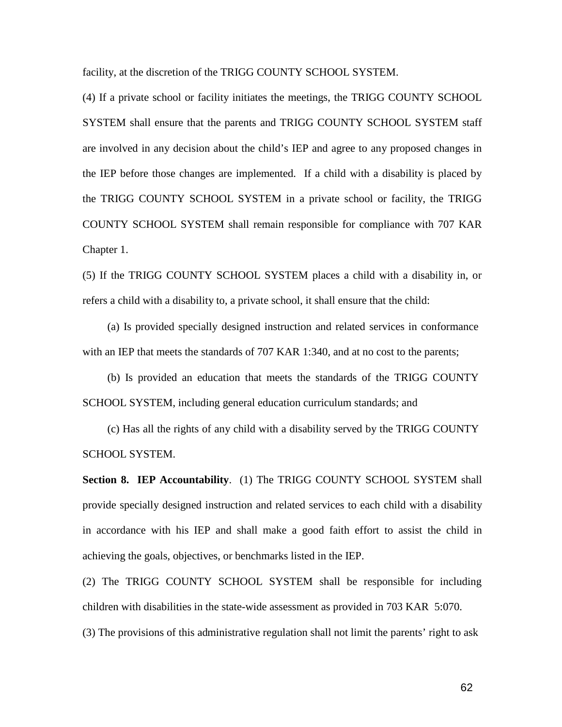facility, at the discretion of the TRIGG COUNTY SCHOOL SYSTEM.

(4) If a private school or facility initiates the meetings, the TRIGG COUNTY SCHOOL SYSTEM shall ensure that the parents and TRIGG COUNTY SCHOOL SYSTEM staff are involved in any decision about the child's IEP and agree to any proposed changes in the IEP before those changes are implemented. If a child with a disability is placed by the TRIGG COUNTY SCHOOL SYSTEM in a private school or facility, the TRIGG COUNTY SCHOOL SYSTEM shall remain responsible for compliance with 707 KAR Chapter 1.

(5) If the TRIGG COUNTY SCHOOL SYSTEM places a child with a disability in, or refers a child with a disability to, a private school, it shall ensure that the child:

(a) Is provided specially designed instruction and related services in conformance with an IEP that meets the standards of 707 KAR 1:340, and at no cost to the parents;

(b) Is provided an education that meets the standards of the TRIGG COUNTY SCHOOL SYSTEM, including general education curriculum standards; and

(c) Has all the rights of any child with a disability served by the TRIGG COUNTY SCHOOL SYSTEM.

**Section 8. IEP Accountability**. (1) The TRIGG COUNTY SCHOOL SYSTEM shall provide specially designed instruction and related services to each child with a disability in accordance with his IEP and shall make a good faith effort to assist the child in achieving the goals, objectives, or benchmarks listed in the IEP.

(2) The TRIGG COUNTY SCHOOL SYSTEM shall be responsible for including children with disabilities in the state-wide assessment as provided in 703 KAR 5:070.

(3) The provisions of this administrative regulation shall not limit the parents' right to ask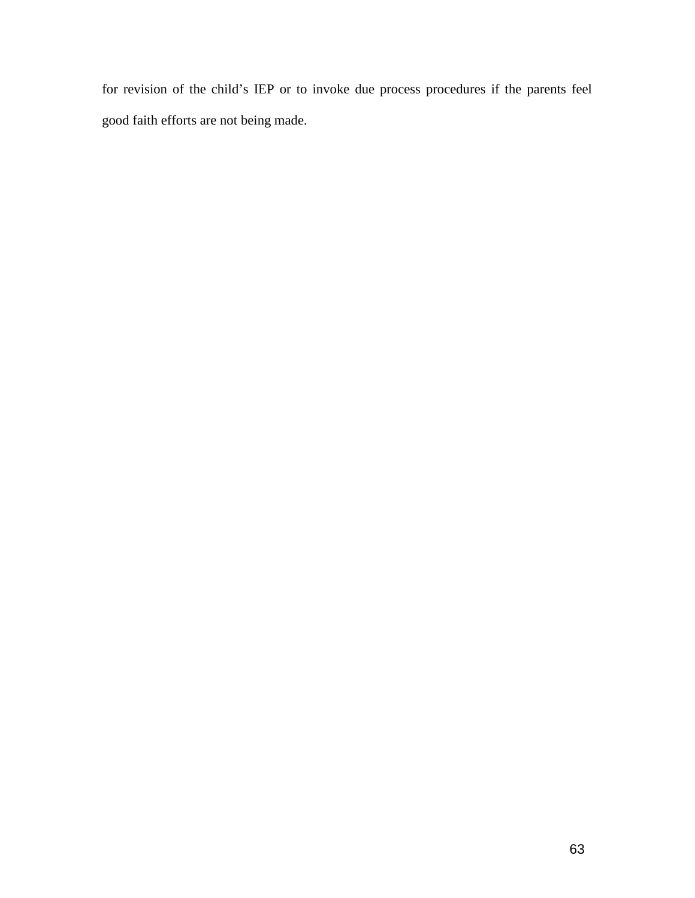for revision of the child's IEP or to invoke due process procedures if the parents feel good faith efforts are not being made.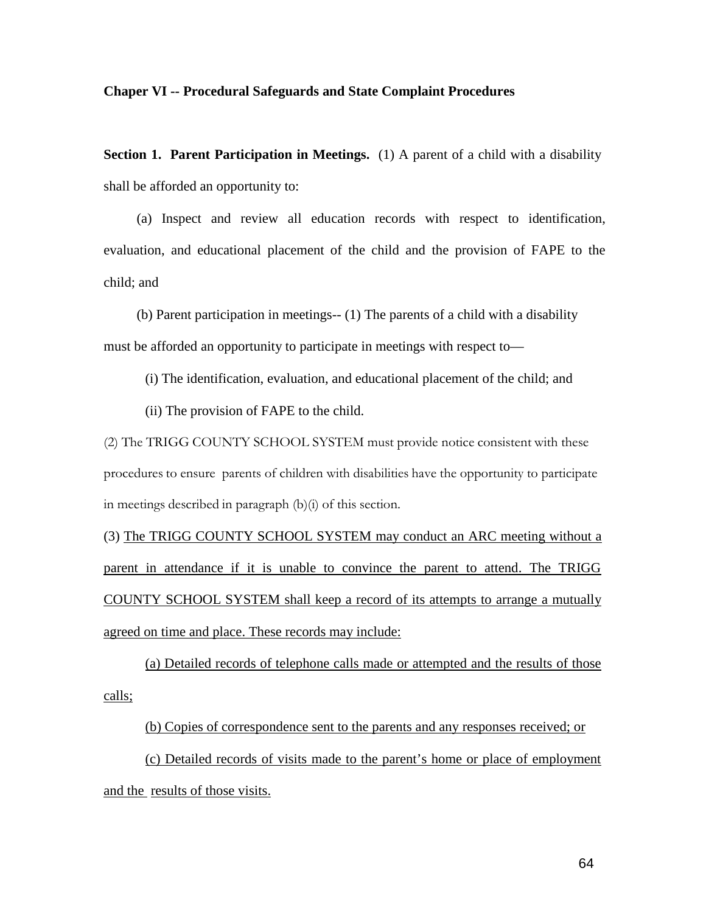**Chaper VI -- Procedural Safeguards and State Complaint Procedures**

**Section 1. Parent Participation in Meetings.** (1) A parent of a child with a disability shall be afforded an opportunity to:

(a) Inspect and review all education records with respect to identification, evaluation, and educational placement of the child and the provision of FAPE to the child; and

(b) Parent participation in meetings-- (1) The parents of a child with a disability must be afforded an opportunity to participate in meetings with respect to—

(i) The identification, evaluation, and educational placement of the child; and

(ii) The provision of FAPE to the child.

(2) The TRIGG COUNTY SCHOOL SYSTEM must provide notice consistent with these procedures to ensure parents of children with disabilities have the opportunity to participate in meetings described in paragraph (b)(i) of this section.

(3) <u>The TRIGG COUNTY SCHOOL SYSTEM may conduct an ARC meeting without a parent in attendance if it is unable to convince the parent to attend. The TRIGG COUNTY SCHOOL SYSTEM shall keep a record of its attempts to arrange a mutually agreed on time and place. These records may include:</u>

<u>(a) Detailed records of telephone calls made or attempted and the results of those calls;</u>

<u>(b) Copies of correspondence sent to the parents and any responses received; or</u>

<u>(c) Detailed records of visits made to the parent's home or place of employment and the results of those visits.</u>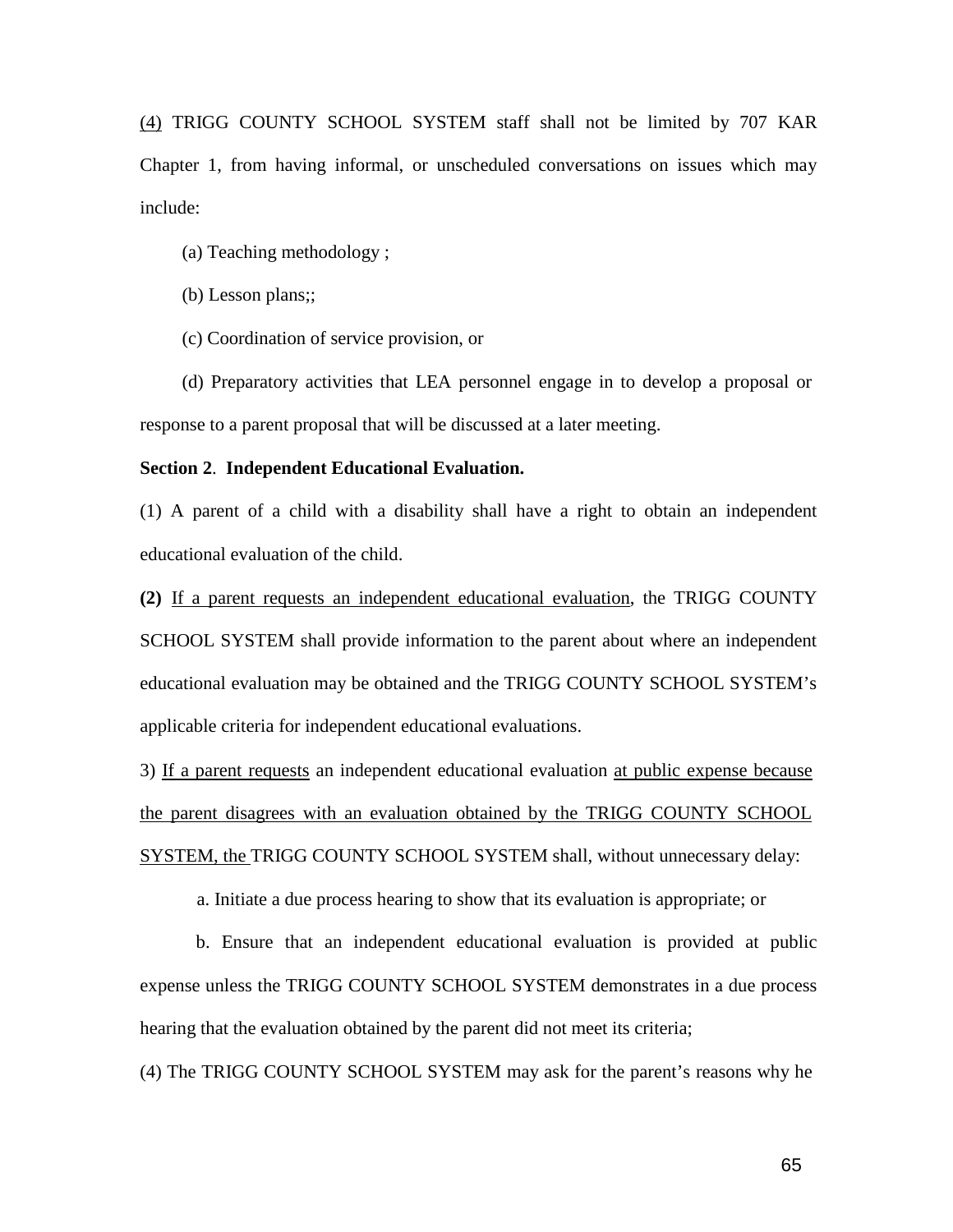(4) TRIGG COUNTY SCHOOL SYSTEM staff shall not be limited by 707 KAR Chapter 1, from having informal, or unscheduled conversations on issues which may include:

(a) Teaching methodology ;

(b) Lesson plans;;

(c) Coordination of service provision, or

(d) Preparatory activities that LEA personnel engage in to develop a proposal or response to a parent proposal that will be discussed at a later meeting.

**Section 2**. **Independent Educational Evaluation.**

(1) A parent of a child with a disability shall have a right to obtain an independent educational evaluation of the child.

**(2)** If a parent requests an independent educational evaluation, the TRIGG COUNTY SCHOOL SYSTEM shall provide information to the parent about where an independent educational evaluation may be obtained and the TRIGG COUNTY SCHOOL SYSTEM's applicable criteria for independent educational evaluations.

3) If a parent requests an independent educational evaluation at public expense because the parent disagrees with an evaluation obtained by the TRIGG COUNTY SCHOOL SYSTEM, the TRIGG COUNTY SCHOOL SYSTEM shall, without unnecessary delay:

a. Initiate a due process hearing to show that its evaluation is appropriate; or

b. Ensure that an independent educational evaluation is provided at public expense unless the TRIGG COUNTY SCHOOL SYSTEM demonstrates in a due process hearing that the evaluation obtained by the parent did not meet its criteria;

(4) The TRIGG COUNTY SCHOOL SYSTEM may ask for the parent's reasons why he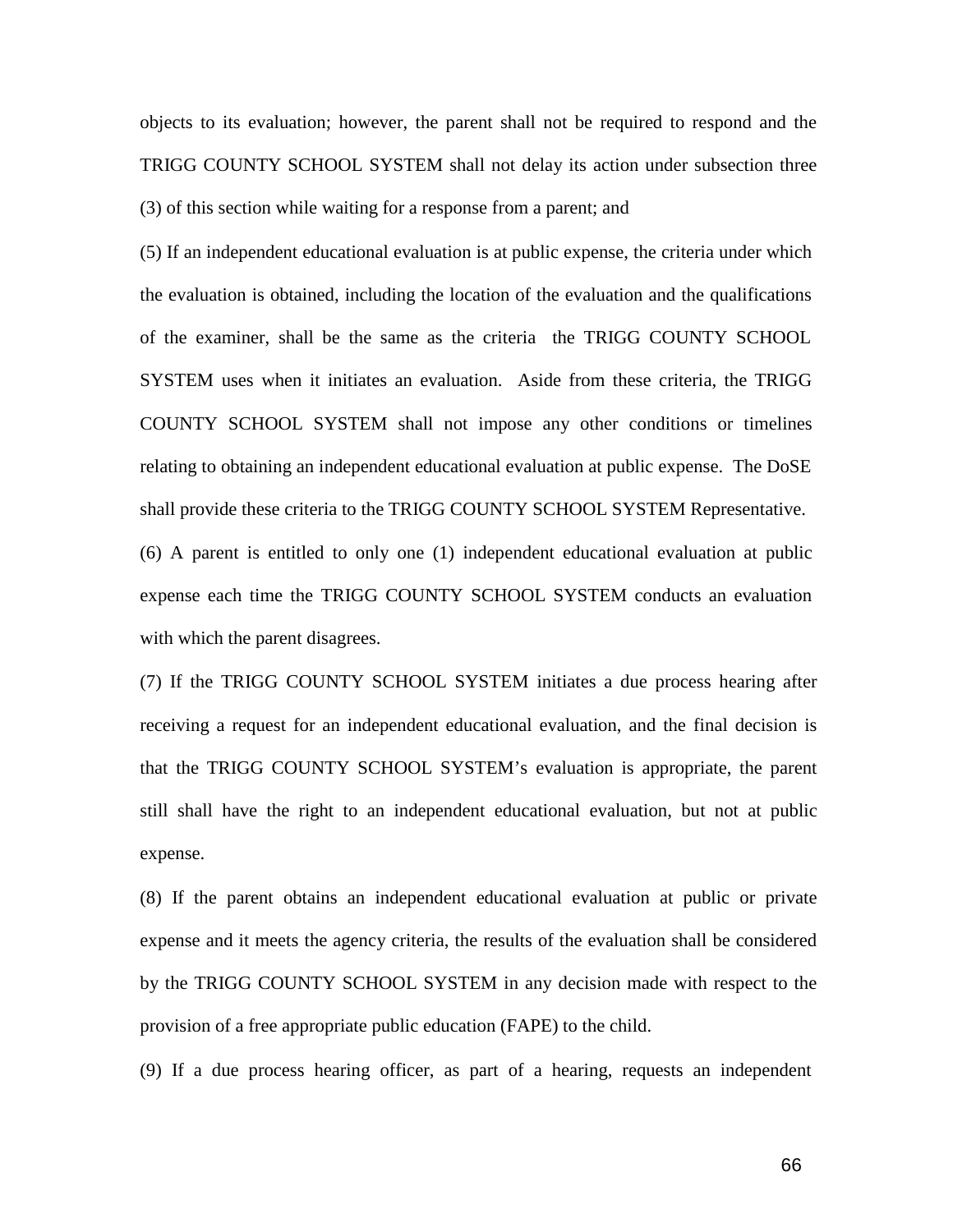objects to its evaluation; however, the parent shall not be required to respond and the TRIGG COUNTY SCHOOL SYSTEM shall not delay its action under subsection three (3) of this section while waiting for a response from a parent; and

(5) If an independent educational evaluation is at public expense, the criteria under which the evaluation is obtained, including the location of the evaluation and the qualifications of the examiner, shall be the same as the criteria the TRIGG COUNTY SCHOOL SYSTEM uses when it initiates an evaluation. Aside from these criteria, the TRIGG COUNTY SCHOOL SYSTEM shall not impose any other conditions or timelines relating to obtaining an independent educational evaluation at public expense. The DoSE shall provide these criteria to the TRIGG COUNTY SCHOOL SYSTEM Representative.

(6) A parent is entitled to only one (1) independent educational evaluation at public expense each time the TRIGG COUNTY SCHOOL SYSTEM conducts an evaluation with which the parent disagrees.

(7) If the TRIGG COUNTY SCHOOL SYSTEM initiates a due process hearing after receiving a request for an independent educational evaluation, and the final decision is that the TRIGG COUNTY SCHOOL SYSTEM's evaluation is appropriate, the parent still shall have the right to an independent educational evaluation, but not at public expense.

(8) If the parent obtains an independent educational evaluation at public or private expense and it meets the agency criteria, the results of the evaluation shall be considered by the TRIGG COUNTY SCHOOL SYSTEM in any decision made with respect to the provision of a free appropriate public education (FAPE) to the child.

(9) If a due process hearing officer, as part of a hearing, requests an independent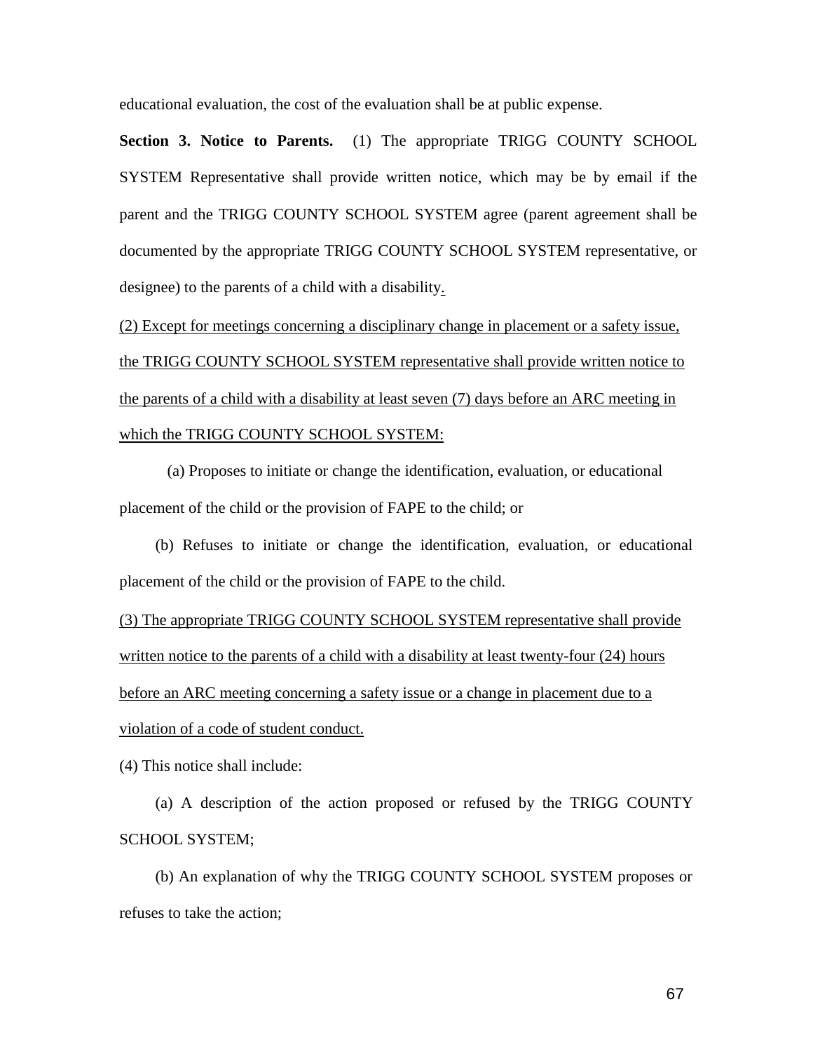educational evaluation, the cost of the evaluation shall be at public expense.

**Section 3. Notice to Parents.** (1) The appropriate TRIGG COUNTY SCHOOL SYSTEM Representative shall provide written notice, which may be by email if the parent and the TRIGG COUNTY SCHOOL SYSTEM agree (parent agreement shall be documented by the appropriate TRIGG COUNTY SCHOOL SYSTEM representative, or designee) to the parents of a child with a disability.

<u>(2) Except for meetings concerning a disciplinary change in placement or a safety issue, the TRIGG COUNTY SCHOOL SYSTEM representative shall provide written notice to the parents of a child with a disability at least seven (7) days before an ARC meeting in which the TRIGG COUNTY SCHOOL SYSTEM:</u>

(a) Proposes to initiate or change the identification, evaluation, or educational placement of the child or the provision of FAPE to the child; or

(b) Refuses to initiate or change the identification, evaluation, or educational placement of the child or the provision of FAPE to the child.

<u>(3) The appropriate TRIGG COUNTY SCHOOL SYSTEM representative shall provide written notice to the parents of a child with a disability at least twenty-four (24) hours before an ARC meeting concerning a safety issue or a change in placement due to a violation of a code of student conduct.</u>

(4) This notice shall include:

(a) A description of the action proposed or refused by the TRIGG COUNTY SCHOOL SYSTEM;

(b) An explanation of why the TRIGG COUNTY SCHOOL SYSTEM proposes or refuses to take the action;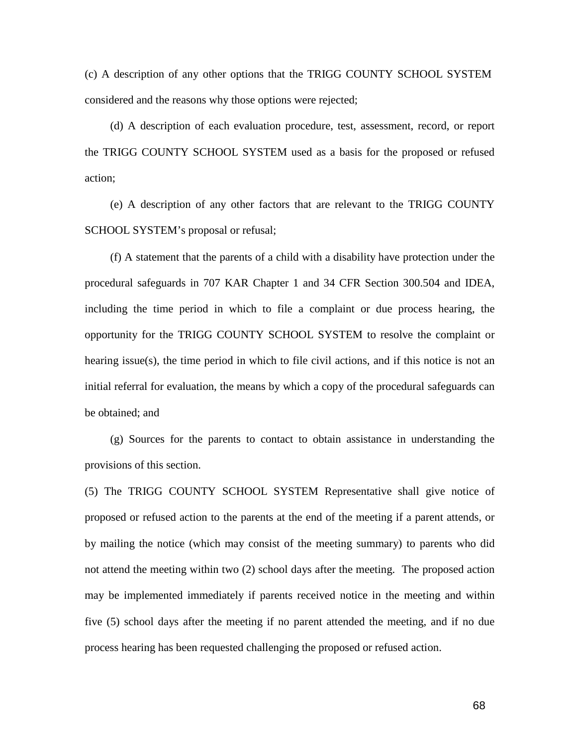(c) A description of any other options that the TRIGG COUNTY SCHOOL SYSTEM considered and the reasons why those options were rejected;

(d) A description of each evaluation procedure, test, assessment, record, or report the TRIGG COUNTY SCHOOL SYSTEM used as a basis for the proposed or refused action;

(e) A description of any other factors that are relevant to the TRIGG COUNTY SCHOOL SYSTEM's proposal or refusal;

(f) A statement that the parents of a child with a disability have protection under the procedural safeguards in 707 KAR Chapter 1 and 34 CFR Section 300.504 and IDEA, including the time period in which to file a complaint or due process hearing, the opportunity for the TRIGG COUNTY SCHOOL SYSTEM to resolve the complaint or hearing issue(s), the time period in which to file civil actions, and if this notice is not an initial referral for evaluation, the means by which a copy of the procedural safeguards can be obtained; and

(g) Sources for the parents to contact to obtain assistance in understanding the provisions of this section.

(5) The TRIGG COUNTY SCHOOL SYSTEM Representative shall give notice of proposed or refused action to the parents at the end of the meeting if a parent attends, or by mailing the notice (which may consist of the meeting summary) to parents who did not attend the meeting within two (2) school days after the meeting. The proposed action may be implemented immediately if parents received notice in the meeting and within five (5) school days after the meeting if no parent attended the meeting, and if no due process hearing has been requested challenging the proposed or refused action.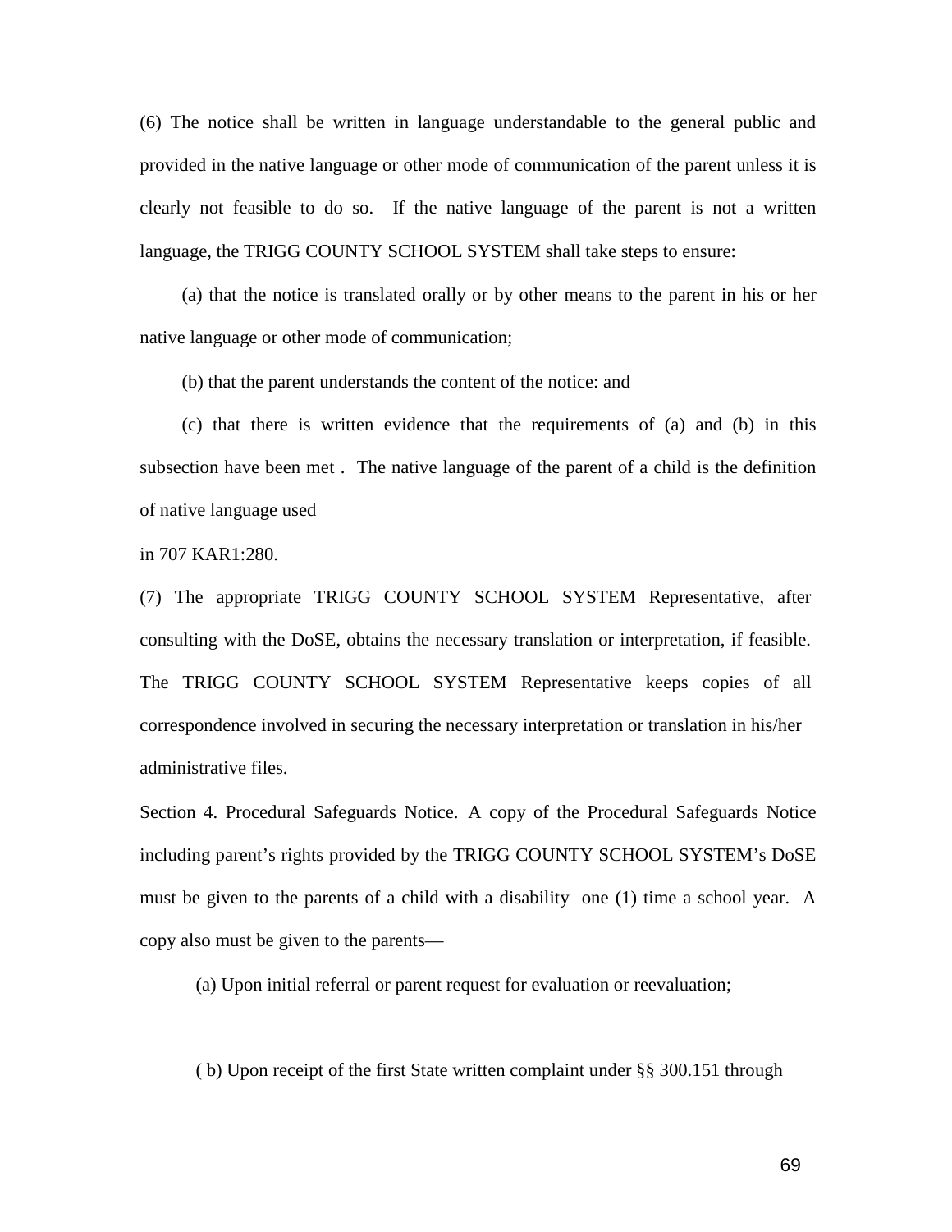(6) The notice shall be written in language understandable to the general public and provided in the native language or other mode of communication of the parent unless it is clearly not feasible to do so. If the native language of the parent is not a written language, the TRIGG COUNTY SCHOOL SYSTEM shall take steps to ensure:

(a) that the notice is translated orally or by other means to the parent in his or her native language or other mode of communication;

(b) that the parent understands the content of the notice: and

(c) that there is written evidence that the requirements of (a) and (b) in this subsection have been met . The native language of the parent of a child is the definition of native language used

in 707 KAR1:280.

(7) The appropriate TRIGG COUNTY SCHOOL SYSTEM Representative, after consulting with the DoSE, obtains the necessary translation or interpretation, if feasible. The TRIGG COUNTY SCHOOL SYSTEM Representative keeps copies of all correspondence involved in securing the necessary interpretation or translation in his/her administrative files.

Section 4. <u>Procedural Safeguards Notice.</u> A copy of the Procedural Safeguards Notice including parent's rights provided by the TRIGG COUNTY SCHOOL SYSTEM's DoSE must be given to the parents of a child with a disability one (1) time a school year. A copy also must be given to the parents—

(a) Upon initial referral or parent request for evaluation or reevaluation;

( b) Upon receipt of the first State written complaint under §§ 300.151 through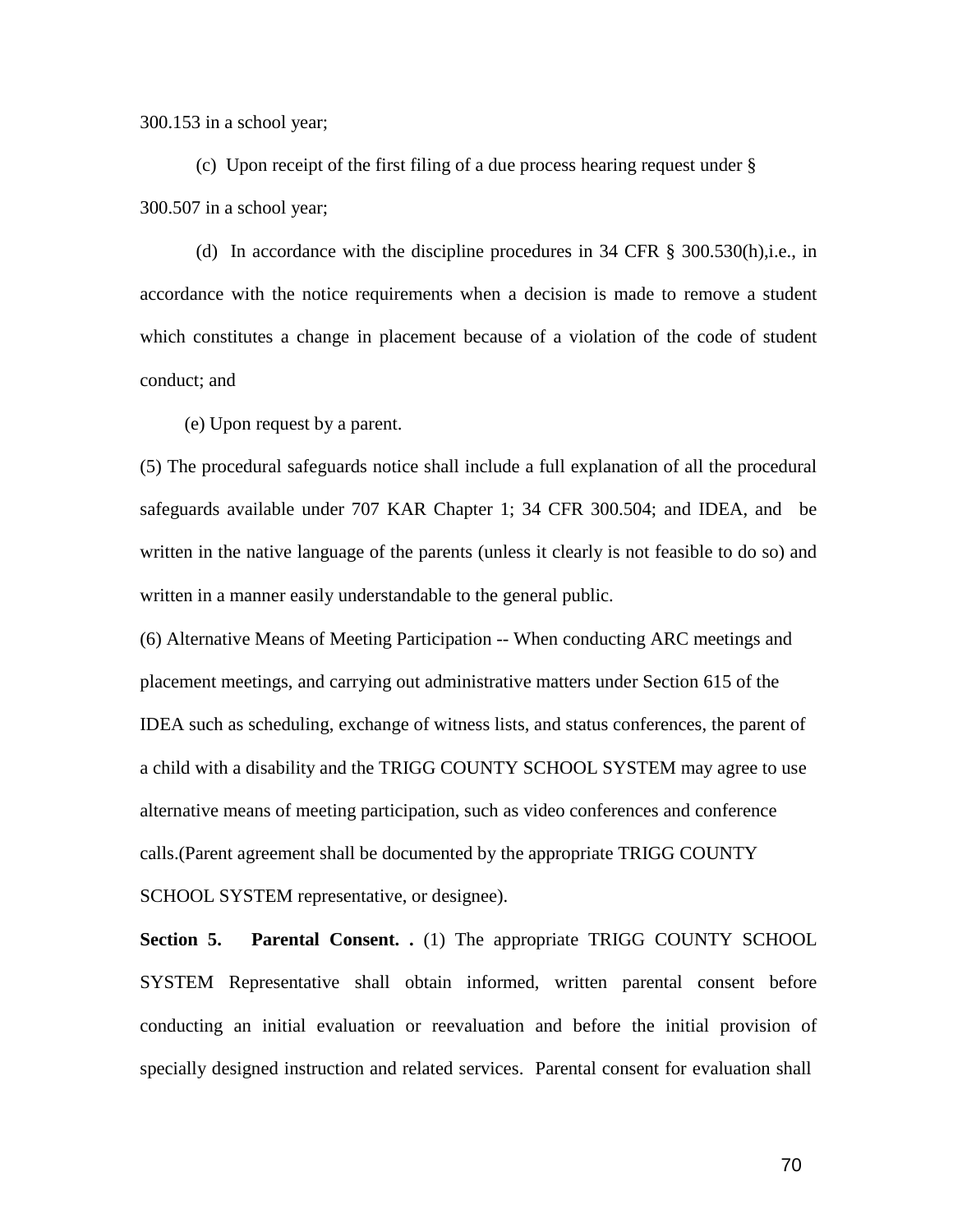300.153 in a school year;

(c) Upon receipt of the first filing of a due process hearing request under § 300.507 in a school year;

(d) In accordance with the discipline procedures in 34 CFR § 300.530(h),i.e., in accordance with the notice requirements when a decision is made to remove a student which constitutes a change in placement because of a violation of the code of student conduct; and

(e) Upon request by a parent.

(5) The procedural safeguards notice shall include a full explanation of all the procedural safeguards available under 707 KAR Chapter 1; 34 CFR 300.504; and IDEA, and be written in the native language of the parents (unless it clearly is not feasible to do so) and written in a manner easily understandable to the general public.

(6) Alternative Means of Meeting Participation -- When conducting ARC meetings and placement meetings, and carrying out administrative matters under Section 615 of the IDEA such as scheduling, exchange of witness lists, and status conferences, the parent of a child with a disability and the TRIGG COUNTY SCHOOL SYSTEM may agree to use alternative means of meeting participation, such as video conferences and conference calls.(Parent agreement shall be documented by the appropriate TRIGG COUNTY SCHOOL SYSTEM representative, or designee).

**Section 5. Parental Consent. .** (1) The appropriate TRIGG COUNTY SCHOOL SYSTEM Representative shall obtain informed, written parental consent before conducting an initial evaluation or reevaluation and before the initial provision of specially designed instruction and related services. Parental consent for evaluation shall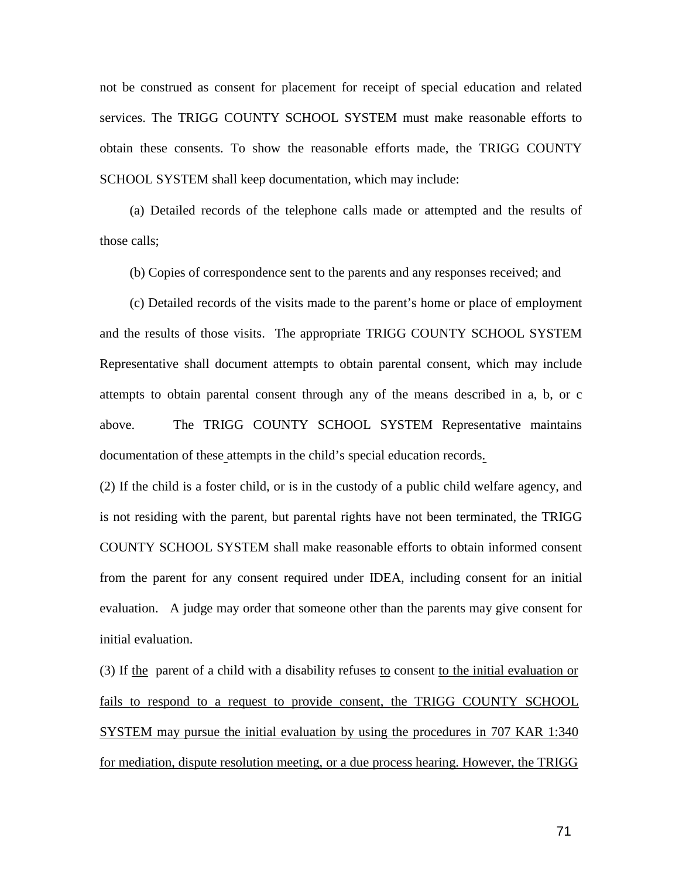not be construed as consent for placement for receipt of special education and related services. The TRIGG COUNTY SCHOOL SYSTEM must make reasonable efforts to obtain these consents. To show the reasonable efforts made, the TRIGG COUNTY SCHOOL SYSTEM shall keep documentation, which may include:

(a) Detailed records of the telephone calls made or attempted and the results of those calls;

(b) Copies of correspondence sent to the parents and any responses received; and

(c) Detailed records of the visits made to the parent's home or place of employment and the results of those visits. The appropriate TRIGG COUNTY SCHOOL SYSTEM Representative shall document attempts to obtain parental consent, which may include attempts to obtain parental consent through any of the means described in a, b, or c above. The TRIGG COUNTY SCHOOL SYSTEM Representative maintains documentation of these attempts in the child's special education records.

(2) If the child is a foster child, or is in the custody of a public child welfare agency, and is not residing with the parent, but parental rights have not been terminated, the TRIGG COUNTY SCHOOL SYSTEM shall make reasonable efforts to obtain informed consent from the parent for any consent required under IDEA, including consent for an initial evaluation. A judge may order that someone other than the parents may give consent for initial evaluation.

(3) If the parent of a child with a disability refuses to consent to the initial evaluation or fails to respond to a request to provide consent, the TRIGG COUNTY SCHOOL SYSTEM may pursue the initial evaluation by using the procedures in 707 KAR 1:340 for mediation, dispute resolution meeting, or a due process hearing. However, the TRIGG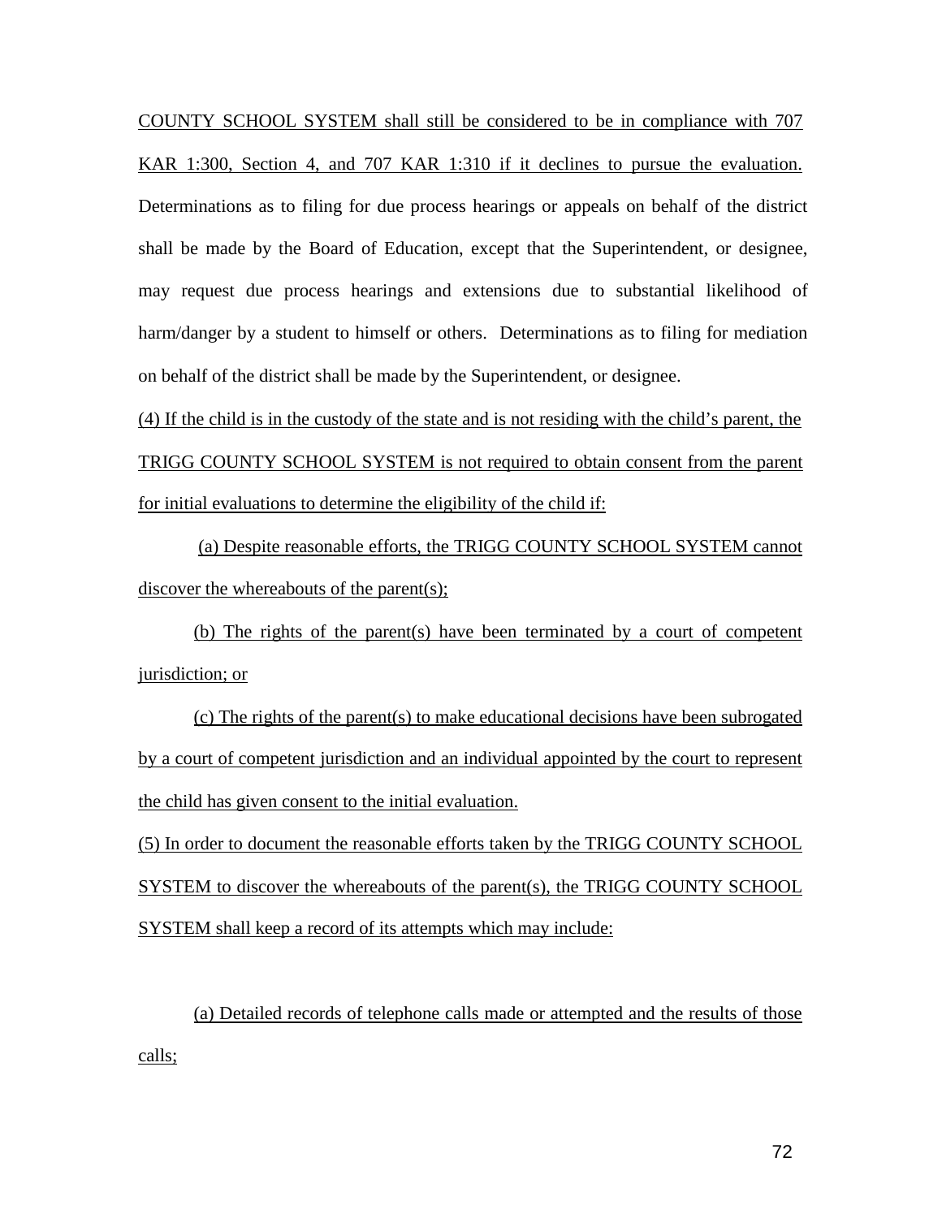COUNTY SCHOOL SYSTEM shall still be considered to be in compliance with 707 KAR 1:300, Section 4, and 707 KAR 1:310 if it declines to pursue the evaluation. Determinations as to filing for due process hearings or appeals on behalf of the district shall be made by the Board of Education, except that the Superintendent, or designee, may request due process hearings and extensions due to substantial likelihood of harm/danger by a student to himself or others. Determinations as to filing for mediation on behalf of the district shall be made by the Superintendent, or designee.

(4) If the child is in the custody of the state and is not residing with the child's parent, the TRIGG COUNTY SCHOOL SYSTEM is not required to obtain consent from the parent for initial evaluations to determine the eligibility of the child if:

(a) Despite reasonable efforts, the TRIGG COUNTY SCHOOL SYSTEM cannot discover the whereabouts of the parent(s);

(b) The rights of the parent(s) have been terminated by a court of competent jurisdiction; or

(c) The rights of the parent(s) to make educational decisions have been subrogated by a court of competent jurisdiction and an individual appointed by the court to represent the child has given consent to the initial evaluation.

(5) In order to document the reasonable efforts taken by the TRIGG COUNTY SCHOOL SYSTEM to discover the whereabouts of the parent(s), the TRIGG COUNTY SCHOOL SYSTEM shall keep a record of its attempts which may include:

(a) Detailed records of telephone calls made or attempted and the results of those calls;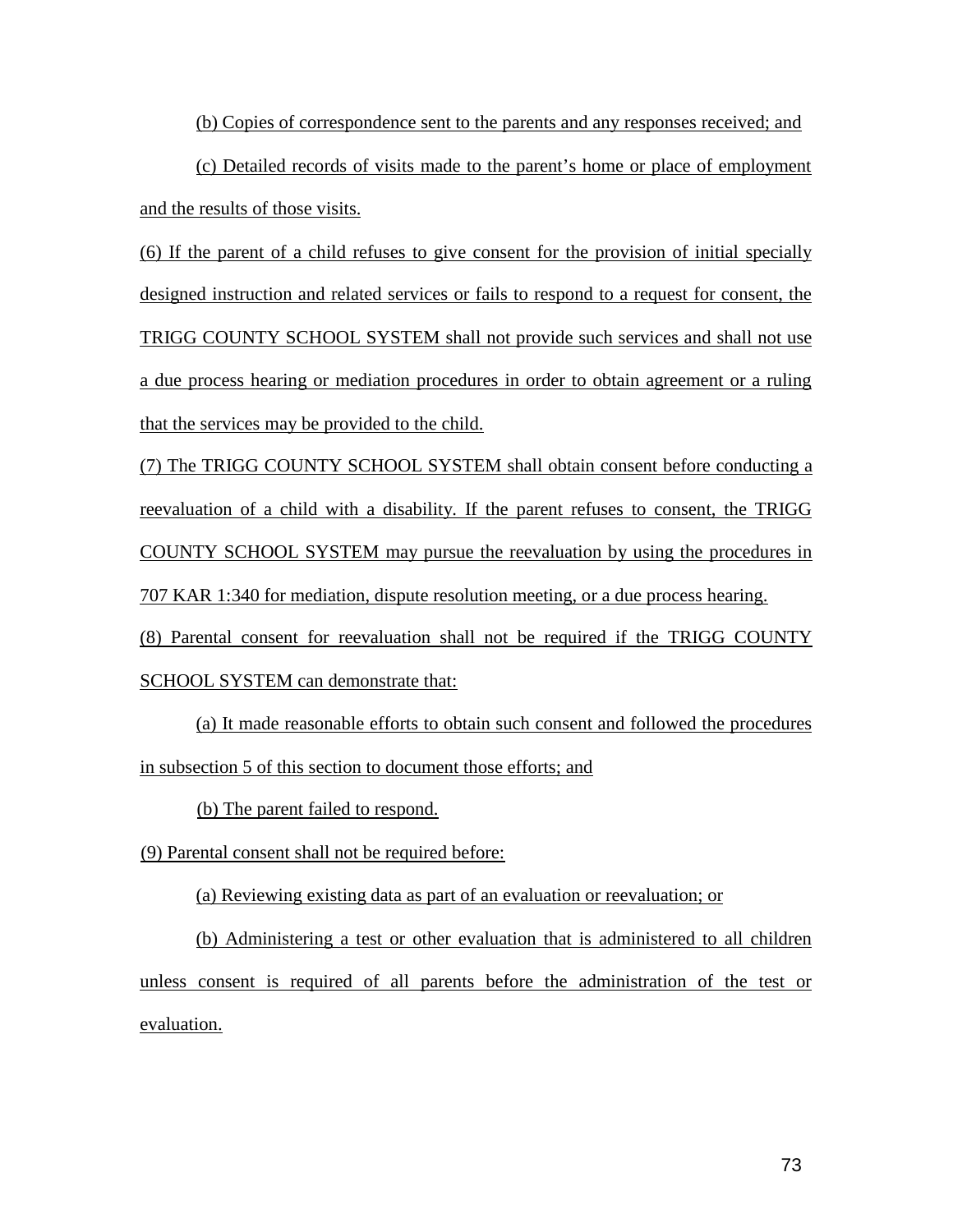(b) Copies of correspondence sent to the parents and any responses received; and

(c) Detailed records of visits made to the parent's home or place of employment and the results of those visits.

(6) If the parent of a child refuses to give consent for the provision of initial specially designed instruction and related services or fails to respond to a request for consent, the TRIGG COUNTY SCHOOL SYSTEM shall not provide such services and shall not use a due process hearing or mediation procedures in order to obtain agreement or a ruling that the services may be provided to the child.

(7) The TRIGG COUNTY SCHOOL SYSTEM shall obtain consent before conducting a reevaluation of a child with a disability. If the parent refuses to consent, the TRIGG COUNTY SCHOOL SYSTEM may pursue the reevaluation by using the procedures in 707 KAR 1:340 for mediation, dispute resolution meeting, or a due process hearing.

(8) Parental consent for reevaluation shall not be required if the TRIGG COUNTY SCHOOL SYSTEM can demonstrate that:

(a) It made reasonable efforts to obtain such consent and followed the procedures in subsection 5 of this section to document those efforts; and

(b) The parent failed to respond.

(9) Parental consent shall not be required before:

(a) Reviewing existing data as part of an evaluation or reevaluation; or

(b) Administering a test or other evaluation that is administered to all children unless consent is required of all parents before the administration of the test or evaluation.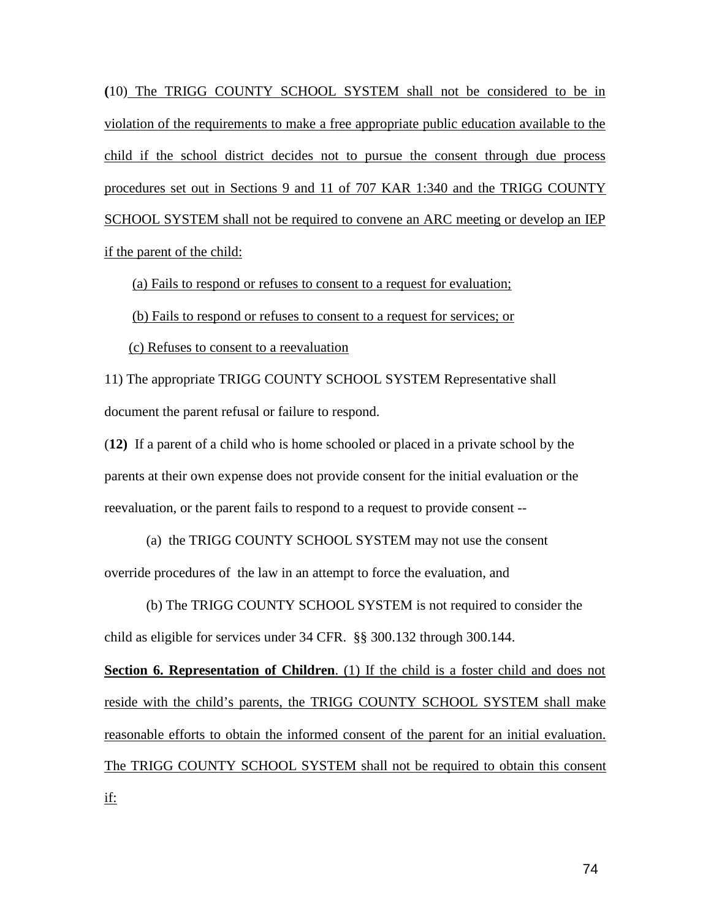**(**10) The TRIGG COUNTY SCHOOL SYSTEM shall not be considered to be in violation of the requirements to make a free appropriate public education available to the child if the school district decides not to pursue the consent through due process procedures set out in Sections 9 and 11 of 707 KAR 1:340 and the TRIGG COUNTY SCHOOL SYSTEM shall not be required to convene an ARC meeting or develop an IEP if the parent of the child:

(a) Fails to respond or refuses to consent to a request for evaluation;

(b) Fails to respond or refuses to consent to a request for services; or

(c) Refuses to consent to a reevaluation

11) The appropriate TRIGG COUNTY SCHOOL SYSTEM Representative shall document the parent refusal or failure to respond.

(**12)** If a parent of a child who is home schooled or placed in a private school by the parents at their own expense does not provide consent for the initial evaluation or the reevaluation, or the parent fails to respond to a request to provide consent --

(a) the TRIGG COUNTY SCHOOL SYSTEM may not use the consent override procedures of the law in an attempt to force the evaluation, and

(b) The TRIGG COUNTY SCHOOL SYSTEM is not required to consider the child as eligible for services under 34 CFR. §§ 300.132 through 300.144.

**Section 6. Representation of Children**. (1) If the child is a foster child and does not reside with the child's parents, the TRIGG COUNTY SCHOOL SYSTEM shall make reasonable efforts to obtain the informed consent of the parent for an initial evaluation. The TRIGG COUNTY SCHOOL SYSTEM shall not be required to obtain this consent if: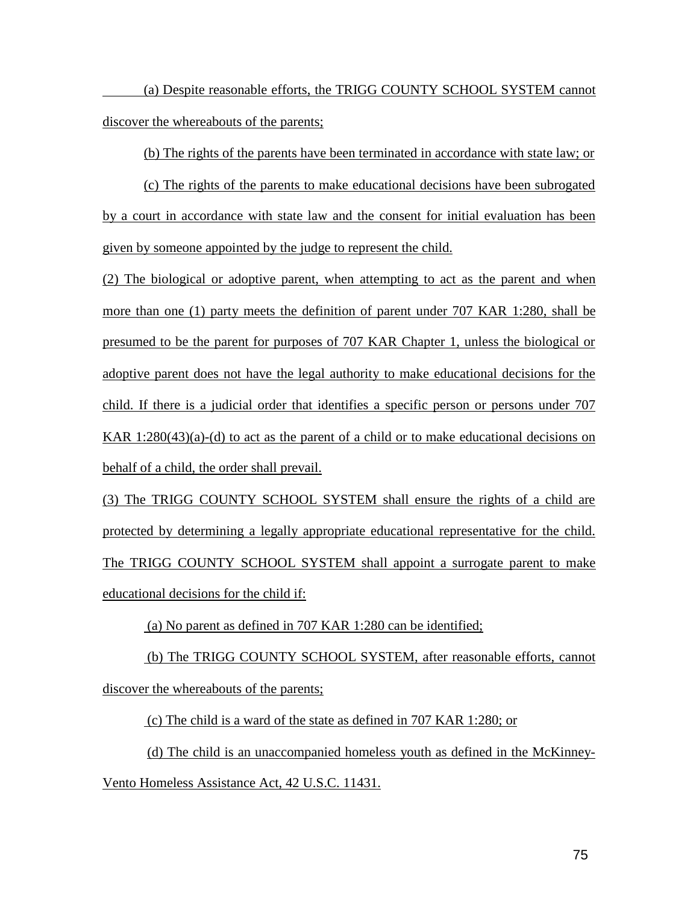(a) Despite reasonable efforts, the TRIGG COUNTY SCHOOL SYSTEM cannot discover the whereabouts of the parents;

(b) The rights of the parents have been terminated in accordance with state law; or

(c) The rights of the parents to make educational decisions have been subrogated by a court in accordance with state law and the consent for initial evaluation has been given by someone appointed by the judge to represent the child.

(2) The biological or adoptive parent, when attempting to act as the parent and when more than one (1) party meets the definition of parent under 707 KAR 1:280, shall be presumed to be the parent for purposes of 707 KAR Chapter 1, unless the biological or adoptive parent does not have the legal authority to make educational decisions for the child. If there is a judicial order that identifies a specific person or persons under 707 KAR 1:280(43)(a)-(d) to act as the parent of a child or to make educational decisions on behalf of a child, the order shall prevail.

(3) The TRIGG COUNTY SCHOOL SYSTEM shall ensure the rights of a child are protected by determining a legally appropriate educational representative for the child. The TRIGG COUNTY SCHOOL SYSTEM shall appoint a surrogate parent to make educational decisions for the child if:

(a) No parent as defined in 707 KAR 1:280 can be identified;

(b) The TRIGG COUNTY SCHOOL SYSTEM, after reasonable efforts, cannot discover the whereabouts of the parents;

(c) The child is a ward of the state as defined in 707 KAR 1:280; or

(d) The child is an unaccompanied homeless youth as defined in the McKinney-Vento Homeless Assistance Act, 42 U.S.C. 11431.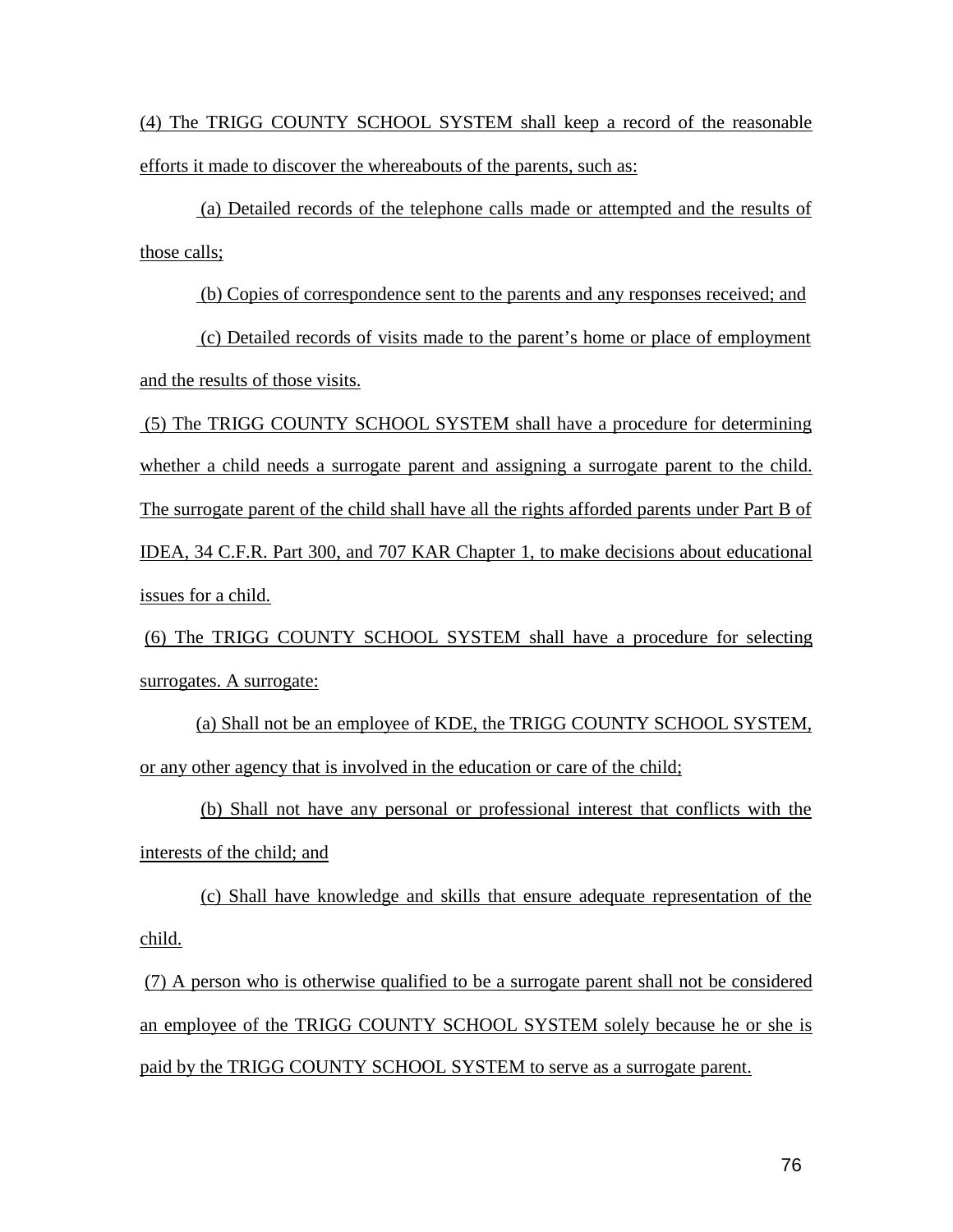(4) The TRIGG COUNTY SCHOOL SYSTEM shall keep a record of the reasonable efforts it made to discover the whereabouts of the parents, such as:

(a) Detailed records of the telephone calls made or attempted and the results of those calls;

(b) Copies of correspondence sent to the parents and any responses received; and

(c) Detailed records of visits made to the parent's home or place of employment and the results of those visits.

(5) The TRIGG COUNTY SCHOOL SYSTEM shall have a procedure for determining whether a child needs a surrogate parent and assigning a surrogate parent to the child. The surrogate parent of the child shall have all the rights afforded parents under Part B of IDEA, 34 C.F.R. Part 300, and 707 KAR Chapter 1, to make decisions about educational issues for a child.

(6) The TRIGG COUNTY SCHOOL SYSTEM shall have a procedure for selecting surrogates. A surrogate:

(a) Shall not be an employee of KDE, the TRIGG COUNTY SCHOOL SYSTEM, or any other agency that is involved in the education or care of the child;

(b) Shall not have any personal or professional interest that conflicts with the interests of the child; and

(c) Shall have knowledge and skills that ensure adequate representation of the child.

(7) A person who is otherwise qualified to be a surrogate parent shall not be considered an employee of the TRIGG COUNTY SCHOOL SYSTEM solely because he or she is paid by the TRIGG COUNTY SCHOOL SYSTEM to serve as a surrogate parent.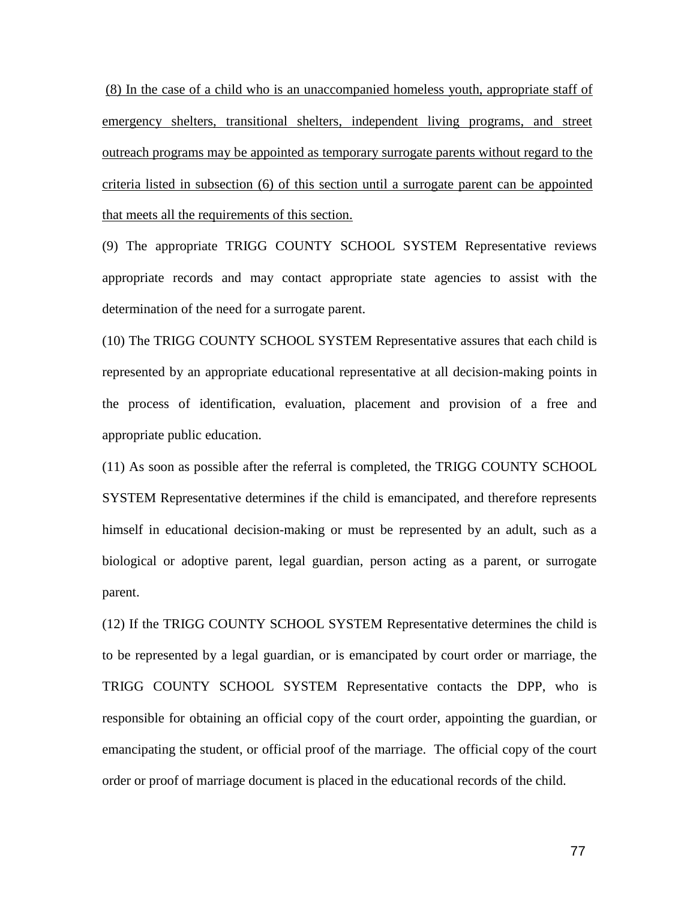<u>(8) In the case of a child who is an unaccompanied homeless youth, appropriate staff of emergency shelters, transitional shelters, independent living programs, and street outreach programs may be appointed as temporary surrogate parents without regard to the criteria listed in subsection (6) of this section until a surrogate parent can be appointed that meets all the requirements of this section.</u>

(9) The appropriate TRIGG COUNTY SCHOOL SYSTEM Representative reviews appropriate records and may contact appropriate state agencies to assist with the determination of the need for a surrogate parent.

(10) The TRIGG COUNTY SCHOOL SYSTEM Representative assures that each child is represented by an appropriate educational representative at all decision-making points in the process of identification, evaluation, placement and provision of a free and appropriate public education.

(11) As soon as possible after the referral is completed, the TRIGG COUNTY SCHOOL SYSTEM Representative determines if the child is emancipated, and therefore represents himself in educational decision-making or must be represented by an adult, such as a biological or adoptive parent, legal guardian, person acting as a parent, or surrogate parent.

(12) If the TRIGG COUNTY SCHOOL SYSTEM Representative determines the child is to be represented by a legal guardian, or is emancipated by court order or marriage, the TRIGG COUNTY SCHOOL SYSTEM Representative contacts the DPP, who is responsible for obtaining an official copy of the court order, appointing the guardian, or emancipating the student, or official proof of the marriage. The official copy of the court order or proof of marriage document is placed in the educational records of the child.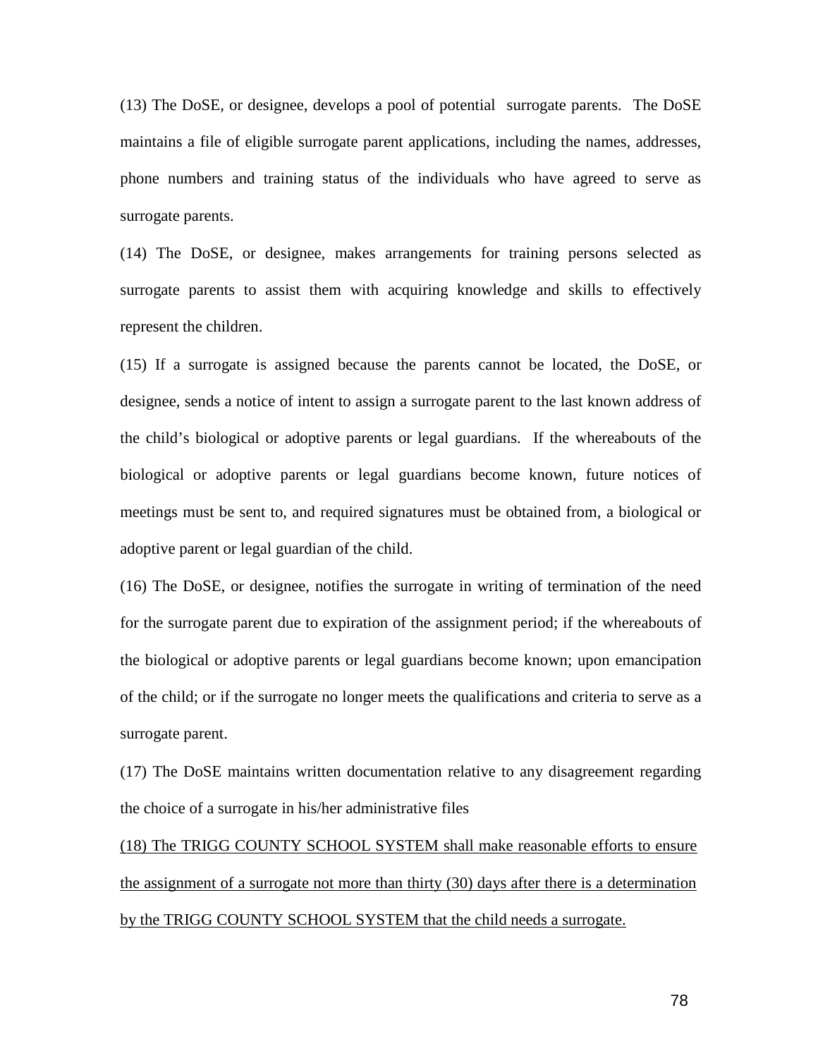(13) The DoSE, or designee, develops a pool of potential surrogate parents. The DoSE maintains a file of eligible surrogate parent applications, including the names, addresses, phone numbers and training status of the individuals who have agreed to serve as surrogate parents.

(14) The DoSE, or designee, makes arrangements for training persons selected as surrogate parents to assist them with acquiring knowledge and skills to effectively represent the children.

(15) If a surrogate is assigned because the parents cannot be located, the DoSE, or designee, sends a notice of intent to assign a surrogate parent to the last known address of the child's biological or adoptive parents or legal guardians. If the whereabouts of the biological or adoptive parents or legal guardians become known, future notices of meetings must be sent to, and required signatures must be obtained from, a biological or adoptive parent or legal guardian of the child.

(16) The DoSE, or designee, notifies the surrogate in writing of termination of the need for the surrogate parent due to expiration of the assignment period; if the whereabouts of the biological or adoptive parents or legal guardians become known; upon emancipation of the child; or if the surrogate no longer meets the qualifications and criteria to serve as a surrogate parent.

(17) The DoSE maintains written documentation relative to any disagreement regarding the choice of a surrogate in his/her administrative files

<u>(18) The TRIGG COUNTY SCHOOL SYSTEM shall make reasonable efforts to ensure the assignment of a surrogate not more than thirty (30) days after there is a determination by the TRIGG COUNTY SCHOOL SYSTEM that the child needs a surrogate.</u>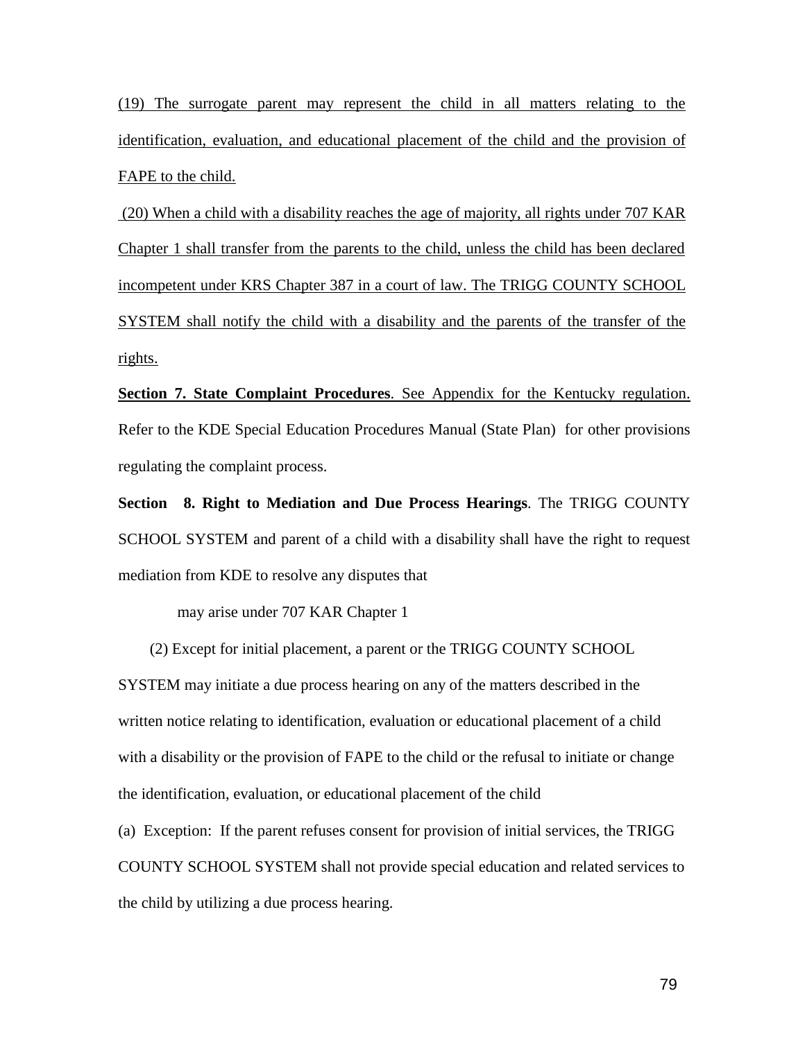(19) The surrogate parent may represent the child in all matters relating to the identification, evaluation, and educational placement of the child and the provision of FAPE to the child.

(20) When a child with a disability reaches the age of majority, all rights under 707 KAR Chapter 1 shall transfer from the parents to the child, unless the child has been declared incompetent under KRS Chapter 387 in a court of law. The TRIGG COUNTY SCHOOL SYSTEM shall notify the child with a disability and the parents of the transfer of the rights.

**Section 7. State Complaint Procedures**. See Appendix for the Kentucky regulation. Refer to the KDE Special Education Procedures Manual (State Plan) for other provisions regulating the complaint process.

**Section 8. Right to Mediation and Due Process Hearings**. The TRIGG COUNTY SCHOOL SYSTEM and parent of a child with a disability shall have the right to request mediation from KDE to resolve any disputes that

may arise under 707 KAR Chapter 1

(2) Except for initial placement, a parent or the TRIGG COUNTY SCHOOL SYSTEM may initiate a due process hearing on any of the matters described in the written notice relating to identification, evaluation or educational placement of a child with a disability or the provision of FAPE to the child or the refusal to initiate or change the identification, evaluation, or educational placement of the child

(a) Exception: If the parent refuses consent for provision of initial services, the TRIGG COUNTY SCHOOL SYSTEM shall not provide special education and related services to the child by utilizing a due process hearing.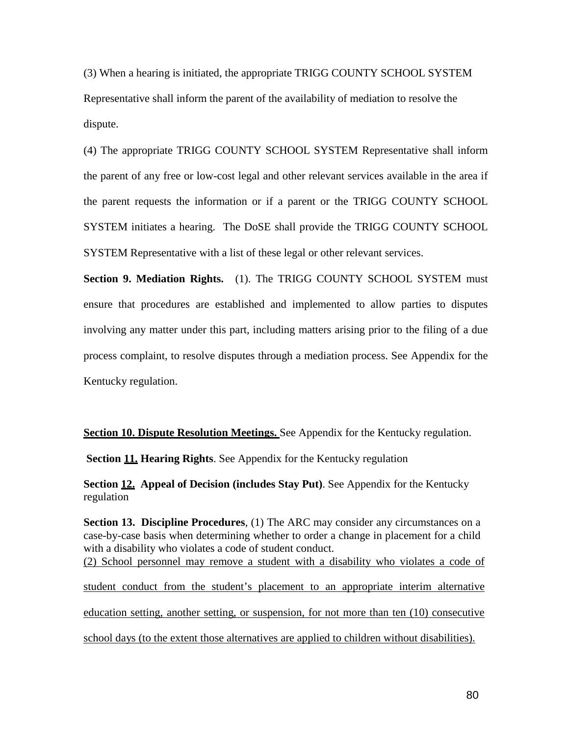(3) When a hearing is initiated, the appropriate TRIGG COUNTY SCHOOL SYSTEM Representative shall inform the parent of the availability of mediation to resolve the dispute.

(4) The appropriate TRIGG COUNTY SCHOOL SYSTEM Representative shall inform the parent of any free or low-cost legal and other relevant services available in the area if the parent requests the information or if a parent or the TRIGG COUNTY SCHOOL SYSTEM initiates a hearing. The DoSE shall provide the TRIGG COUNTY SCHOOL SYSTEM Representative with a list of these legal or other relevant services.

**Section 9. Mediation Rights.** (1). The TRIGG COUNTY SCHOOL SYSTEM must ensure that procedures are established and implemented to allow parties to disputes involving any matter under this part, including matters arising prior to the filing of a due process complaint, to resolve disputes through a mediation process. See Appendix for the Kentucky regulation.

**<u>Section 10. Dispute Resolution Meetings.</u>** See Appendix for the Kentucky regulation.

**Section <u>11.</u> Hearing Rights**. See Appendix for the Kentucky regulation

**Section <u>12.</u> Appeal of Decision (includes Stay Put)**. See Appendix for the Kentucky regulation

**Section 13. Discipline Procedures**, (1) The ARC may consider any circumstances on a case-by-case basis when determining whether to order a change in placement for a child with a disability who violates a code of student conduct.

<u>(2) School personnel may remove a student with a disability who violates a code of student conduct from the student's placement to an appropriate interim alternative education setting, another setting, or suspension, for not more than ten (10) consecutive school days (to the extent those alternatives are applied to children without disabilities).</u>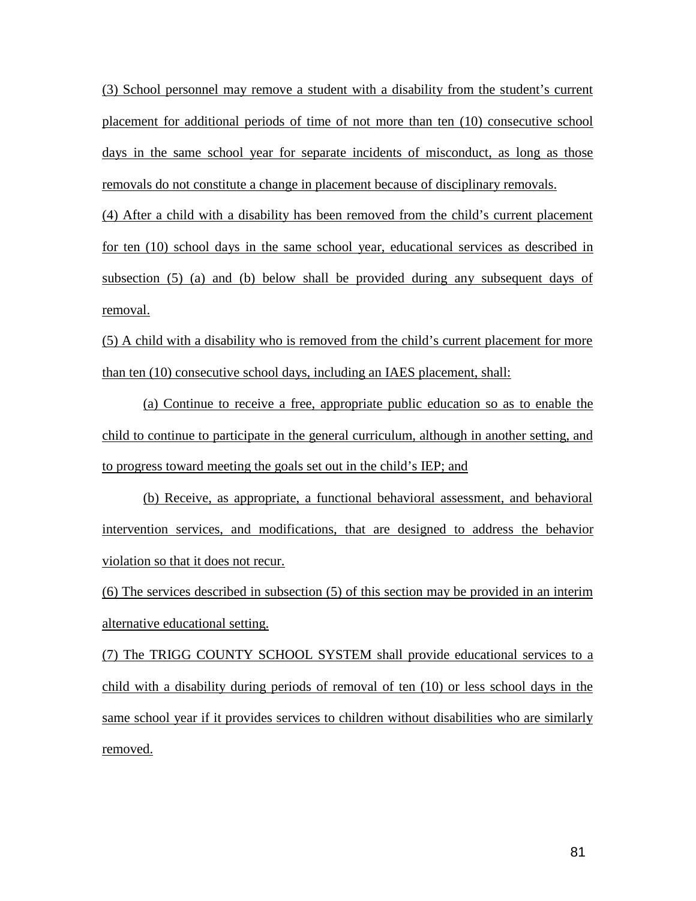(3) School personnel may remove a student with a disability from the student's current placement for additional periods of time of not more than ten (10) consecutive school days in the same school year for separate incidents of misconduct, as long as those removals do not constitute a change in placement because of disciplinary removals.

(4) After a child with a disability has been removed from the child's current placement for ten (10) school days in the same school year, educational services as described in subsection (5) (a) and (b) below shall be provided during any subsequent days of removal.

(5) A child with a disability who is removed from the child's current placement for more than ten (10) consecutive school days, including an IAES placement, shall:

(a) Continue to receive a free, appropriate public education so as to enable the child to continue to participate in the general curriculum, although in another setting, and to progress toward meeting the goals set out in the child's IEP; and

(b) Receive, as appropriate, a functional behavioral assessment, and behavioral intervention services, and modifications, that are designed to address the behavior violation so that it does not recur.

(6) The services described in subsection (5) of this section may be provided in an interim alternative educational setting.

(7) The TRIGG COUNTY SCHOOL SYSTEM shall provide educational services to a child with a disability during periods of removal of ten (10) or less school days in the same school year if it provides services to children without disabilities who are similarly removed.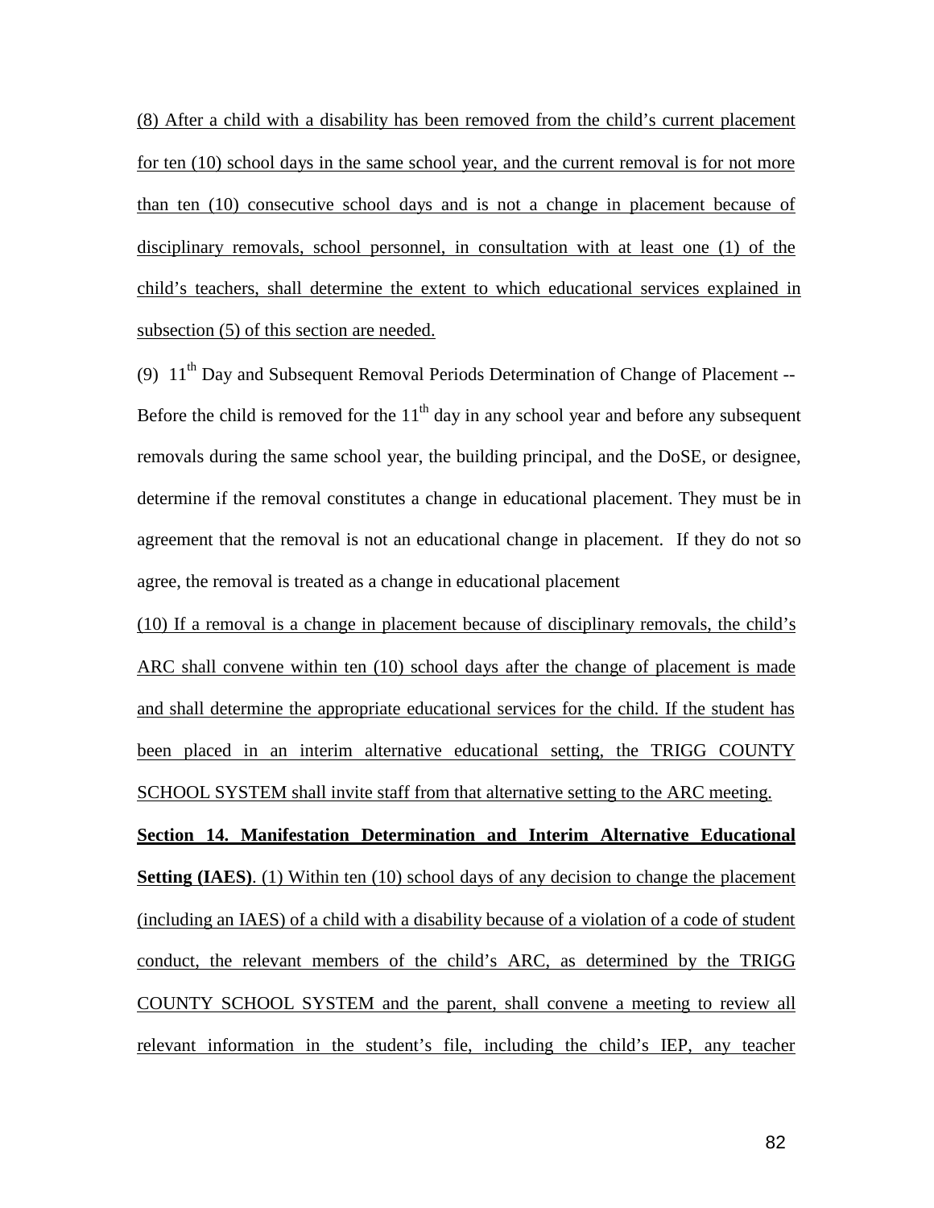(8) After a child with a disability has been removed from the child's current placement for ten (10) school days in the same school year, and the current removal is for not more than ten (10) consecutive school days and is not a change in placement because of disciplinary removals, school personnel, in consultation with at least one (1) of the child's teachers, shall determine the extent to which educational services explained in subsection (5) of this section are needed.

(9) 11th Day and Subsequent Removal Periods Determination of Change of Placement -- Before the child is removed for the 11th day in any school year and before any subsequent removals during the same school year, the building principal, and the DoSE, or designee, determine if the removal constitutes a change in educational placement. They must be in agreement that the removal is not an educational change in placement. If they do not so agree, the removal is treated as a change in educational placement

(10) If a removal is a change in placement because of disciplinary removals, the child's ARC shall convene within ten (10) school days after the change of placement is made and shall determine the appropriate educational services for the child. If the student has been placed in an interim alternative educational setting, the TRIGG COUNTY SCHOOL SYSTEM shall invite staff from that alternative setting to the ARC meeting.

**Section 14. Manifestation Determination and Interim Alternative Educational Setting (IAES)**. (1) Within ten (10) school days of any decision to change the placement (including an IAES) of a child with a disability because of a violation of a code of student conduct, the relevant members of the child's ARC, as determined by the TRIGG COUNTY SCHOOL SYSTEM and the parent, shall convene a meeting to review all relevant information in the student's file, including the child's IEP, any teacher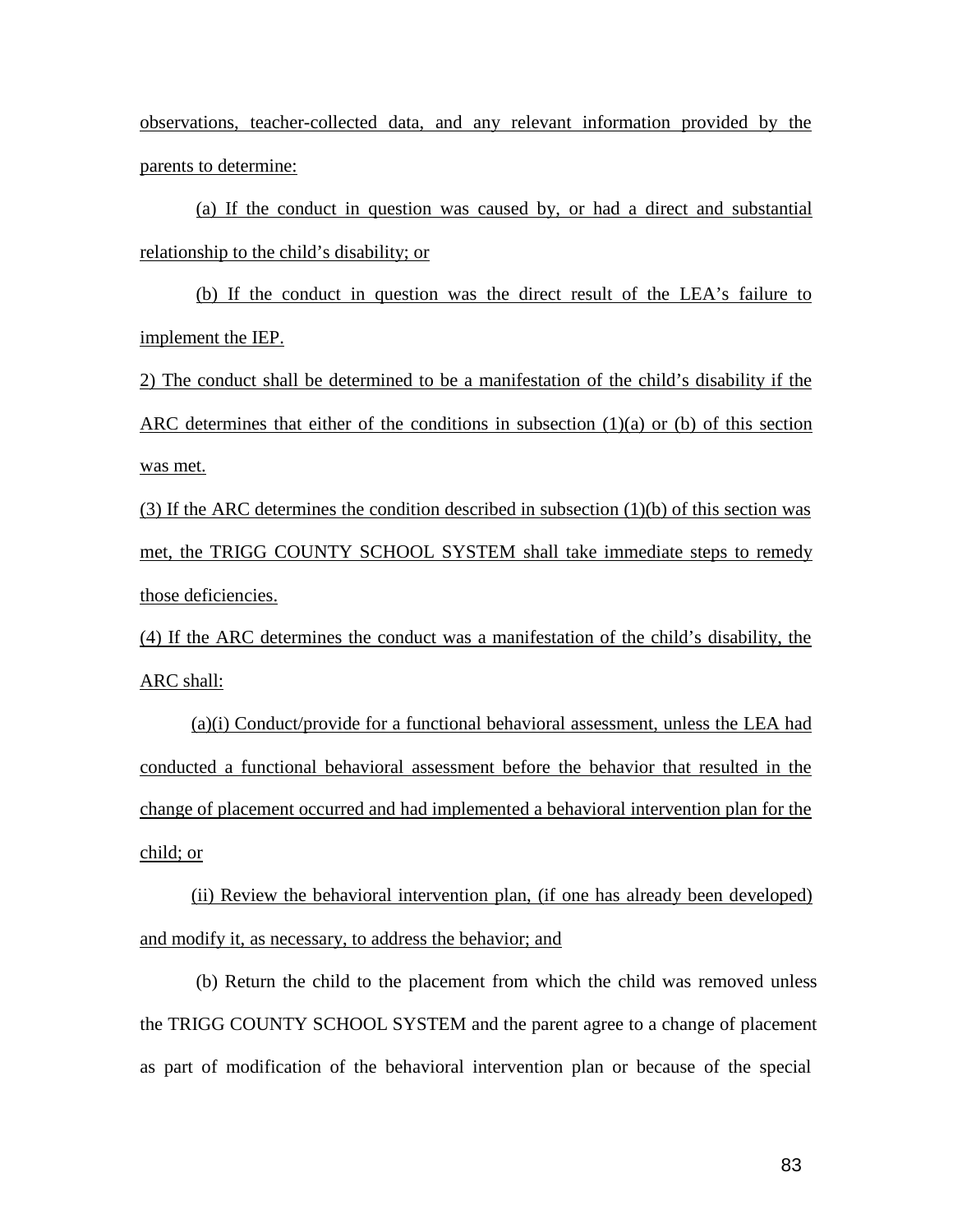observations, teacher-collected data, and any relevant information provided by the parents to determine:

(a) If the conduct in question was caused by, or had a direct and substantial relationship to the child's disability; or

(b) If the conduct in question was the direct result of the LEA's failure to implement the IEP.

2) The conduct shall be determined to be a manifestation of the child's disability if the ARC determines that either of the conditions in subsection (1)(a) or (b) of this section was met.

(3) If the ARC determines the condition described in subsection (1)(b) of this section was met, the TRIGG COUNTY SCHOOL SYSTEM shall take immediate steps to remedy those deficiencies.

(4) If the ARC determines the conduct was a manifestation of the child's disability, the ARC shall:

(a)(i) Conduct/provide for a functional behavioral assessment, unless the LEA had conducted a functional behavioral assessment before the behavior that resulted in the change of placement occurred and had implemented a behavioral intervention plan for the child; or

(ii) Review the behavioral intervention plan, (if one has already been developed) and modify it, as necessary, to address the behavior; and

(b) Return the child to the placement from which the child was removed unless the TRIGG COUNTY SCHOOL SYSTEM and the parent agree to a change of placement as part of modification of the behavioral intervention plan or because of the special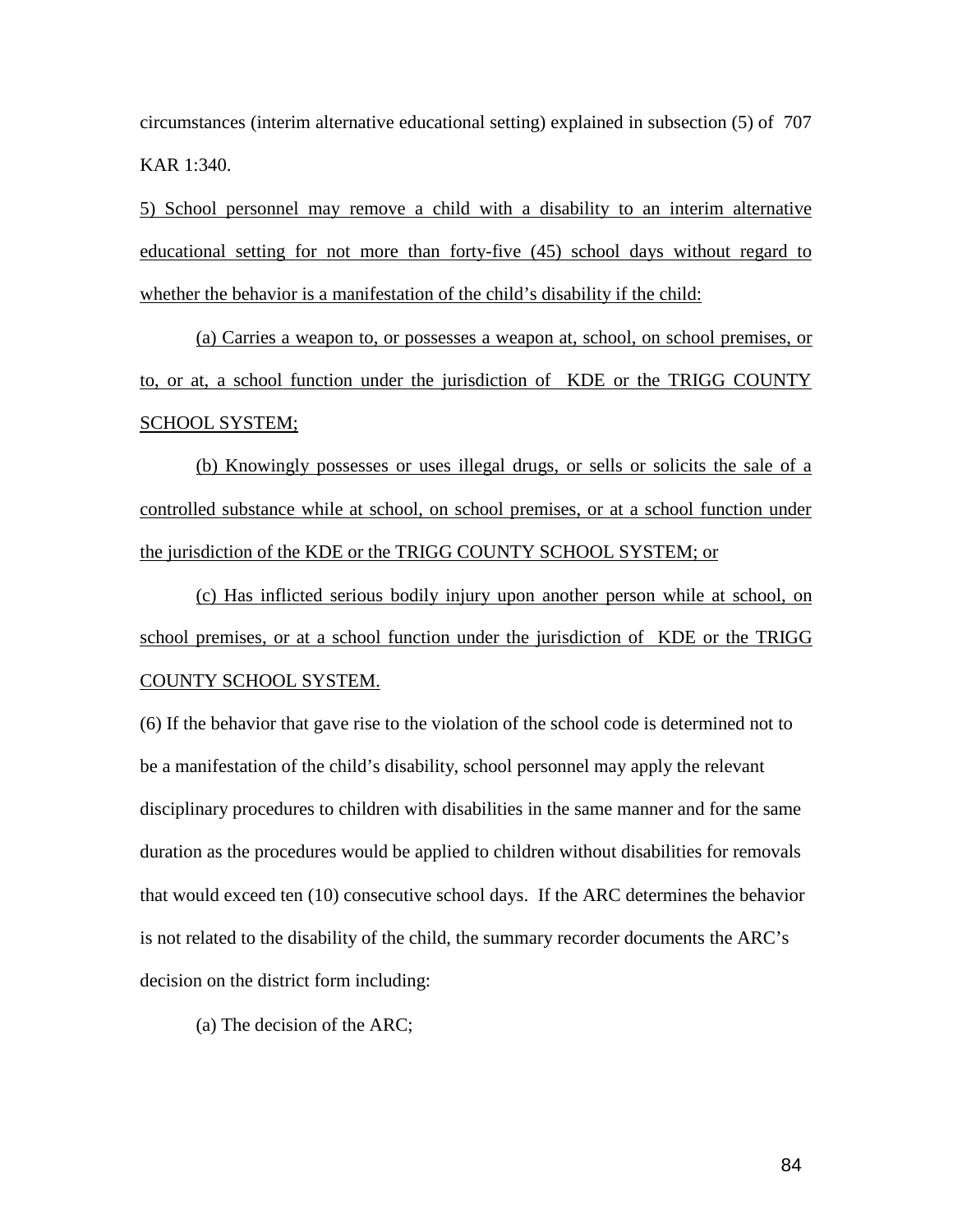circumstances (interim alternative educational setting) explained in subsection (5) of 707 KAR 1:340.

<u>5) School personnel may remove a child with a disability to an interim alternative educational setting for not more than forty-five (45) school days without regard to whether the behavior is a manifestation of the child's disability if the child:</u>

<u>(a) Carries a weapon to, or possesses a weapon at, school, on school premises, or to, or at, a school function under the jurisdiction of KDE or the TRIGG COUNTY SCHOOL SYSTEM;</u>

<u>(b) Knowingly possesses or uses illegal drugs, or sells or solicits the sale of a controlled substance while at school, on school premises, or at a school function under the jurisdiction of the KDE or the TRIGG COUNTY SCHOOL SYSTEM; or</u>

<u>(c) Has inflicted serious bodily injury upon another person while at school, on school premises, or at a school function under the jurisdiction of KDE or the TRIGG COUNTY SCHOOL SYSTEM.</u>

(6) If the behavior that gave rise to the violation of the school code is determined not to be a manifestation of the child's disability, school personnel may apply the relevant disciplinary procedures to children with disabilities in the same manner and for the same duration as the procedures would be applied to children without disabilities for removals that would exceed ten (10) consecutive school days. If the ARC determines the behavior is not related to the disability of the child, the summary recorder documents the ARC's decision on the district form including:

(a) The decision of the ARC;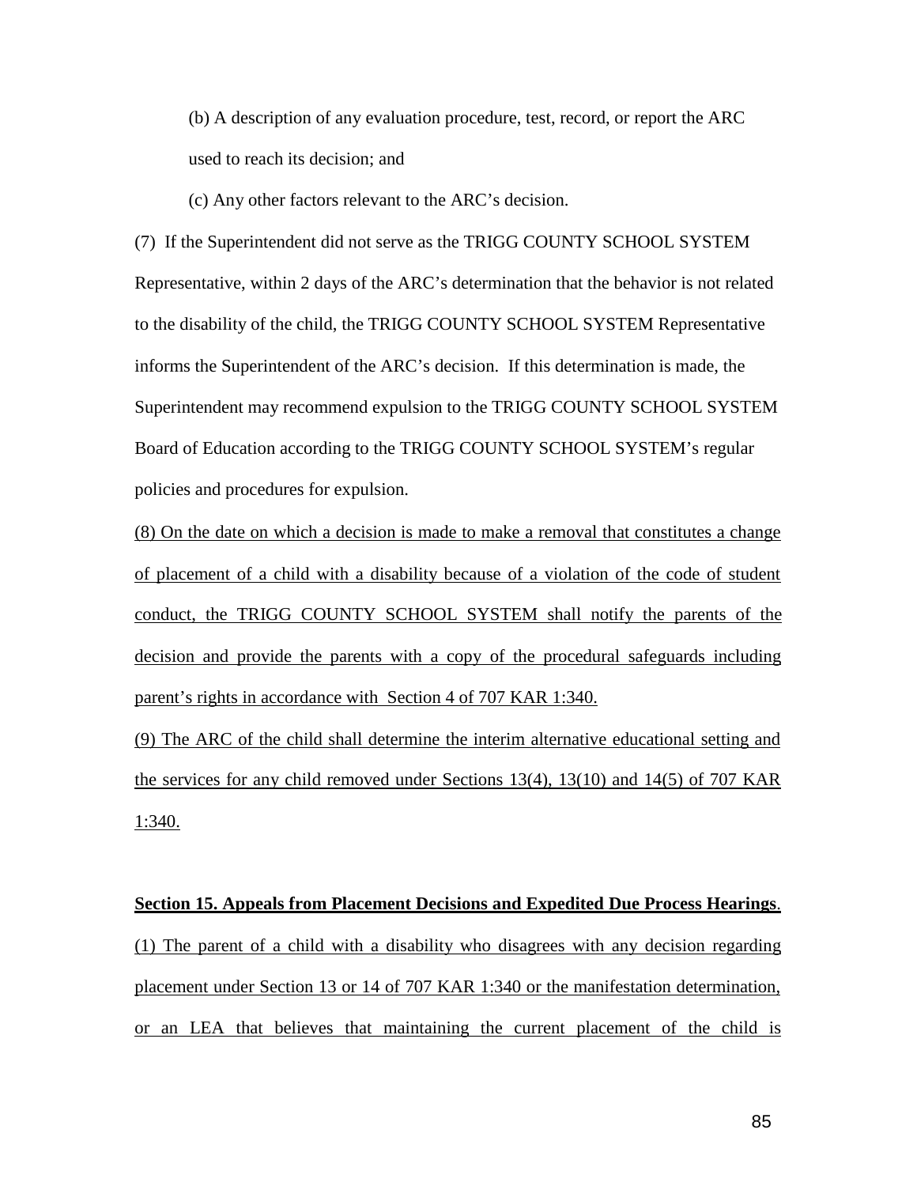(b) A description of any evaluation procedure, test, record, or report the ARC used to reach its decision; and

(c) Any other factors relevant to the ARC's decision.

(7) If the Superintendent did not serve as the TRIGG COUNTY SCHOOL SYSTEM Representative, within 2 days of the ARC's determination that the behavior is not related to the disability of the child, the TRIGG COUNTY SCHOOL SYSTEM Representative informs the Superintendent of the ARC's decision. If this determination is made, the Superintendent may recommend expulsion to the TRIGG COUNTY SCHOOL SYSTEM Board of Education according to the TRIGG COUNTY SCHOOL SYSTEM's regular policies and procedures for expulsion.

(8) On the date on which a decision is made to make a removal that constitutes a change of placement of a child with a disability because of a violation of the code of student conduct, the TRIGG COUNTY SCHOOL SYSTEM shall notify the parents of the decision and provide the parents with a copy of the procedural safeguards including parent's rights in accordance with Section 4 of 707 KAR 1:340.

(9) The ARC of the child shall determine the interim alternative educational setting and the services for any child removed under Sections 13(4), 13(10) and 14(5) of 707 KAR 1:340.

**Section 15. Appeals from Placement Decisions and Expedited Due Process Hearings**.

(1) The parent of a child with a disability who disagrees with any decision regarding placement under Section 13 or 14 of 707 KAR 1:340 or the manifestation determination, or an LEA that believes that maintaining the current placement of the child is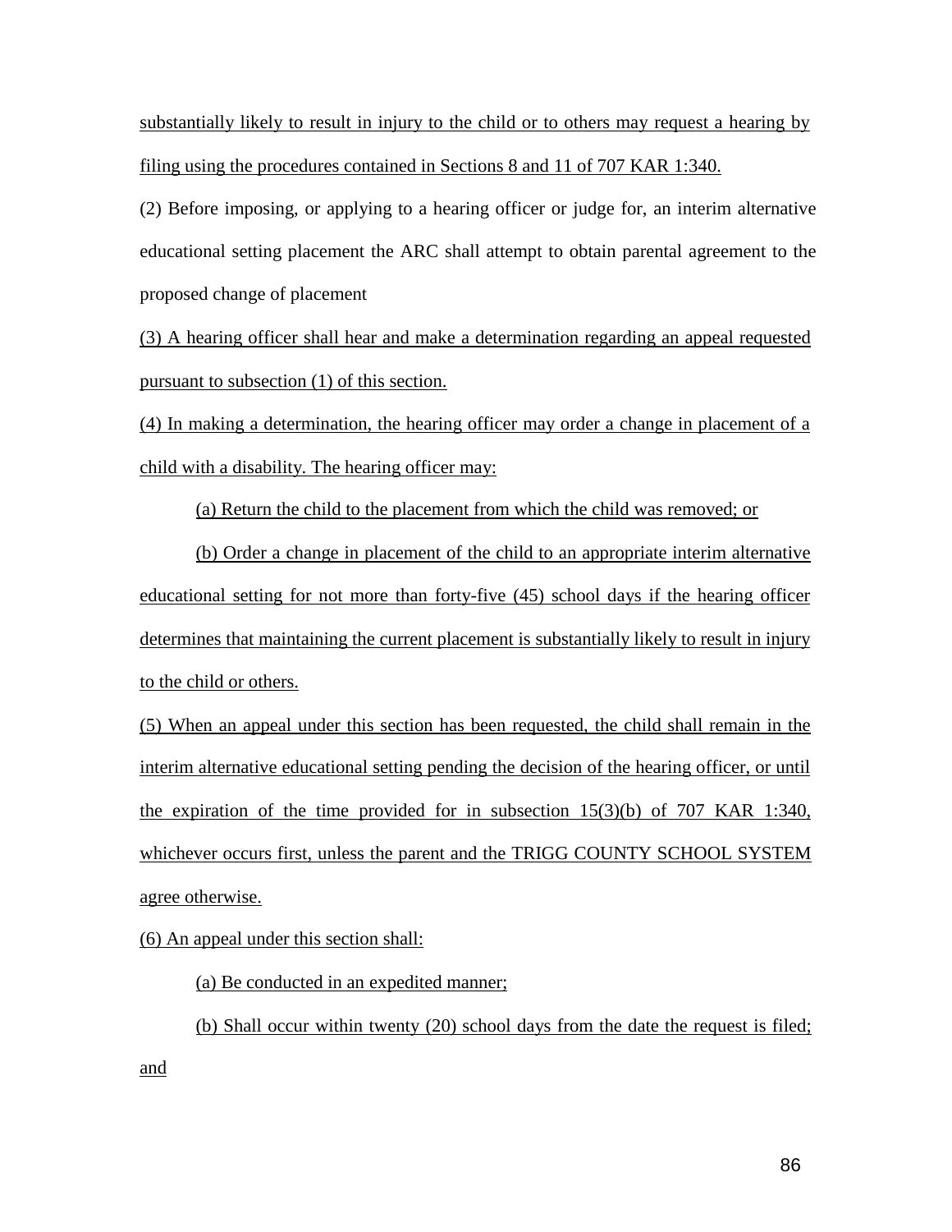substantially likely to result in injury to the child or to others may request a hearing by filing using the procedures contained in Sections 8 and 11 of 707 KAR 1:340.

(2) Before imposing, or applying to a hearing officer or judge for, an interim alternative educational setting placement the ARC shall attempt to obtain parental agreement to the proposed change of placement

(3) A hearing officer shall hear and make a determination regarding an appeal requested pursuant to subsection (1) of this section.

(4) In making a determination, the hearing officer may order a change in placement of a child with a disability. The hearing officer may:

(a) Return the child to the placement from which the child was removed; or

(b) Order a change in placement of the child to an appropriate interim alternative educational setting for not more than forty-five (45) school days if the hearing officer determines that maintaining the current placement is substantially likely to result in injury to the child or others.

(5) When an appeal under this section has been requested, the child shall remain in the interim alternative educational setting pending the decision of the hearing officer, or until the expiration of the time provided for in subsection 15(3)(b) of 707 KAR 1:340, whichever occurs first, unless the parent and the TRIGG COUNTY SCHOOL SYSTEM agree otherwise.

(6) An appeal under this section shall:

(a) Be conducted in an expedited manner;

(b) Shall occur within twenty (20) school days from the date the request is filed; and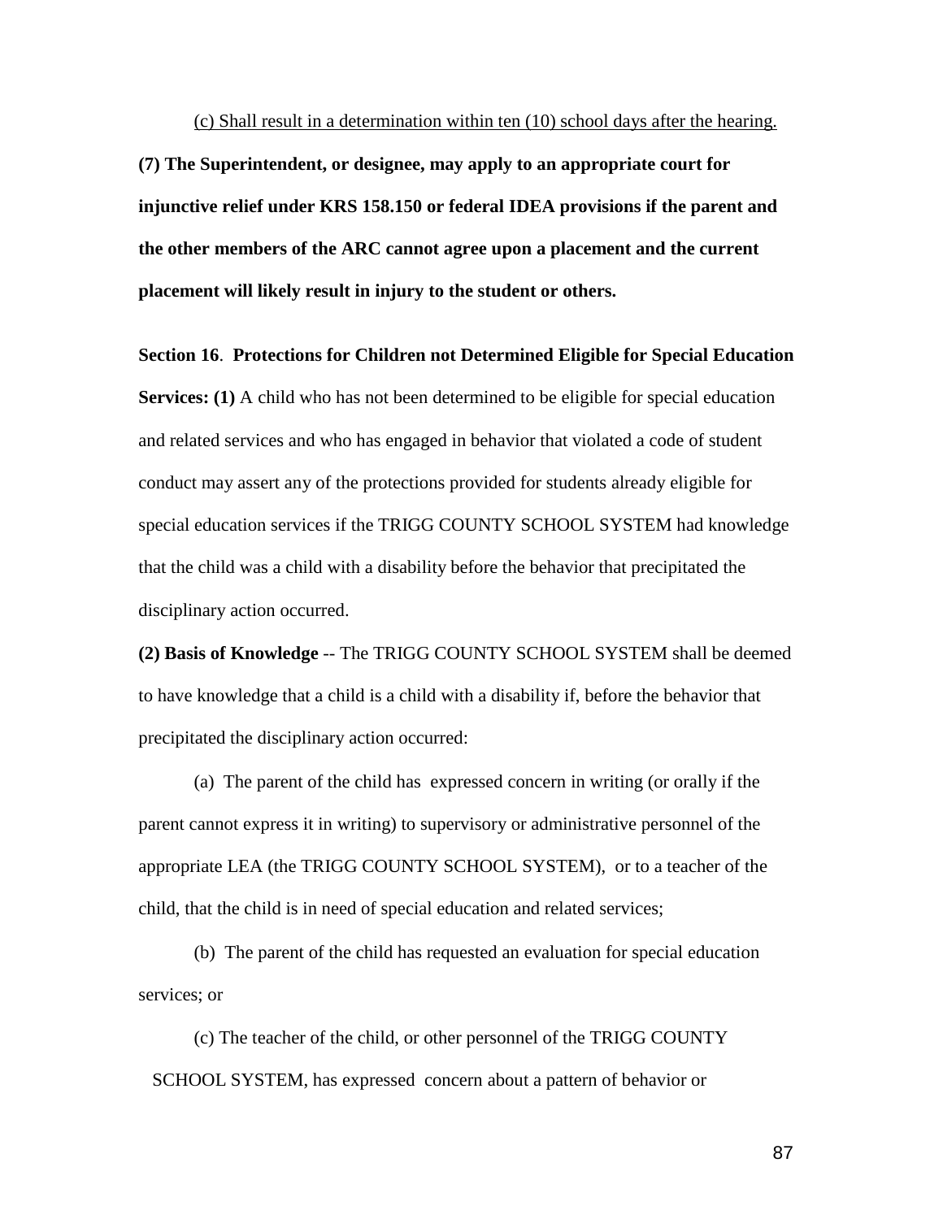<u>(c) Shall result in a determination within ten (10) school days after the hearing.</u>

**(7) The Superintendent, or designee, may apply to an appropriate court for injunctive relief under KRS 158.150 or federal IDEA provisions if the parent and the other members of the ARC cannot agree upon a placement and the current placement will likely result in injury to the student or others.**

**Section 16**. **Protections for Children not Determined Eligible for Special Education Services: (1)** A child who has not been determined to be eligible for special education and related services and who has engaged in behavior that violated a code of student conduct may assert any of the protections provided for students already eligible for special education services if the TRIGG COUNTY SCHOOL SYSTEM had knowledge that the child was a child with a disability before the behavior that precipitated the disciplinary action occurred.

**(2) Basis of Knowledge** -- The TRIGG COUNTY SCHOOL SYSTEM shall be deemed to have knowledge that a child is a child with a disability if, before the behavior that precipitated the disciplinary action occurred:

(a) The parent of the child has expressed concern in writing (or orally if the parent cannot express it in writing) to supervisory or administrative personnel of the appropriate LEA (the TRIGG COUNTY SCHOOL SYSTEM), or to a teacher of the child, that the child is in need of special education and related services;

(b) The parent of the child has requested an evaluation for special education services; or

(c) The teacher of the child, or other personnel of the TRIGG COUNTY SCHOOL SYSTEM, has expressed concern about a pattern of behavior or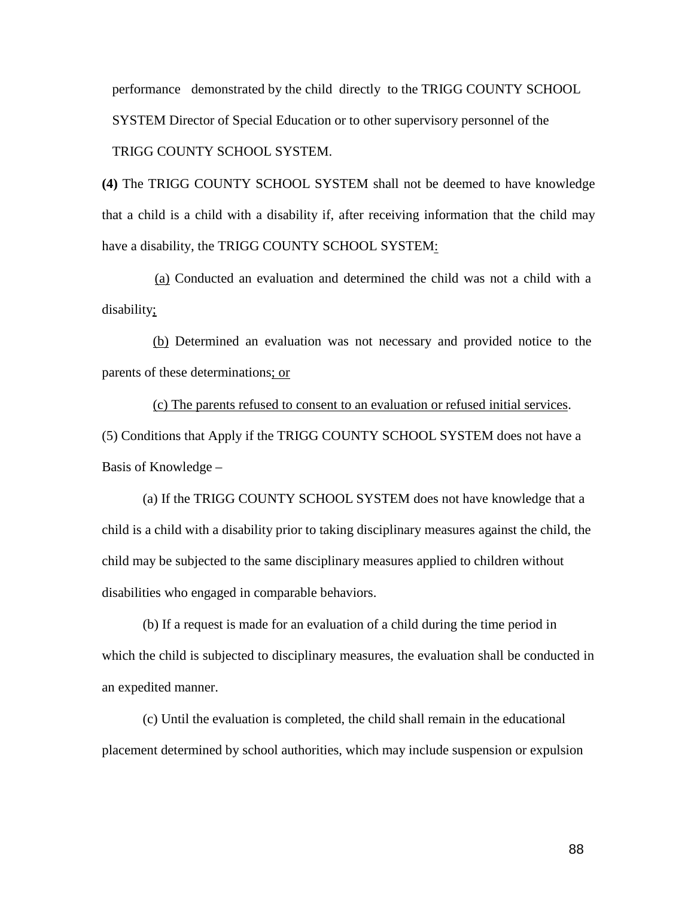performance demonstrated by the child directly to the TRIGG COUNTY SCHOOL SYSTEM Director of Special Education or to other supervisory personnel of the TRIGG COUNTY SCHOOL SYSTEM.

**(4)** The TRIGG COUNTY SCHOOL SYSTEM shall not be deemed to have knowledge that a child is a child with a disability if, after receiving information that the child may have a disability, the TRIGG COUNTY SCHOOL SYSTEM:

(a) Conducted an evaluation and determined the child was not a child with a disability;

(b) Determined an evaluation was not necessary and provided notice to the parents of these determinations; or

(c) The parents refused to consent to an evaluation or refused initial services.

(5) Conditions that Apply if the TRIGG COUNTY SCHOOL SYSTEM does not have a Basis of Knowledge –

(a) If the TRIGG COUNTY SCHOOL SYSTEM does not have knowledge that a child is a child with a disability prior to taking disciplinary measures against the child, the child may be subjected to the same disciplinary measures applied to children without disabilities who engaged in comparable behaviors.

(b) If a request is made for an evaluation of a child during the time period in which the child is subjected to disciplinary measures, the evaluation shall be conducted in an expedited manner.

(c) Until the evaluation is completed, the child shall remain in the educational placement determined by school authorities, which may include suspension or expulsion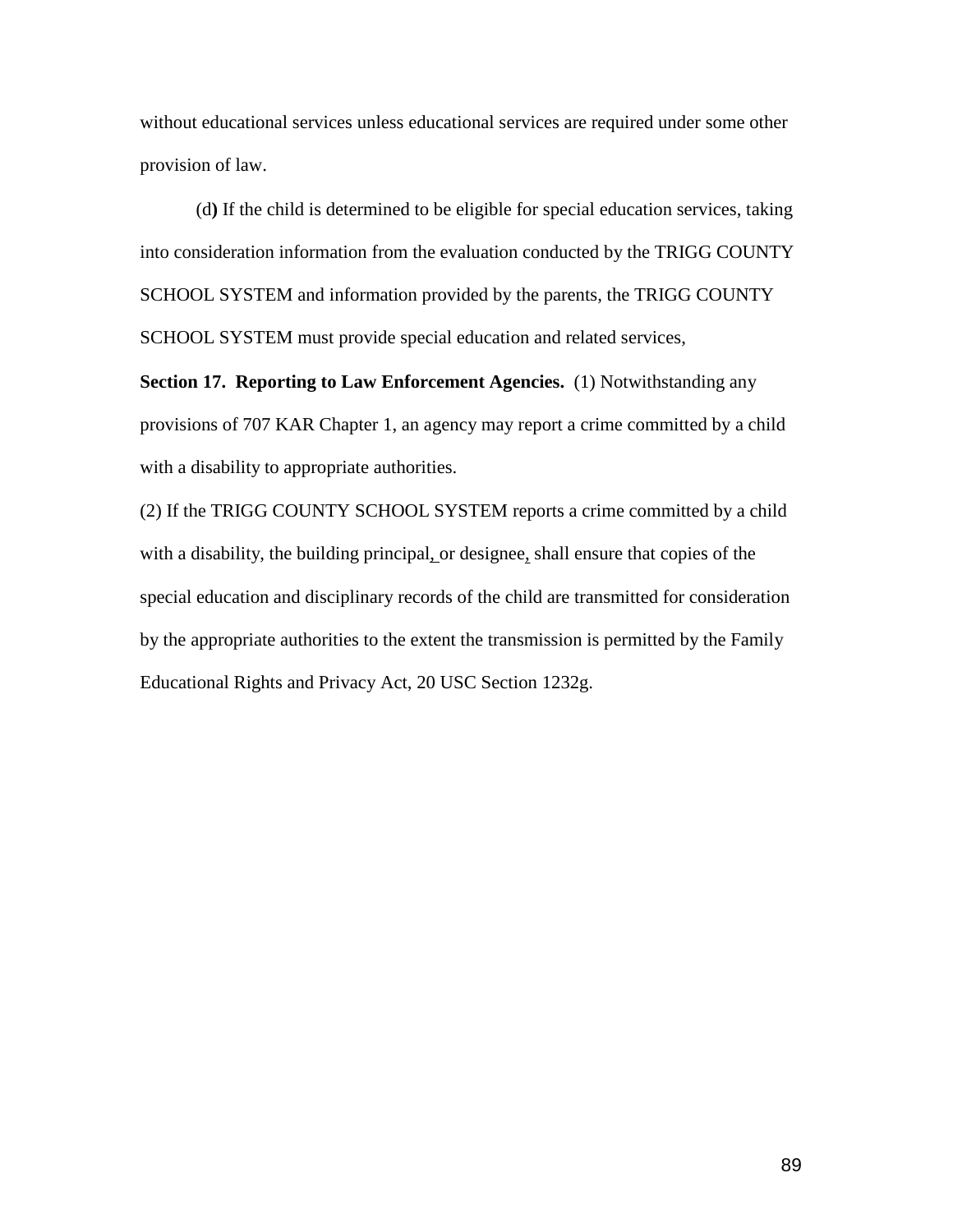without educational services unless educational services are required under some other provision of law.

(d**)** If the child is determined to be eligible for special education services, taking into consideration information from the evaluation conducted by the TRIGG COUNTY SCHOOL SYSTEM and information provided by the parents, the TRIGG COUNTY SCHOOL SYSTEM must provide special education and related services,

**Section 17. Reporting to Law Enforcement Agencies.** (1) Notwithstanding any provisions of 707 KAR Chapter 1, an agency may report a crime committed by a child with a disability to appropriate authorities.

(2) If the TRIGG COUNTY SCHOOL SYSTEM reports a crime committed by a child with a disability, the building principal, or designee, shall ensure that copies of the special education and disciplinary records of the child are transmitted for consideration by the appropriate authorities to the extent the transmission is permitted by the Family Educational Rights and Privacy Act, 20 USC Section 1232g.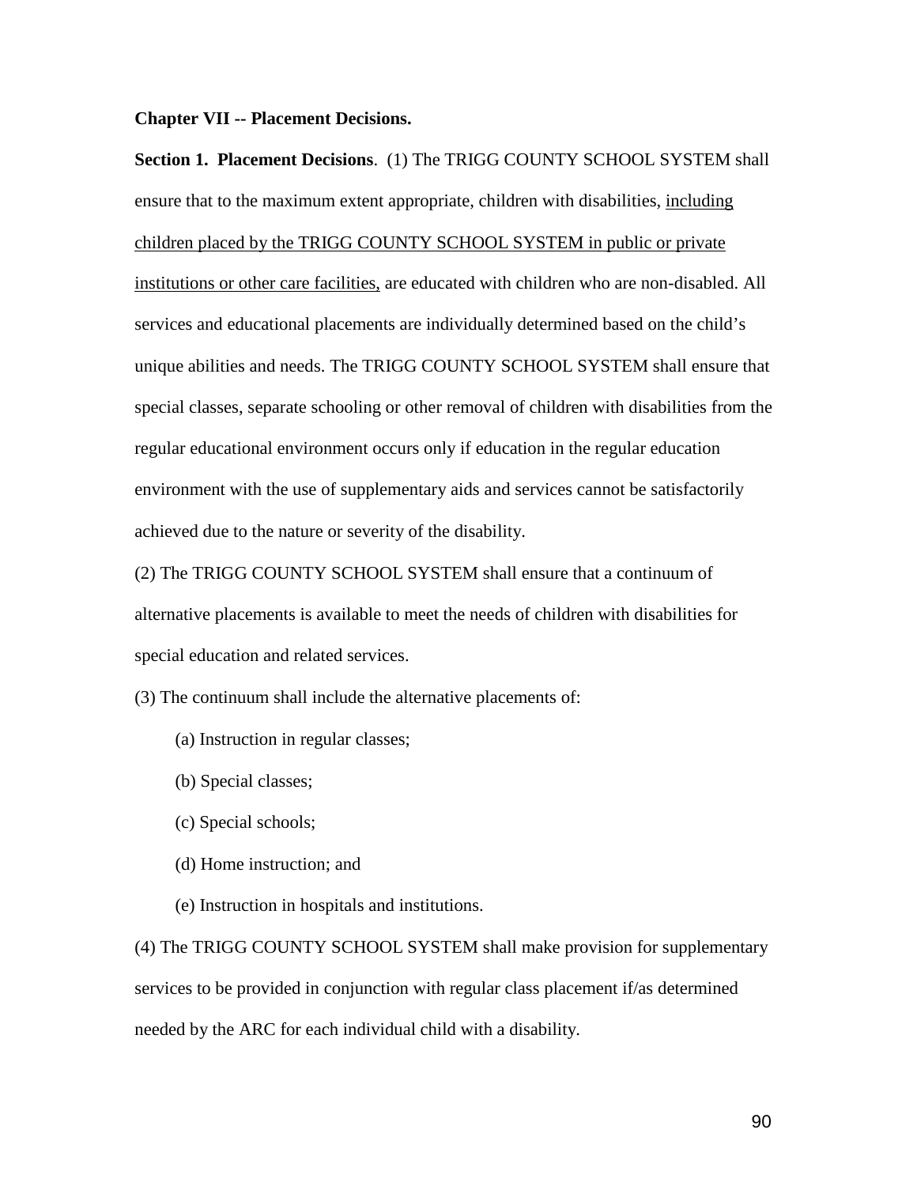**Chapter VII -- Placement Decisions.**

**Section 1. Placement Decisions**. (1) The TRIGG COUNTY SCHOOL SYSTEM shall ensure that to the maximum extent appropriate, children with disabilities, <u>including children placed by the TRIGG COUNTY SCHOOL SYSTEM in public or private institutions or other care facilities,</u> are educated with children who are non-disabled. All services and educational placements are individually determined based on the child's unique abilities and needs. The TRIGG COUNTY SCHOOL SYSTEM shall ensure that special classes, separate schooling or other removal of children with disabilities from the regular educational environment occurs only if education in the regular education environment with the use of supplementary aids and services cannot be satisfactorily achieved due to the nature or severity of the disability.

(2) The TRIGG COUNTY SCHOOL SYSTEM shall ensure that a continuum of alternative placements is available to meet the needs of children with disabilities for special education and related services.

(3) The continuum shall include the alternative placements of:

(a) Instruction in regular classes;

(b) Special classes;

(c) Special schools;

(d) Home instruction; and

(e) Instruction in hospitals and institutions.

(4) The TRIGG COUNTY SCHOOL SYSTEM shall make provision for supplementary services to be provided in conjunction with regular class placement if/as determined needed by the ARC for each individual child with a disability.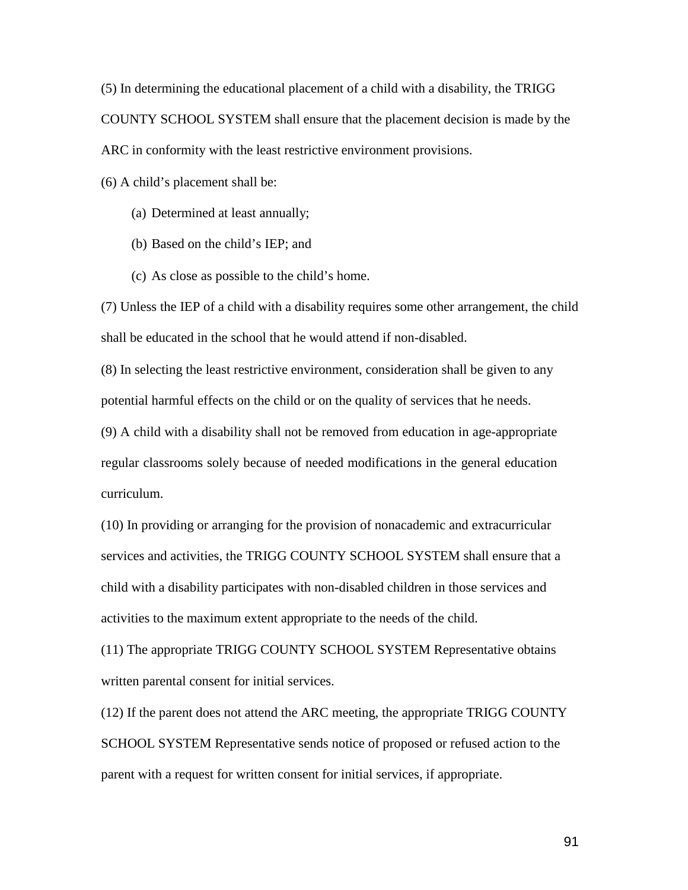(5) In determining the educational placement of a child with a disability, the TRIGG COUNTY SCHOOL SYSTEM shall ensure that the placement decision is made by the ARC in conformity with the least restrictive environment provisions.

(6) A child's placement shall be:

  (a) Determined at least annually;

  (b) Based on the child's IEP; and

  (c) As close as possible to the child's home.

(7) Unless the IEP of a child with a disability requires some other arrangement, the child shall be educated in the school that he would attend if non-disabled.

(8) In selecting the least restrictive environment, consideration shall be given to any potential harmful effects on the child or on the quality of services that he needs.

(9) A child with a disability shall not be removed from education in age-appropriate regular classrooms solely because of needed modifications in the general education curriculum.

(10) In providing or arranging for the provision of nonacademic and extracurricular services and activities, the TRIGG COUNTY SCHOOL SYSTEM shall ensure that a child with a disability participates with non-disabled children in those services and activities to the maximum extent appropriate to the needs of the child.

(11) The appropriate TRIGG COUNTY SCHOOL SYSTEM Representative obtains written parental consent for initial services.

(12) If the parent does not attend the ARC meeting, the appropriate TRIGG COUNTY SCHOOL SYSTEM Representative sends notice of proposed or refused action to the parent with a request for written consent for initial services, if appropriate.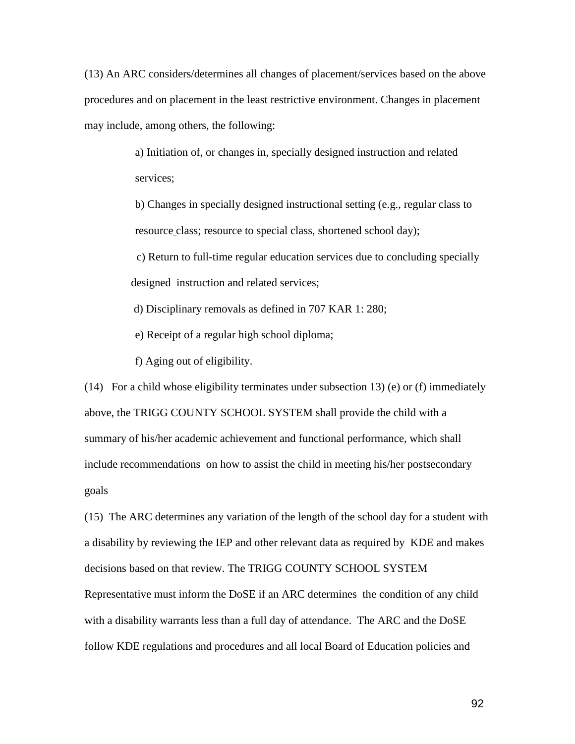(13) An ARC considers/determines all changes of placement/services based on the above procedures and on placement in the least restrictive environment. Changes in placement may include, among others, the following:

a) Initiation of, or changes in, specially designed instruction and related services;

b) Changes in specially designed instructional setting (e.g., regular class to resource class; resource to special class, shortened school day);

c) Return to full-time regular education services due to concluding specially designed instruction and related services;

d) Disciplinary removals as defined in 707 KAR 1: 280;

e) Receipt of a regular high school diploma;

f) Aging out of eligibility.

(14) For a child whose eligibility terminates under subsection 13) (e) or (f) immediately above, the TRIGG COUNTY SCHOOL SYSTEM shall provide the child with a summary of his/her academic achievement and functional performance, which shall include recommendations on how to assist the child in meeting his/her postsecondary goals

(15) The ARC determines any variation of the length of the school day for a student with a disability by reviewing the IEP and other relevant data as required by KDE and makes decisions based on that review. The TRIGG COUNTY SCHOOL SYSTEM Representative must inform the DoSE if an ARC determines the condition of any child with a disability warrants less than a full day of attendance. The ARC and the DoSE follow KDE regulations and procedures and all local Board of Education policies and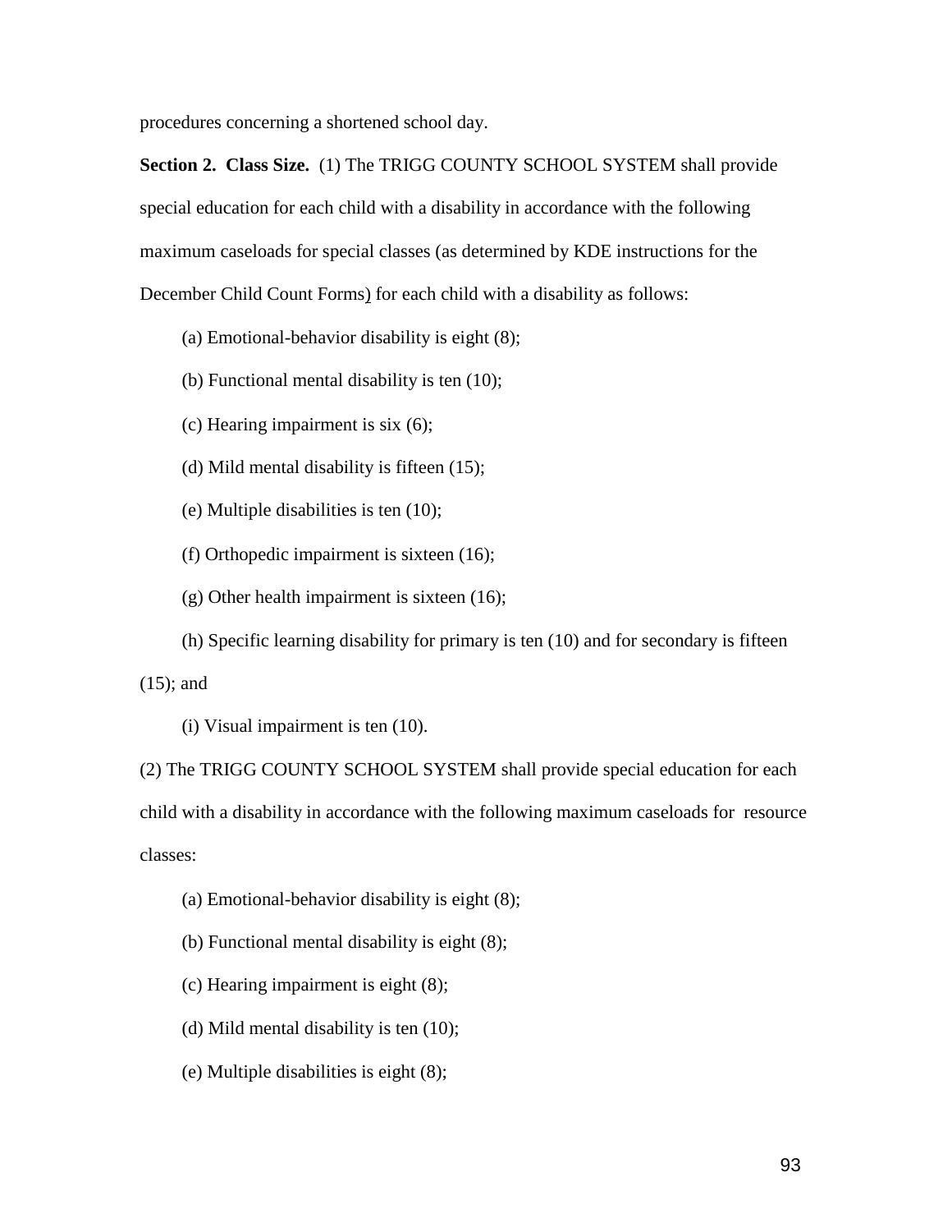procedures concerning a shortened school day.

**Section 2. Class Size.** (1) The TRIGG COUNTY SCHOOL SYSTEM shall provide special education for each child with a disability in accordance with the following maximum caseloads for special classes (as determined by KDE instructions for the December Child Count Forms) for each child with a disability as follows:

(a) Emotional-behavior disability is eight (8);

(b) Functional mental disability is ten (10);

(c) Hearing impairment is six (6);

(d) Mild mental disability is fifteen (15);

(e) Multiple disabilities is ten (10);

(f) Orthopedic impairment is sixteen (16);

(g) Other health impairment is sixteen (16);

(h) Specific learning disability for primary is ten (10) and for secondary is fifteen (15); and

(i) Visual impairment is ten (10).

(2) The TRIGG COUNTY SCHOOL SYSTEM shall provide special education for each child with a disability in accordance with the following maximum caseloads for resource classes:

(a) Emotional-behavior disability is eight (8);

(b) Functional mental disability is eight (8);

(c) Hearing impairment is eight (8);

(d) Mild mental disability is ten (10);

(e) Multiple disabilities is eight (8);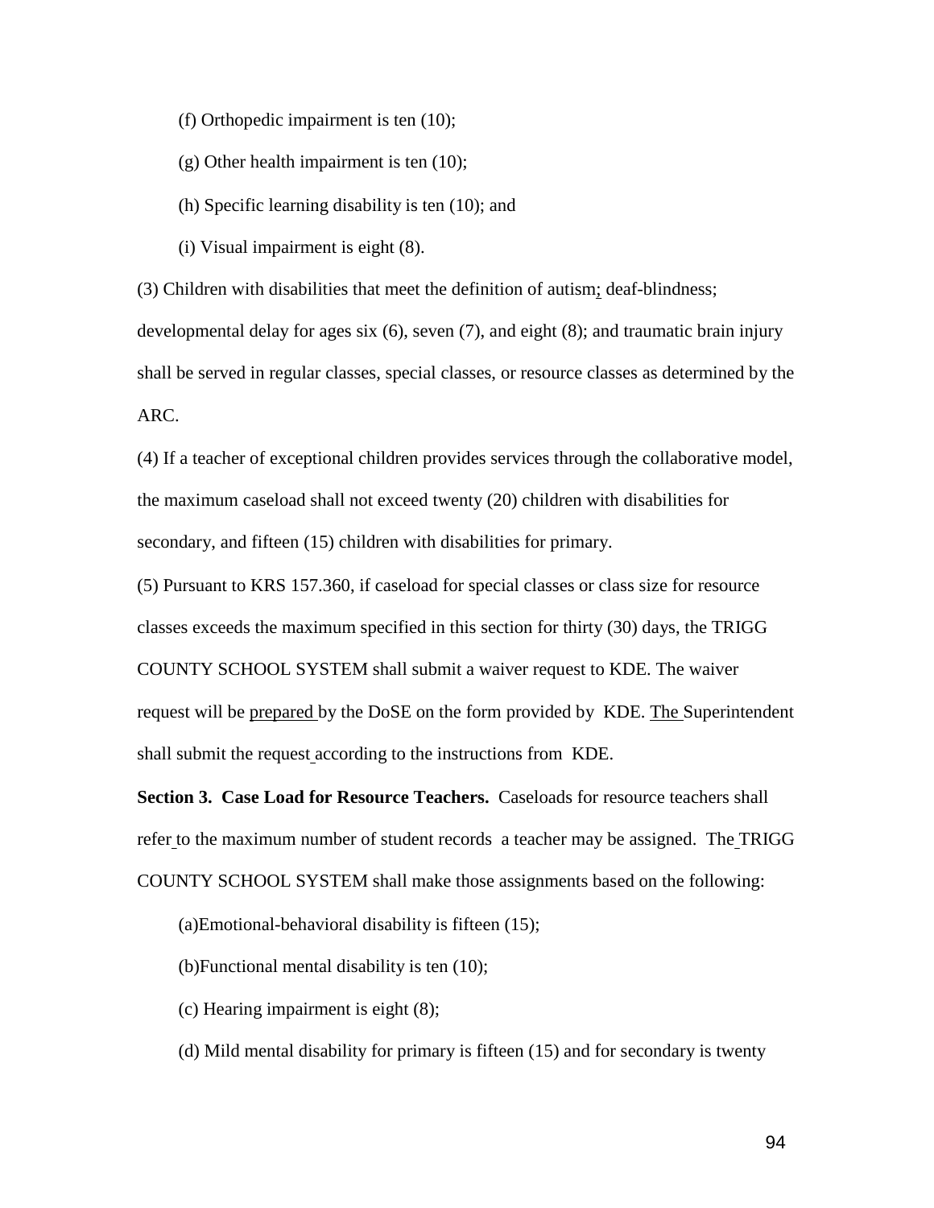(f) Orthopedic impairment is ten (10);

(g) Other health impairment is ten (10);

(h) Specific learning disability is ten (10); and

(i) Visual impairment is eight (8).

(3) Children with disabilities that meet the definition of autism; deaf-blindness; developmental delay for ages six (6), seven (7), and eight (8); and traumatic brain injury shall be served in regular classes, special classes, or resource classes as determined by the ARC.

(4) If a teacher of exceptional children provides services through the collaborative model, the maximum caseload shall not exceed twenty (20) children with disabilities for secondary, and fifteen (15) children with disabilities for primary.

(5) Pursuant to KRS 157.360, if caseload for special classes or class size for resource classes exceeds the maximum specified in this section for thirty (30) days, the TRIGG COUNTY SCHOOL SYSTEM shall submit a waiver request to KDE. The waiver request will be prepared by the DoSE on the form provided by KDE. The Superintendent shall submit the request according to the instructions from KDE.

**Section 3. Case Load for Resource Teachers.** Caseloads for resource teachers shall refer to the maximum number of student records a teacher may be assigned. The TRIGG COUNTY SCHOOL SYSTEM shall make those assignments based on the following:

(a)Emotional-behavioral disability is fifteen (15);

(b)Functional mental disability is ten (10);

(c) Hearing impairment is eight (8);

(d) Mild mental disability for primary is fifteen (15) and for secondary is twenty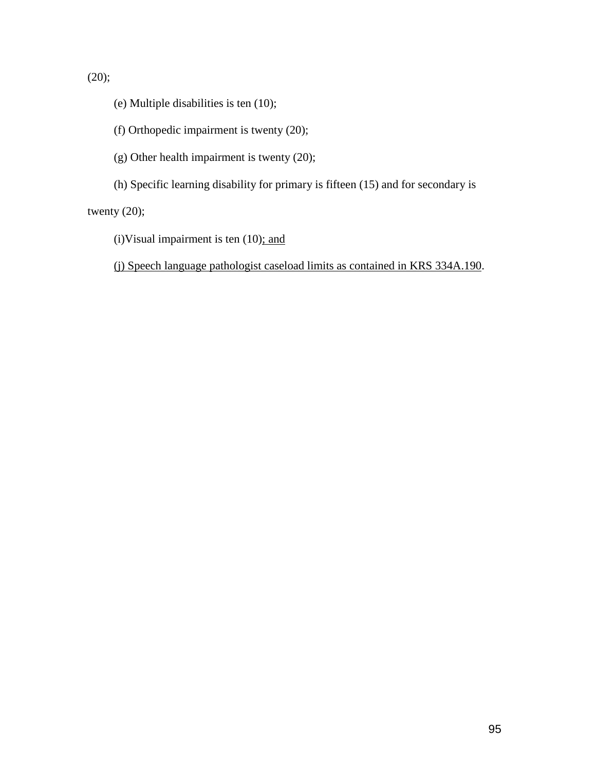(20);

(e) Multiple disabilities is ten (10);

(f) Orthopedic impairment is twenty (20);

(g) Other health impairment is twenty (20);

(h) Specific learning disability for primary is fifteen (15) and for secondary is twenty (20);

(i)Visual impairment is ten (10)<u>; and</u>

<u>(j) Speech language pathologist caseload limits as contained in KRS 334A.190</u>.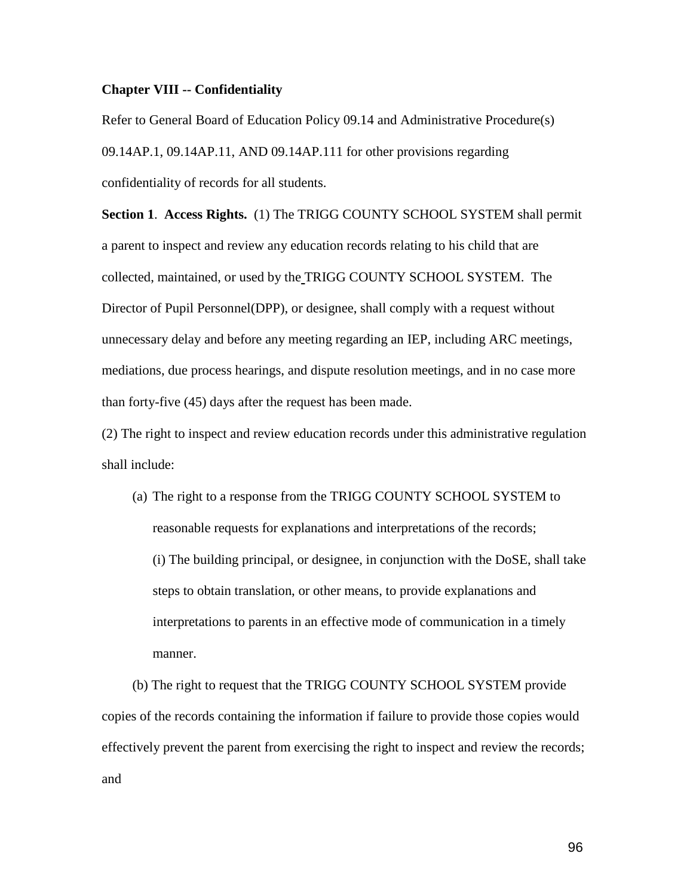**Chapter VIII -- Confidentiality**

Refer to General Board of Education Policy 09.14 and Administrative Procedure(s) 09.14AP.1, 09.14AP.11, AND 09.14AP.111 for other provisions regarding confidentiality of records for all students.

**Section 1**. **Access Rights.** (1) The TRIGG COUNTY SCHOOL SYSTEM shall permit a parent to inspect and review any education records relating to his child that are collected, maintained, or used by the TRIGG COUNTY SCHOOL SYSTEM. The Director of Pupil Personnel(DPP), or designee, shall comply with a request without unnecessary delay and before any meeting regarding an IEP, including ARC meetings, mediations, due process hearings, and dispute resolution meetings, and in no case more than forty-five (45) days after the request has been made.

(2) The right to inspect and review education records under this administrative regulation shall include:

(a) The right to a response from the TRIGG COUNTY SCHOOL SYSTEM to reasonable requests for explanations and interpretations of the records;

(i) The building principal, or designee, in conjunction with the DoSE, shall take steps to obtain translation, or other means, to provide explanations and interpretations to parents in an effective mode of communication in a timely manner.

(b) The right to request that the TRIGG COUNTY SCHOOL SYSTEM provide copies of the records containing the information if failure to provide those copies would effectively prevent the parent from exercising the right to inspect and review the records; and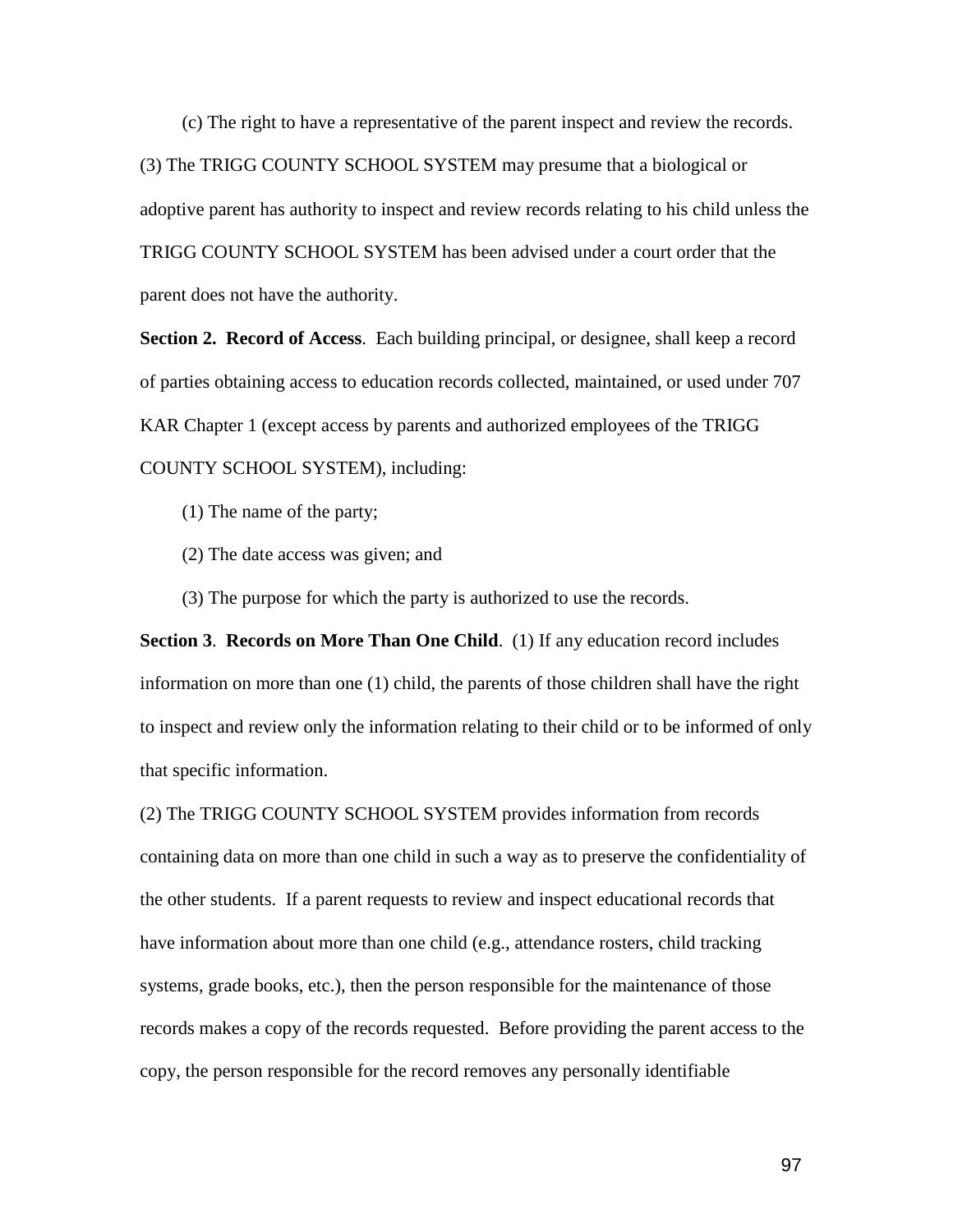(c) The right to have a representative of the parent inspect and review the records.

(3) The TRIGG COUNTY SCHOOL SYSTEM may presume that a biological or adoptive parent has authority to inspect and review records relating to his child unless the TRIGG COUNTY SCHOOL SYSTEM has been advised under a court order that the parent does not have the authority.

**Section 2. Record of Access**. Each building principal, or designee, shall keep a record of parties obtaining access to education records collected, maintained, or used under 707 KAR Chapter 1 (except access by parents and authorized employees of the TRIGG COUNTY SCHOOL SYSTEM), including:

(1) The name of the party;

(2) The date access was given; and

(3) The purpose for which the party is authorized to use the records.

**Section 3**. **Records on More Than One Child**. (1) If any education record includes information on more than one (1) child, the parents of those children shall have the right to inspect and review only the information relating to their child or to be informed of only that specific information.

(2) The TRIGG COUNTY SCHOOL SYSTEM provides information from records containing data on more than one child in such a way as to preserve the confidentiality of the other students. If a parent requests to review and inspect educational records that have information about more than one child (e.g., attendance rosters, child tracking systems, grade books, etc.), then the person responsible for the maintenance of those records makes a copy of the records requested. Before providing the parent access to the copy, the person responsible for the record removes any personally identifiable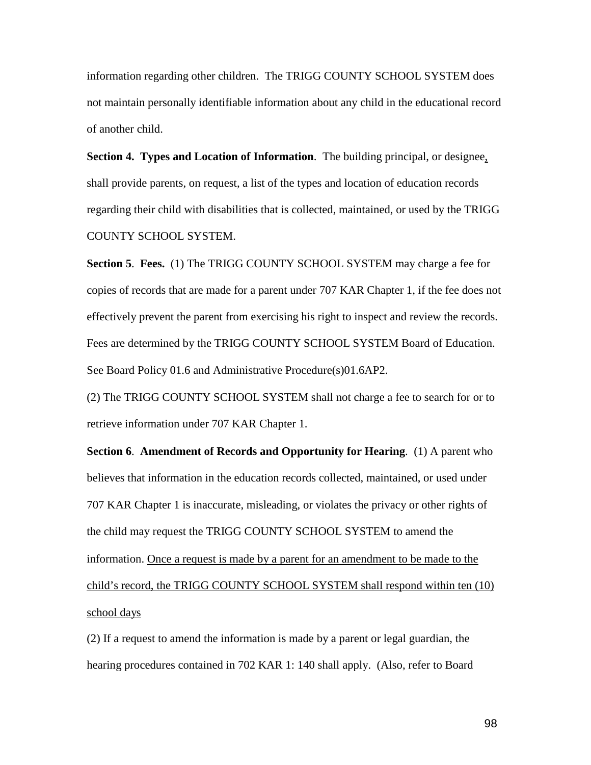information regarding other children. The TRIGG COUNTY SCHOOL SYSTEM does not maintain personally identifiable information about any child in the educational record of another child.

**Section 4. Types and Location of Information**. The building principal, or designee, shall provide parents, on request, a list of the types and location of education records regarding their child with disabilities that is collected, maintained, or used by the TRIGG COUNTY SCHOOL SYSTEM.

**Section 5**. **Fees.** (1) The TRIGG COUNTY SCHOOL SYSTEM may charge a fee for copies of records that are made for a parent under 707 KAR Chapter 1, if the fee does not effectively prevent the parent from exercising his right to inspect and review the records. Fees are determined by the TRIGG COUNTY SCHOOL SYSTEM Board of Education. See Board Policy 01.6 and Administrative Procedure(s)01.6AP2.

(2) The TRIGG COUNTY SCHOOL SYSTEM shall not charge a fee to search for or to retrieve information under 707 KAR Chapter 1.

**Section 6**. **Amendment of Records and Opportunity for Hearing**. (1) A parent who believes that information in the education records collected, maintained, or used under 707 KAR Chapter 1 is inaccurate, misleading, or violates the privacy or other rights of the child may request the TRIGG COUNTY SCHOOL SYSTEM to amend the information. Once a request is made by a parent for an amendment to be made to the child's record, the TRIGG COUNTY SCHOOL SYSTEM shall respond within ten (10) school days

(2) If a request to amend the information is made by a parent or legal guardian, the hearing procedures contained in 702 KAR 1: 140 shall apply. (Also, refer to Board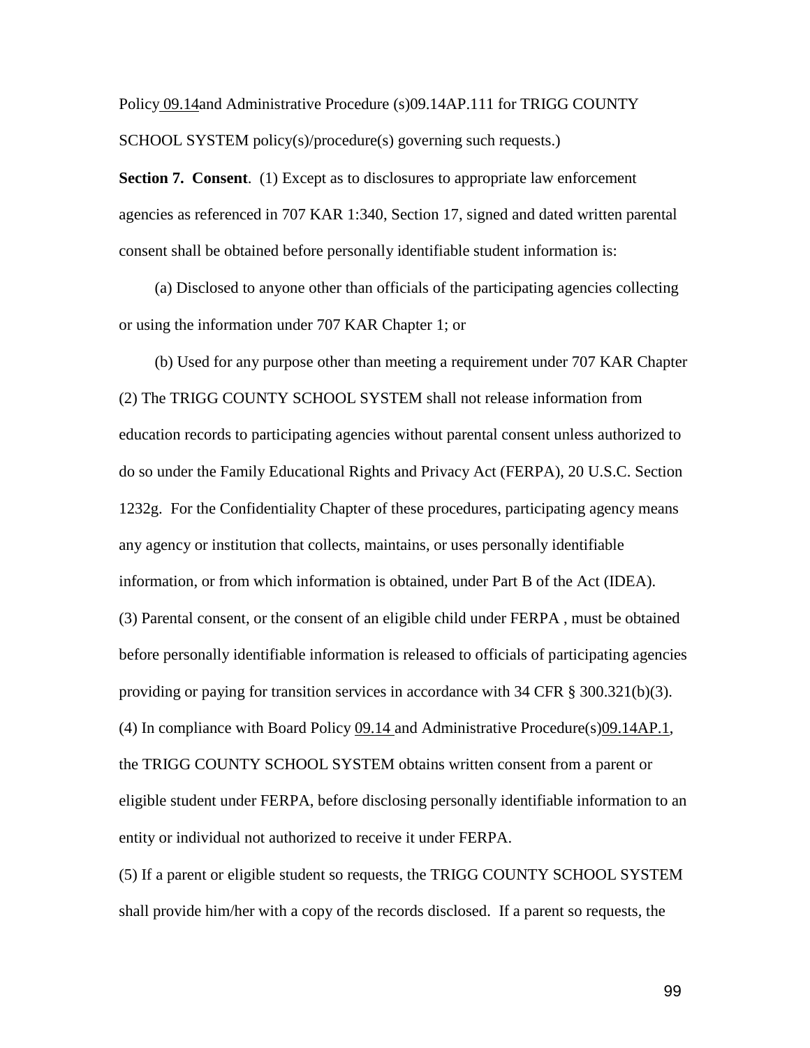Policy 09.14and Administrative Procedure (s)09.14AP.111 for TRIGG COUNTY SCHOOL SYSTEM policy(s)/procedure(s) governing such requests.)

**Section 7. Consent**. (1) Except as to disclosures to appropriate law enforcement agencies as referenced in 707 KAR 1:340, Section 17, signed and dated written parental consent shall be obtained before personally identifiable student information is:

(a) Disclosed to anyone other than officials of the participating agencies collecting or using the information under 707 KAR Chapter 1; or

(b) Used for any purpose other than meeting a requirement under 707 KAR Chapter

(2) The TRIGG COUNTY SCHOOL SYSTEM shall not release information from education records to participating agencies without parental consent unless authorized to do so under the Family Educational Rights and Privacy Act (FERPA), 20 U.S.C. Section 1232g. For the Confidentiality Chapter of these procedures, participating agency means any agency or institution that collects, maintains, or uses personally identifiable information, or from which information is obtained, under Part B of the Act (IDEA).

(3) Parental consent, or the consent of an eligible child under FERPA , must be obtained before personally identifiable information is released to officials of participating agencies providing or paying for transition services in accordance with 34 CFR § 300.321(b)(3).

(4) In compliance with Board Policy 09.14 and Administrative Procedure(s)09.14AP.1, the TRIGG COUNTY SCHOOL SYSTEM obtains written consent from a parent or eligible student under FERPA, before disclosing personally identifiable information to an entity or individual not authorized to receive it under FERPA.

(5) If a parent or eligible student so requests, the TRIGG COUNTY SCHOOL SYSTEM shall provide him/her with a copy of the records disclosed. If a parent so requests, the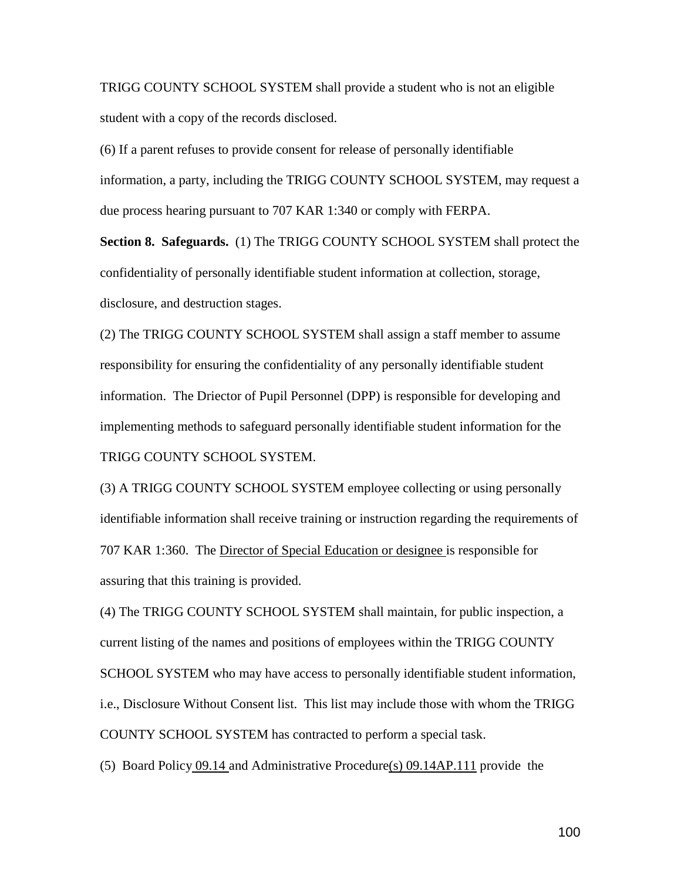TRIGG COUNTY SCHOOL SYSTEM shall provide a student who is not an eligible student with a copy of the records disclosed.

(6) If a parent refuses to provide consent for release of personally identifiable information, a party, including the TRIGG COUNTY SCHOOL SYSTEM, may request a due process hearing pursuant to 707 KAR 1:340 or comply with FERPA.

**Section 8. Safeguards.** (1) The TRIGG COUNTY SCHOOL SYSTEM shall protect the confidentiality of personally identifiable student information at collection, storage, disclosure, and destruction stages.

(2) The TRIGG COUNTY SCHOOL SYSTEM shall assign a staff member to assume responsibility for ensuring the confidentiality of any personally identifiable student information. The Driector of Pupil Personnel (DPP) is responsible for developing and implementing methods to safeguard personally identifiable student information for the TRIGG COUNTY SCHOOL SYSTEM.

(3) A TRIGG COUNTY SCHOOL SYSTEM employee collecting or using personally identifiable information shall receive training or instruction regarding the requirements of 707 KAR 1:360. The Director of Special Education or designee is responsible for assuring that this training is provided.

(4) The TRIGG COUNTY SCHOOL SYSTEM shall maintain, for public inspection, a current listing of the names and positions of employees within the TRIGG COUNTY SCHOOL SYSTEM who may have access to personally identifiable student information, i.e., Disclosure Without Consent list. This list may include those with whom the TRIGG COUNTY SCHOOL SYSTEM has contracted to perform a special task.

(5) Board Policy 09.14 and Administrative Procedure(s) 09.14AP.111 provide the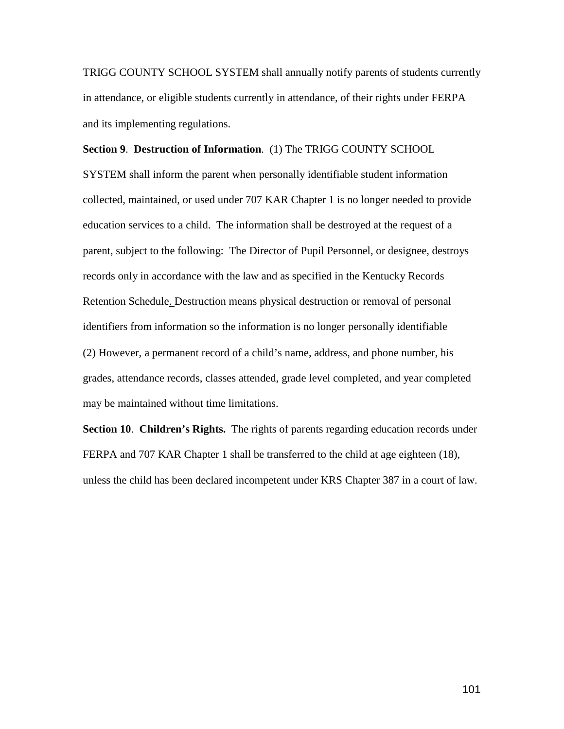TRIGG COUNTY SCHOOL SYSTEM shall annually notify parents of students currently in attendance, or eligible students currently in attendance, of their rights under FERPA and its implementing regulations.

**Section 9**. **Destruction of Information**. (1) The TRIGG COUNTY SCHOOL SYSTEM shall inform the parent when personally identifiable student information collected, maintained, or used under 707 KAR Chapter 1 is no longer needed to provide education services to a child. The information shall be destroyed at the request of a parent, subject to the following: The Director of Pupil Personnel, or designee, destroys records only in accordance with the law and as specified in the Kentucky Records Retention Schedule. Destruction means physical destruction or removal of personal identifiers from information so the information is no longer personally identifiable

(2) However, a permanent record of a child's name, address, and phone number, his grades, attendance records, classes attended, grade level completed, and year completed may be maintained without time limitations.

**Section 10**. **Children's Rights.** The rights of parents regarding education records under FERPA and 707 KAR Chapter 1 shall be transferred to the child at age eighteen (18), unless the child has been declared incompetent under KRS Chapter 387 in a court of law.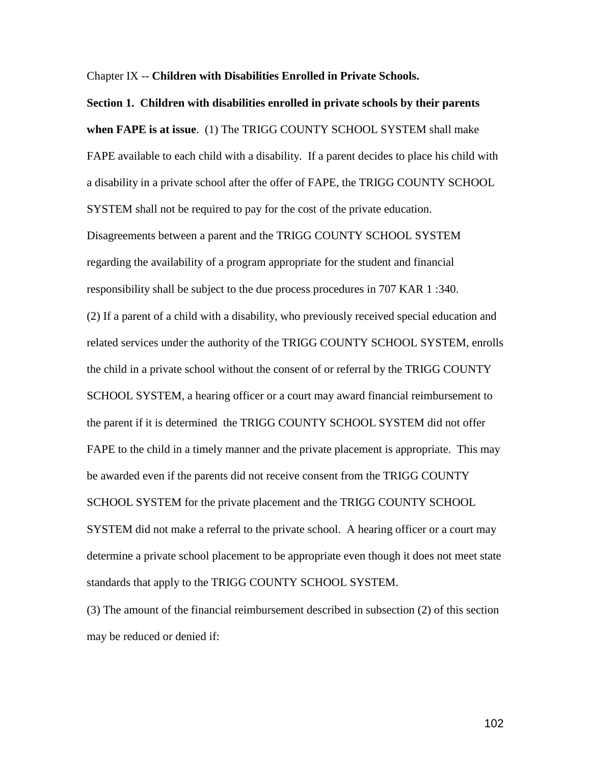Chapter IX -- **Children with Disabilities Enrolled in Private Schools.**

**Section 1. Children with disabilities enrolled in private schools by their parents when FAPE is at issue**. (1) The TRIGG COUNTY SCHOOL SYSTEM shall make FAPE available to each child with a disability. If a parent decides to place his child with a disability in a private school after the offer of FAPE, the TRIGG COUNTY SCHOOL SYSTEM shall not be required to pay for the cost of the private education. Disagreements between a parent and the TRIGG COUNTY SCHOOL SYSTEM regarding the availability of a program appropriate for the student and financial responsibility shall be subject to the due process procedures in 707 KAR 1 :340.

(2) If a parent of a child with a disability, who previously received special education and related services under the authority of the TRIGG COUNTY SCHOOL SYSTEM, enrolls the child in a private school without the consent of or referral by the TRIGG COUNTY SCHOOL SYSTEM, a hearing officer or a court may award financial reimbursement to the parent if it is determined the TRIGG COUNTY SCHOOL SYSTEM did not offer FAPE to the child in a timely manner and the private placement is appropriate. This may be awarded even if the parents did not receive consent from the TRIGG COUNTY SCHOOL SYSTEM for the private placement and the TRIGG COUNTY SCHOOL SYSTEM did not make a referral to the private school. A hearing officer or a court may determine a private school placement to be appropriate even though it does not meet state standards that apply to the TRIGG COUNTY SCHOOL SYSTEM.

(3) The amount of the financial reimbursement described in subsection (2) of this section may be reduced or denied if: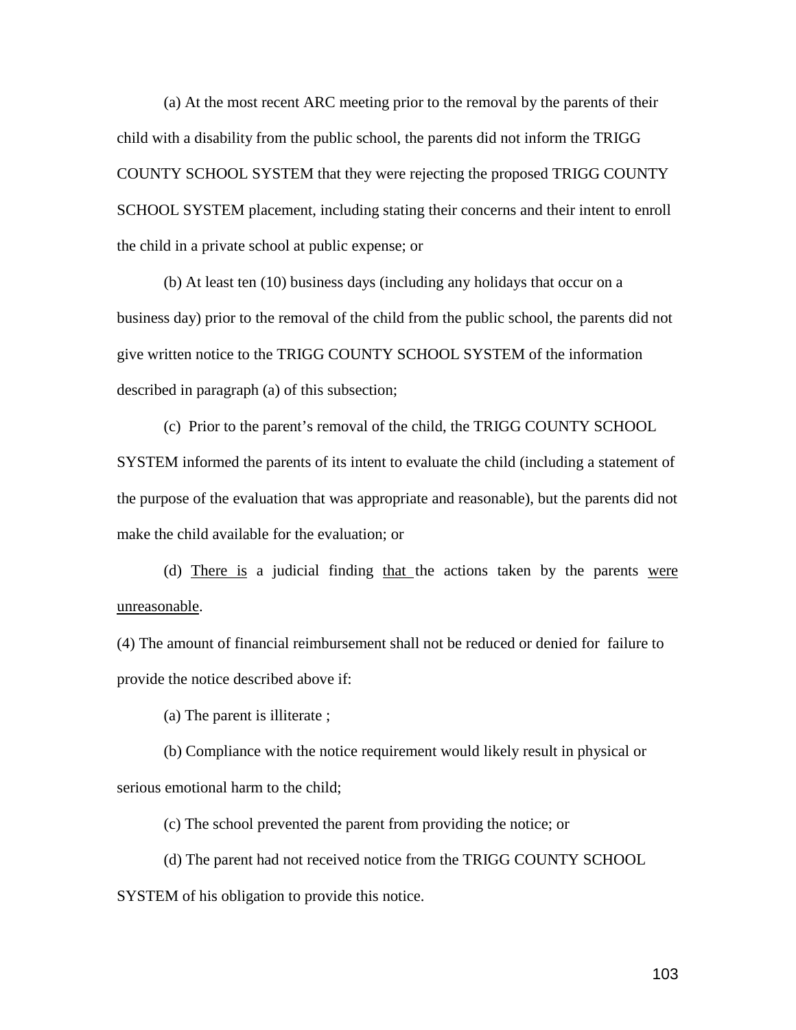(a) At the most recent ARC meeting prior to the removal by the parents of their child with a disability from the public school, the parents did not inform the TRIGG COUNTY SCHOOL SYSTEM that they were rejecting the proposed TRIGG COUNTY SCHOOL SYSTEM placement, including stating their concerns and their intent to enroll the child in a private school at public expense; or

(b) At least ten (10) business days (including any holidays that occur on a business day) prior to the removal of the child from the public school, the parents did not give written notice to the TRIGG COUNTY SCHOOL SYSTEM of the information described in paragraph (a) of this subsection;

(c) Prior to the parent's removal of the child, the TRIGG COUNTY SCHOOL SYSTEM informed the parents of its intent to evaluate the child (including a statement of the purpose of the evaluation that was appropriate and reasonable), but the parents did not make the child available for the evaluation; or

(d) <u>There is</u> a judicial finding <u>that</u> the actions taken by the parents <u>were unreasonable</u>.

(4) The amount of financial reimbursement shall not be reduced or denied for failure to provide the notice described above if:

(a) The parent is illiterate ;

(b) Compliance with the notice requirement would likely result in physical or serious emotional harm to the child;

(c) The school prevented the parent from providing the notice; or

(d) The parent had not received notice from the TRIGG COUNTY SCHOOL SYSTEM of his obligation to provide this notice.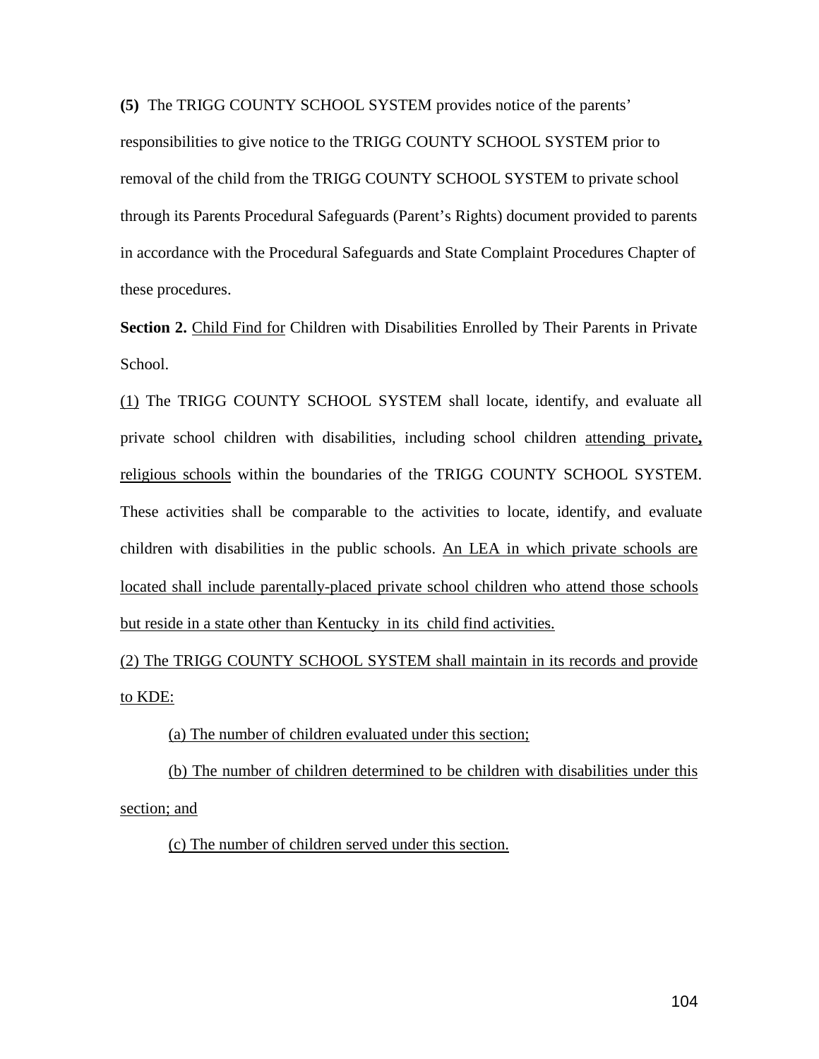**(5)** The TRIGG COUNTY SCHOOL SYSTEM provides notice of the parents' responsibilities to give notice to the TRIGG COUNTY SCHOOL SYSTEM prior to removal of the child from the TRIGG COUNTY SCHOOL SYSTEM to private school through its Parents Procedural Safeguards (Parent's Rights) document provided to parents in accordance with the Procedural Safeguards and State Complaint Procedures Chapter of these procedures.

**Section 2.** Child Find for Children with Disabilities Enrolled by Their Parents in Private School.

(1) The TRIGG COUNTY SCHOOL SYSTEM shall locate, identify, and evaluate all private school children with disabilities, including school children attending private**,** religious schools within the boundaries of the TRIGG COUNTY SCHOOL SYSTEM. These activities shall be comparable to the activities to locate, identify, and evaluate children with disabilities in the public schools. An LEA in which private schools are located shall include parentally-placed private school children who attend those schools but reside in a state other than Kentucky in its child find activities.

(2) The TRIGG COUNTY SCHOOL SYSTEM shall maintain in its records and provide to KDE:

(a) The number of children evaluated under this section;

(b) The number of children determined to be children with disabilities under this section; and

(c) The number of children served under this section.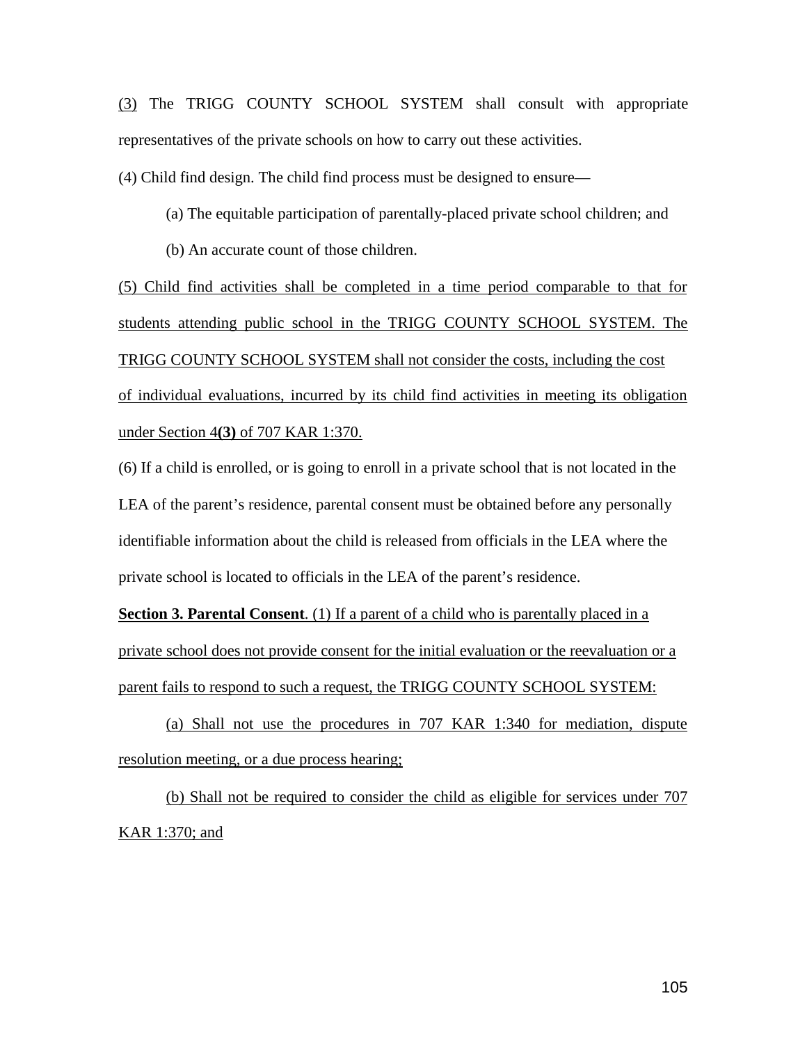(3) The TRIGG COUNTY SCHOOL SYSTEM shall consult with appropriate representatives of the private schools on how to carry out these activities.

(4) Child find design. The child find process must be designed to ensure—

(a) The equitable participation of parentally-placed private school children; and

(b) An accurate count of those children.

(5) Child find activities shall be completed in a time period comparable to that for students attending public school in the TRIGG COUNTY SCHOOL SYSTEM. The TRIGG COUNTY SCHOOL SYSTEM shall not consider the costs, including the cost of individual evaluations, incurred by its child find activities in meeting its obligation under Section 4**(3)** of 707 KAR 1:370.

(6) If a child is enrolled, or is going to enroll in a private school that is not located in the LEA of the parent's residence, parental consent must be obtained before any personally identifiable information about the child is released from officials in the LEA where the private school is located to officials in the LEA of the parent's residence.

**Section 3. Parental Consent**. (1) If a parent of a child who is parentally placed in a private school does not provide consent for the initial evaluation or the reevaluation or a parent fails to respond to such a request, the TRIGG COUNTY SCHOOL SYSTEM:

(a) Shall not use the procedures in 707 KAR 1:340 for mediation, dispute resolution meeting, or a due process hearing;

(b) Shall not be required to consider the child as eligible for services under 707 KAR 1:370; and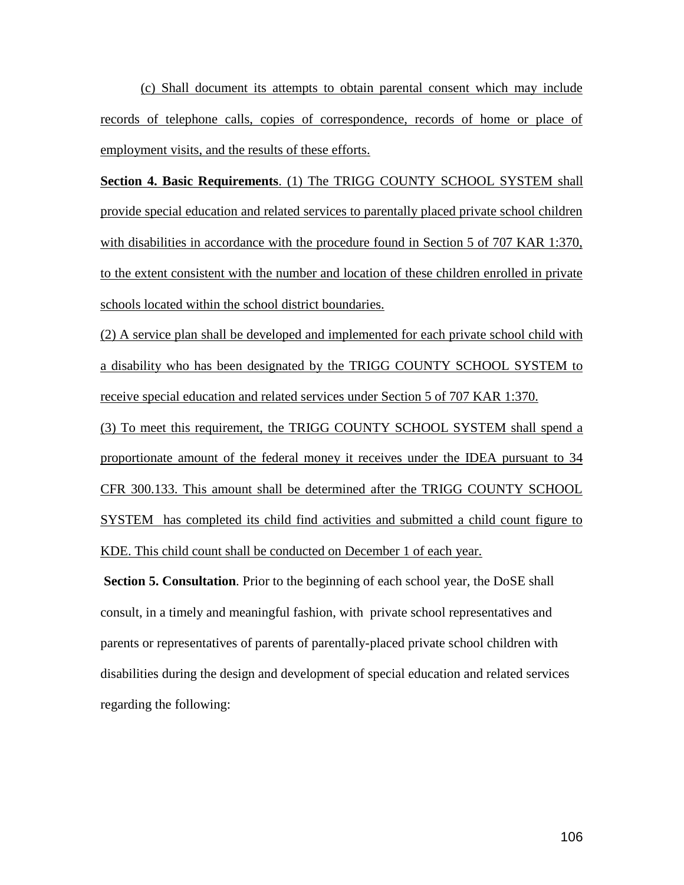(c) Shall document its attempts to obtain parental consent which may include records of telephone calls, copies of correspondence, records of home or place of employment visits, and the results of these efforts.

**Section 4. Basic Requirements**. (1) The TRIGG COUNTY SCHOOL SYSTEM shall provide special education and related services to parentally placed private school children with disabilities in accordance with the procedure found in Section 5 of 707 KAR 1:370, to the extent consistent with the number and location of these children enrolled in private schools located within the school district boundaries.

(2) A service plan shall be developed and implemented for each private school child with a disability who has been designated by the TRIGG COUNTY SCHOOL SYSTEM to receive special education and related services under Section 5 of 707 KAR 1:370.

(3) To meet this requirement, the TRIGG COUNTY SCHOOL SYSTEM shall spend a proportionate amount of the federal money it receives under the IDEA pursuant to 34 CFR 300.133. This amount shall be determined after the TRIGG COUNTY SCHOOL SYSTEM has completed its child find activities and submitted a child count figure to KDE. This child count shall be conducted on December 1 of each year.

**Section 5. Consultation**. Prior to the beginning of each school year, the DoSE shall consult, in a timely and meaningful fashion, with private school representatives and parents or representatives of parents of parentally-placed private school children with disabilities during the design and development of special education and related services regarding the following: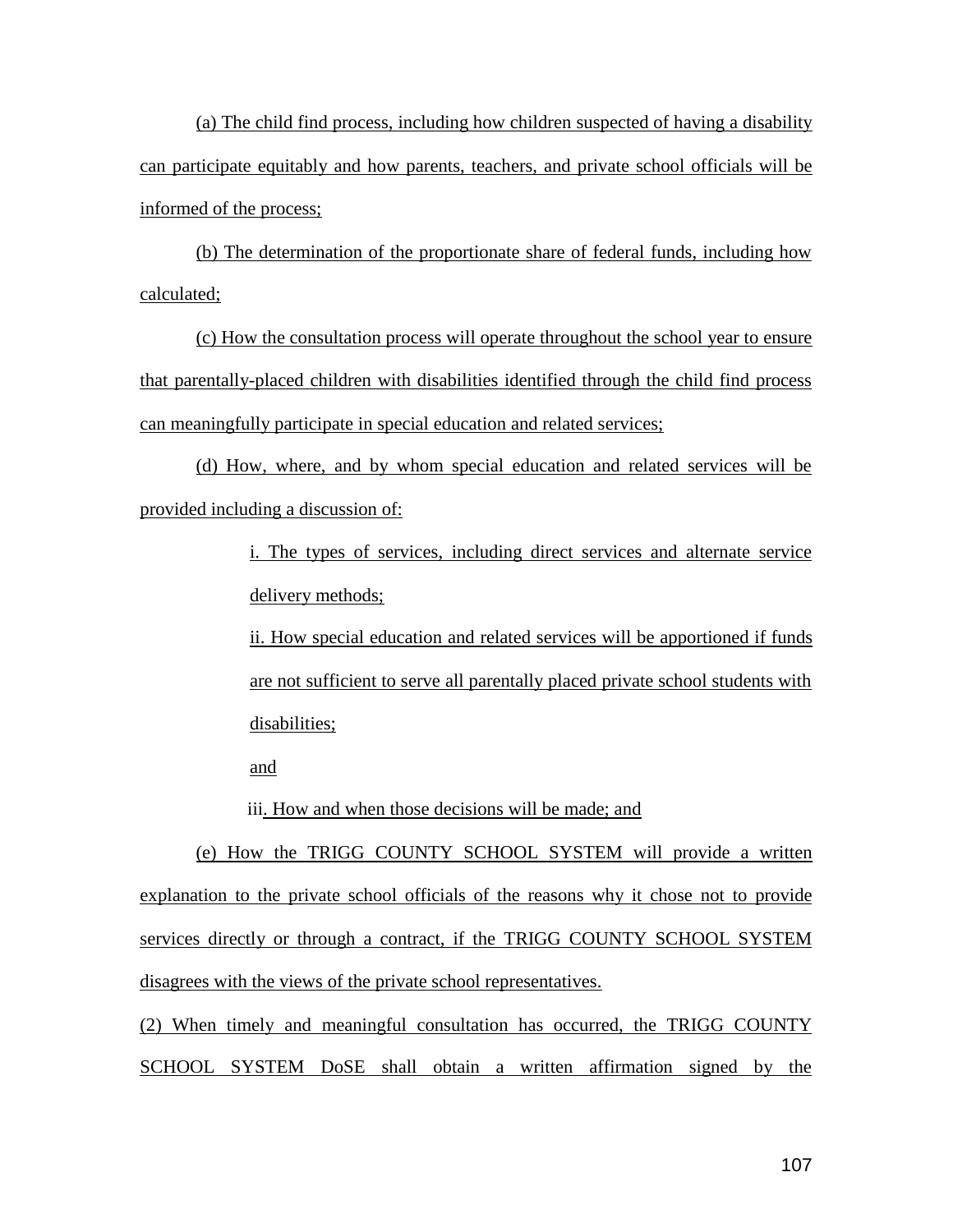(a) The child find process, including how children suspected of having a disability can participate equitably and how parents, teachers, and private school officials will be informed of the process;

(b) The determination of the proportionate share of federal funds, including how calculated;

(c) How the consultation process will operate throughout the school year to ensure that parentally-placed children with disabilities identified through the child find process can meaningfully participate in special education and related services;

(d) How, where, and by whom special education and related services will be provided including a discussion of:

> i. The types of services, including direct services and alternate service delivery methods;
>
> ii. How special education and related services will be apportioned if funds are not sufficient to serve all parentally placed private school students with disabilities;
>
> and
>
> iii. How and when those decisions will be made; and

(e) How the TRIGG COUNTY SCHOOL SYSTEM will provide a written explanation to the private school officials of the reasons why it chose not to provide services directly or through a contract, if the TRIGG COUNTY SCHOOL SYSTEM disagrees with the views of the private school representatives.

(2) When timely and meaningful consultation has occurred, the TRIGG COUNTY SCHOOL SYSTEM DoSE shall obtain a written affirmation signed by the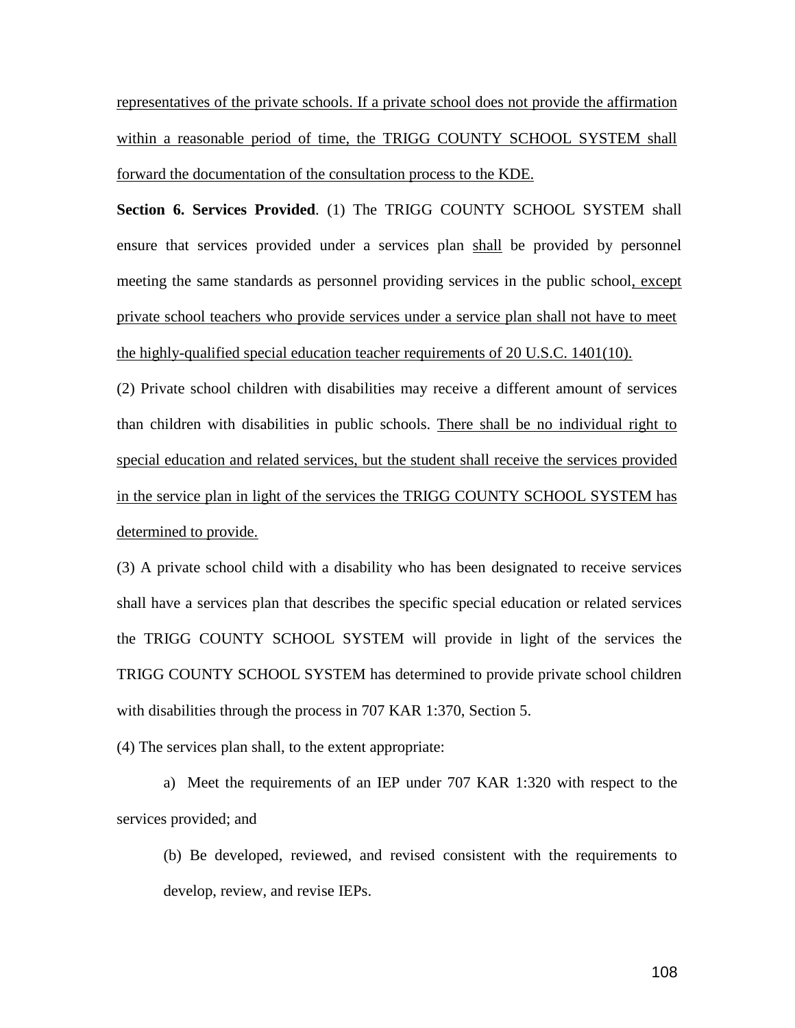representatives of the private schools. If a private school does not provide the affirmation within a reasonable period of time, the TRIGG COUNTY SCHOOL SYSTEM shall forward the documentation of the consultation process to the KDE.

**Section 6. Services Provided**. (1) The TRIGG COUNTY SCHOOL SYSTEM shall ensure that services provided under a services plan shall be provided by personnel meeting the same standards as personnel providing services in the public school, except private school teachers who provide services under a service plan shall not have to meet the highly-qualified special education teacher requirements of 20 U.S.C. 1401(10).

(2) Private school children with disabilities may receive a different amount of services than children with disabilities in public schools. There shall be no individual right to special education and related services, but the student shall receive the services provided in the service plan in light of the services the TRIGG COUNTY SCHOOL SYSTEM has determined to provide.

(3) A private school child with a disability who has been designated to receive services shall have a services plan that describes the specific special education or related services the TRIGG COUNTY SCHOOL SYSTEM will provide in light of the services the TRIGG COUNTY SCHOOL SYSTEM has determined to provide private school children with disabilities through the process in 707 KAR 1:370, Section 5.

(4) The services plan shall, to the extent appropriate:

a) Meet the requirements of an IEP under 707 KAR 1:320 with respect to the services provided; and

(b) Be developed, reviewed, and revised consistent with the requirements to develop, review, and revise IEPs.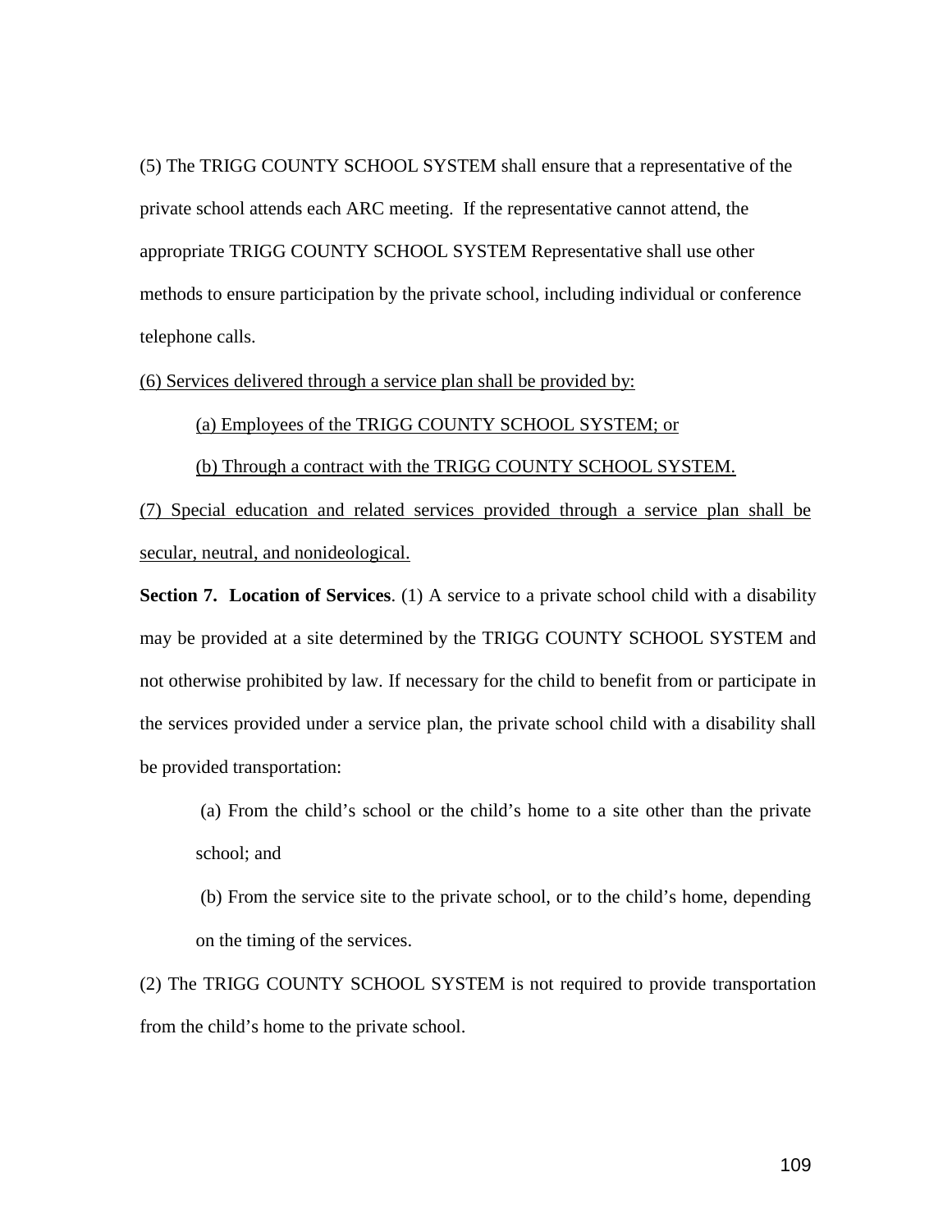(5) The TRIGG COUNTY SCHOOL SYSTEM shall ensure that a representative of the private school attends each ARC meeting. If the representative cannot attend, the appropriate TRIGG COUNTY SCHOOL SYSTEM Representative shall use other methods to ensure participation by the private school, including individual or conference telephone calls.

<u>(6) Services delivered through a service plan shall be provided by:</u>

> <u>(a) Employees of the TRIGG COUNTY SCHOOL SYSTEM; or</u>
>
> <u>(b) Through a contract with the TRIGG COUNTY SCHOOL SYSTEM.</u>

<u>(7) Special education and related services provided through a service plan shall be secular, neutral, and nonideological.</u>

**Section 7. Location of Services**. (1) A service to a private school child with a disability may be provided at a site determined by the TRIGG COUNTY SCHOOL SYSTEM and not otherwise prohibited by law. If necessary for the child to benefit from or participate in the services provided under a service plan, the private school child with a disability shall be provided transportation:

> (a) From the child's school or the child's home to a site other than the private school; and
>
> (b) From the service site to the private school, or to the child's home, depending on the timing of the services.

(2) The TRIGG COUNTY SCHOOL SYSTEM is not required to provide transportation from the child's home to the private school.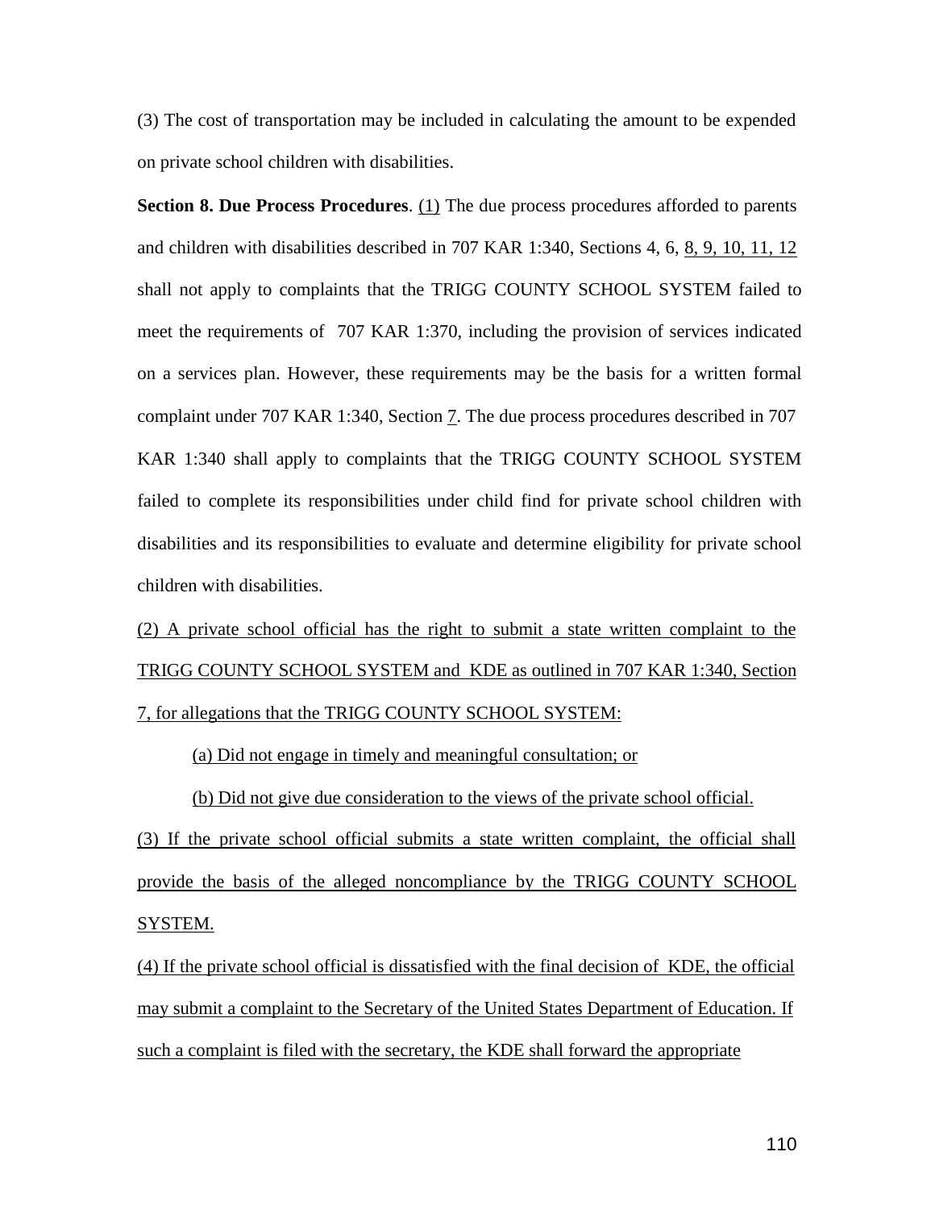(3) The cost of transportation may be included in calculating the amount to be expended on private school children with disabilities.

**Section 8. Due Process Procedures**. (1) The due process procedures afforded to parents and children with disabilities described in 707 KAR 1:340, Sections 4, 6, 8, 9, 10, 11, 12 shall not apply to complaints that the TRIGG COUNTY SCHOOL SYSTEM failed to meet the requirements of 707 KAR 1:370, including the provision of services indicated on a services plan. However, these requirements may be the basis for a written formal complaint under 707 KAR 1:340, Section 7. The due process procedures described in 707 KAR 1:340 shall apply to complaints that the TRIGG COUNTY SCHOOL SYSTEM failed to complete its responsibilities under child find for private school children with disabilities and its responsibilities to evaluate and determine eligibility for private school children with disabilities.

(2) A private school official has the right to submit a state written complaint to the TRIGG COUNTY SCHOOL SYSTEM and KDE as outlined in 707 KAR 1:340, Section 7, for allegations that the TRIGG COUNTY SCHOOL SYSTEM:

(a) Did not engage in timely and meaningful consultation; or

(b) Did not give due consideration to the views of the private school official.

(3) If the private school official submits a state written complaint, the official shall provide the basis of the alleged noncompliance by the TRIGG COUNTY SCHOOL SYSTEM.

(4) If the private school official is dissatisfied with the final decision of KDE, the official may submit a complaint to the Secretary of the United States Department of Education. If such a complaint is filed with the secretary, the KDE shall forward the appropriate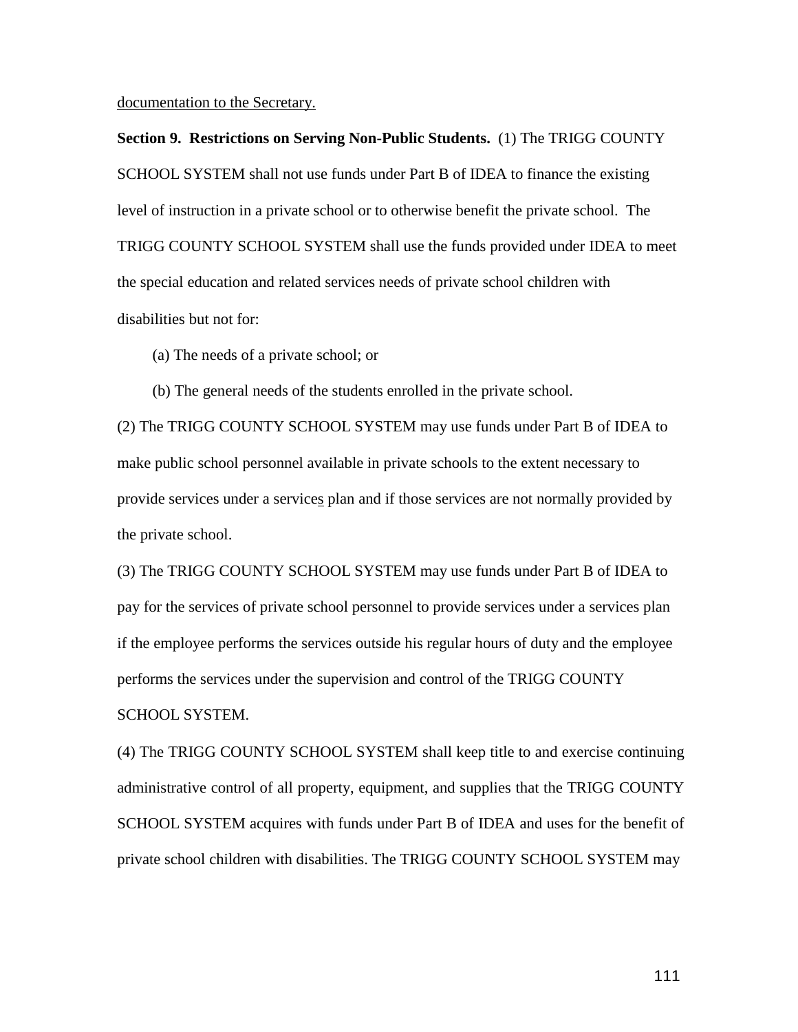documentation to the Secretary.

**Section 9. Restrictions on Serving Non-Public Students.** (1) The TRIGG COUNTY SCHOOL SYSTEM shall not use funds under Part B of IDEA to finance the existing level of instruction in a private school or to otherwise benefit the private school. The TRIGG COUNTY SCHOOL SYSTEM shall use the funds provided under IDEA to meet the special education and related services needs of private school children with disabilities but not for:

(a) The needs of a private school; or

(b) The general needs of the students enrolled in the private school.

(2) The TRIGG COUNTY SCHOOL SYSTEM may use funds under Part B of IDEA to make public school personnel available in private schools to the extent necessary to provide services under a services plan and if those services are not normally provided by the private school.

(3) The TRIGG COUNTY SCHOOL SYSTEM may use funds under Part B of IDEA to pay for the services of private school personnel to provide services under a services plan if the employee performs the services outside his regular hours of duty and the employee performs the services under the supervision and control of the TRIGG COUNTY SCHOOL SYSTEM.

(4) The TRIGG COUNTY SCHOOL SYSTEM shall keep title to and exercise continuing administrative control of all property, equipment, and supplies that the TRIGG COUNTY SCHOOL SYSTEM acquires with funds under Part B of IDEA and uses for the benefit of private school children with disabilities. The TRIGG COUNTY SCHOOL SYSTEM may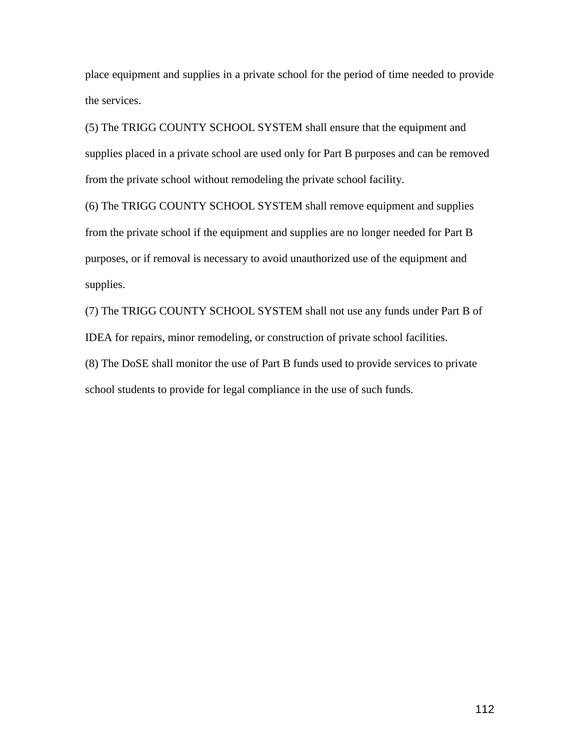place equipment and supplies in a private school for the period of time needed to provide the services.

(5) The TRIGG COUNTY SCHOOL SYSTEM shall ensure that the equipment and supplies placed in a private school are used only for Part B purposes and can be removed from the private school without remodeling the private school facility.

(6) The TRIGG COUNTY SCHOOL SYSTEM shall remove equipment and supplies from the private school if the equipment and supplies are no longer needed for Part B purposes, or if removal is necessary to avoid unauthorized use of the equipment and supplies.

(7) The TRIGG COUNTY SCHOOL SYSTEM shall not use any funds under Part B of IDEA for repairs, minor remodeling, or construction of private school facilities.

(8) The DoSE shall monitor the use of Part B funds used to provide services to private school students to provide for legal compliance in the use of such funds.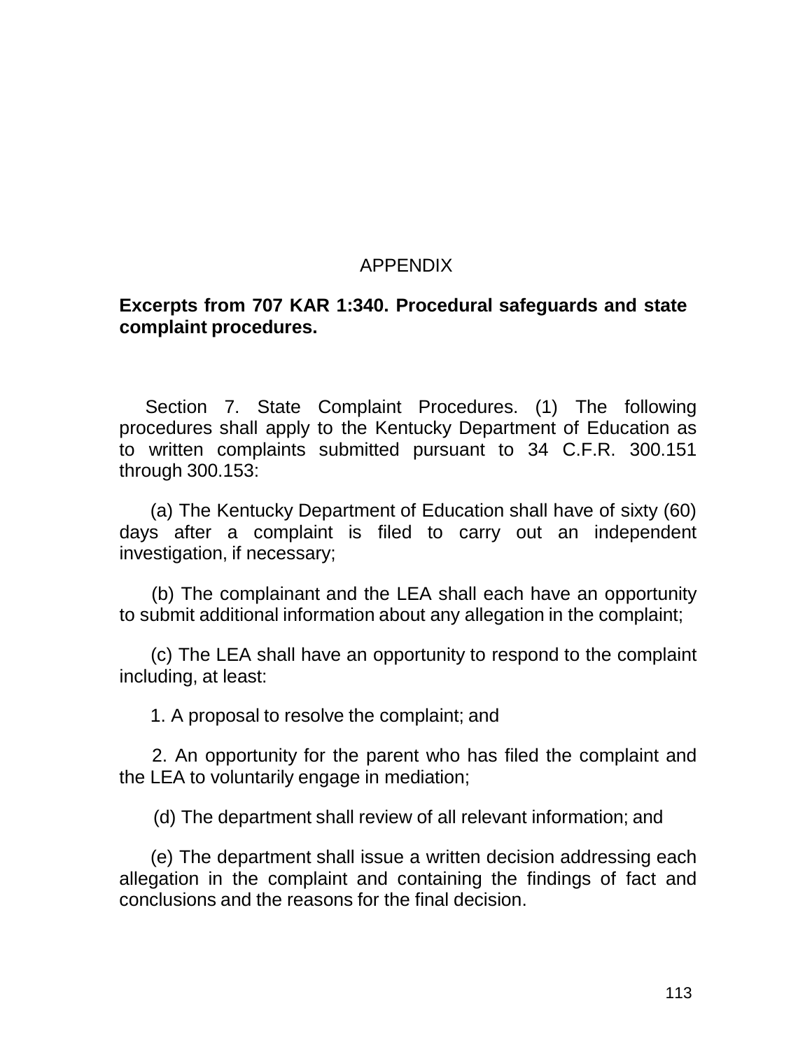# APPENDIX

**Excerpts from 707 KAR 1:340. Procedural safeguards and state complaint procedures.**

Section 7. State Complaint Procedures. (1) The following procedures shall apply to the Kentucky Department of Education as to written complaints submitted pursuant to 34 C.F.R. 300.151 through 300.153:

(a) The Kentucky Department of Education shall have of sixty (60) days after a complaint is filed to carry out an independent investigation, if necessary;

(b) The complainant and the LEA shall each have an opportunity to submit additional information about any allegation in the complaint;

(c) The LEA shall have an opportunity to respond to the complaint including, at least:

1. A proposal to resolve the complaint; and

2. An opportunity for the parent who has filed the complaint and the LEA to voluntarily engage in mediation;

(d) The department shall review of all relevant information; and

(e) The department shall issue a written decision addressing each allegation in the complaint and containing the findings of fact and conclusions and the reasons for the final decision.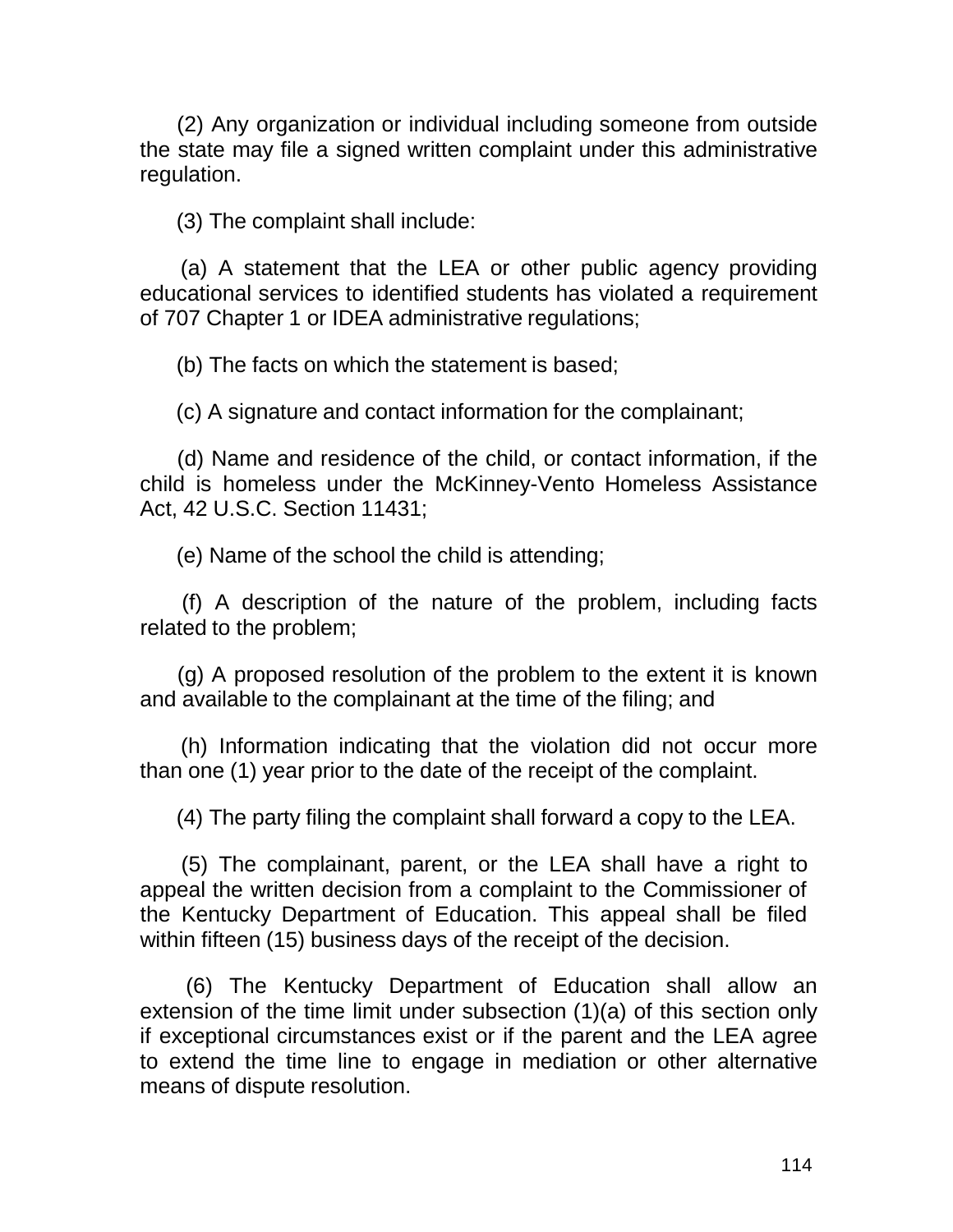(2) Any organization or individual including someone from outside the state may file a signed written complaint under this administrative regulation.

(3) The complaint shall include:

(a) A statement that the LEA or other public agency providing educational services to identified students has violated a requirement of 707 Chapter 1 or IDEA administrative regulations;

(b) The facts on which the statement is based;

(c) A signature and contact information for the complainant;

(d) Name and residence of the child, or contact information, if the child is homeless under the McKinney-Vento Homeless Assistance Act, 42 U.S.C. Section 11431;

(e) Name of the school the child is attending;

(f) A description of the nature of the problem, including facts related to the problem;

(g) A proposed resolution of the problem to the extent it is known and available to the complainant at the time of the filing; and

(h) Information indicating that the violation did not occur more than one (1) year prior to the date of the receipt of the complaint.

(4) The party filing the complaint shall forward a copy to the LEA.

(5) The complainant, parent, or the LEA shall have a right to appeal the written decision from a complaint to the Commissioner of the Kentucky Department of Education. This appeal shall be filed within fifteen (15) business days of the receipt of the decision.

(6) The Kentucky Department of Education shall allow an extension of the time limit under subsection (1)(a) of this section only if exceptional circumstances exist or if the parent and the LEA agree to extend the time line to engage in mediation or other alternative means of dispute resolution.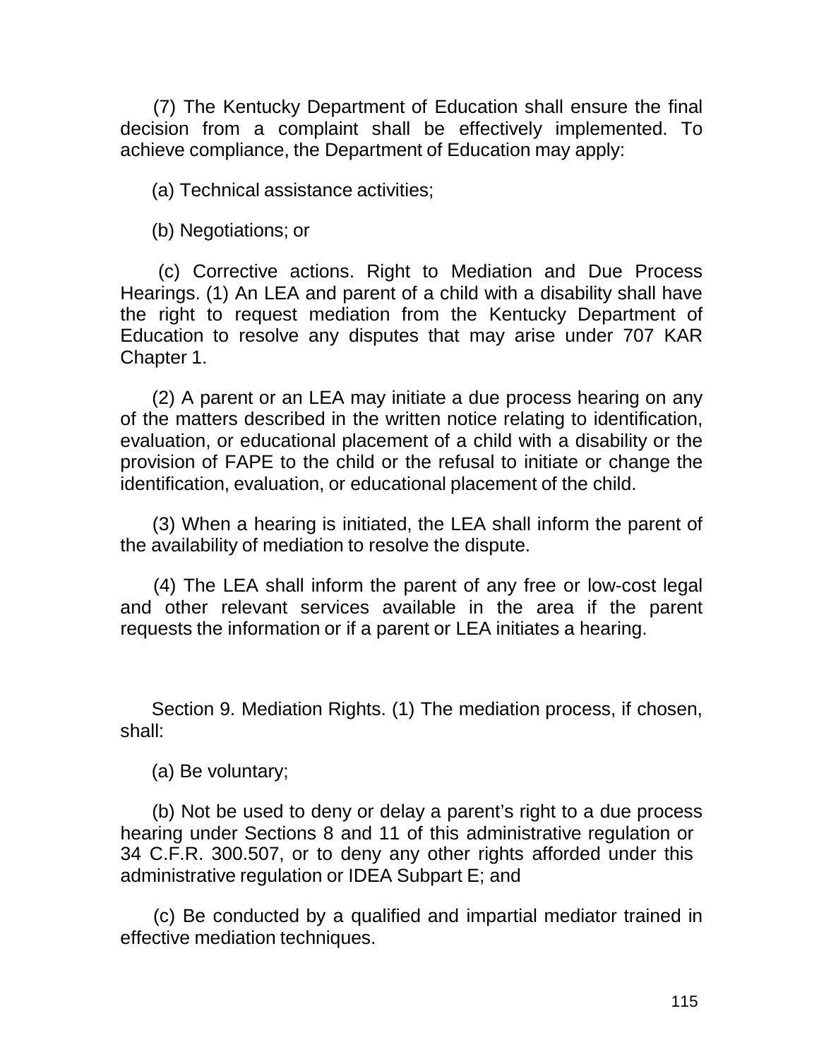(7) The Kentucky Department of Education shall ensure the final decision from a complaint shall be effectively implemented. To achieve compliance, the Department of Education may apply:

(a) Technical assistance activities;

(b) Negotiations; or

(c) Corrective actions. Right to Mediation and Due Process Hearings. (1) An LEA and parent of a child with a disability shall have the right to request mediation from the Kentucky Department of Education to resolve any disputes that may arise under 707 KAR Chapter 1.

(2) A parent or an LEA may initiate a due process hearing on any of the matters described in the written notice relating to identification, evaluation, or educational placement of a child with a disability or the provision of FAPE to the child or the refusal to initiate or change the identification, evaluation, or educational placement of the child.

(3) When a hearing is initiated, the LEA shall inform the parent of the availability of mediation to resolve the dispute.

(4) The LEA shall inform the parent of any free or low-cost legal and other relevant services available in the area if the parent requests the information or if a parent or LEA initiates a hearing.

Section 9. Mediation Rights. (1) The mediation process, if chosen, shall:

(a) Be voluntary;

(b) Not be used to deny or delay a parent's right to a due process hearing under Sections 8 and 11 of this administrative regulation or 34 C.F.R. 300.507, or to deny any other rights afforded under this administrative regulation or IDEA Subpart E; and

(c) Be conducted by a qualified and impartial mediator trained in effective mediation techniques.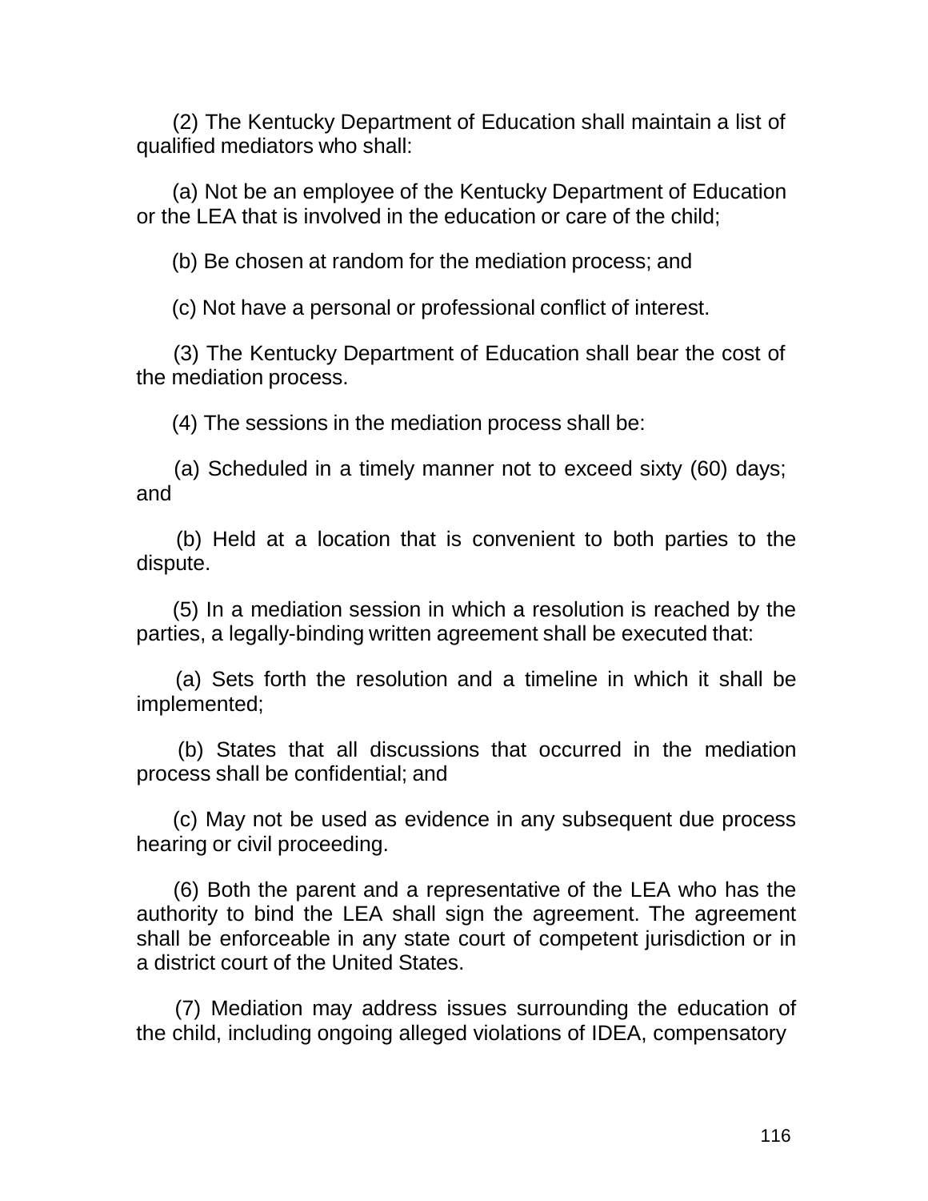(2) The Kentucky Department of Education shall maintain a list of qualified mediators who shall:

(a) Not be an employee of the Kentucky Department of Education or the LEA that is involved in the education or care of the child;

(b) Be chosen at random for the mediation process; and

(c) Not have a personal or professional conflict of interest.

(3) The Kentucky Department of Education shall bear the cost of the mediation process.

(4) The sessions in the mediation process shall be:

(a) Scheduled in a timely manner not to exceed sixty (60) days; and

(b) Held at a location that is convenient to both parties to the dispute.

(5) In a mediation session in which a resolution is reached by the parties, a legally-binding written agreement shall be executed that:

(a) Sets forth the resolution and a timeline in which it shall be implemented;

(b) States that all discussions that occurred in the mediation process shall be confidential; and

(c) May not be used as evidence in any subsequent due process hearing or civil proceeding.

(6) Both the parent and a representative of the LEA who has the authority to bind the LEA shall sign the agreement. The agreement shall be enforceable in any state court of competent jurisdiction or in a district court of the United States.

(7) Mediation may address issues surrounding the education of the child, including ongoing alleged violations of IDEA, compensatory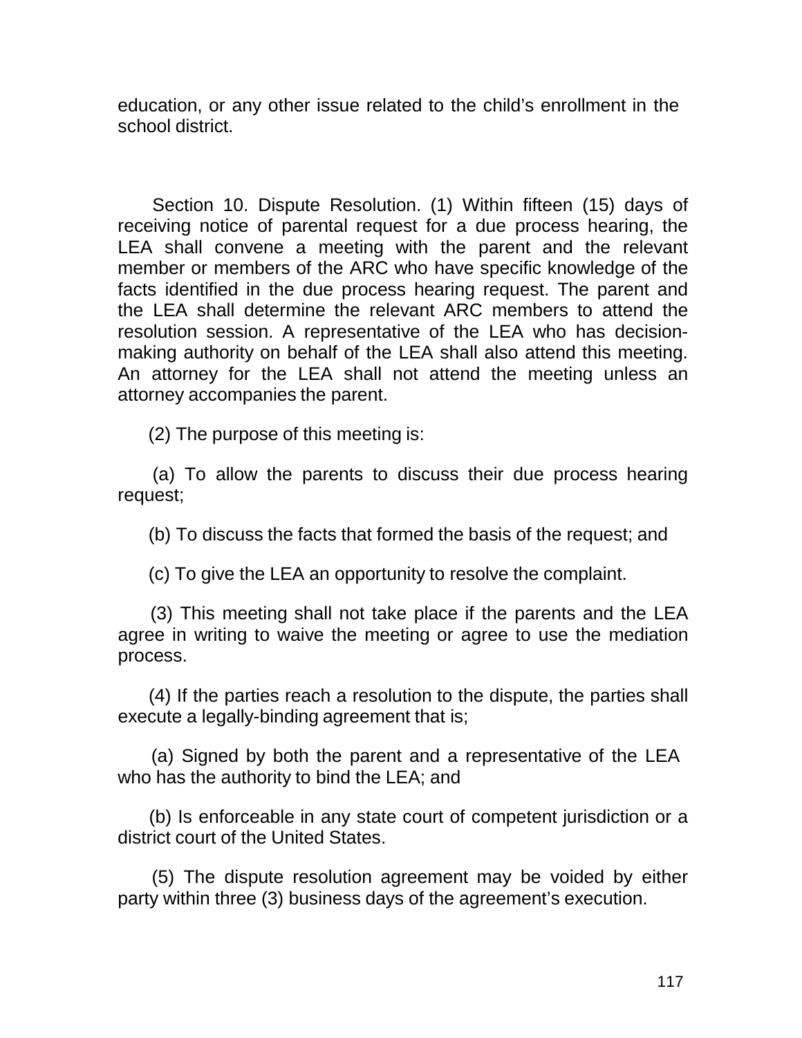education, or any other issue related to the child's enrollment in the school district.

Section 10. Dispute Resolution. (1) Within fifteen (15) days of receiving notice of parental request for a due process hearing, the LEA shall convene a meeting with the parent and the relevant member or members of the ARC who have specific knowledge of the facts identified in the due process hearing request. The parent and the LEA shall determine the relevant ARC members to attend the resolution session. A representative of the LEA who has decision-making authority on behalf of the LEA shall also attend this meeting. An attorney for the LEA shall not attend the meeting unless an attorney accompanies the parent.

(2) The purpose of this meeting is:

(a) To allow the parents to discuss their due process hearing request;

(b) To discuss the facts that formed the basis of the request; and

(c) To give the LEA an opportunity to resolve the complaint.

(3) This meeting shall not take place if the parents and the LEA agree in writing to waive the meeting or agree to use the mediation process.

(4) If the parties reach a resolution to the dispute, the parties shall execute a legally-binding agreement that is;

(a) Signed by both the parent and a representative of the LEA who has the authority to bind the LEA; and

(b) Is enforceable in any state court of competent jurisdiction or a district court of the United States.

(5) The dispute resolution agreement may be voided by either party within three (3) business days of the agreement's execution.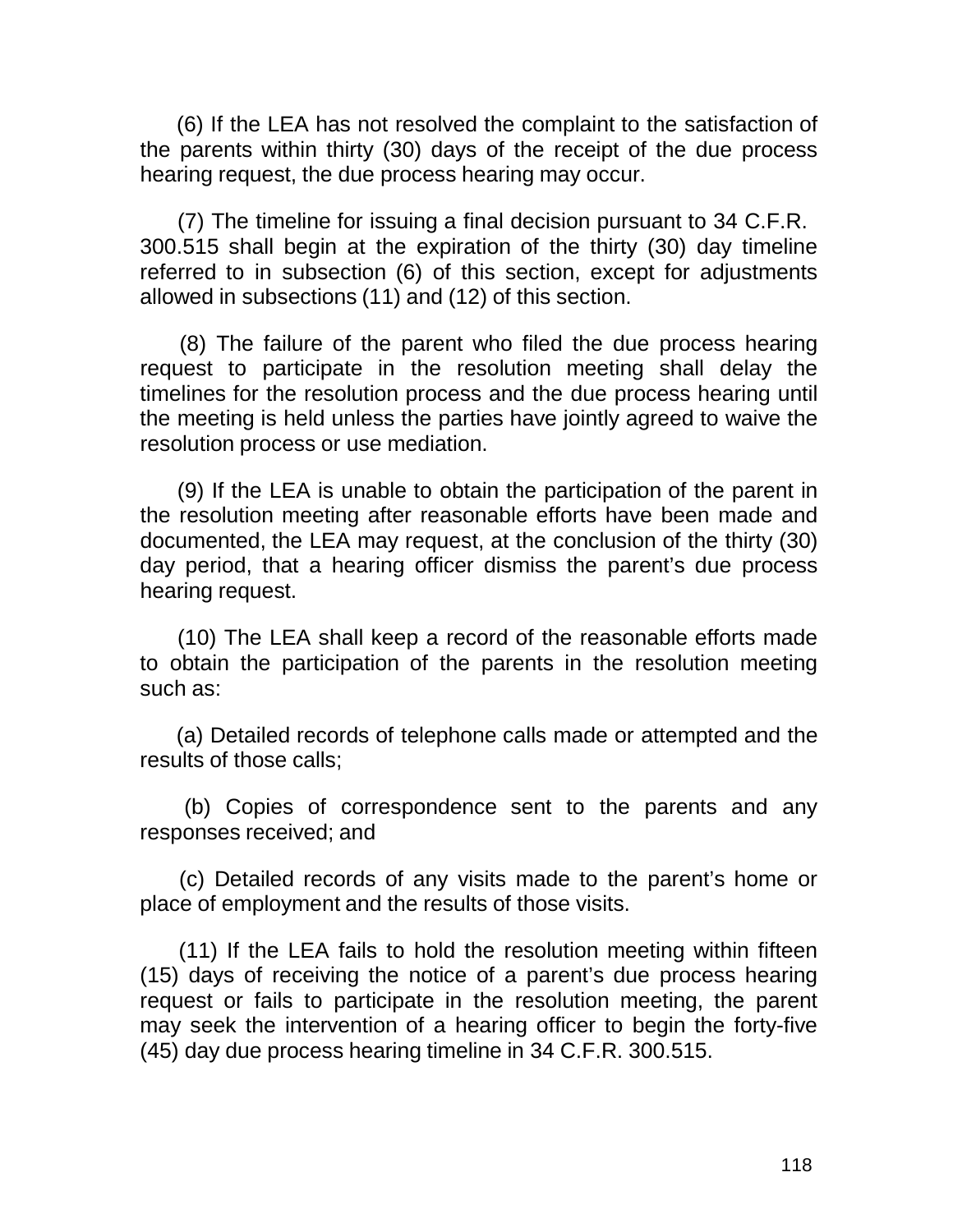(6) If the LEA has not resolved the complaint to the satisfaction of the parents within thirty (30) days of the receipt of the due process hearing request, the due process hearing may occur.

(7) The timeline for issuing a final decision pursuant to 34 C.F.R. 300.515 shall begin at the expiration of the thirty (30) day timeline referred to in subsection (6) of this section, except for adjustments allowed in subsections (11) and (12) of this section.

(8) The failure of the parent who filed the due process hearing request to participate in the resolution meeting shall delay the timelines for the resolution process and the due process hearing until the meeting is held unless the parties have jointly agreed to waive the resolution process or use mediation.

(9) If the LEA is unable to obtain the participation of the parent in the resolution meeting after reasonable efforts have been made and documented, the LEA may request, at the conclusion of the thirty (30) day period, that a hearing officer dismiss the parent's due process hearing request.

(10) The LEA shall keep a record of the reasonable efforts made to obtain the participation of the parents in the resolution meeting such as:

(a) Detailed records of telephone calls made or attempted and the results of those calls;

(b) Copies of correspondence sent to the parents and any responses received; and

(c) Detailed records of any visits made to the parent's home or place of employment and the results of those visits.

(11) If the LEA fails to hold the resolution meeting within fifteen (15) days of receiving the notice of a parent's due process hearing request or fails to participate in the resolution meeting, the parent may seek the intervention of a hearing officer to begin the forty-five (45) day due process hearing timeline in 34 C.F.R. 300.515.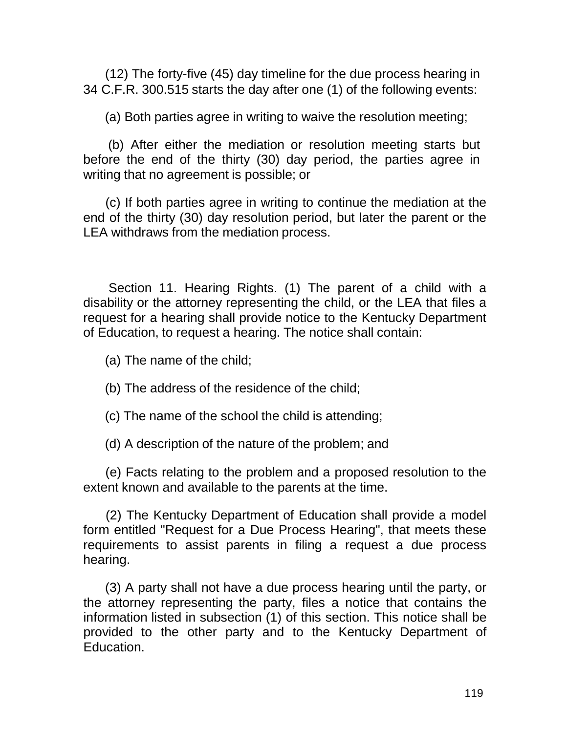(12) The forty-five (45) day timeline for the due process hearing in 34 C.F.R. 300.515 starts the day after one (1) of the following events:

(a) Both parties agree in writing to waive the resolution meeting;

(b) After either the mediation or resolution meeting starts but before the end of the thirty (30) day period, the parties agree in writing that no agreement is possible; or

(c) If both parties agree in writing to continue the mediation at the end of the thirty (30) day resolution period, but later the parent or the LEA withdraws from the mediation process.

Section 11. Hearing Rights. (1) The parent of a child with a disability or the attorney representing the child, or the LEA that files a request for a hearing shall provide notice to the Kentucky Department of Education, to request a hearing. The notice shall contain:

(a) The name of the child;

(b) The address of the residence of the child;

(c) The name of the school the child is attending;

(d) A description of the nature of the problem; and

(e) Facts relating to the problem and a proposed resolution to the extent known and available to the parents at the time.

(2) The Kentucky Department of Education shall provide a model form entitled "Request for a Due Process Hearing", that meets these requirements to assist parents in filing a request a due process hearing.

(3) A party shall not have a due process hearing until the party, or the attorney representing the party, files a notice that contains the information listed in subsection (1) of this section. This notice shall be provided to the other party and to the Kentucky Department of Education.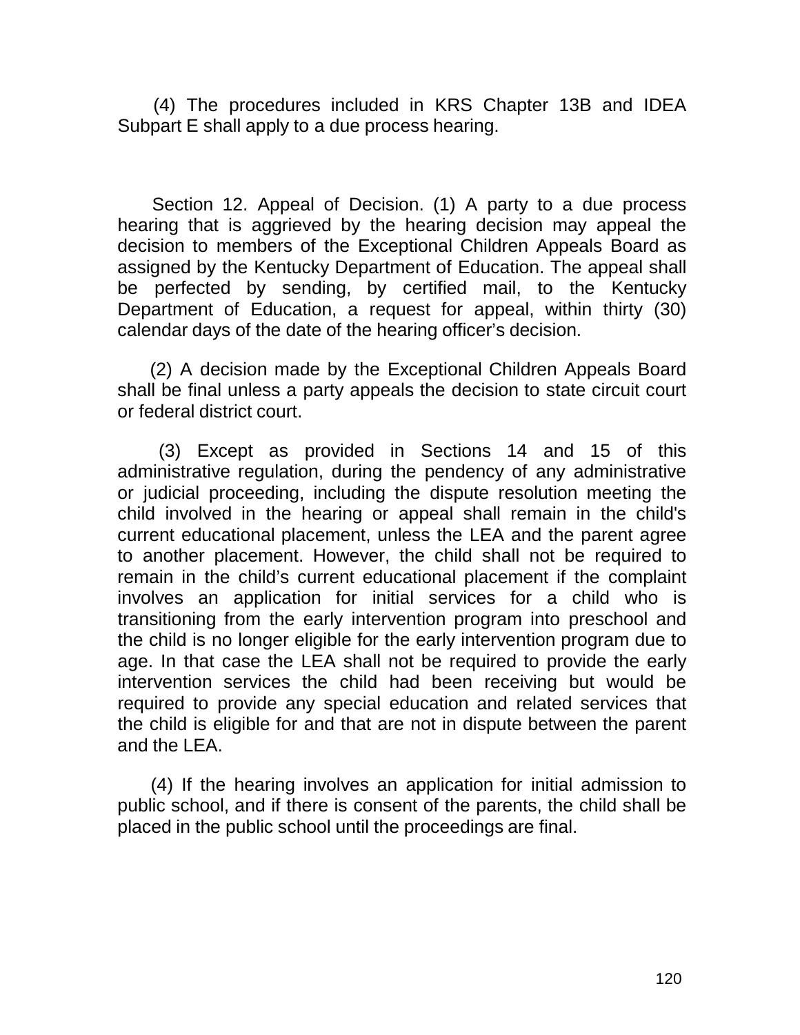(4) The procedures included in KRS Chapter 13B and IDEA Subpart E shall apply to a due process hearing.

Section 12. Appeal of Decision. (1) A party to a due process hearing that is aggrieved by the hearing decision may appeal the decision to members of the Exceptional Children Appeals Board as assigned by the Kentucky Department of Education. The appeal shall be perfected by sending, by certified mail, to the Kentucky Department of Education, a request for appeal, within thirty (30) calendar days of the date of the hearing officer's decision.

(2) A decision made by the Exceptional Children Appeals Board shall be final unless a party appeals the decision to state circuit court or federal district court.

(3) Except as provided in Sections 14 and 15 of this administrative regulation, during the pendency of any administrative or judicial proceeding, including the dispute resolution meeting the child involved in the hearing or appeal shall remain in the child's current educational placement, unless the LEA and the parent agree to another placement. However, the child shall not be required to remain in the child's current educational placement if the complaint involves an application for initial services for a child who is transitioning from the early intervention program into preschool and the child is no longer eligible for the early intervention program due to age. In that case the LEA shall not be required to provide the early intervention services the child had been receiving but would be required to provide any special education and related services that the child is eligible for and that are not in dispute between the parent and the LEA.

(4) If the hearing involves an application for initial admission to public school, and if there is consent of the parents, the child shall be placed in the public school until the proceedings are final.